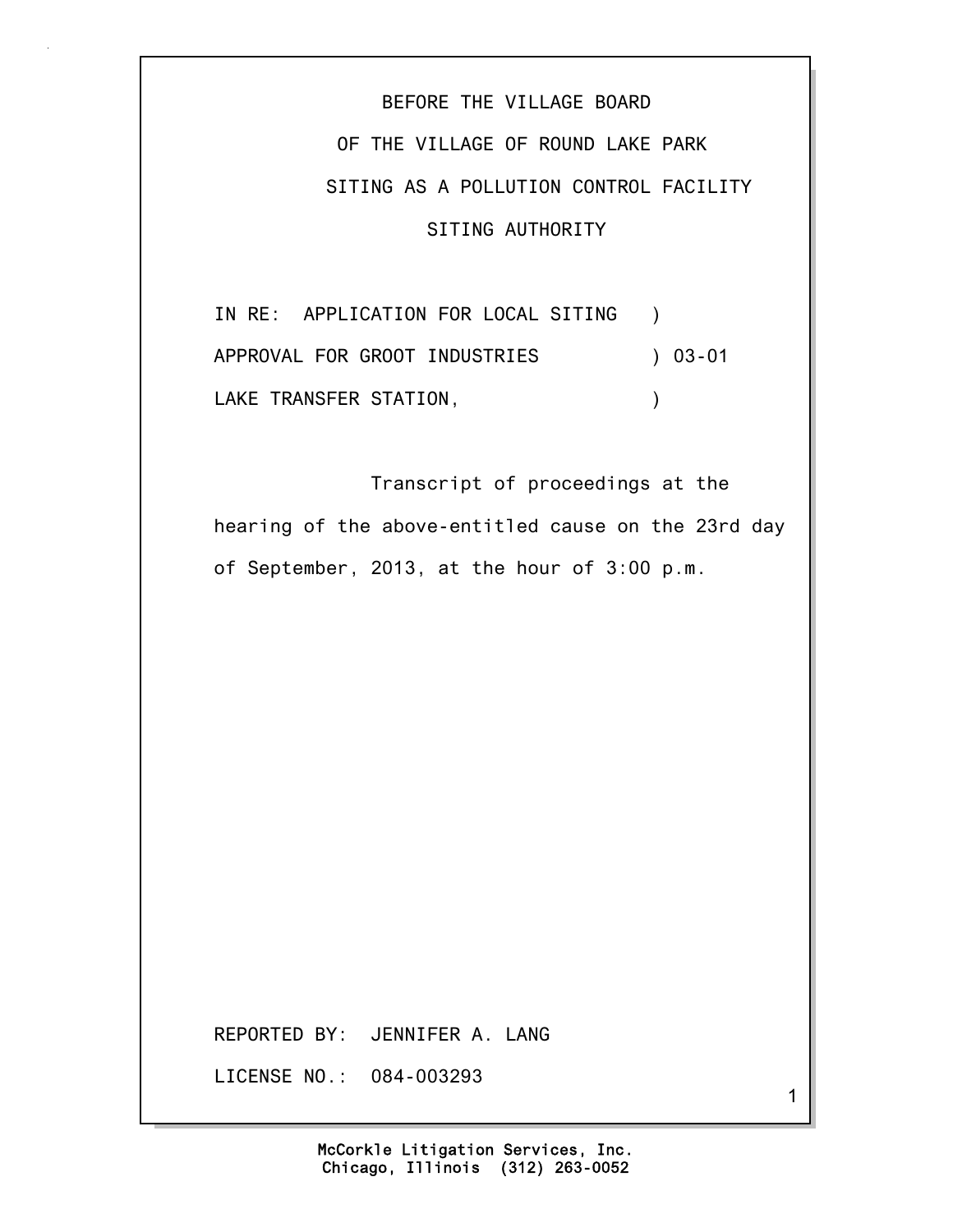BEFORE THE VILLAGE BOARD

OF THE VILLAGE OF ROUND LAKE PARK

SITING AS A POLLUTION CONTROL FACILITY

SITING AUTHORITY

IN RE: APPLICATION FOR LOCAL SITING )
APPROVAL FOR GROOT INDUSTRIES ) 03-01
LAKE TRANSFER STATION, )

Transcript of proceedings at the hearing of the above-entitled cause on the 23rd day of September, 2013, at the hour of 3:00 p.m.

REPORTED BY: JENNIFER A. LANG

LICENSE NO.: 084-003293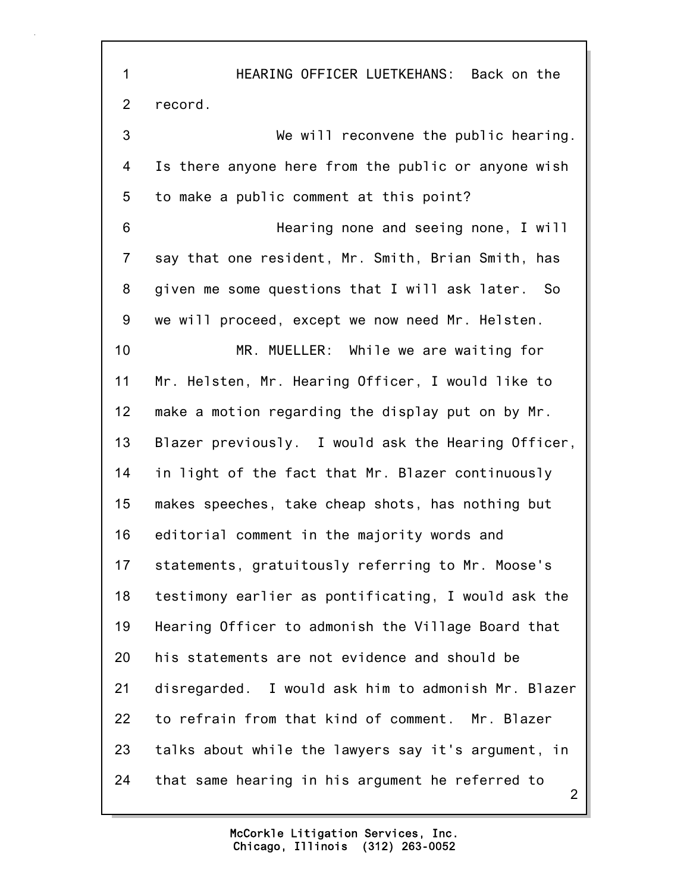HEARING OFFICER LUETKEHANS: Back on the record.

We will reconvene the public hearing. Is there anyone here from the public or anyone wish to make a public comment at this point?

Hearing none and seeing none, I will say that one resident, Mr. Smith, Brian Smith, has given me some questions that I will ask later. So we will proceed, except we now need Mr. Helsten.

MR. MUELLER: While we are waiting for Mr. Helsten, Mr. Hearing Officer, I would like to make a motion regarding the display put on by Mr. Blazer previously. I would ask the Hearing Officer, in light of the fact that Mr. Blazer continuously makes speeches, take cheap shots, has nothing but editorial comment in the majority words and statements, gratuitously referring to Mr. Moose's testimony earlier as pontificating, I would ask the Hearing Officer to admonish the Village Board that his statements are not evidence and should be disregarded. I would ask him to admonish Mr. Blazer to refrain from that kind of comment. Mr. Blazer talks about while the lawyers say it's argument, in that same hearing in his argument he referred to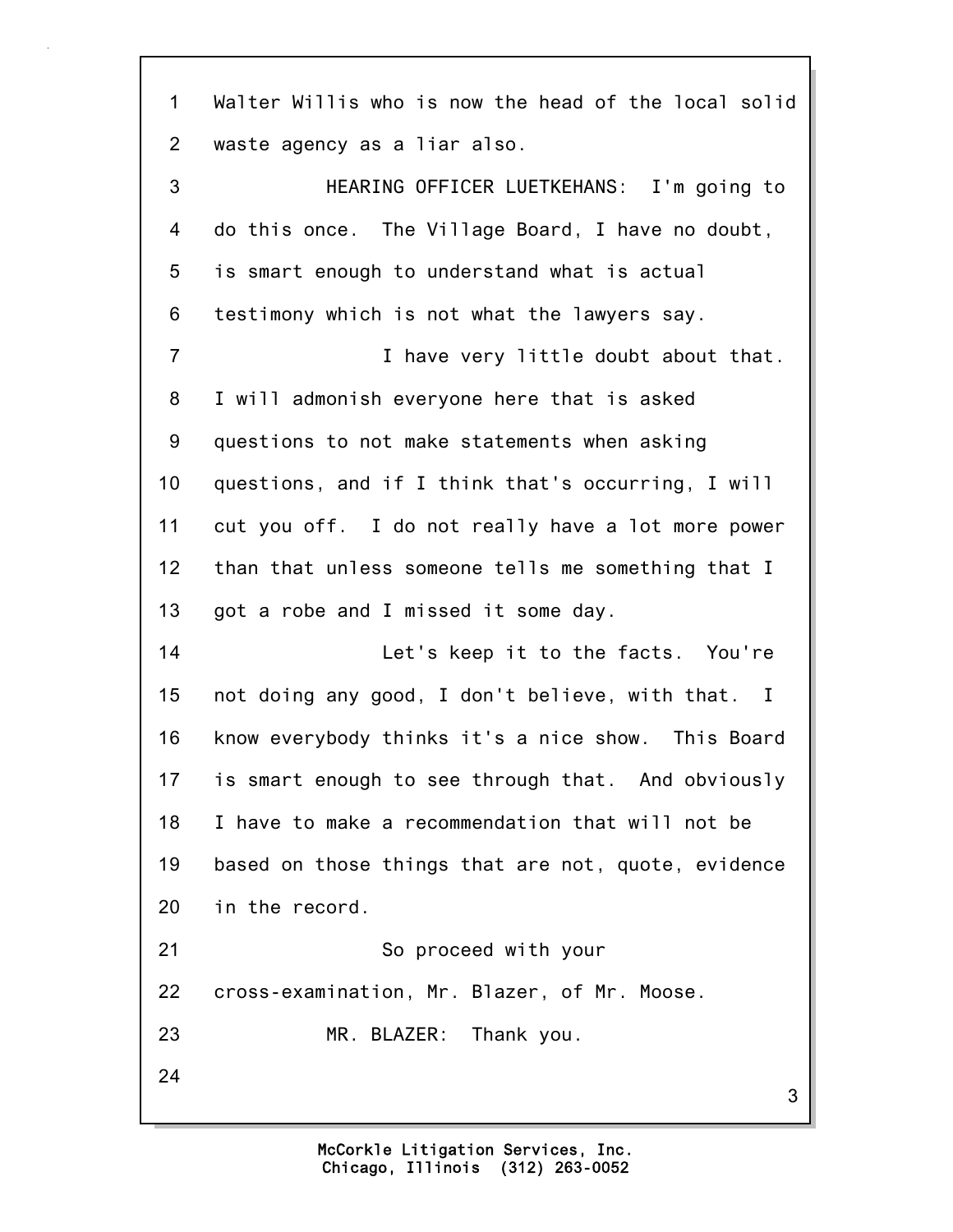Walter Willis who is now the head of the local solid waste agency as a liar also.

HEARING OFFICER LUETKEHANS: I'm going to do this once. The Village Board, I have no doubt, is smart enough to understand what is actual testimony which is not what the lawyers say.

I have very little doubt about that. I will admonish everyone here that is asked questions to not make statements when asking questions, and if I think that's occurring, I will cut you off. I do not really have a lot more power than that unless someone tells me something that I got a robe and I missed it some day.

Let's keep it to the facts. You're not doing any good, I don't believe, with that. I know everybody thinks it's a nice show. This Board is smart enough to see through that. And obviously I have to make a recommendation that will not be based on those things that are not, quote, evidence in the record.

So proceed with your cross-examination, Mr. Blazer, of Mr. Moose.

MR. BLAZER: Thank you.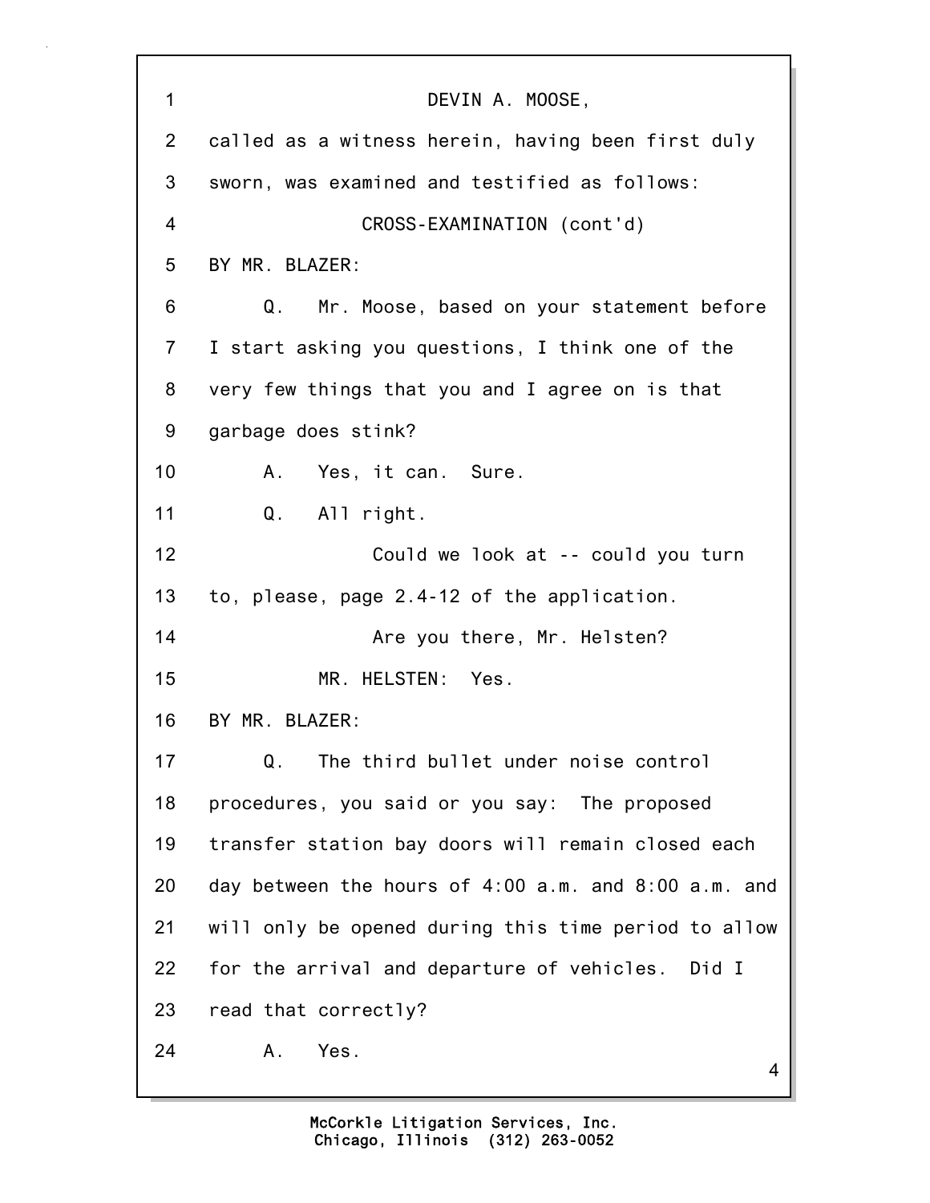DEVIN A. MOOSE,

called as a witness herein, having been first duly sworn, was examined and testified as follows:

CROSS-EXAMINATION (cont'd)

BY MR. BLAZER:

Q. Mr. Moose, based on your statement before I start asking you questions, I think one of the very few things that you and I agree on is that garbage does stink?

A. Yes, it can. Sure.

Q. All right.

Could we look at -- could you turn to, please, page 2.4-12 of the application.

Are you there, Mr. Helsten?

MR. HELSTEN: Yes.

BY MR. BLAZER:

Q. The third bullet under noise control procedures, you said or you say: The proposed transfer station bay doors will remain closed each day between the hours of 4:00 a.m. and 8:00 a.m. and will only be opened during this time period to allow for the arrival and departure of vehicles. Did I read that correctly?

A. Yes.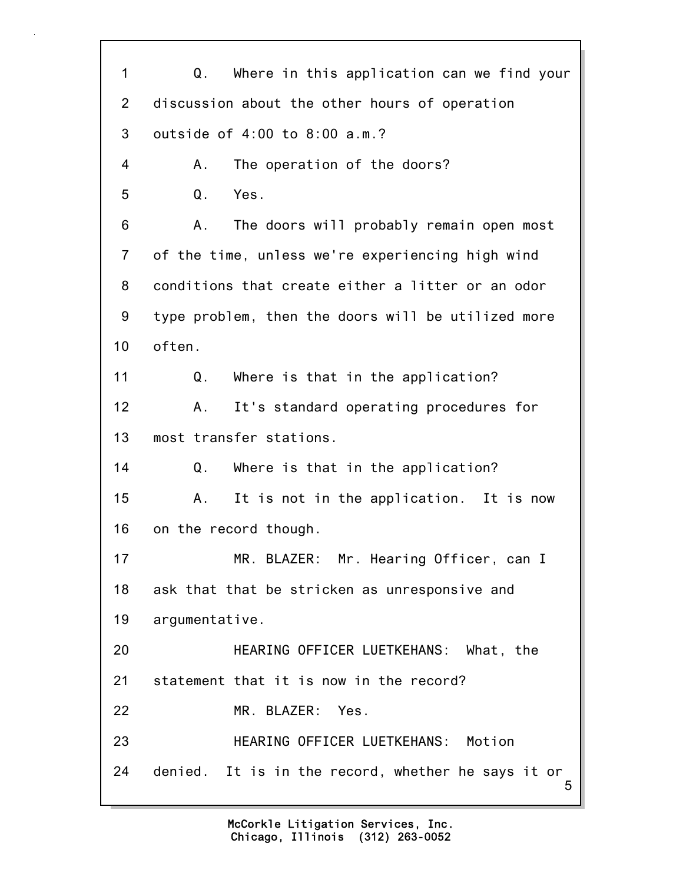Q. Where in this application can we find your discussion about the other hours of operation outside of 4:00 to 8:00 a.m.?

A. The operation of the doors?

Q. Yes.

A. The doors will probably remain open most of the time, unless we're experiencing high wind conditions that create either a litter or an odor type problem, then the doors will be utilized more often.

Q. Where is that in the application?

A. It's standard operating procedures for most transfer stations.

Q. Where is that in the application?

A. It is not in the application. It is now on the record though.

MR. BLAZER: Mr. Hearing Officer, can I ask that that be stricken as unresponsive and argumentative.

HEARING OFFICER LUETKEHANS: What, the statement that it is now in the record?

MR. BLAZER: Yes.

HEARING OFFICER LUETKEHANS: Motion denied. It is in the record, whether he says it or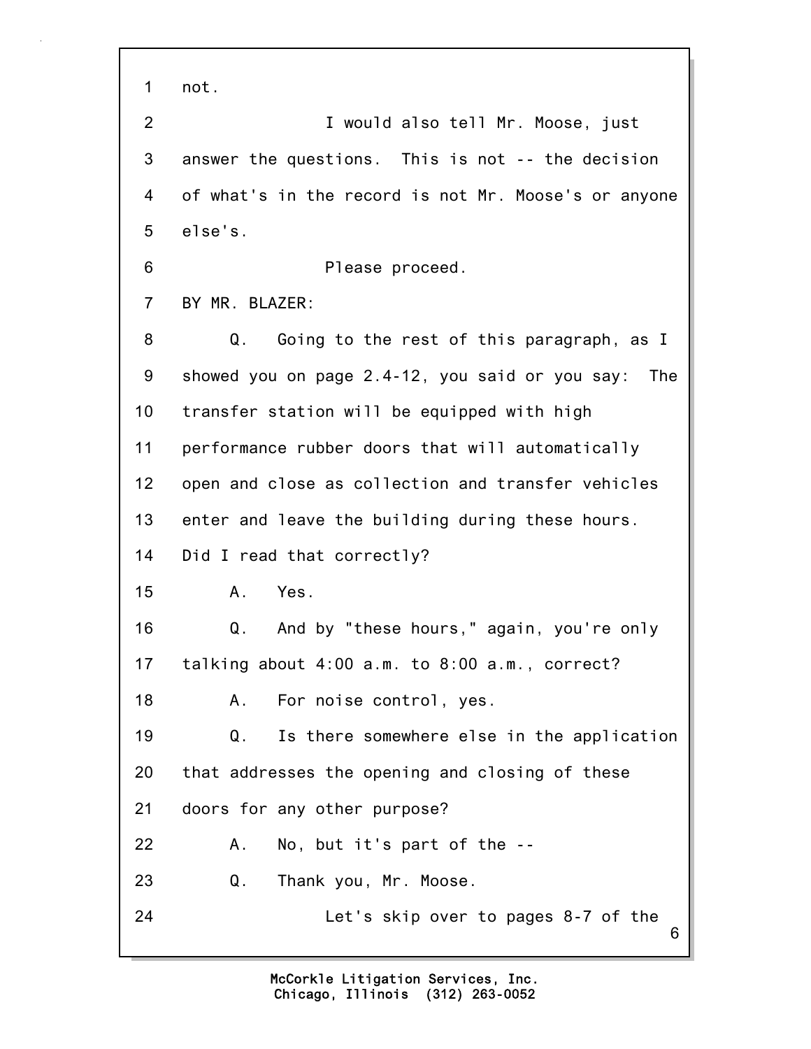1 not.

2 I would also tell Mr. Moose, just

3 answer the questions. This is not -- the decision

4 of what's in the record is not Mr. Moose's or anyone

5 else's.

6 Please proceed.

7 BY MR. BLAZER:

8 Q. Going to the rest of this paragraph, as I

9 showed you on page 2.4-12, you said or you say: The

10 transfer station will be equipped with high

11 performance rubber doors that will automatically

12 open and close as collection and transfer vehicles

13 enter and leave the building during these hours.

14 Did I read that correctly?

15 A. Yes.

16 Q. And by "these hours," again, you're only

17 talking about 4:00 a.m. to 8:00 a.m., correct?

18 A. For noise control, yes.

19 Q. Is there somewhere else in the application

20 that addresses the opening and closing of these

21 doors for any other purpose?

22 A. No, but it's part of the --

23 Q. Thank you, Mr. Moose.

24 Let's skip over to pages 8-7 of the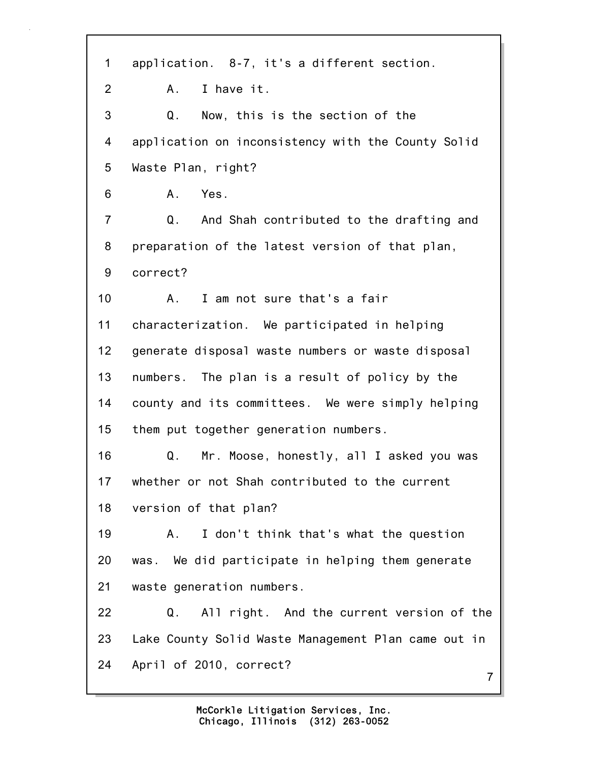1 application. 8-7, it's a different section.

2 A. I have it.

3 Q. Now, this is the section of the

4 application on inconsistency with the County Solid

5 Waste Plan, right?

6 A. Yes.

7 Q. And Shah contributed to the drafting and

8 preparation of the latest version of that plan,

9 correct?

10 A. I am not sure that's a fair

11 characterization. We participated in helping

12 generate disposal waste numbers or waste disposal

13 numbers. The plan is a result of policy by the

14 county and its committees. We were simply helping

15 them put together generation numbers.

16 Q. Mr. Moose, honestly, all I asked you was

17 whether or not Shah contributed to the current

18 version of that plan?

19 A. I don't think that's what the question

20 was. We did participate in helping them generate

21 waste generation numbers.

22 Q. All right. And the current version of the

23 Lake County Solid Waste Management Plan came out in

24 April of 2010, correct?

McCorkle Litigation Services, Inc.
Chicago, Illinois (312) 263-0052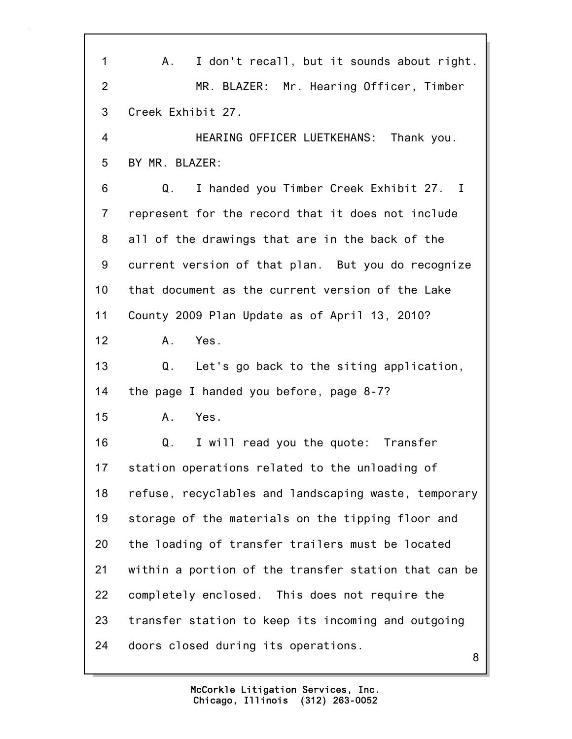A. I don't recall, but it sounds about right.

MR. BLAZER: Mr. Hearing Officer, Timber Creek Exhibit 27.

HEARING OFFICER LUETKEHANS: Thank you.

BY MR. BLAZER:

Q. I handed you Timber Creek Exhibit 27. I represent for the record that it does not include all of the drawings that are in the back of the current version of that plan. But you do recognize that document as the current version of the Lake County 2009 Plan Update as of April 13, 2010?

A. Yes.

Q. Let's go back to the siting application, the page I handed you before, page 8-7?

A. Yes.

Q. I will read you the quote: Transfer station operations related to the unloading of refuse, recyclables and landscaping waste, temporary storage of the materials on the tipping floor and the loading of transfer trailers must be located within a portion of the transfer station that can be completely enclosed. This does not require the transfer station to keep its incoming and outgoing doors closed during its operations.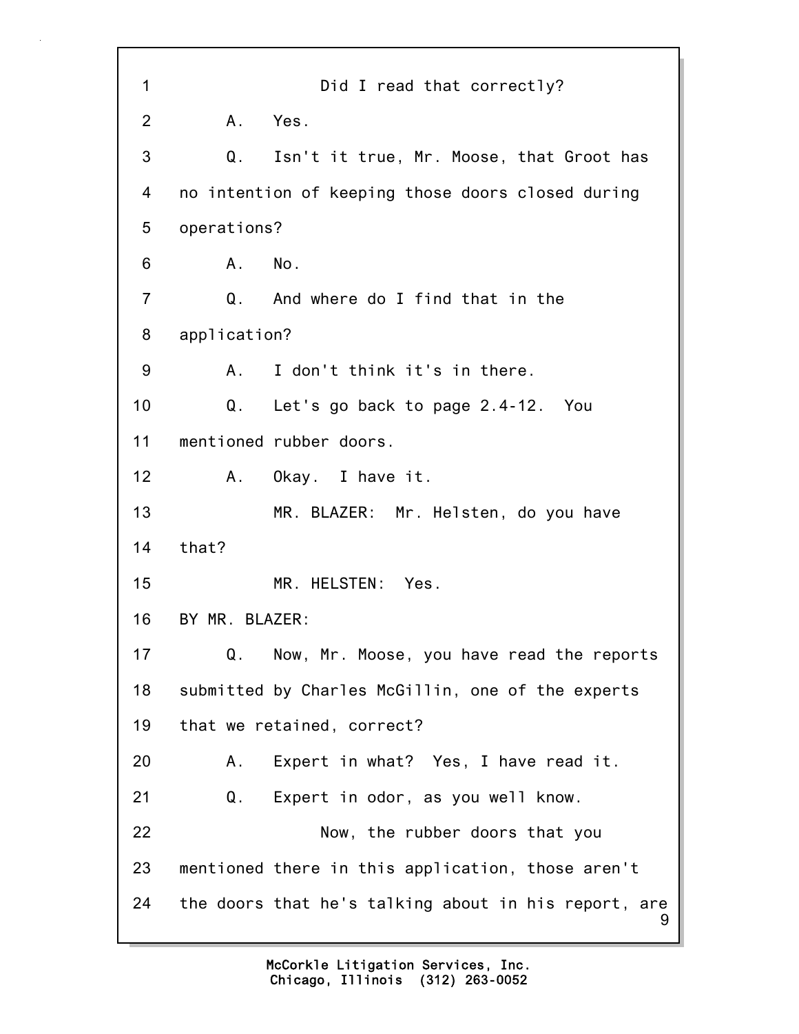1 Did I read that correctly?

2 A. Yes.

3 Q. Isn't it true, Mr. Moose, that Groot has

4 no intention of keeping those doors closed during

5 operations?

6 A. No.

7 Q. And where do I find that in the

8 application?

9 A. I don't think it's in there.

10 Q. Let's go back to page 2.4-12. You

11 mentioned rubber doors.

12 A. Okay. I have it.

13 MR. BLAZER: Mr. Helsten, do you have

14 that?

15 MR. HELSTEN: Yes.

16 BY MR. BLAZER:

17 Q. Now, Mr. Moose, you have read the reports

18 submitted by Charles McGillin, one of the experts

19 that we retained, correct?

20 A. Expert in what? Yes, I have read it.

21 Q. Expert in odor, as you well know.

22 Now, the rubber doors that you

23 mentioned there in this application, those aren't

24 the doors that he's talking about in his report, are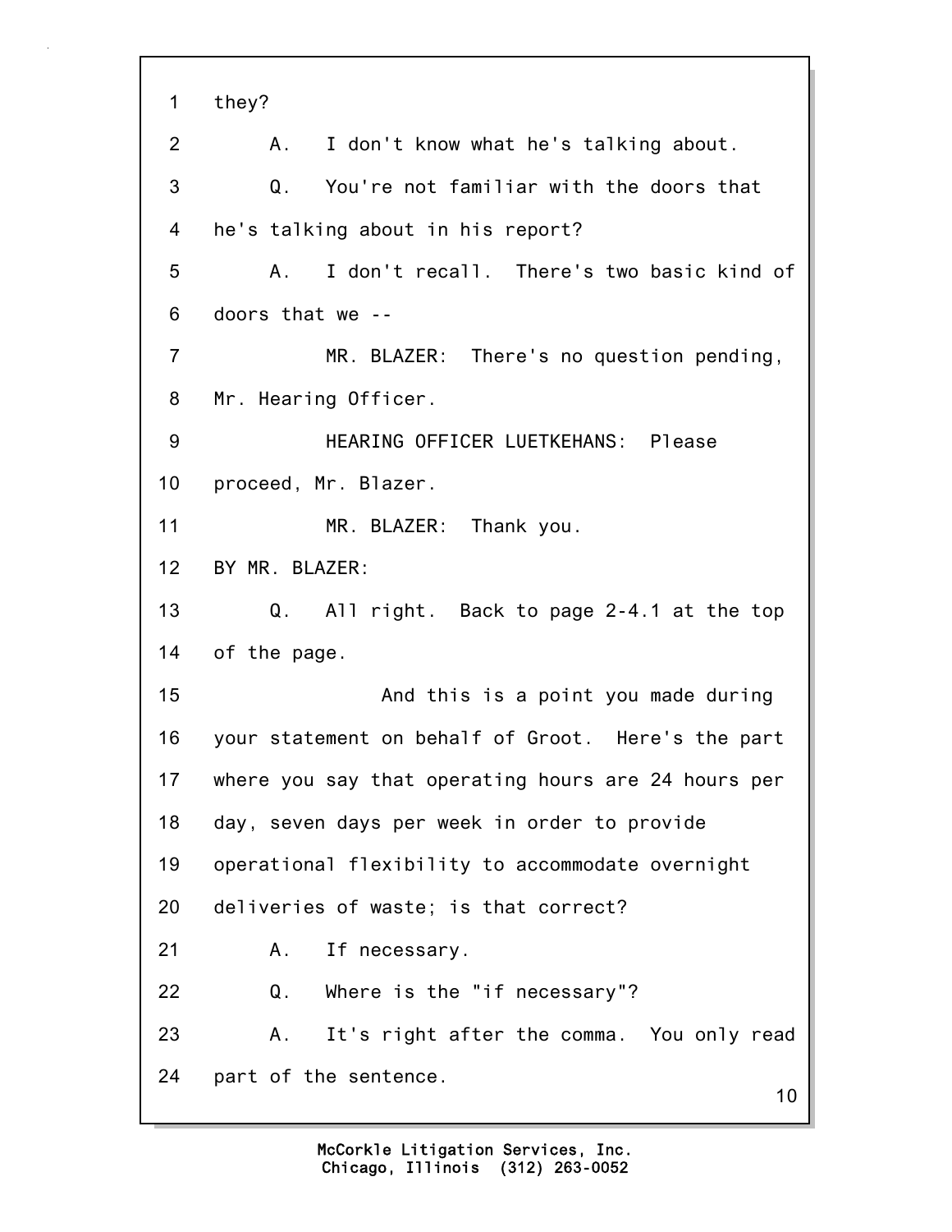1 they?

2 A. I don't know what he's talking about.

3 Q. You're not familiar with the doors that

4 he's talking about in his report?

5 A. I don't recall. There's two basic kind of

6 doors that we --

7 MR. BLAZER: There's no question pending,

8 Mr. Hearing Officer.

9 HEARING OFFICER LUETKEHANS: Please

10 proceed, Mr. Blazer.

11 MR. BLAZER: Thank you.

12 BY MR. BLAZER:

13 Q. All right. Back to page 2-4.1 at the top

14 of the page.

15 And this is a point you made during

16 your statement on behalf of Groot. Here's the part

17 where you say that operating hours are 24 hours per

18 day, seven days per week in order to provide

19 operational flexibility to accommodate overnight

20 deliveries of waste; is that correct?

21 A. If necessary.

22 Q. Where is the "if necessary"?

23 A. It's right after the comma. You only read

24 part of the sentence.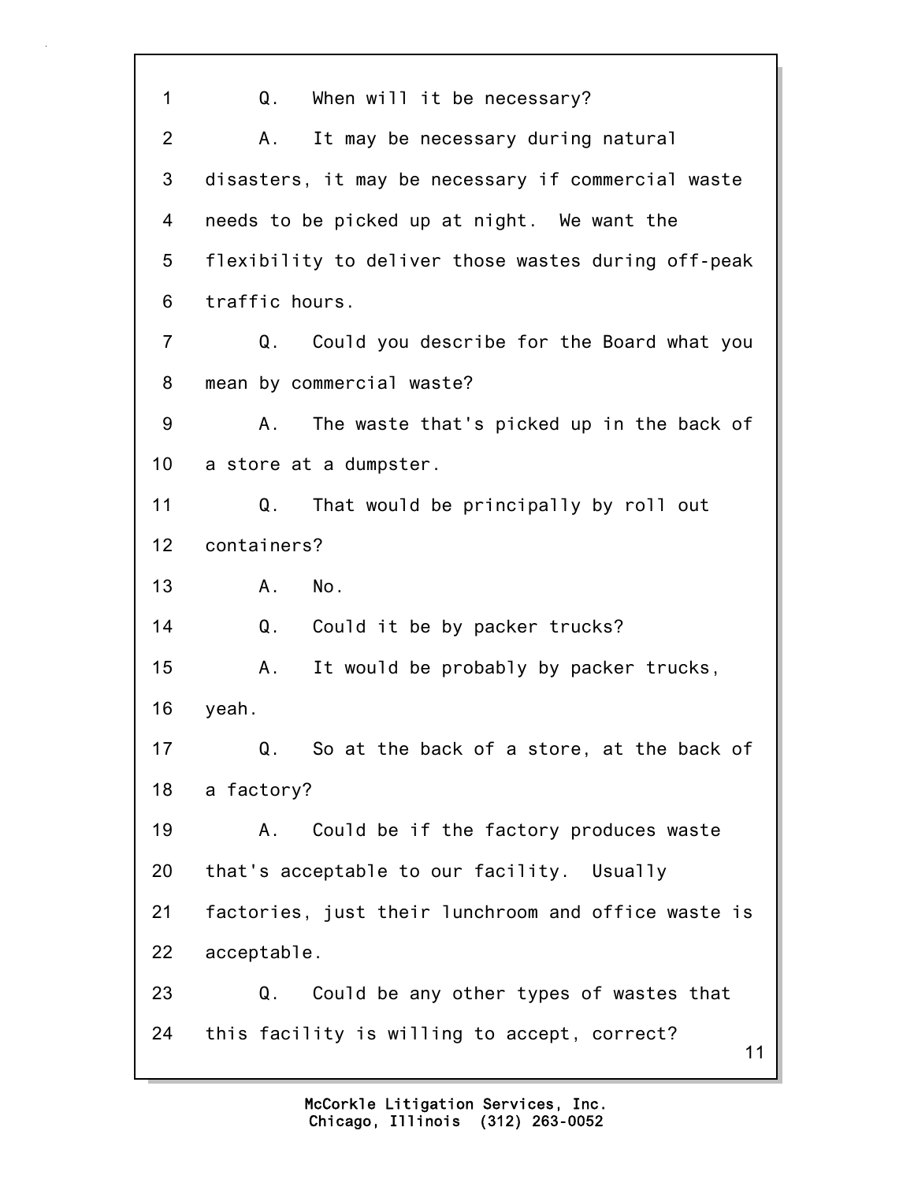1 Q. When will it be necessary?

2 A. It may be necessary during natural

3 disasters, it may be necessary if commercial waste

4 needs to be picked up at night. We want the

5 flexibility to deliver those wastes during off-peak

6 traffic hours.

7 Q. Could you describe for the Board what you

8 mean by commercial waste?

9 A. The waste that's picked up in the back of

10 a store at a dumpster.

11 Q. That would be principally by roll out

12 containers?

13 A. No.

14 Q. Could it be by packer trucks?

15 A. It would be probably by packer trucks,

16 yeah.

17 Q. So at the back of a store, at the back of

18 a factory?

19 A. Could be if the factory produces waste

20 that's acceptable to our facility. Usually

21 factories, just their lunchroom and office waste is

22 acceptable.

23 Q. Could be any other types of wastes that

24 this facility is willing to accept, correct?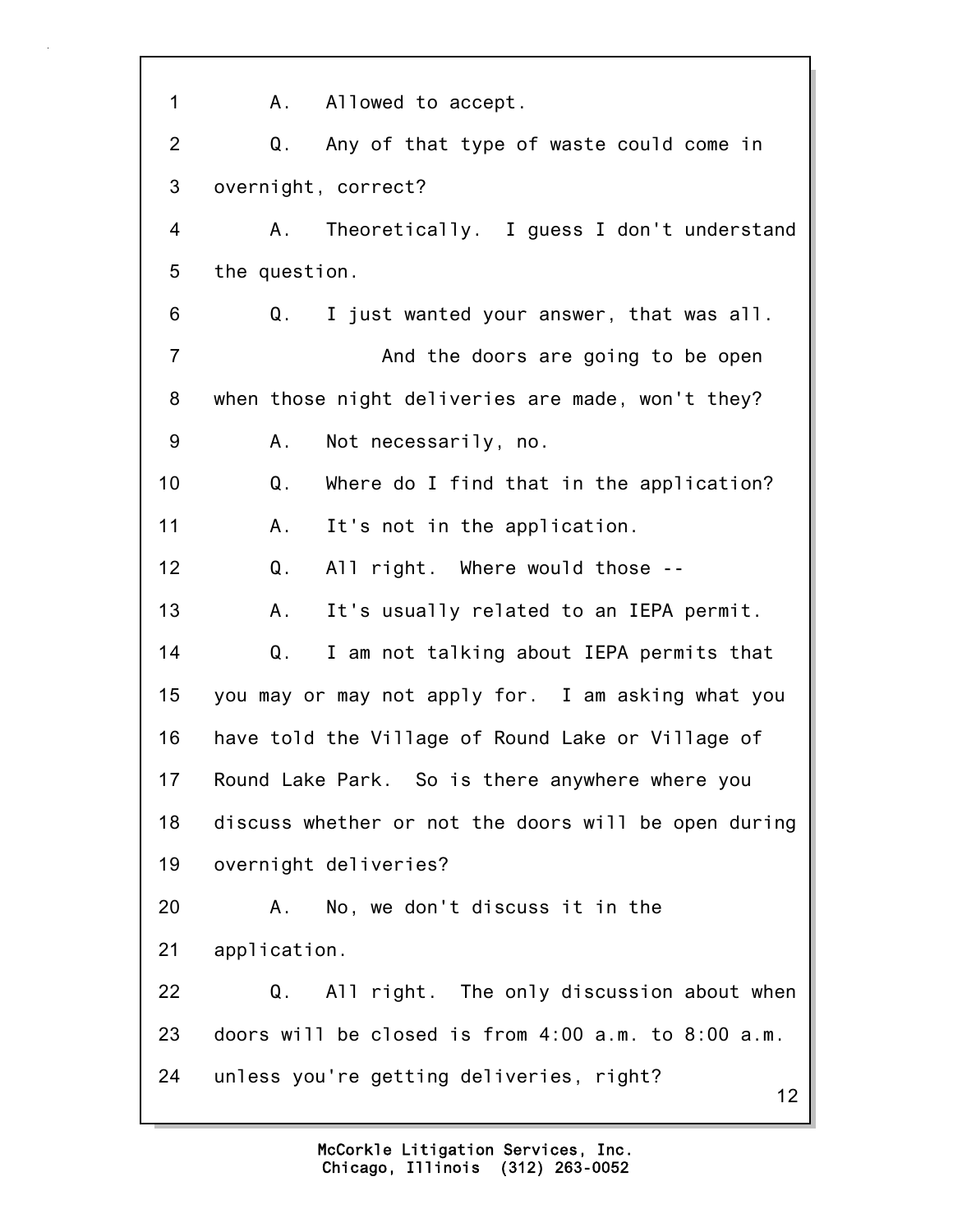1 A. Allowed to accept.

2 Q. Any of that type of waste could come in

3 overnight, correct?

4 A. Theoretically. I guess I don't understand

5 the question.

6 Q. I just wanted your answer, that was all.

7 And the doors are going to be open

8 when those night deliveries are made, won't they?

9 A. Not necessarily, no.

10 Q. Where do I find that in the application?

11 A. It's not in the application.

12 Q. All right. Where would those --

13 A. It's usually related to an IEPA permit.

14 Q. I am not talking about IEPA permits that

15 you may or may not apply for. I am asking what you

16 have told the Village of Round Lake or Village of

17 Round Lake Park. So is there anywhere where you

18 discuss whether or not the doors will be open during

19 overnight deliveries?

20 A. No, we don't discuss it in the

21 application.

22 Q. All right. The only discussion about when

23 doors will be closed is from 4:00 a.m. to 8:00 a.m.

24 unless you're getting deliveries, right?

McCorkle Litigation Services, Inc.
Chicago, Illinois (312) 263-0052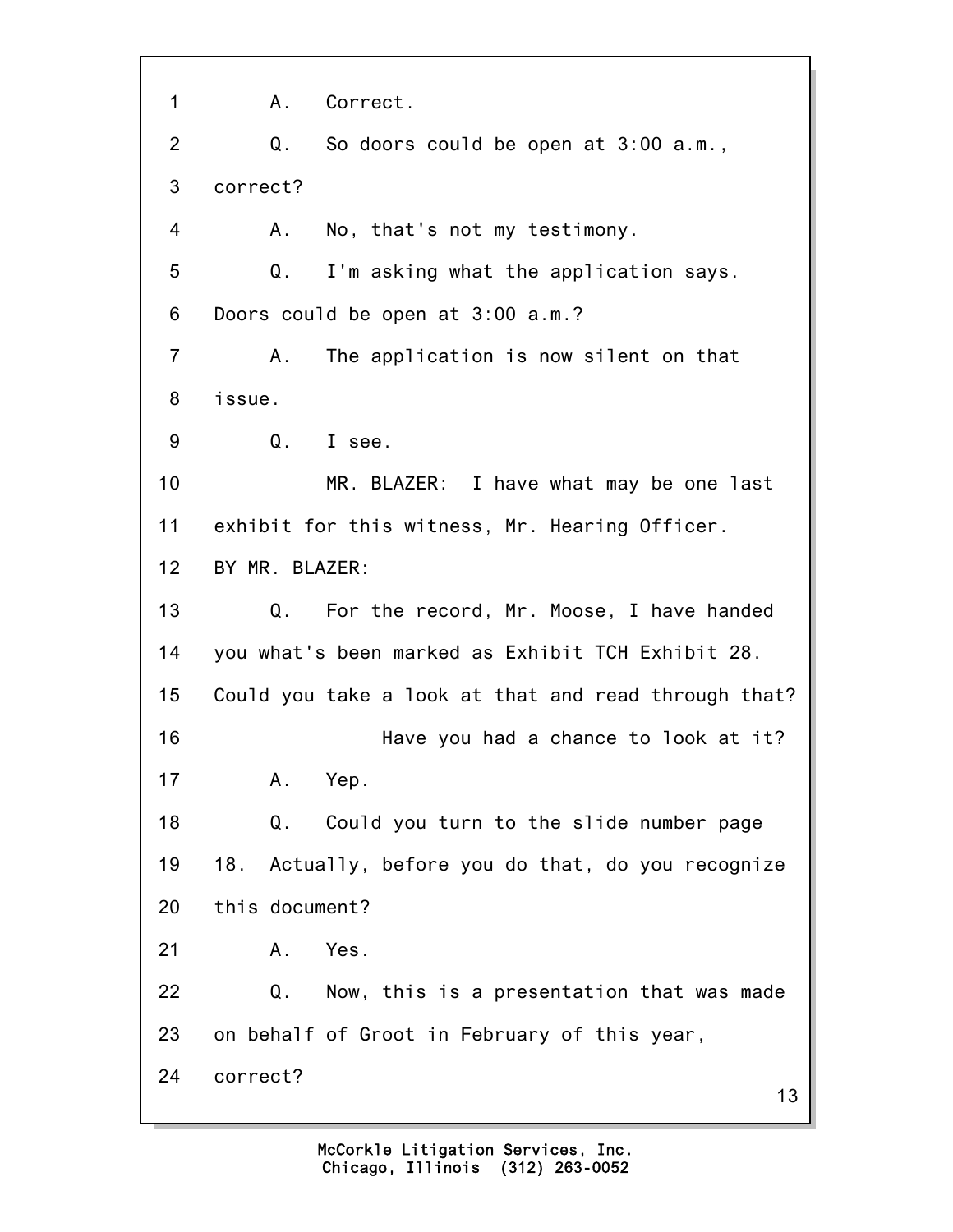1 A. Correct.

2 Q. So doors could be open at 3:00 a.m.,

3 correct?

4 A. No, that's not my testimony.

5 Q. I'm asking what the application says.

6 Doors could be open at 3:00 a.m.?

7 A. The application is now silent on that

8 issue.

9 Q. I see.

10 MR. BLAZER: I have what may be one last

11 exhibit for this witness, Mr. Hearing Officer.

12 BY MR. BLAZER:

13 Q. For the record, Mr. Moose, I have handed

14 you what's been marked as Exhibit TCH Exhibit 28.

15 Could you take a look at that and read through that?

16 Have you had a chance to look at it?

17 A. Yep.

18 Q. Could you turn to the slide number page

19 18. Actually, before you do that, do you recognize

20 this document?

21 A. Yes.

22 Q. Now, this is a presentation that was made

23 on behalf of Groot in February of this year,

24 correct?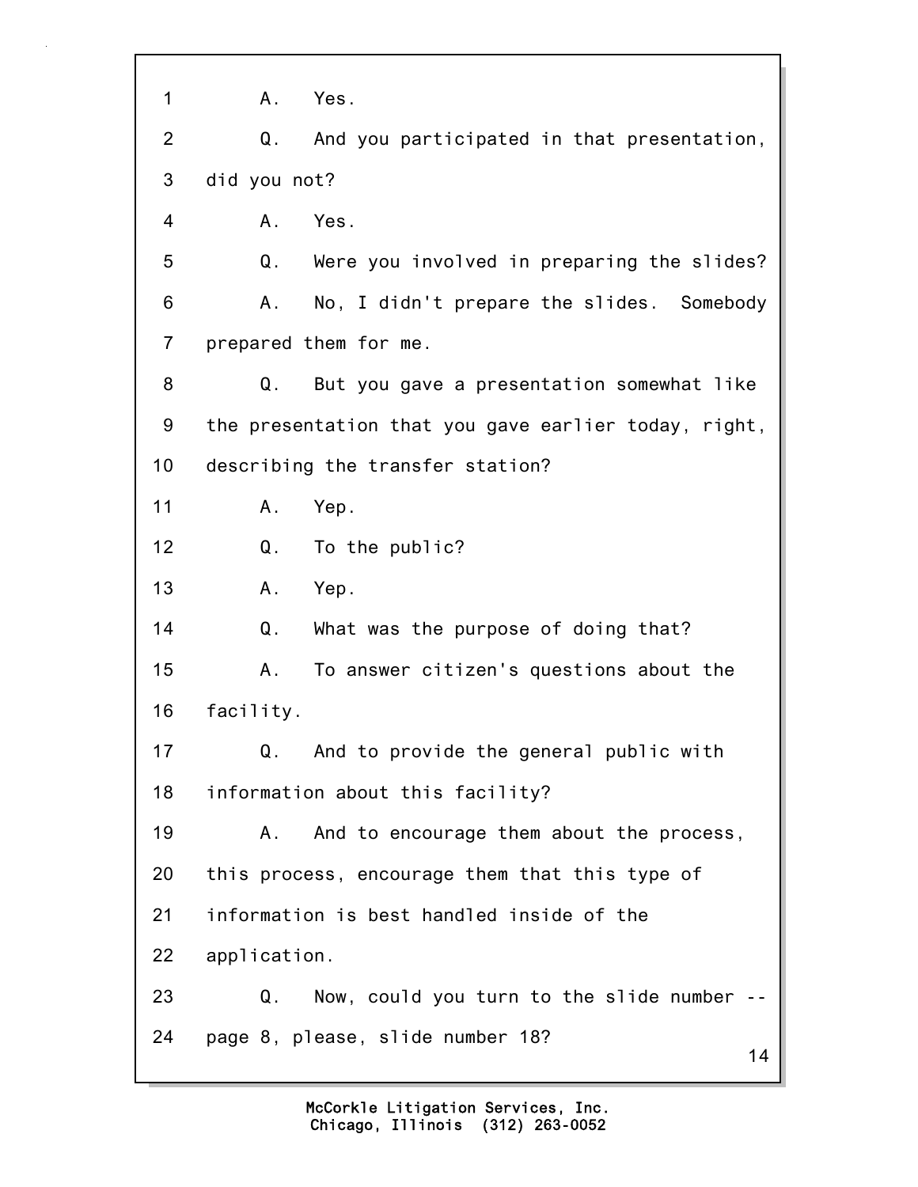1 A. Yes.

2 Q. And you participated in that presentation,

3 did you not?

4 A. Yes.

5 Q. Were you involved in preparing the slides?

6 A. No, I didn't prepare the slides. Somebody

7 prepared them for me.

8 Q. But you gave a presentation somewhat like

9 the presentation that you gave earlier today, right,

10 describing the transfer station?

11 A. Yep.

12 Q. To the public?

13 A. Yep.

14 Q. What was the purpose of doing that?

15 A. To answer citizen's questions about the

16 facility.

17 Q. And to provide the general public with

18 information about this facility?

19 A. And to encourage them about the process,

20 this process, encourage them that this type of

21 information is best handled inside of the

22 application.

23 Q. Now, could you turn to the slide number --

24 page 8, please, slide number 18?

McCorkle Litigation Services, Inc.
Chicago, Illinois (312) 263-0052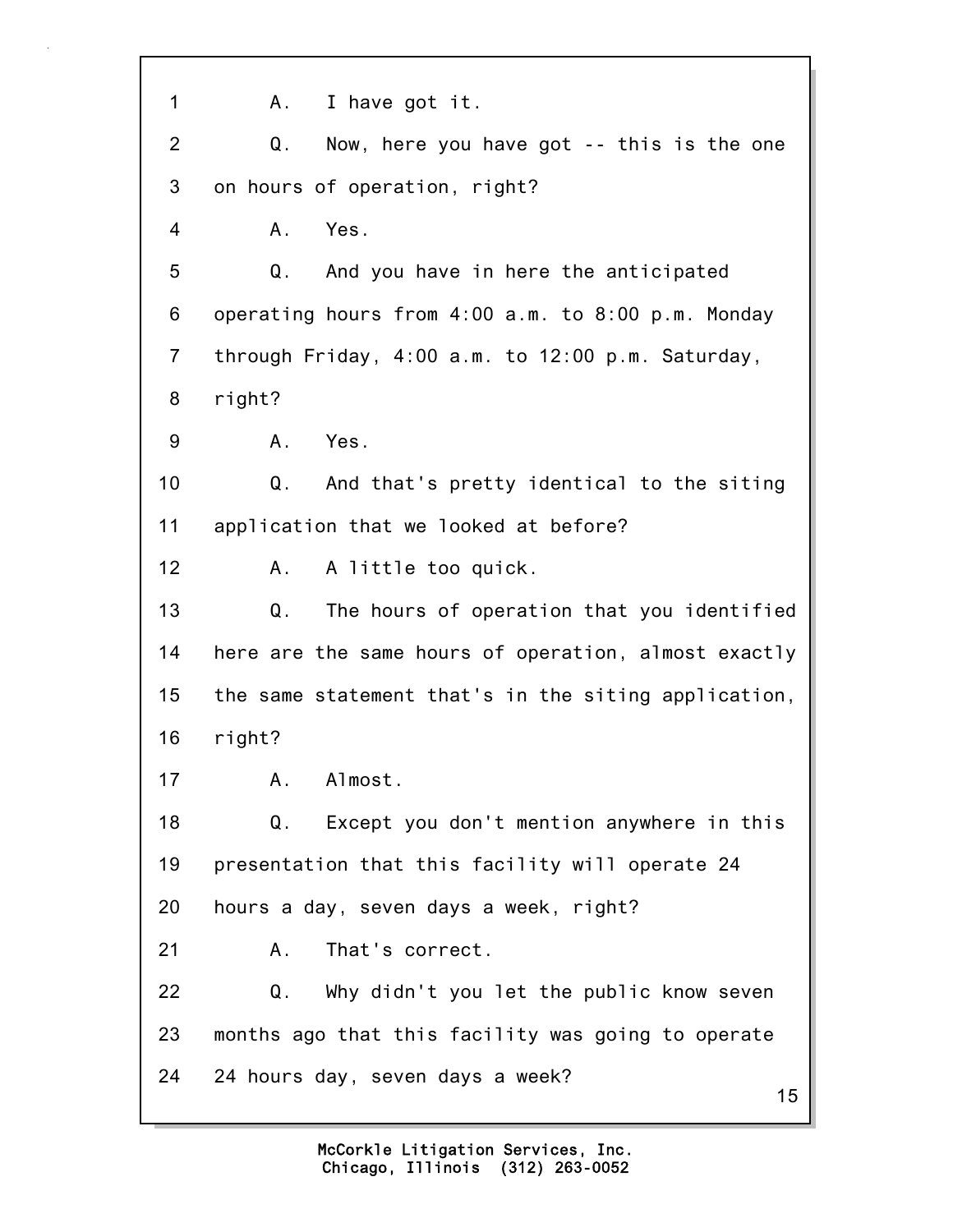1 A. I have got it.

2 Q. Now, here you have got -- this is the one

3 on hours of operation, right?

4 A. Yes.

5 Q. And you have in here the anticipated

6 operating hours from 4:00 a.m. to 8:00 p.m. Monday

7 through Friday, 4:00 a.m. to 12:00 p.m. Saturday,

8 right?

9 A. Yes.

10 Q. And that's pretty identical to the siting

11 application that we looked at before?

12 A. A little too quick.

13 Q. The hours of operation that you identified

14 here are the same hours of operation, almost exactly

15 the same statement that's in the siting application,

16 right?

17 A. Almost.

18 Q. Except you don't mention anywhere in this

19 presentation that this facility will operate 24

20 hours a day, seven days a week, right?

21 A. That's correct.

22 Q. Why didn't you let the public know seven

23 months ago that this facility was going to operate

24 24 hours day, seven days a week?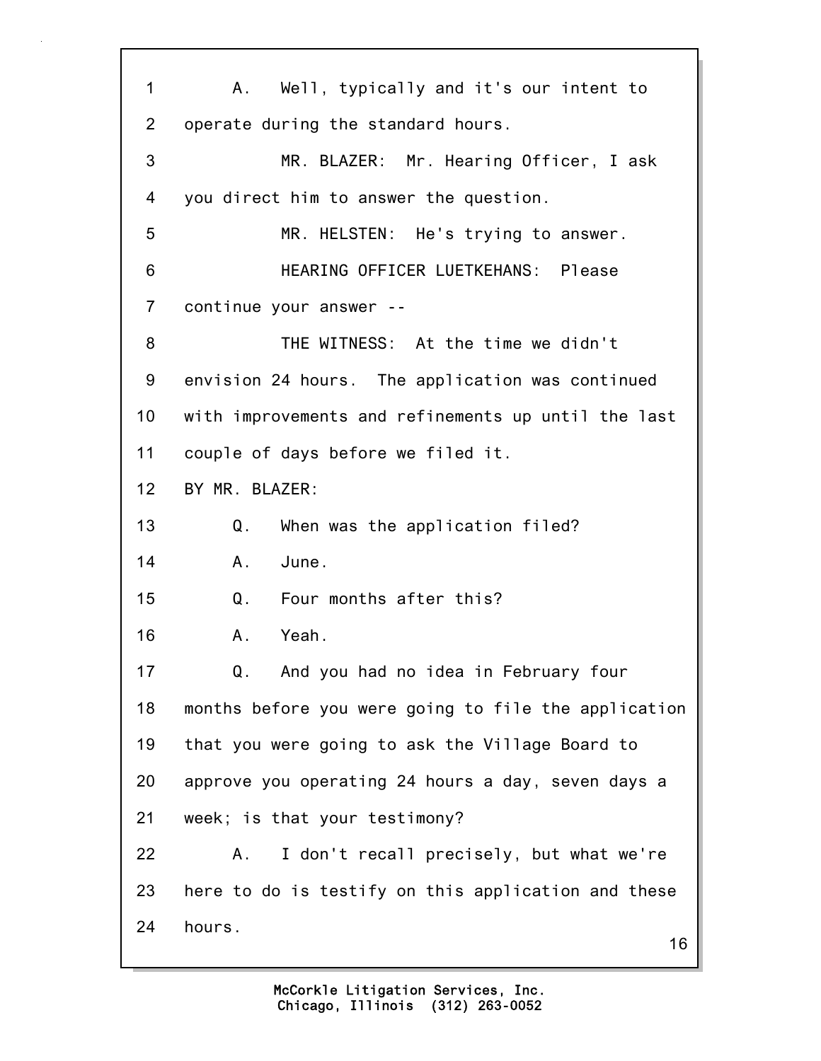A. Well, typically and it's our intent to operate during the standard hours.

MR. BLAZER: Mr. Hearing Officer, I ask you direct him to answer the question.

MR. HELSTEN: He's trying to answer.

HEARING OFFICER LUETKEHANS: Please continue your answer --

THE WITNESS: At the time we didn't envision 24 hours. The application was continued with improvements and refinements up until the last couple of days before we filed it.

BY MR. BLAZER:

Q. When was the application filed?

A. June.

Q. Four months after this?

A. Yeah.

Q. And you had no idea in February four months before you were going to file the application that you were going to ask the Village Board to approve you operating 24 hours a day, seven days a week; is that your testimony?

A. I don't recall precisely, but what we're here to do is testify on this application and these hours.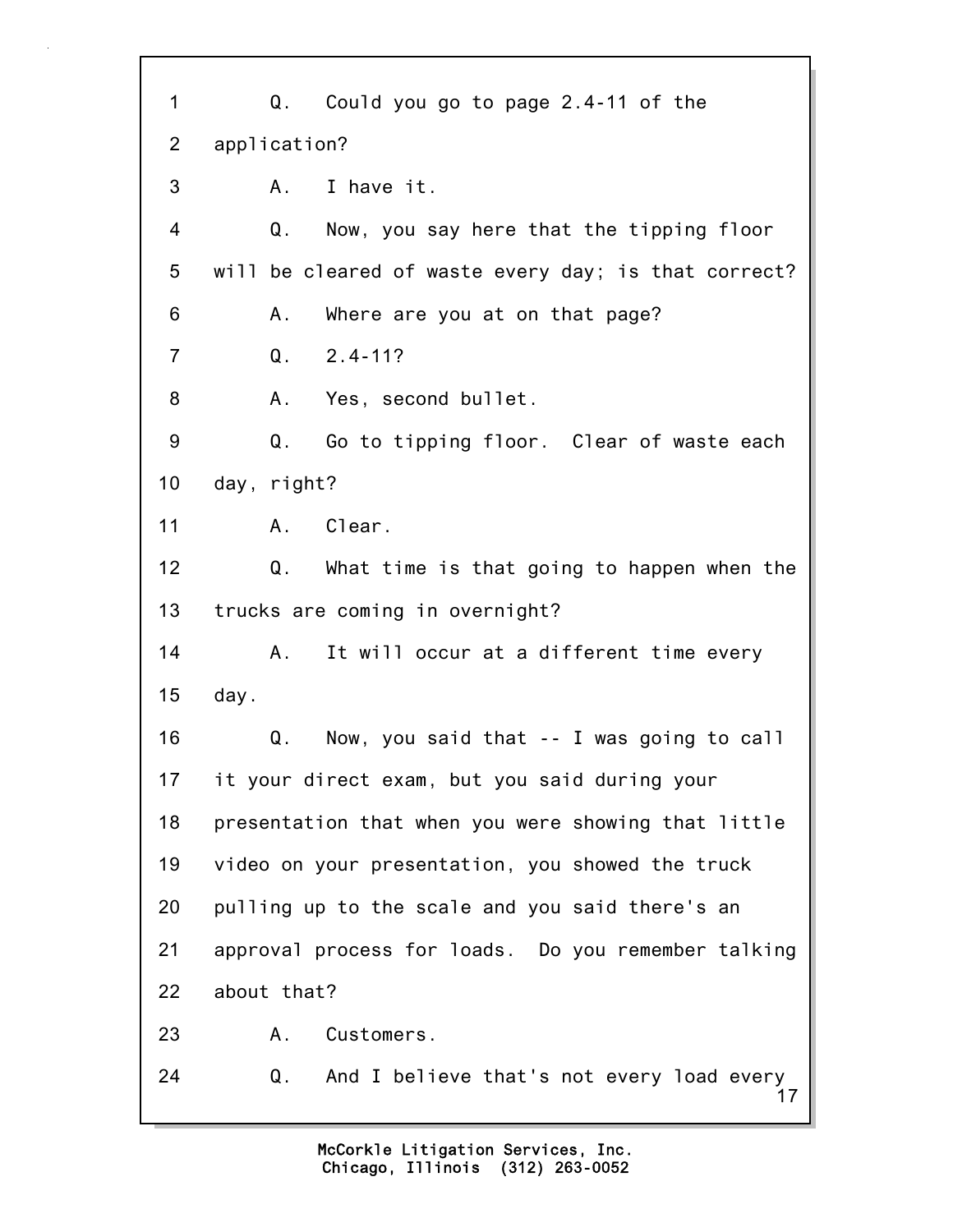1 Q. Could you go to page 2.4-11 of the
2 application?
3 A. I have it.
4 Q. Now, you say here that the tipping floor
5 will be cleared of waste every day; is that correct?
6 A. Where are you at on that page?
7 Q. 2.4-11?
8 A. Yes, second bullet.
9 Q. Go to tipping floor. Clear of waste each
10 day, right?
11 A. Clear.
12 Q. What time is that going to happen when the
13 trucks are coming in overnight?
14 A. It will occur at a different time every
15 day.
16 Q. Now, you said that -- I was going to call
17 it your direct exam, but you said during your
18 presentation that when you were showing that little
19 video on your presentation, you showed the truck
20 pulling up to the scale and you said there's an
21 approval process for loads. Do you remember talking
22 about that?
23 A. Customers.
24 Q. And I believe that's not every load every

McCorkle Litigation Services, Inc.
Chicago, Illinois (312) 263-0052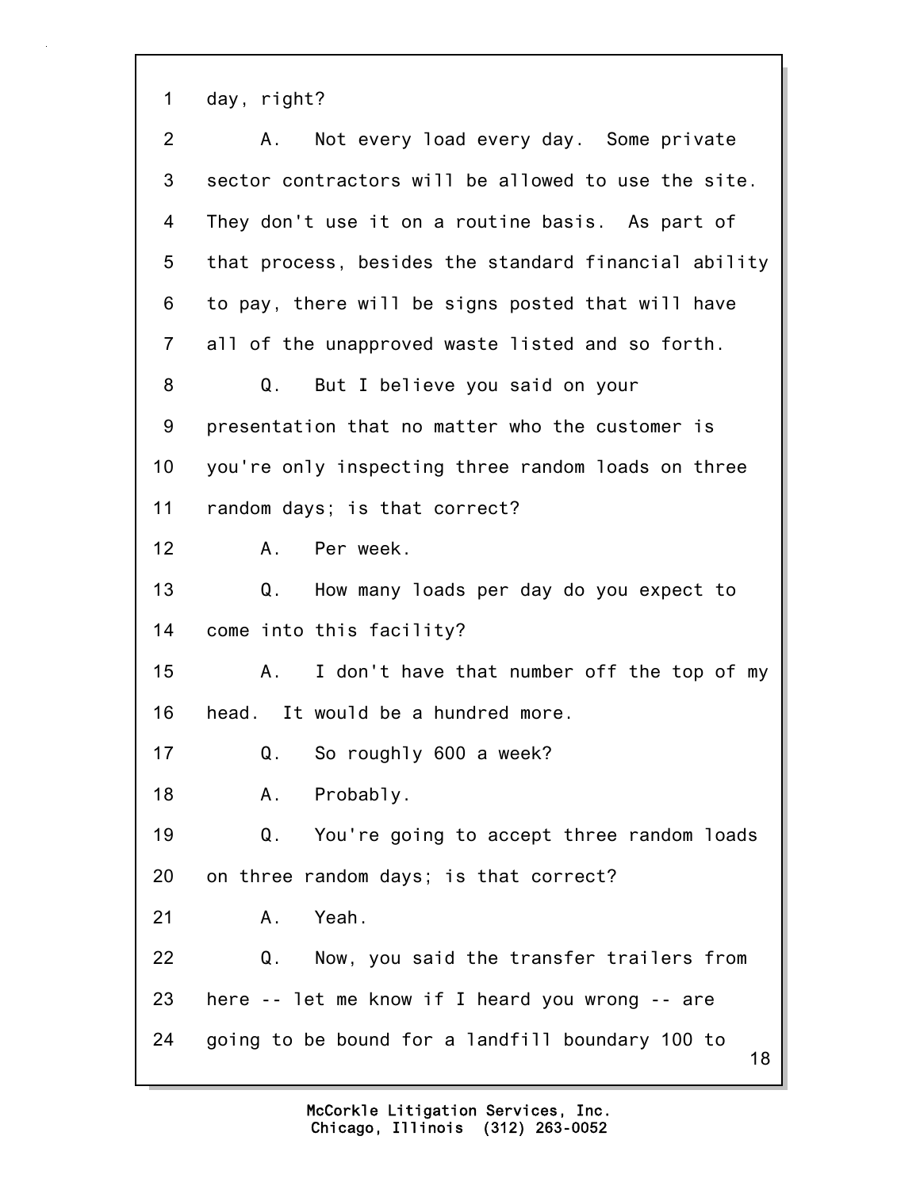1 day, right?

2 A. Not every load every day. Some private

3 sector contractors will be allowed to use the site.

4 They don't use it on a routine basis. As part of

5 that process, besides the standard financial ability

6 to pay, there will be signs posted that will have

7 all of the unapproved waste listed and so forth.

8 Q. But I believe you said on your

9 presentation that no matter who the customer is

10 you're only inspecting three random loads on three

11 random days; is that correct?

12 A. Per week.

13 Q. How many loads per day do you expect to

14 come into this facility?

15 A. I don't have that number off the top of my

16 head. It would be a hundred more.

17 Q. So roughly 600 a week?

18 A. Probably.

19 Q. You're going to accept three random loads

20 on three random days; is that correct?

21 A. Yeah.

22 Q. Now, you said the transfer trailers from

23 here -- let me know if I heard you wrong -- are

24 going to be bound for a landfill boundary 100 to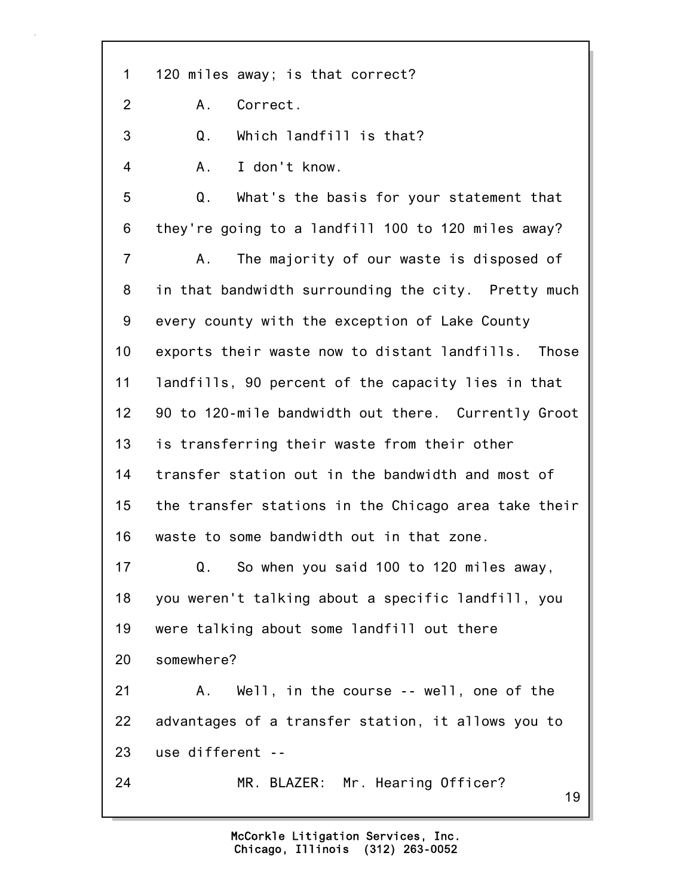1 120 miles away; is that correct?

2 A. Correct.

3 Q. Which landfill is that?

4 A. I don't know.

5 Q. What's the basis for your statement that

6 they're going to a landfill 100 to 120 miles away?

7 A. The majority of our waste is disposed of

8 in that bandwidth surrounding the city. Pretty much

9 every county with the exception of Lake County

10 exports their waste now to distant landfills. Those

11 landfills, 90 percent of the capacity lies in that

12 90 to 120-mile bandwidth out there. Currently Groot

13 is transferring their waste from their other

14 transfer station out in the bandwidth and most of

15 the transfer stations in the Chicago area take their

16 waste to some bandwidth out in that zone.

17 Q. So when you said 100 to 120 miles away,

18 you weren't talking about a specific landfill, you

19 were talking about some landfill out there

20 somewhere?

21 A. Well, in the course -- well, one of the

22 advantages of a transfer station, it allows you to

23 use different --

24 MR. BLAZER: Mr. Hearing Officer?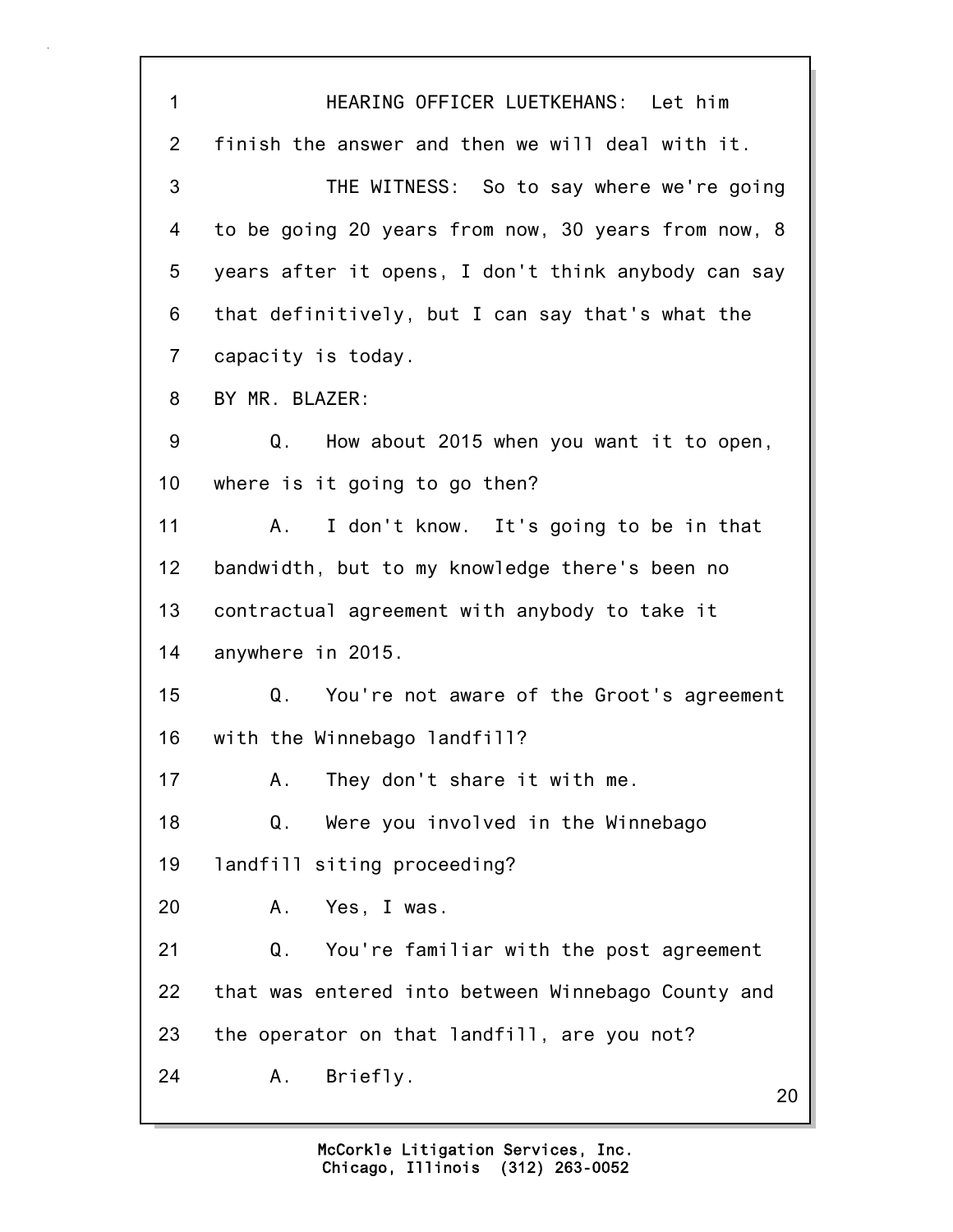1 HEARING OFFICER LUETKEHANS: Let him
2 finish the answer and then we will deal with it.
3 THE WITNESS: So to say where we're going
4 to be going 20 years from now, 30 years from now, 8
5 years after it opens, I don't think anybody can say
6 that definitively, but I can say that's what the
7 capacity is today.
8 BY MR. BLAZER:
9 Q. How about 2015 when you want it to open,
10 where is it going to go then?
11 A. I don't know. It's going to be in that
12 bandwidth, but to my knowledge there's been no
13 contractual agreement with anybody to take it
14 anywhere in 2015.
15 Q. You're not aware of the Groot's agreement
16 with the Winnebago landfill?
17 A. They don't share it with me.
18 Q. Were you involved in the Winnebago
19 landfill siting proceeding?
20 A. Yes, I was.
21 Q. You're familiar with the post agreement
22 that was entered into between Winnebago County and
23 the operator on that landfill, are you not?
24 A. Briefly.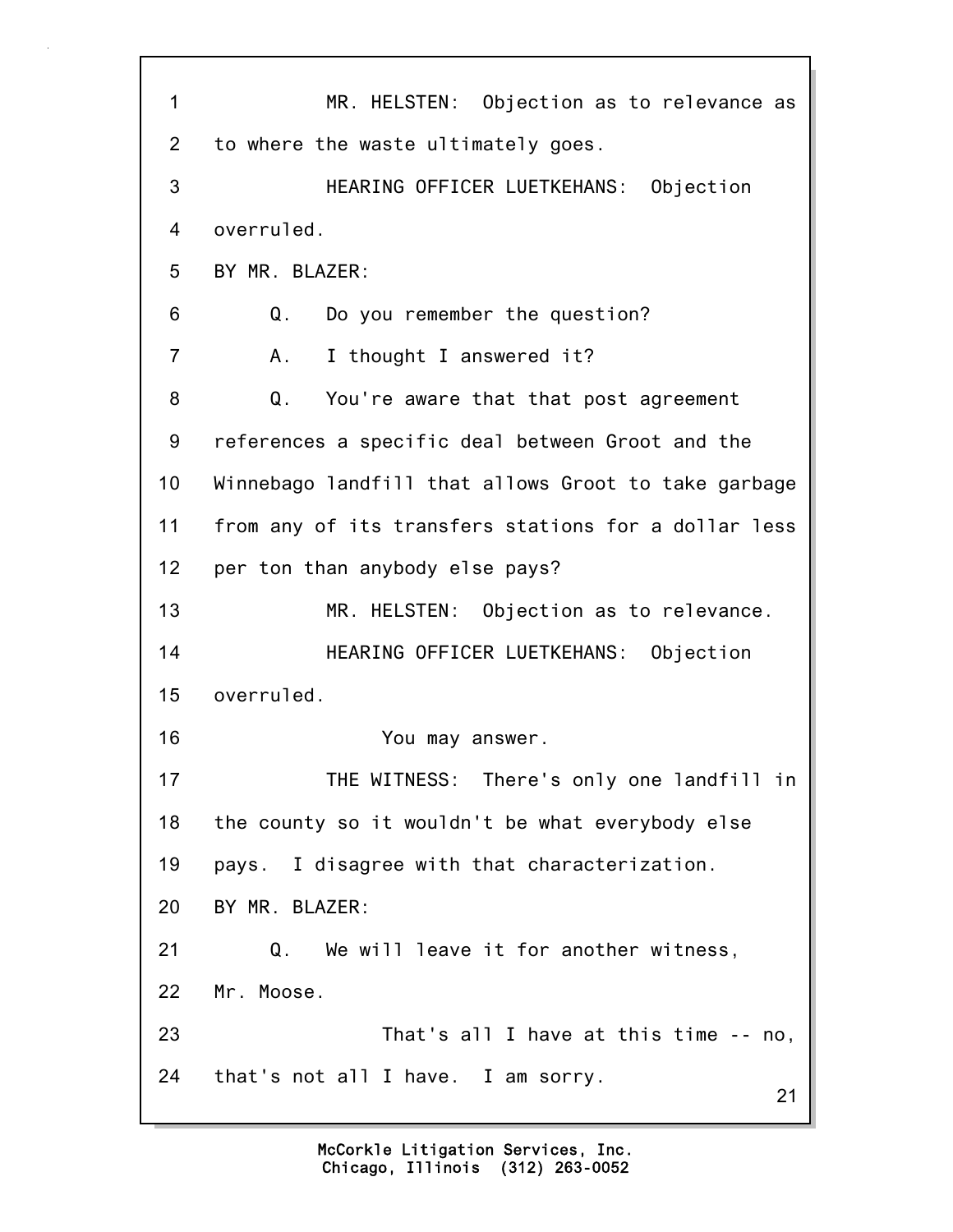MR. HELSTEN: Objection as to relevance as to where the waste ultimately goes.

HEARING OFFICER LUETKEHANS: Objection overruled.

BY MR. BLAZER:

Q. Do you remember the question?

A. I thought I answered it?

Q. You're aware that that post agreement references a specific deal between Groot and the Winnebago landfill that allows Groot to take garbage from any of its transfers stations for a dollar less per ton than anybody else pays?

MR. HELSTEN: Objection as to relevance.

HEARING OFFICER LUETKEHANS: Objection overruled.

You may answer.

THE WITNESS: There's only one landfill in the county so it wouldn't be what everybody else pays. I disagree with that characterization.

BY MR. BLAZER:

Q. We will leave it for another witness, Mr. Moose.

That's all I have at this time -- no, that's not all I have. I am sorry.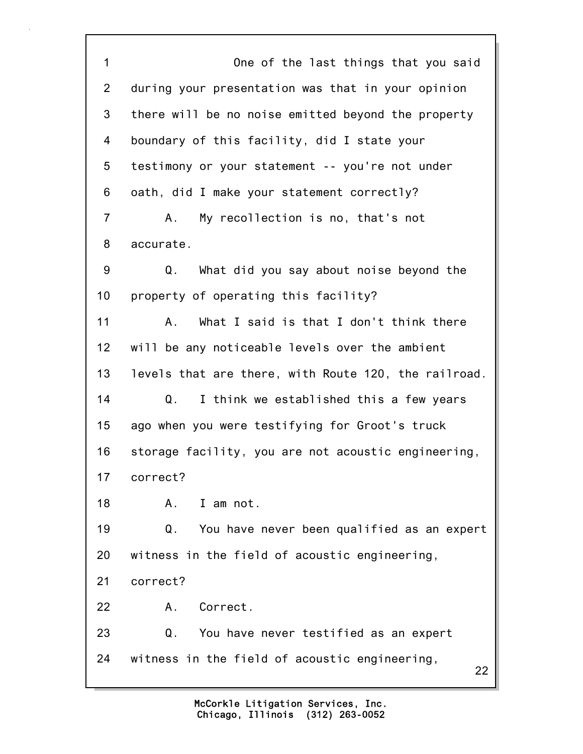1 One of the last things that you said
2 during your presentation was that in your opinion
3 there will be no noise emitted beyond the property
4 boundary of this facility, did I state your
5 testimony or your statement -- you're not under
6 oath, did I make your statement correctly?
7 A. My recollection is no, that's not
8 accurate.
9 Q. What did you say about noise beyond the
10 property of operating this facility?
11 A. What I said is that I don't think there
12 will be any noticeable levels over the ambient
13 levels that are there, with Route 120, the railroad.
14 Q. I think we established this a few years
15 ago when you were testifying for Groot's truck
16 storage facility, you are not acoustic engineering,
17 correct?
18 A. I am not.
19 Q. You have never been qualified as an expert
20 witness in the field of acoustic engineering,
21 correct?
22 A. Correct.
23 Q. You have never testified as an expert
24 witness in the field of acoustic engineering,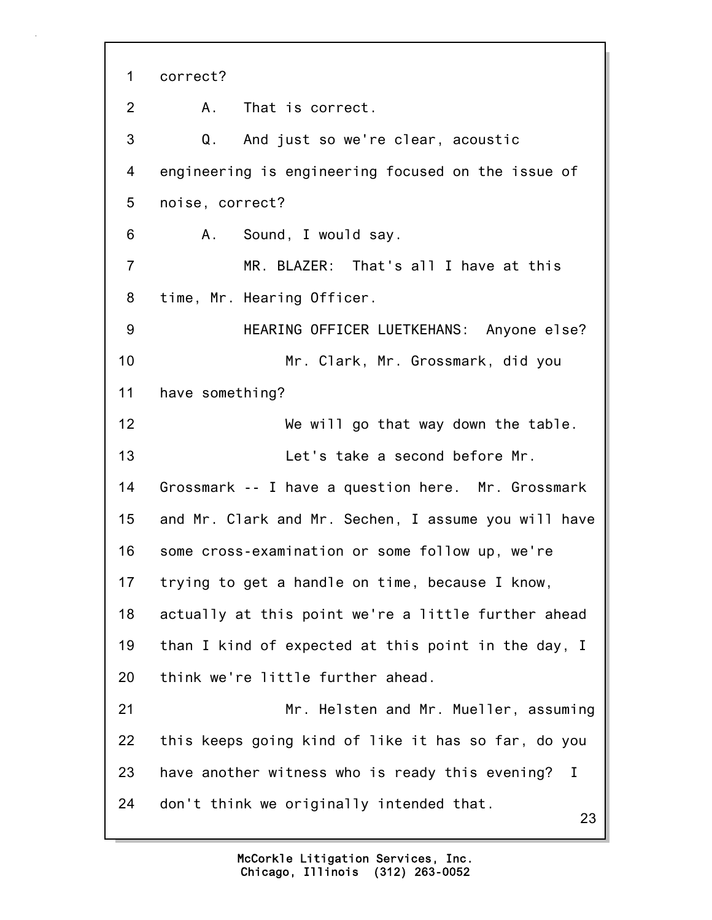1 correct?

2 A. That is correct.

3 Q. And just so we're clear, acoustic

4 engineering is engineering focused on the issue of

5 noise, correct?

6 A. Sound, I would say.

7 MR. BLAZER: That's all I have at this

8 time, Mr. Hearing Officer.

9 HEARING OFFICER LUETKEHANS: Anyone else?

10 Mr. Clark, Mr. Grossmark, did you

11 have something?

12 We will go that way down the table.

13 Let's take a second before Mr.

14 Grossmark -- I have a question here. Mr. Grossmark

15 and Mr. Clark and Mr. Sechen, I assume you will have

16 some cross-examination or some follow up, we're

17 trying to get a handle on time, because I know,

18 actually at this point we're a little further ahead

19 than I kind of expected at this point in the day, I

20 think we're little further ahead.

21 Mr. Helsten and Mr. Mueller, assuming

22 this keeps going kind of like it has so far, do you

23 have another witness who is ready this evening? I

24 don't think we originally intended that.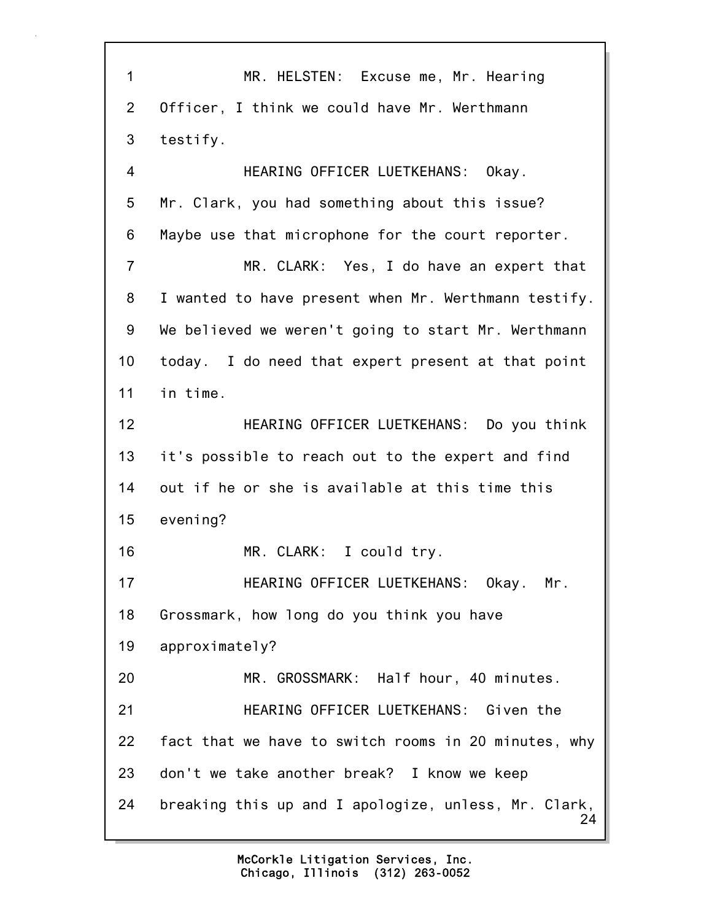1 MR. HELSTEN: Excuse me, Mr. Hearing
2 Officer, I think we could have Mr. Werthmann
3 testify.
4 HEARING OFFICER LUETKEHANS: Okay.
5 Mr. Clark, you had something about this issue?
6 Maybe use that microphone for the court reporter.
7 MR. CLARK: Yes, I do have an expert that
8 I wanted to have present when Mr. Werthmann testify.
9 We believed we weren't going to start Mr. Werthmann
10 today. I do need that expert present at that point
11 in time.
12 HEARING OFFICER LUETKEHANS: Do you think
13 it's possible to reach out to the expert and find
14 out if he or she is available at this time this
15 evening?
16 MR. CLARK: I could try.
17 HEARING OFFICER LUETKEHANS: Okay. Mr.
18 Grossmark, how long do you think you have
19 approximately?
20 MR. GROSSMARK: Half hour, 40 minutes.
21 HEARING OFFICER LUETKEHANS: Given the
22 fact that we have to switch rooms in 20 minutes, why
23 don't we take another break? I know we keep
24 breaking this up and I apologize, unless, Mr. Clark,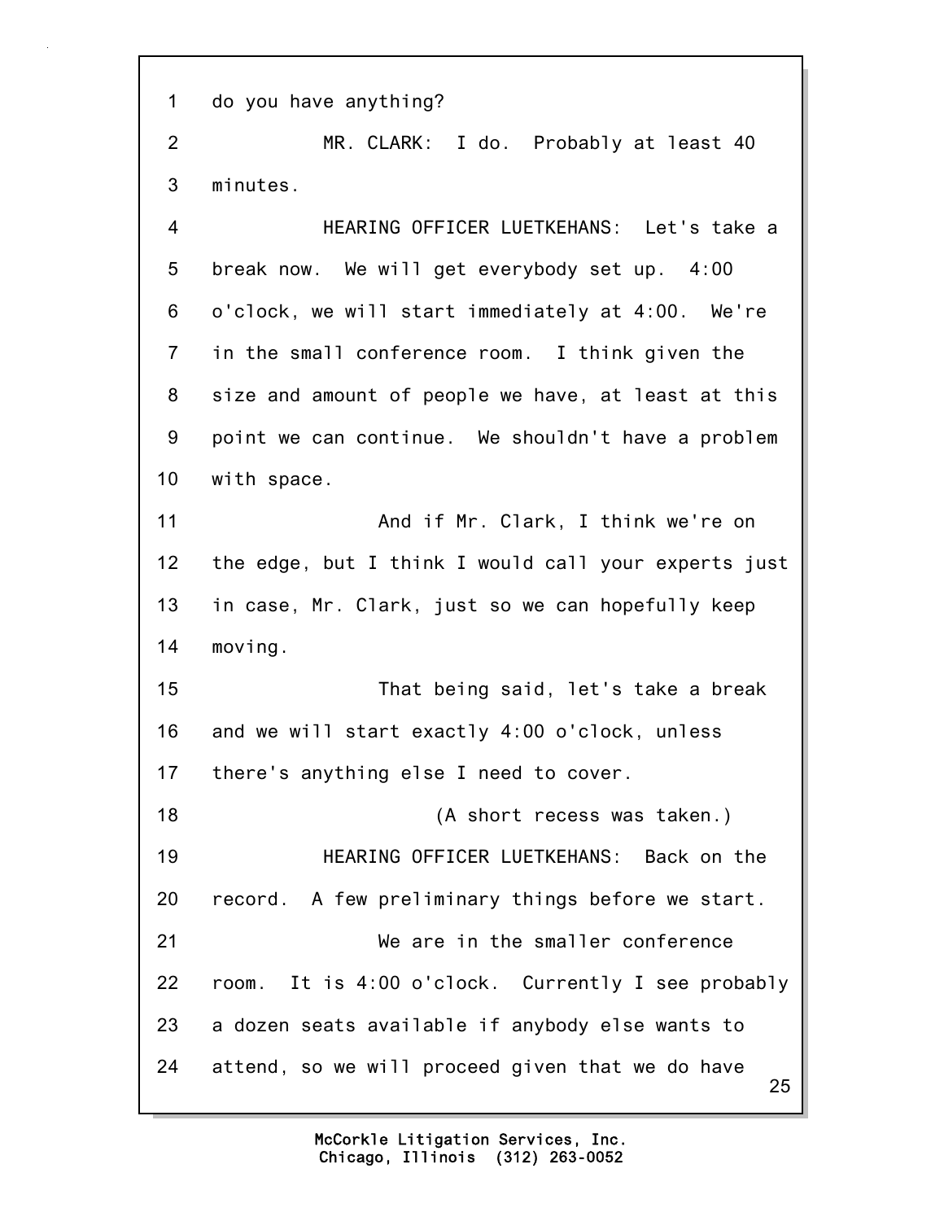1 do you have anything?

2 MR. CLARK: I do. Probably at least 40

3 minutes.

4 HEARING OFFICER LUETKEHANS: Let's take a

5 break now. We will get everybody set up. 4:00

6 o'clock, we will start immediately at 4:00. We're

7 in the small conference room. I think given the

8 size and amount of people we have, at least at this

9 point we can continue. We shouldn't have a problem

10 with space.

11 And if Mr. Clark, I think we're on

12 the edge, but I think I would call your experts just

13 in case, Mr. Clark, just so we can hopefully keep

14 moving.

15 That being said, let's take a break

16 and we will start exactly 4:00 o'clock, unless

17 there's anything else I need to cover.

18 (A short recess was taken.)

19 HEARING OFFICER LUETKEHANS: Back on the

20 record. A few preliminary things before we start.

21 We are in the smaller conference

22 room. It is 4:00 o'clock. Currently I see probably

23 a dozen seats available if anybody else wants to

24 attend, so we will proceed given that we do have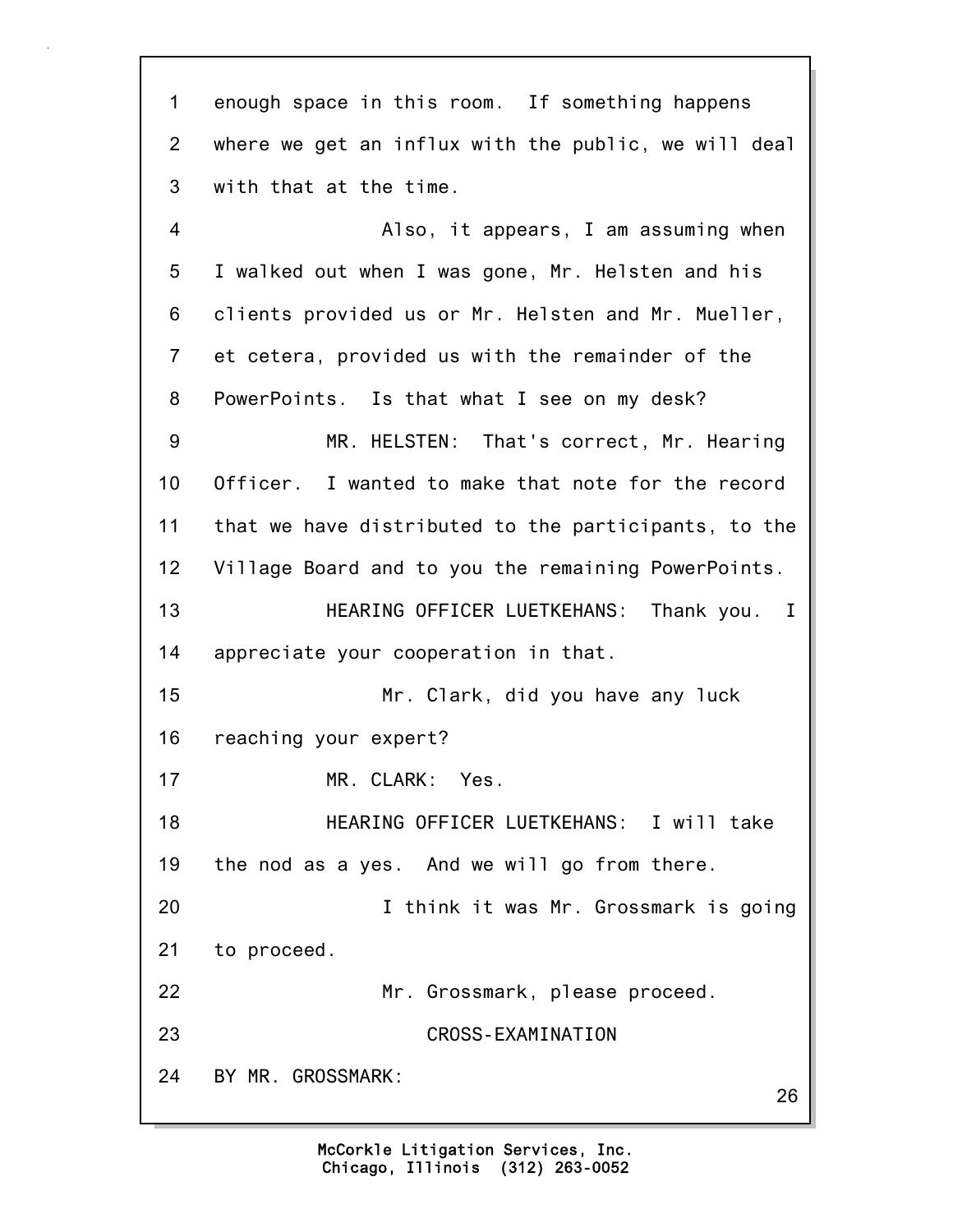enough space in this room. If something happens where we get an influx with the public, we will deal with that at the time.

Also, it appears, I am assuming when I walked out when I was gone, Mr. Helsten and his clients provided us or Mr. Helsten and Mr. Mueller, et cetera, provided us with the remainder of the PowerPoints. Is that what I see on my desk?

MR. HELSTEN: That's correct, Mr. Hearing Officer. I wanted to make that note for the record that we have distributed to the participants, to the Village Board and to you the remaining PowerPoints.

HEARING OFFICER LUETKEHANS: Thank you. I appreciate your cooperation in that.

Mr. Clark, did you have any luck reaching your expert?

MR. CLARK: Yes.

HEARING OFFICER LUETKEHANS: I will take the nod as a yes. And we will go from there.

I think it was Mr. Grossmark is going to proceed.

Mr. Grossmark, please proceed.

CROSS-EXAMINATION

BY MR. GROSSMARK: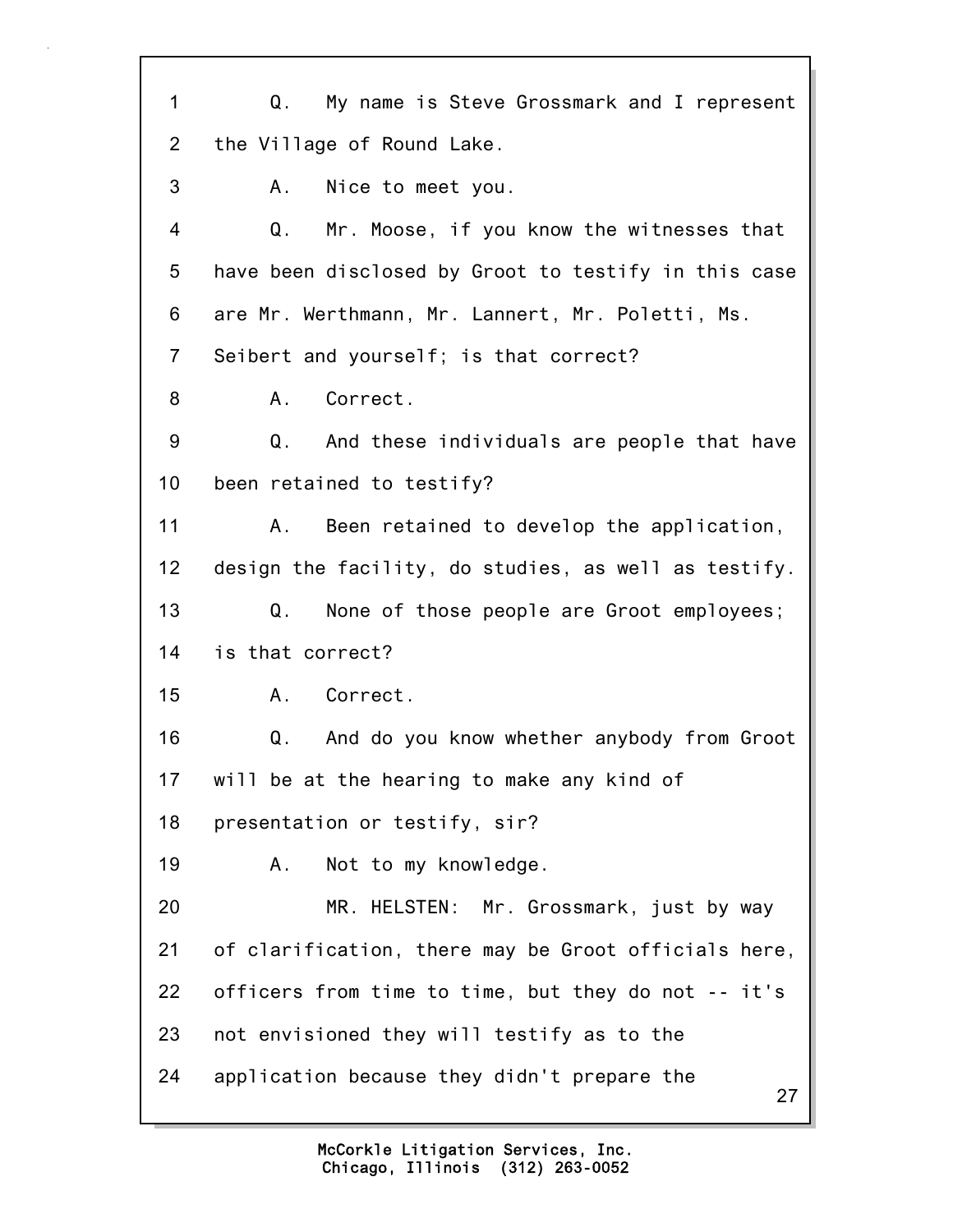1 Q. My name is Steve Grossmark and I represent
2 the Village of Round Lake.
3 A. Nice to meet you.
4 Q. Mr. Moose, if you know the witnesses that
5 have been disclosed by Groot to testify in this case
6 are Mr. Werthmann, Mr. Lannert, Mr. Poletti, Ms.
7 Seibert and yourself; is that correct?
8 A. Correct.
9 Q. And these individuals are people that have
10 been retained to testify?
11 A. Been retained to develop the application,
12 design the facility, do studies, as well as testify.
13 Q. None of those people are Groot employees;
14 is that correct?
15 A. Correct.
16 Q. And do you know whether anybody from Groot
17 will be at the hearing to make any kind of
18 presentation or testify, sir?
19 A. Not to my knowledge.
20 MR. HELSTEN: Mr. Grossmark, just by way
21 of clarification, there may be Groot officials here,
22 officers from time to time, but they do not -- it's
23 not envisioned they will testify as to the
24 application because they didn't prepare the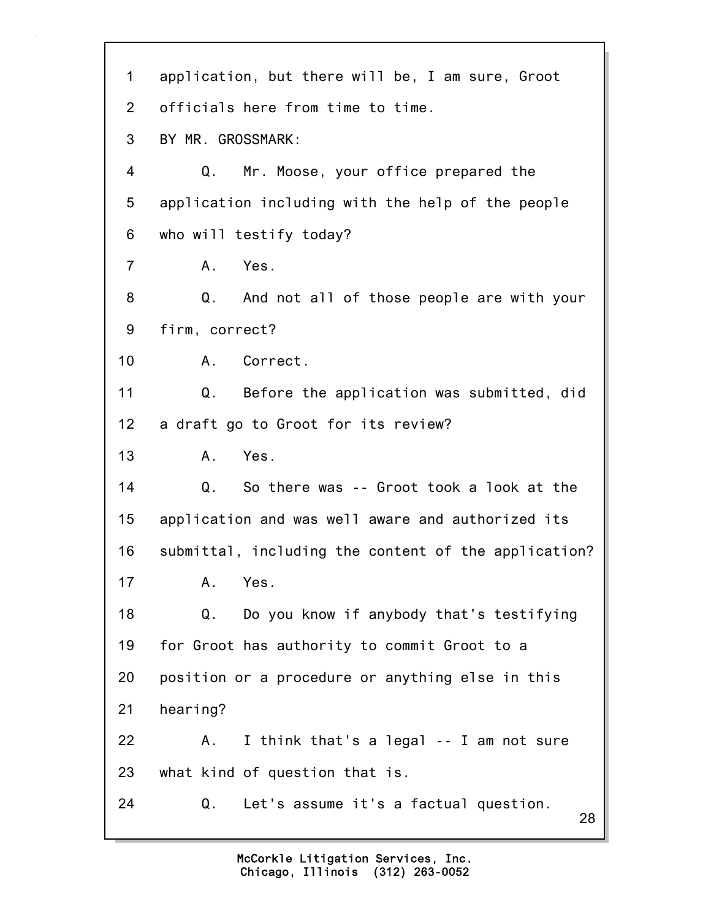1 application, but there will be, I am sure, Groot
2 officials here from time to time.
3 BY MR. GROSSMARK:
4 Q. Mr. Moose, your office prepared the
5 application including with the help of the people
6 who will testify today?
7 A. Yes.
8 Q. And not all of those people are with your
9 firm, correct?
10 A. Correct.
11 Q. Before the application was submitted, did
12 a draft go to Groot for its review?
13 A. Yes.
14 Q. So there was -- Groot took a look at the
15 application and was well aware and authorized its
16 submittal, including the content of the application?
17 A. Yes.
18 Q. Do you know if anybody that's testifying
19 for Groot has authority to commit Groot to a
20 position or a procedure or anything else in this
21 hearing?
22 A. I think that's a legal -- I am not sure
23 what kind of question that is.
24 Q. Let's assume it's a factual question.

McCorkle Litigation Services, Inc.
Chicago, Illinois (312) 263-0052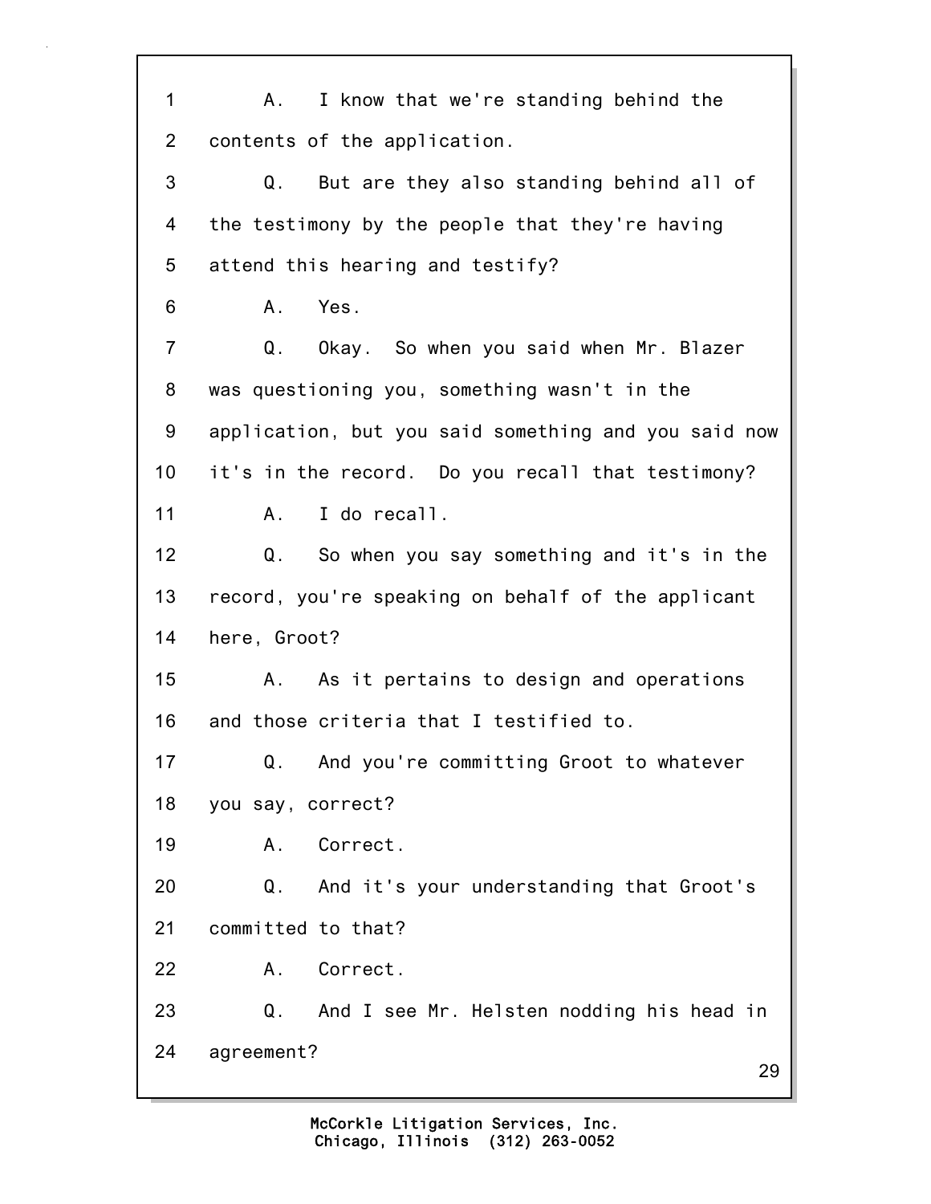1 A. I know that we're standing behind the
2 contents of the application.
3 Q. But are they also standing behind all of
4 the testimony by the people that they're having
5 attend this hearing and testify?
6 A. Yes.
7 Q. Okay. So when you said when Mr. Blazer
8 was questioning you, something wasn't in the
9 application, but you said something and you said now
10 it's in the record. Do you recall that testimony?
11 A. I do recall.
12 Q. So when you say something and it's in the
13 record, you're speaking on behalf of the applicant
14 here, Groot?
15 A. As it pertains to design and operations
16 and those criteria that I testified to.
17 Q. And you're committing Groot to whatever
18 you say, correct?
19 A. Correct.
20 Q. And it's your understanding that Groot's
21 committed to that?
22 A. Correct.
23 Q. And I see Mr. Helsten nodding his head in
24 agreement?

McCorkle Litigation Services, Inc.
Chicago, Illinois (312) 263-0052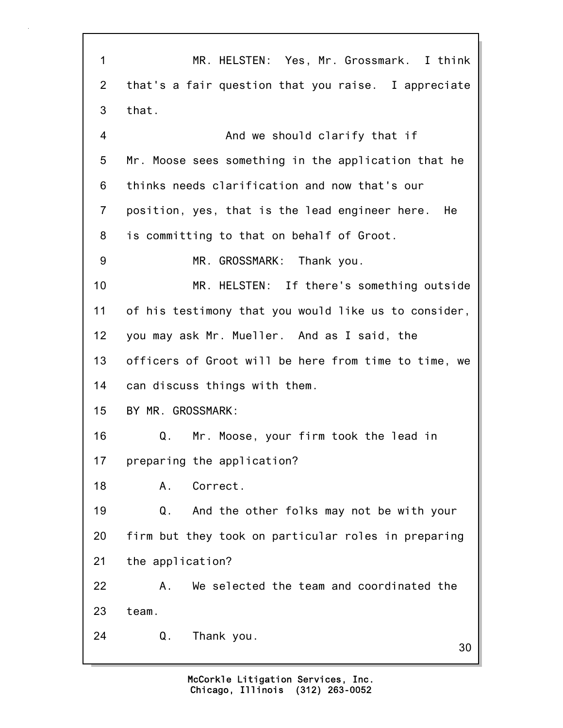MR. HELSTEN: Yes, Mr. Grossmark. I think that's a fair question that you raise. I appreciate that.

And we should clarify that if Mr. Moose sees something in the application that he thinks needs clarification and now that's our position, yes, that is the lead engineer here. He is committing to that on behalf of Groot.

MR. GROSSMARK: Thank you.

MR. HELSTEN: If there's something outside of his testimony that you would like us to consider, you may ask Mr. Mueller. And as I said, the officers of Groot will be here from time to time, we can discuss things with them.

BY MR. GROSSMARK:

Q. Mr. Moose, your firm took the lead in preparing the application?

A. Correct.

Q. And the other folks may not be with your firm but they took on particular roles in preparing the application?

A. We selected the team and coordinated the team.

Q. Thank you.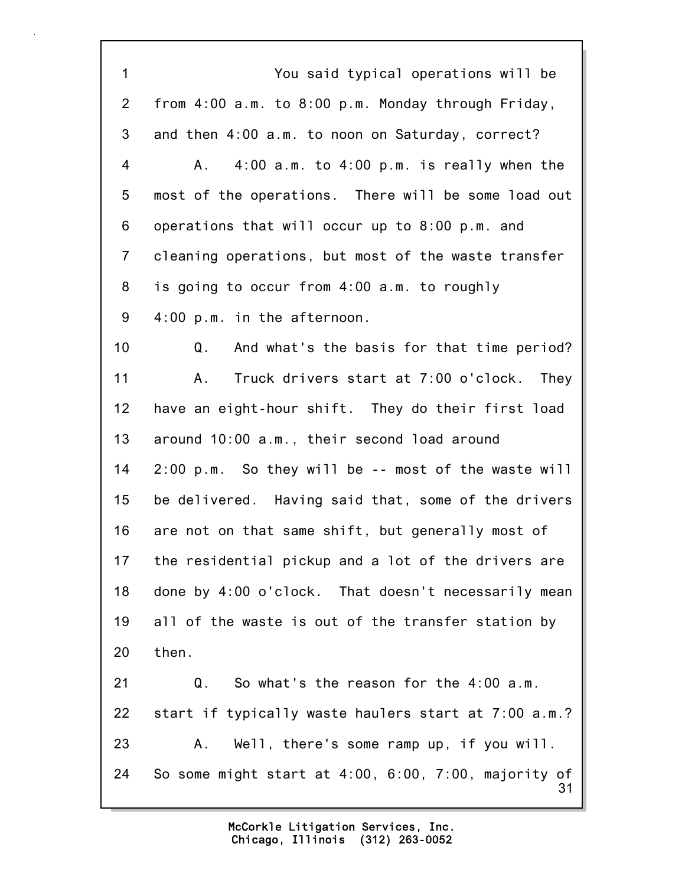You said typical operations will be from 4:00 a.m. to 8:00 p.m. Monday through Friday, and then 4:00 a.m. to noon on Saturday, correct?

A. 4:00 a.m. to 4:00 p.m. is really when the most of the operations. There will be some load out operations that will occur up to 8:00 p.m. and cleaning operations, but most of the waste transfer is going to occur from 4:00 a.m. to roughly 4:00 p.m. in the afternoon.

Q. And what's the basis for that time period?

A. Truck drivers start at 7:00 o'clock. They have an eight-hour shift. They do their first load around 10:00 a.m., their second load around 2:00 p.m. So they will be -- most of the waste will be delivered. Having said that, some of the drivers are not on that same shift, but generally most of the residential pickup and a lot of the drivers are done by 4:00 o'clock. That doesn't necessarily mean all of the waste is out of the transfer station by then.

Q. So what's the reason for the 4:00 a.m. start if typically waste haulers start at 7:00 a.m.?

A. Well, there's some ramp up, if you will. So some might start at 4:00, 6:00, 7:00, majority of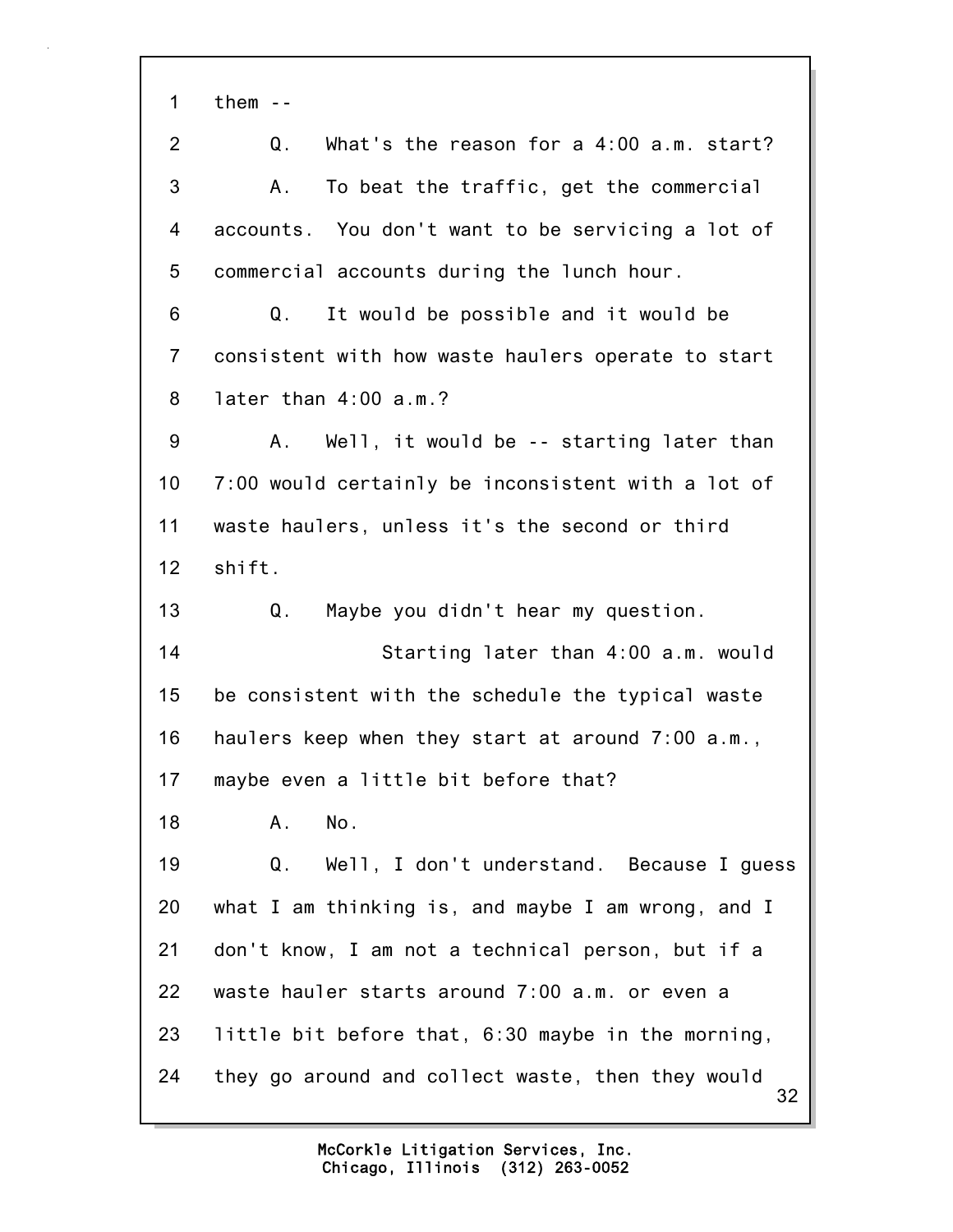1 them --

2 Q. What's the reason for a 4:00 a.m. start?

3 A. To beat the traffic, get the commercial

4 accounts. You don't want to be servicing a lot of

5 commercial accounts during the lunch hour.

6 Q. It would be possible and it would be

7 consistent with how waste haulers operate to start

8 later than 4:00 a.m.?

9 A. Well, it would be -- starting later than

10 7:00 would certainly be inconsistent with a lot of

11 waste haulers, unless it's the second or third

12 shift.

13 Q. Maybe you didn't hear my question.

14 Starting later than 4:00 a.m. would

15 be consistent with the schedule the typical waste

16 haulers keep when they start at around 7:00 a.m.,

17 maybe even a little bit before that?

18 A. No.

19 Q. Well, I don't understand. Because I guess

20 what I am thinking is, and maybe I am wrong, and I

21 don't know, I am not a technical person, but if a

22 waste hauler starts around 7:00 a.m. or even a

23 little bit before that, 6:30 maybe in the morning,

24 they go around and collect waste, then they would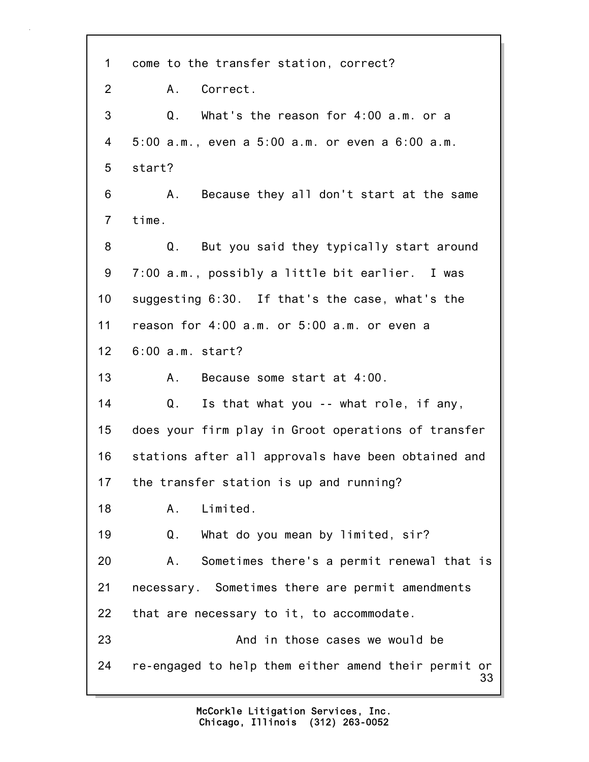1 come to the transfer station, correct?

2 A. Correct.

3 Q. What's the reason for 4:00 a.m. or a

4 5:00 a.m., even a 5:00 a.m. or even a 6:00 a.m.

5 start?

6 A. Because they all don't start at the same

7 time.

8 Q. But you said they typically start around

9 7:00 a.m., possibly a little bit earlier. I was

10 suggesting 6:30. If that's the case, what's the

11 reason for 4:00 a.m. or 5:00 a.m. or even a

12 6:00 a.m. start?

13 A. Because some start at 4:00.

14 Q. Is that what you -- what role, if any,

15 does your firm play in Groot operations of transfer

16 stations after all approvals have been obtained and

17 the transfer station is up and running?

18 A. Limited.

19 Q. What do you mean by limited, sir?

20 A. Sometimes there's a permit renewal that is

21 necessary. Sometimes there are permit amendments

22 that are necessary to it, to accommodate.

23 And in those cases we would be

24 re-engaged to help them either amend their permit or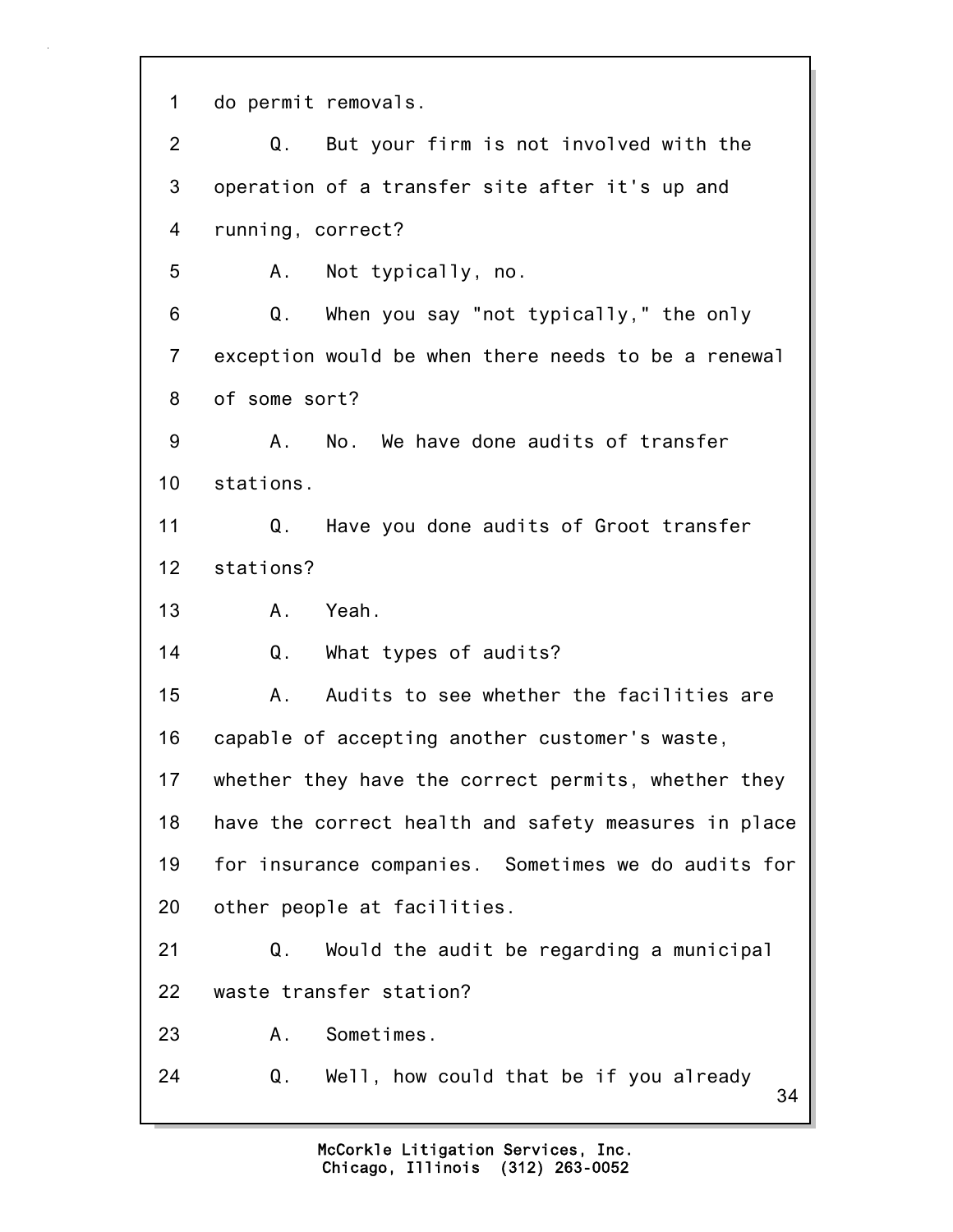1 do permit removals.

2 Q. But your firm is not involved with the

3 operation of a transfer site after it's up and

4 running, correct?

5 A. Not typically, no.

6 Q. When you say "not typically," the only

7 exception would be when there needs to be a renewal

8 of some sort?

9 A. No. We have done audits of transfer

10 stations.

11 Q. Have you done audits of Groot transfer

12 stations?

13 A. Yeah.

14 Q. What types of audits?

15 A. Audits to see whether the facilities are

16 capable of accepting another customer's waste,

17 whether they have the correct permits, whether they

18 have the correct health and safety measures in place

19 for insurance companies. Sometimes we do audits for

20 other people at facilities.

21 Q. Would the audit be regarding a municipal

22 waste transfer station?

23 A. Sometimes.

24 Q. Well, how could that be if you already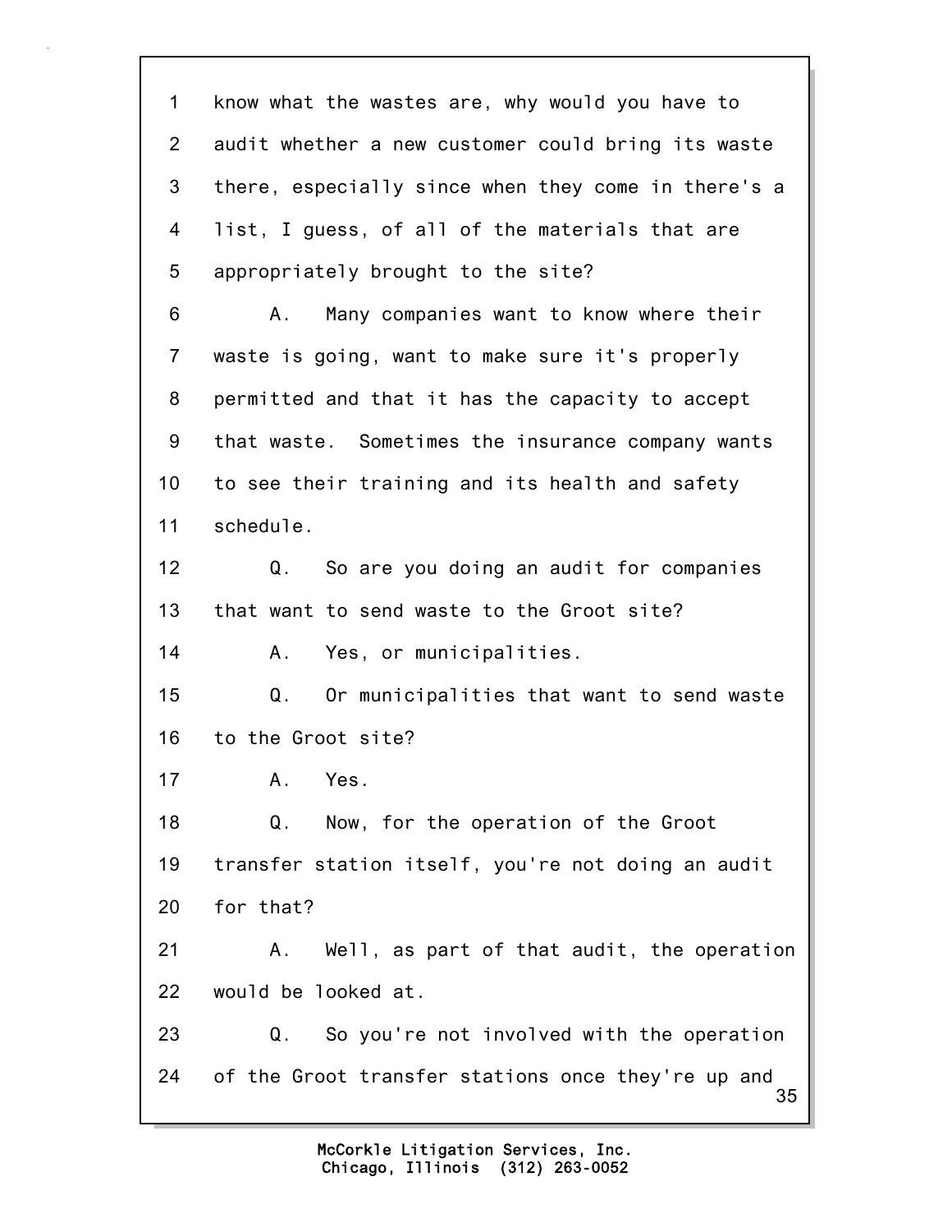1 know what the wastes are, why would you have to
2 audit whether a new customer could bring its waste
3 there, especially since when they come in there's a
4 list, I guess, of all of the materials that are
5 appropriately brought to the site?
6 A. Many companies want to know where their
7 waste is going, want to make sure it's properly
8 permitted and that it has the capacity to accept
9 that waste. Sometimes the insurance company wants
10 to see their training and its health and safety
11 schedule.
12 Q. So are you doing an audit for companies
13 that want to send waste to the Groot site?
14 A. Yes, or municipalities.
15 Q. Or municipalities that want to send waste
16 to the Groot site?
17 A. Yes.
18 Q. Now, for the operation of the Groot
19 transfer station itself, you're not doing an audit
20 for that?
21 A. Well, as part of that audit, the operation
22 would be looked at.
23 Q. So you're not involved with the operation
24 of the Groot transfer stations once they're up and

McCorkle Litigation Services, Inc.
Chicago, Illinois (312) 263-0052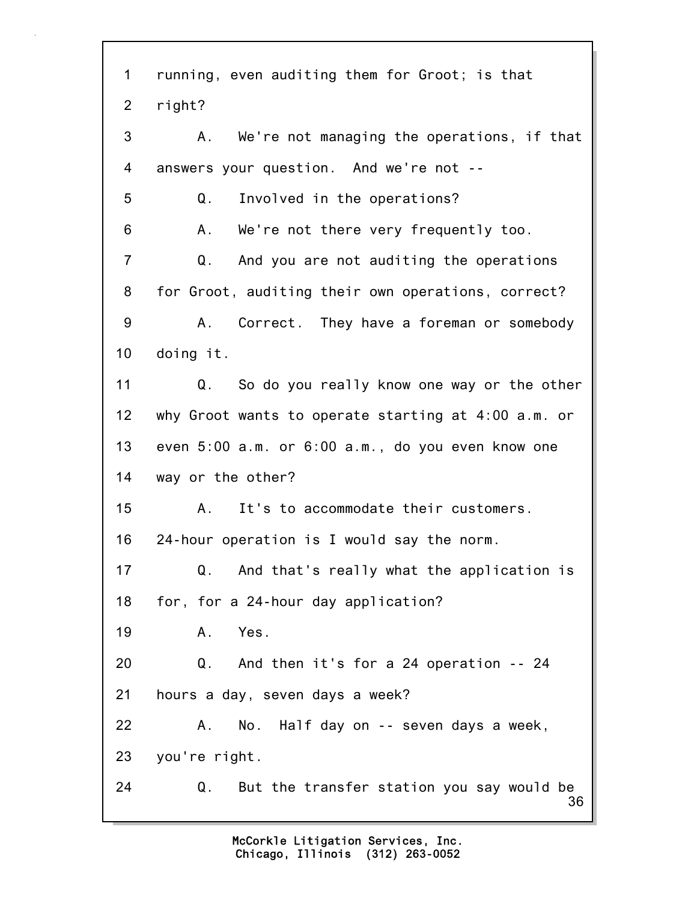1 running, even auditing them for Groot; is that
2 right?
3 A. We're not managing the operations, if that
4 answers your question. And we're not --
5 Q. Involved in the operations?
6 A. We're not there very frequently too.
7 Q. And you are not auditing the operations
8 for Groot, auditing their own operations, correct?
9 A. Correct. They have a foreman or somebody
10 doing it.
11 Q. So do you really know one way or the other
12 why Groot wants to operate starting at 4:00 a.m. or
13 even 5:00 a.m. or 6:00 a.m., do you even know one
14 way or the other?
15 A. It's to accommodate their customers.
16 24-hour operation is I would say the norm.
17 Q. And that's really what the application is
18 for, for a 24-hour day application?
19 A. Yes.
20 Q. And then it's for a 24 operation -- 24
21 hours a day, seven days a week?
22 A. No. Half day on -- seven days a week,
23 you're right.
24 Q. But the transfer station you say would be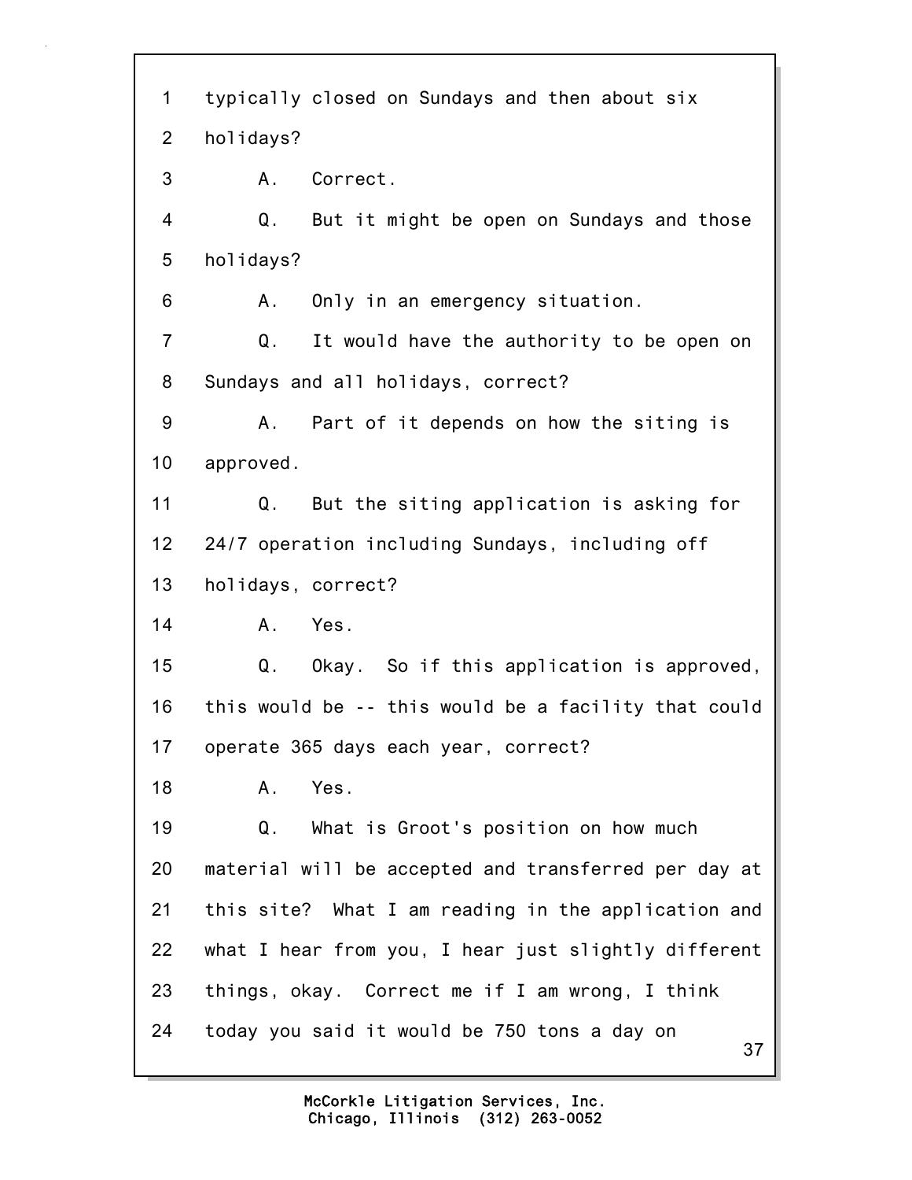1 typically closed on Sundays and then about six

2 holidays?

3 A. Correct.

4 Q. But it might be open on Sundays and those

5 holidays?

6 A. Only in an emergency situation.

7 Q. It would have the authority to be open on

8 Sundays and all holidays, correct?

9 A. Part of it depends on how the siting is

10 approved.

11 Q. But the siting application is asking for

12 24/7 operation including Sundays, including off

13 holidays, correct?

14 A. Yes.

15 Q. Okay. So if this application is approved,

16 this would be -- this would be a facility that could

17 operate 365 days each year, correct?

18 A. Yes.

19 Q. What is Groot's position on how much

20 material will be accepted and transferred per day at

21 this site? What I am reading in the application and

22 what I hear from you, I hear just slightly different

23 things, okay. Correct me if I am wrong, I think

24 today you said it would be 750 tons a day on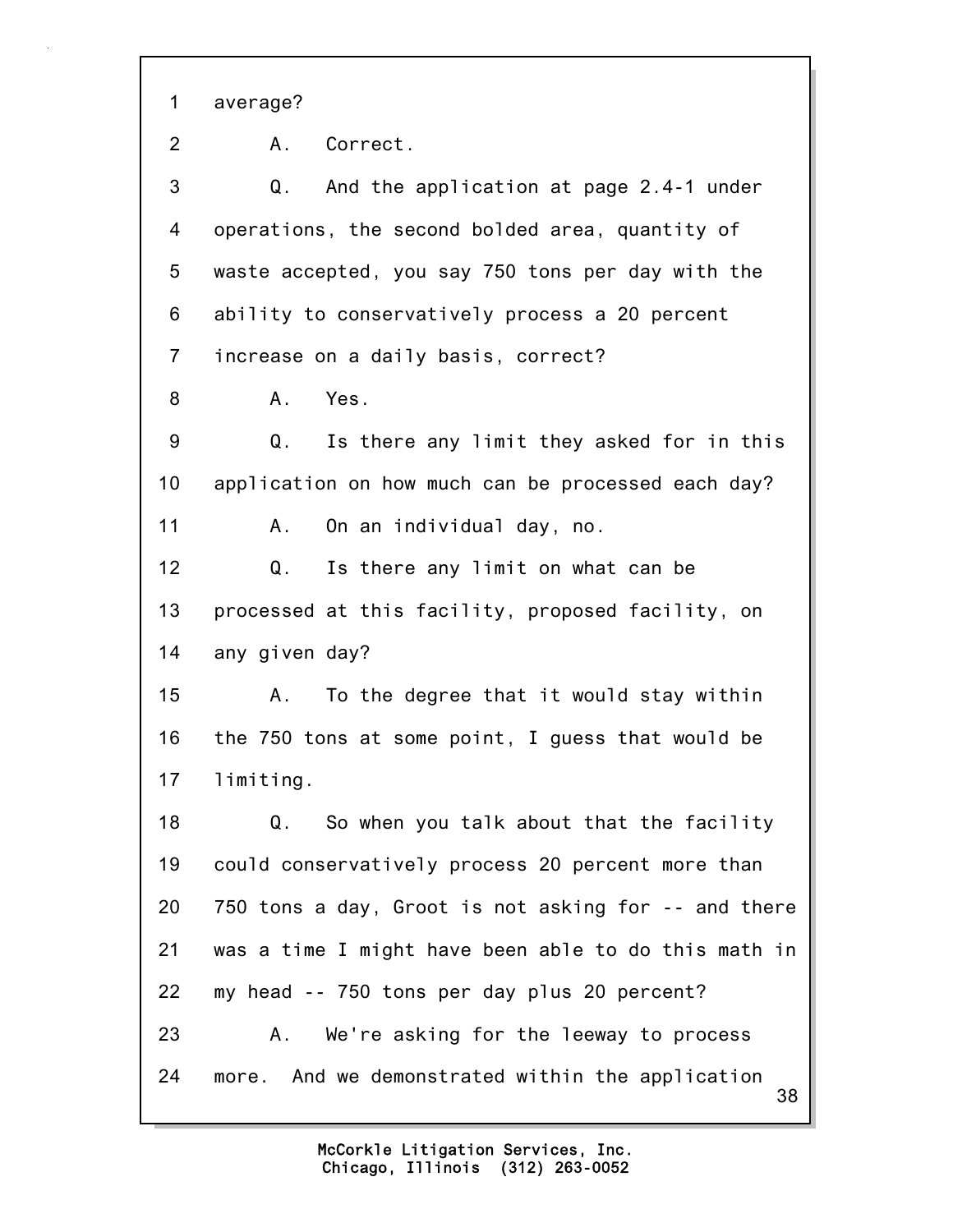1 average?

2 A. Correct.

3 Q. And the application at page 2.4-1 under

4 operations, the second bolded area, quantity of

5 waste accepted, you say 750 tons per day with the

6 ability to conservatively process a 20 percent

7 increase on a daily basis, correct?

8 A. Yes.

9 Q. Is there any limit they asked for in this

10 application on how much can be processed each day?

11 A. On an individual day, no.

12 Q. Is there any limit on what can be

13 processed at this facility, proposed facility, on

14 any given day?

15 A. To the degree that it would stay within

16 the 750 tons at some point, I guess that would be

17 limiting.

18 Q. So when you talk about that the facility

19 could conservatively process 20 percent more than

20 750 tons a day, Groot is not asking for -- and there

21 was a time I might have been able to do this math in

22 my head -- 750 tons per day plus 20 percent?

23 A. We're asking for the leeway to process

24 more. And we demonstrated within the application

McCorkle Litigation Services, Inc.
Chicago, Illinois (312) 263-0052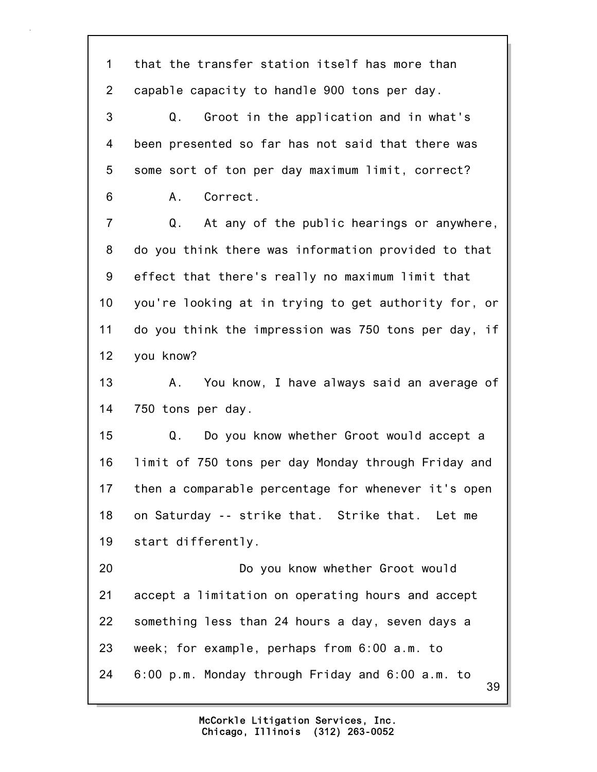1 that the transfer station itself has more than
2 capable capacity to handle 900 tons per day.
3 Q. Groot in the application and in what's
4 been presented so far has not said that there was
5 some sort of ton per day maximum limit, correct?
6 A. Correct.
7 Q. At any of the public hearings or anywhere,
8 do you think there was information provided to that
9 effect that there's really no maximum limit that
10 you're looking at in trying to get authority for, or
11 do you think the impression was 750 tons per day, if
12 you know?
13 A. You know, I have always said an average of
14 750 tons per day.
15 Q. Do you know whether Groot would accept a
16 limit of 750 tons per day Monday through Friday and
17 then a comparable percentage for whenever it's open
18 on Saturday -- strike that. Strike that. Let me
19 start differently.
20 Do you know whether Groot would
21 accept a limitation on operating hours and accept
22 something less than 24 hours a day, seven days a
23 week; for example, perhaps from 6:00 a.m. to
24 6:00 p.m. Monday through Friday and 6:00 a.m. to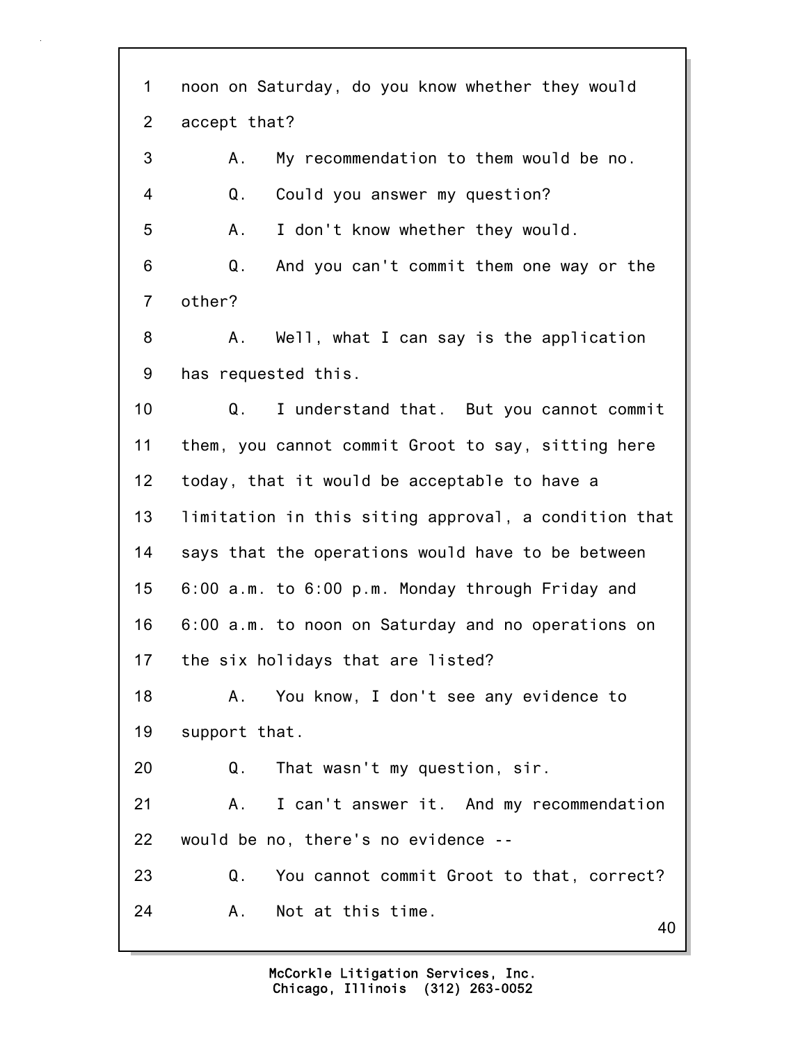1 noon on Saturday, do you know whether they would
2 accept that?
3 A. My recommendation to them would be no.
4 Q. Could you answer my question?
5 A. I don't know whether they would.
6 Q. And you can't commit them one way or the
7 other?
8 A. Well, what I can say is the application
9 has requested this.
10 Q. I understand that. But you cannot commit
11 them, you cannot commit Groot to say, sitting here
12 today, that it would be acceptable to have a
13 limitation in this siting approval, a condition that
14 says that the operations would have to be between
15 6:00 a.m. to 6:00 p.m. Monday through Friday and
16 6:00 a.m. to noon on Saturday and no operations on
17 the six holidays that are listed?
18 A. You know, I don't see any evidence to
19 support that.
20 Q. That wasn't my question, sir.
21 A. I can't answer it. And my recommendation
22 would be no, there's no evidence --
23 Q. You cannot commit Groot to that, correct?
24 A. Not at this time.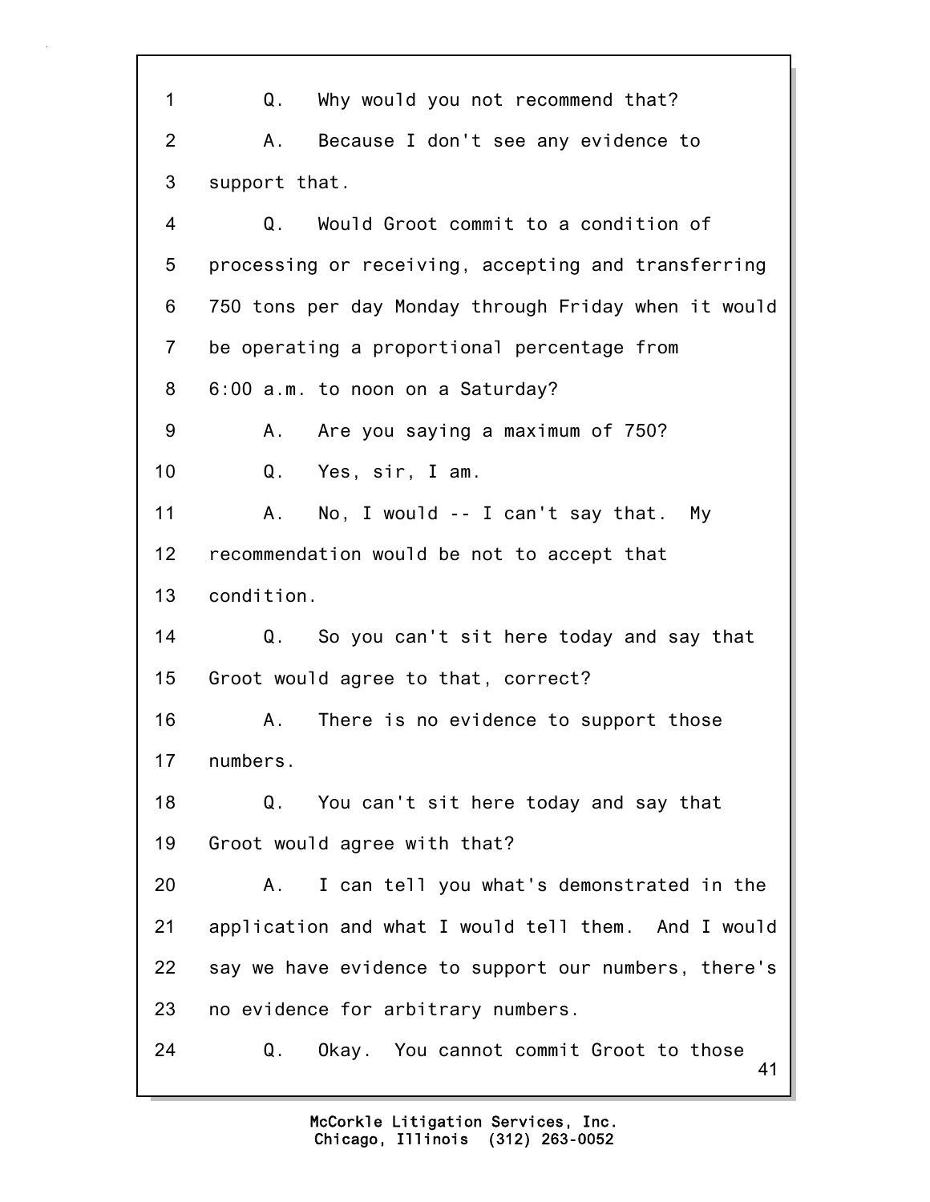Q. Why would you not recommend that?

A. Because I don't see any evidence to support that.

Q. Would Groot commit to a condition of processing or receiving, accepting and transferring 750 tons per day Monday through Friday when it would be operating a proportional percentage from 6:00 a.m. to noon on a Saturday?

A. Are you saying a maximum of 750?

Q. Yes, sir, I am.

A. No, I would -- I can't say that. My recommendation would be not to accept that condition.

Q. So you can't sit here today and say that Groot would agree to that, correct?

A. There is no evidence to support those numbers.

Q. You can't sit here today and say that Groot would agree with that?

A. I can tell you what's demonstrated in the application and what I would tell them. And I would say we have evidence to support our numbers, there's no evidence for arbitrary numbers.

Q. Okay. You cannot commit Groot to those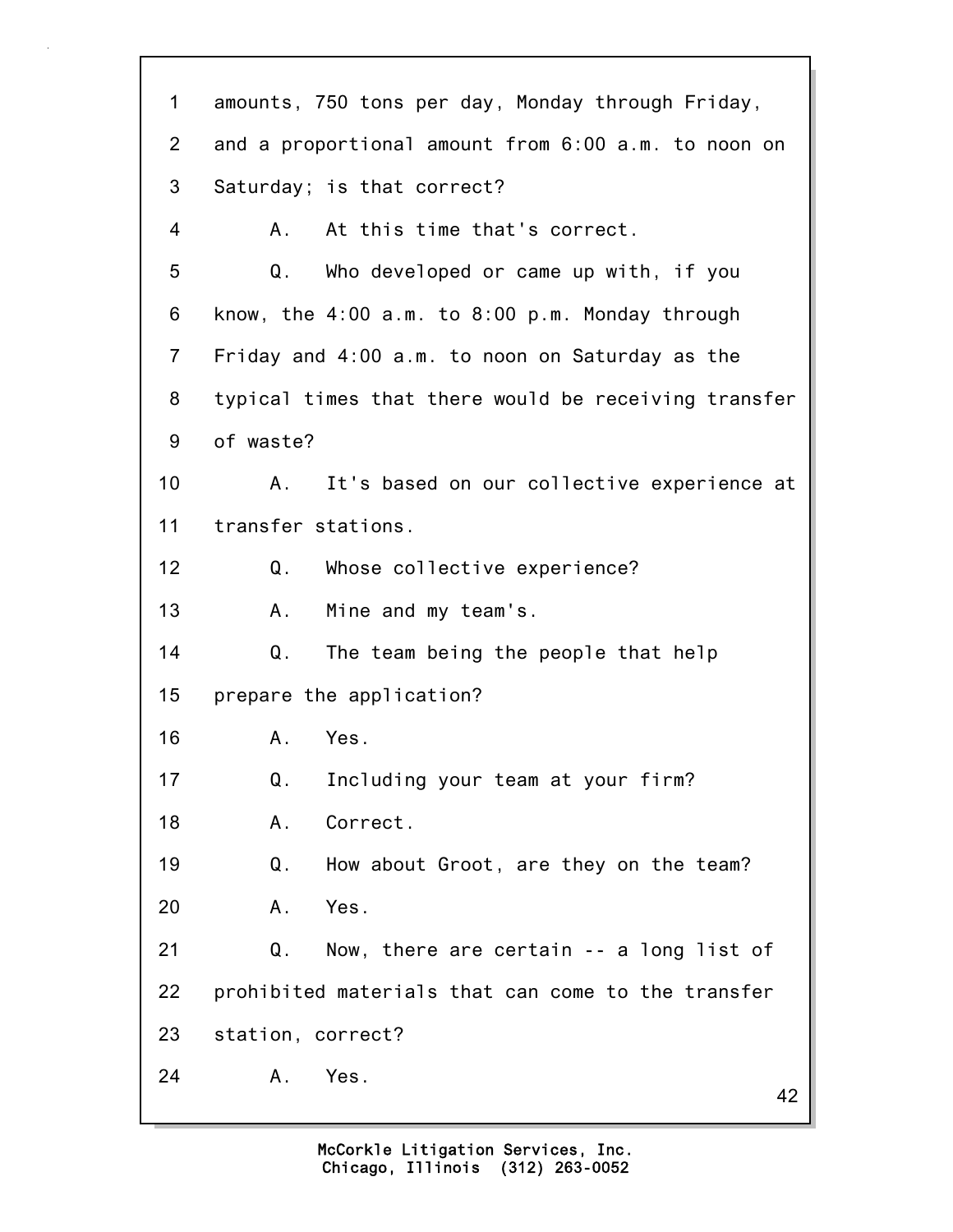1 amounts, 750 tons per day, Monday through Friday,

2 and a proportional amount from 6:00 a.m. to noon on

3 Saturday; is that correct?

4 A. At this time that's correct.

5 Q. Who developed or came up with, if you

6 know, the 4:00 a.m. to 8:00 p.m. Monday through

7 Friday and 4:00 a.m. to noon on Saturday as the

8 typical times that there would be receiving transfer

9 of waste?

10 A. It's based on our collective experience at

11 transfer stations.

12 Q. Whose collective experience?

13 A. Mine and my team's.

14 Q. The team being the people that help

15 prepare the application?

16 A. Yes.

17 Q. Including your team at your firm?

18 A. Correct.

19 Q. How about Groot, are they on the team?

20 A. Yes.

21 Q. Now, there are certain -- a long list of

22 prohibited materials that can come to the transfer

23 station, correct?

24 A. Yes.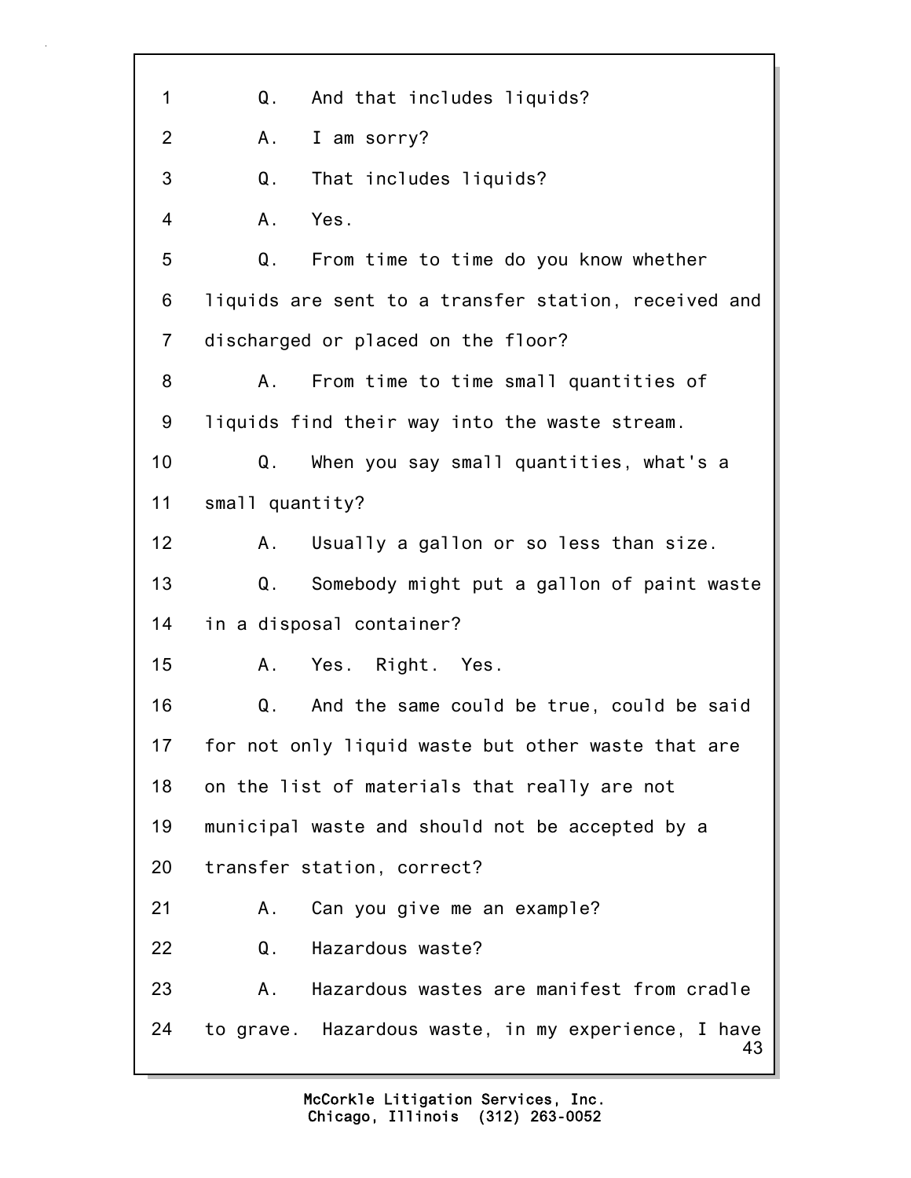1 Q. And that includes liquids?

2 A. I am sorry?

3 Q. That includes liquids?

4 A. Yes.

5 Q. From time to time do you know whether

6 liquids are sent to a transfer station, received and

7 discharged or placed on the floor?

8 A. From time to time small quantities of

9 liquids find their way into the waste stream.

10 Q. When you say small quantities, what's a

11 small quantity?

12 A. Usually a gallon or so less than size.

13 Q. Somebody might put a gallon of paint waste

14 in a disposal container?

15 A. Yes. Right. Yes.

16 Q. And the same could be true, could be said

17 for not only liquid waste but other waste that are

18 on the list of materials that really are not

19 municipal waste and should not be accepted by a

20 transfer station, correct?

21 A. Can you give me an example?

22 Q. Hazardous waste?

23 A. Hazardous wastes are manifest from cradle

24 to grave. Hazardous waste, in my experience, I have

McCorkle Litigation Services, Inc.
Chicago, Illinois (312) 263-0052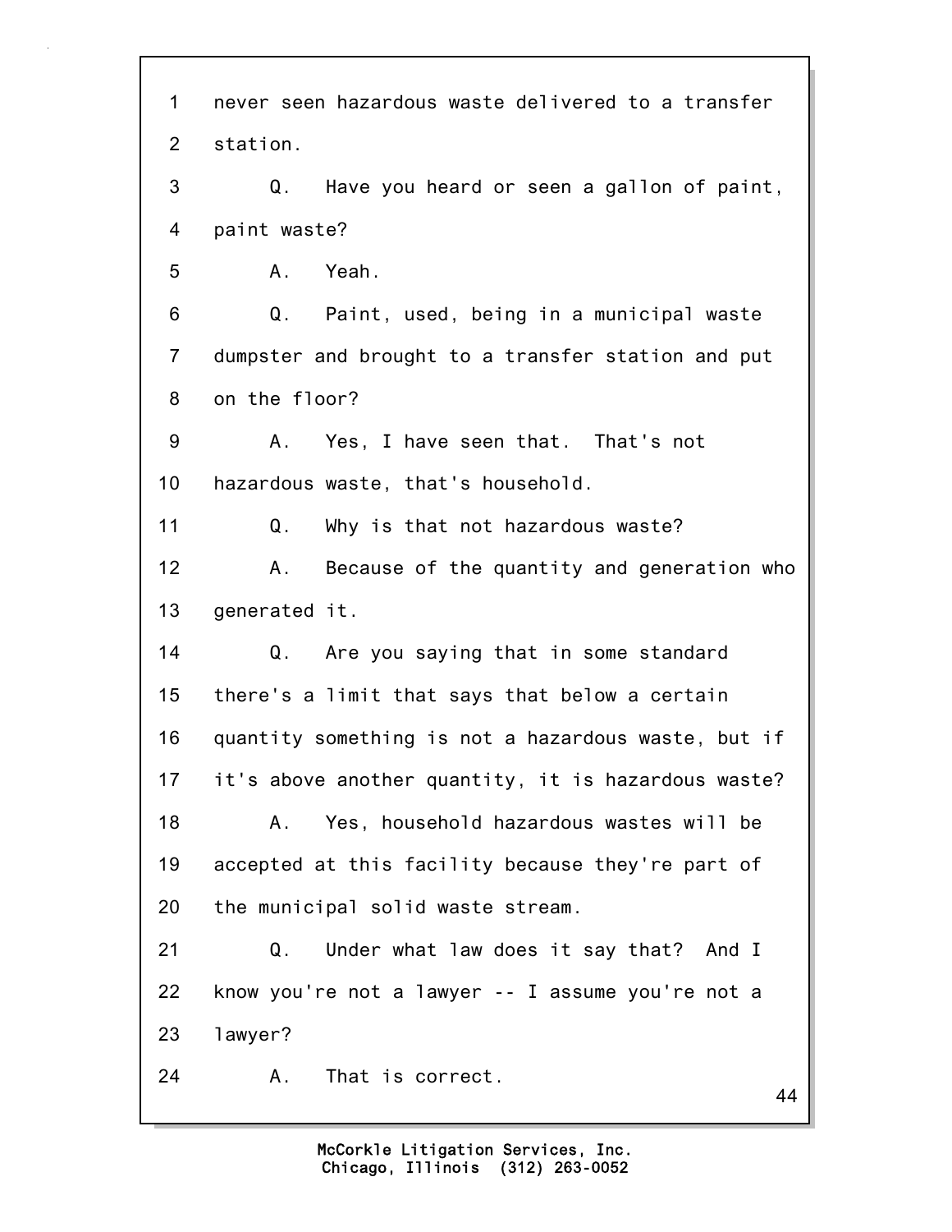1 never seen hazardous waste delivered to a transfer
2 station.
3 Q. Have you heard or seen a gallon of paint,
4 paint waste?
5 A. Yeah.
6 Q. Paint, used, being in a municipal waste
7 dumpster and brought to a transfer station and put
8 on the floor?
9 A. Yes, I have seen that. That's not
10 hazardous waste, that's household.
11 Q. Why is that not hazardous waste?
12 A. Because of the quantity and generation who
13 generated it.
14 Q. Are you saying that in some standard
15 there's a limit that says that below a certain
16 quantity something is not a hazardous waste, but if
17 it's above another quantity, it is hazardous waste?
18 A. Yes, household hazardous wastes will be
19 accepted at this facility because they're part of
20 the municipal solid waste stream.
21 Q. Under what law does it say that? And I
22 know you're not a lawyer -- I assume you're not a
23 lawyer?
24 A. That is correct.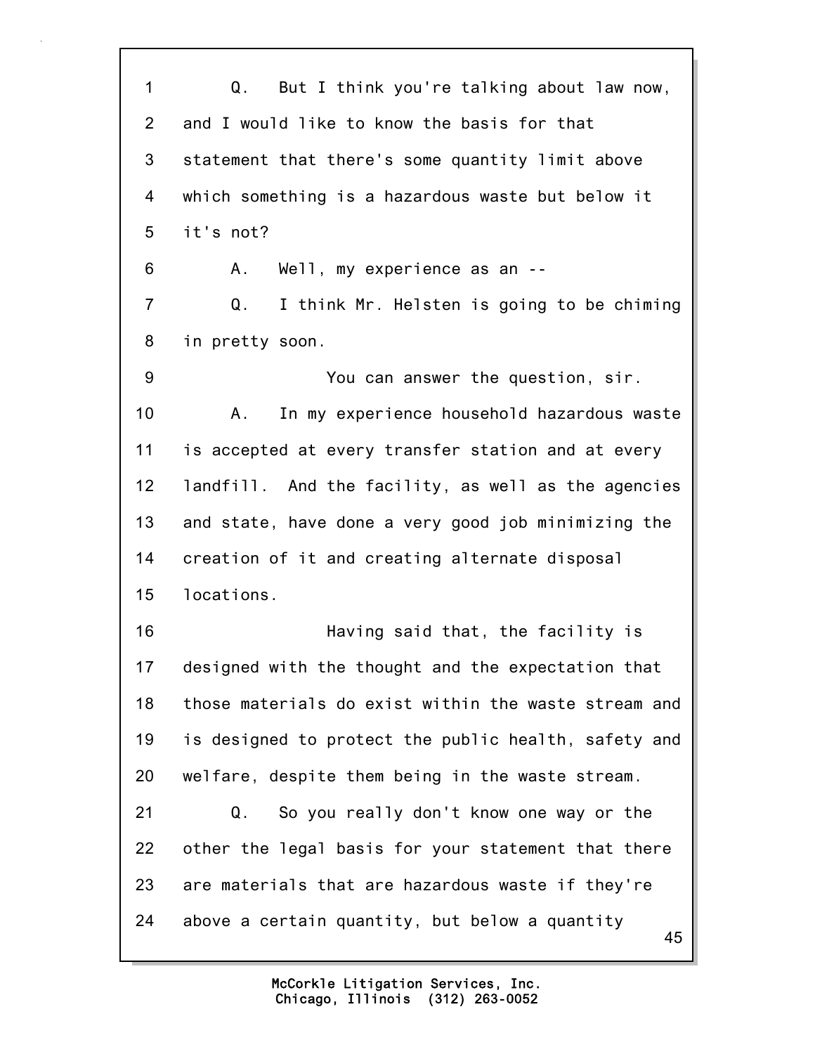1 Q. But I think you're talking about law now,
2 and I would like to know the basis for that
3 statement that there's some quantity limit above
4 which something is a hazardous waste but below it
5 it's not?
6 A. Well, my experience as an --
7 Q. I think Mr. Helsten is going to be chiming
8 in pretty soon.
9 You can answer the question, sir.
10 A. In my experience household hazardous waste
11 is accepted at every transfer station and at every
12 landfill. And the facility, as well as the agencies
13 and state, have done a very good job minimizing the
14 creation of it and creating alternate disposal
15 locations.
16 Having said that, the facility is
17 designed with the thought and the expectation that
18 those materials do exist within the waste stream and
19 is designed to protect the public health, safety and
20 welfare, despite them being in the waste stream.
21 Q. So you really don't know one way or the
22 other the legal basis for your statement that there
23 are materials that are hazardous waste if they're
24 above a certain quantity, but below a quantity

McCorkle Litigation Services, Inc.
Chicago, Illinois (312) 263-0052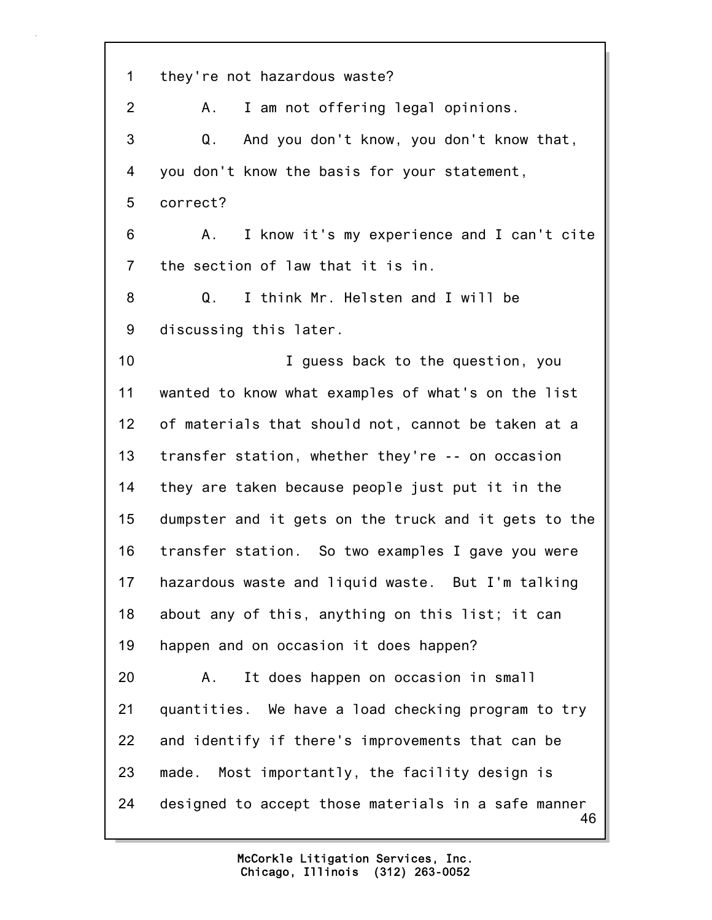1 they're not hazardous waste?

2 A. I am not offering legal opinions.

3 Q. And you don't know, you don't know that,

4 you don't know the basis for your statement,

5 correct?

6 A. I know it's my experience and I can't cite

7 the section of law that it is in.

8 Q. I think Mr. Helsten and I will be

9 discussing this later.

10 I guess back to the question, you

11 wanted to know what examples of what's on the list

12 of materials that should not, cannot be taken at a

13 transfer station, whether they're -- on occasion

14 they are taken because people just put it in the

15 dumpster and it gets on the truck and it gets to the

16 transfer station. So two examples I gave you were

17 hazardous waste and liquid waste. But I'm talking

18 about any of this, anything on this list; it can

19 happen and on occasion it does happen?

20 A. It does happen on occasion in small

21 quantities. We have a load checking program to try

22 and identify if there's improvements that can be

23 made. Most importantly, the facility design is

24 designed to accept those materials in a safe manner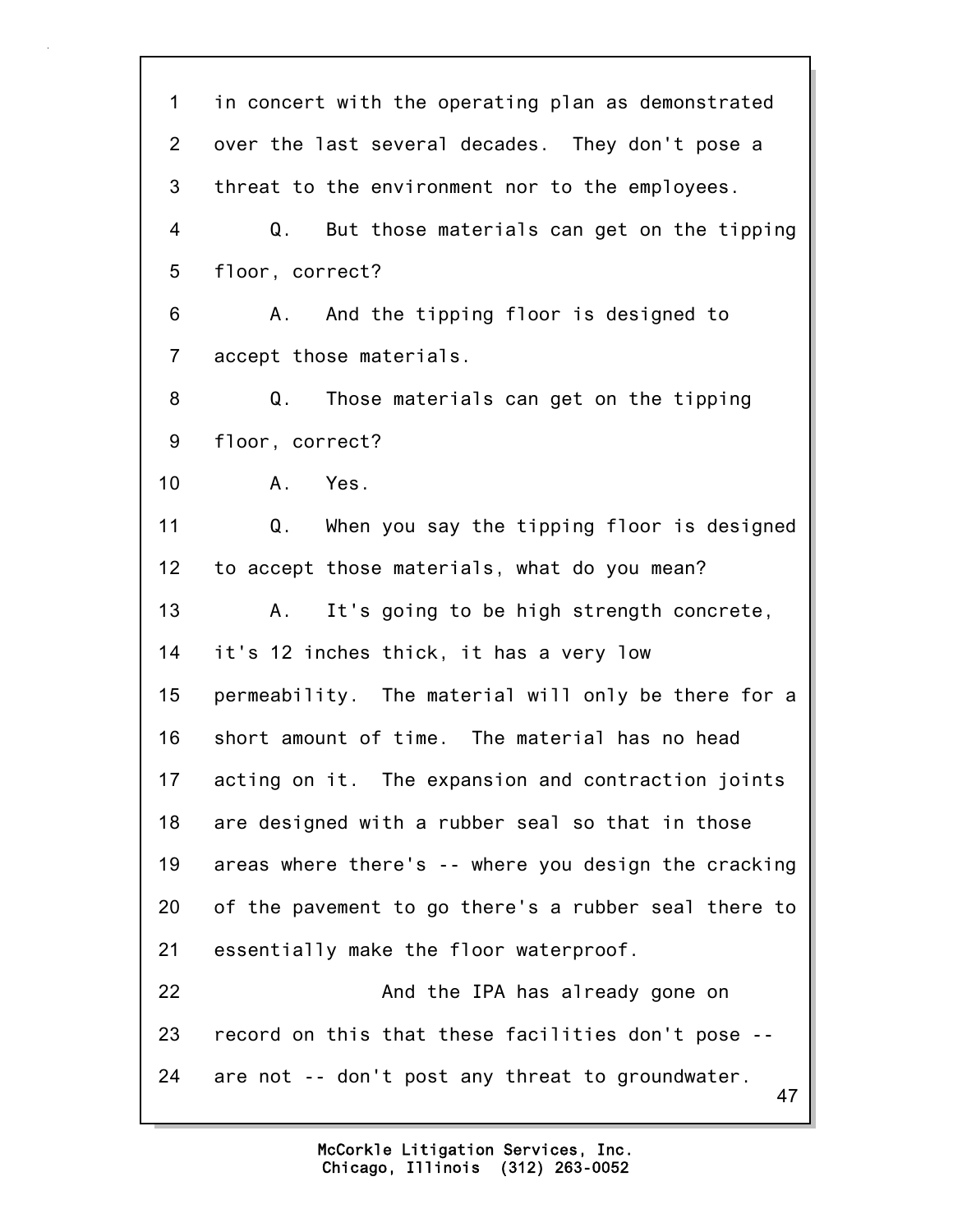1 in concert with the operating plan as demonstrated
2 over the last several decades. They don't pose a
3 threat to the environment nor to the employees.
4 Q. But those materials can get on the tipping
5 floor, correct?
6 A. And the tipping floor is designed to
7 accept those materials.
8 Q. Those materials can get on the tipping
9 floor, correct?
10 A. Yes.
11 Q. When you say the tipping floor is designed
12 to accept those materials, what do you mean?
13 A. It's going to be high strength concrete,
14 it's 12 inches thick, it has a very low
15 permeability. The material will only be there for a
16 short amount of time. The material has no head
17 acting on it. The expansion and contraction joints
18 are designed with a rubber seal so that in those
19 areas where there's -- where you design the cracking
20 of the pavement to go there's a rubber seal there to
21 essentially make the floor waterproof.
22 And the IPA has already gone on
23 record on this that these facilities don't pose --
24 are not -- don't post any threat to groundwater.

McCorkle Litigation Services, Inc.
Chicago, Illinois (312) 263-0052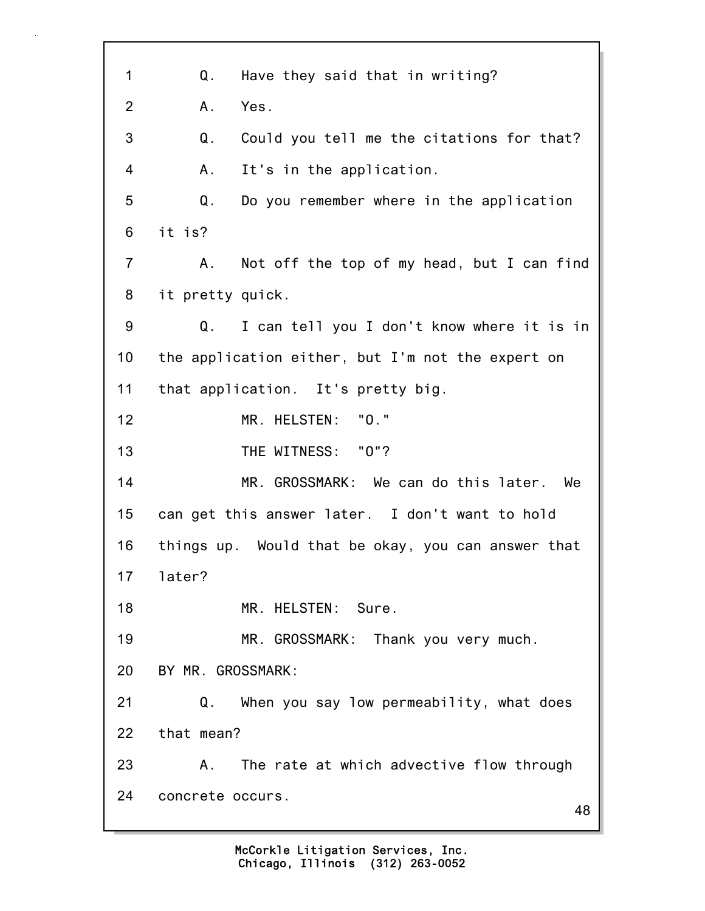1 Q. Have they said that in writing?

2 A. Yes.

3 Q. Could you tell me the citations for that?

4 A. It's in the application.

5 Q. Do you remember where in the application

6 it is?

7 A. Not off the top of my head, but I can find

8 it pretty quick.

9 Q. I can tell you I don't know where it is in

10 the application either, but I'm not the expert on

11 that application. It's pretty big.

12 MR. HELSTEN: "O."

13 THE WITNESS: "O"?

14 MR. GROSSMARK: We can do this later. We

15 can get this answer later. I don't want to hold

16 things up. Would that be okay, you can answer that

17 later?

18 MR. HELSTEN: Sure.

19 MR. GROSSMARK: Thank you very much.

20 BY MR. GROSSMARK:

21 Q. When you say low permeability, what does

22 that mean?

23 A. The rate at which advective flow through

24 concrete occurs.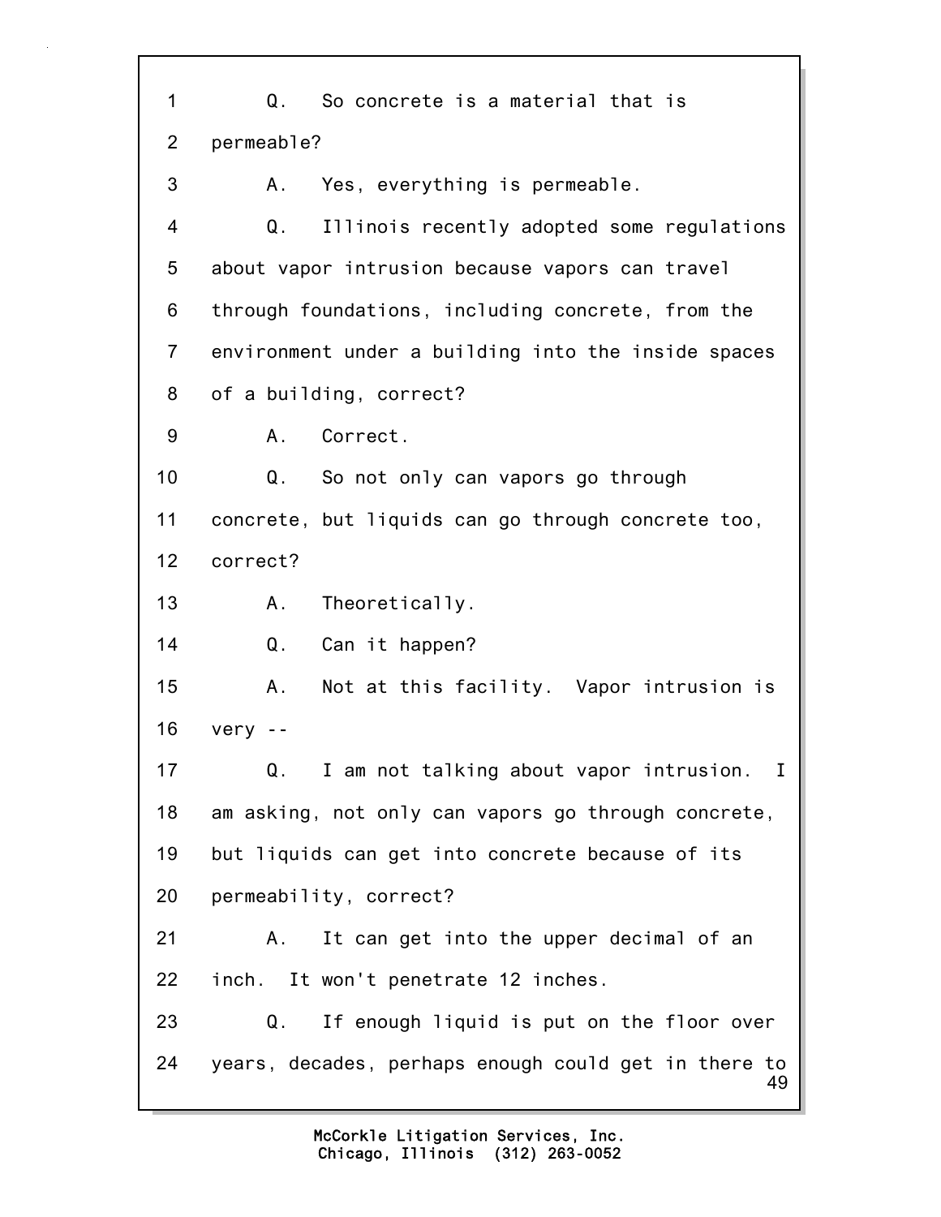1 Q. So concrete is a material that is
2 permeable?
3 A. Yes, everything is permeable.
4 Q. Illinois recently adopted some regulations
5 about vapor intrusion because vapors can travel
6 through foundations, including concrete, from the
7 environment under a building into the inside spaces
8 of a building, correct?
9 A. Correct.
10 Q. So not only can vapors go through
11 concrete, but liquids can go through concrete too,
12 correct?
13 A. Theoretically.
14 Q. Can it happen?
15 A. Not at this facility. Vapor intrusion is
16 very --
17 Q. I am not talking about vapor intrusion. I
18 am asking, not only can vapors go through concrete,
19 but liquids can get into concrete because of its
20 permeability, correct?
21 A. It can get into the upper decimal of an
22 inch. It won't penetrate 12 inches.
23 Q. If enough liquid is put on the floor over
24 years, decades, perhaps enough could get in there to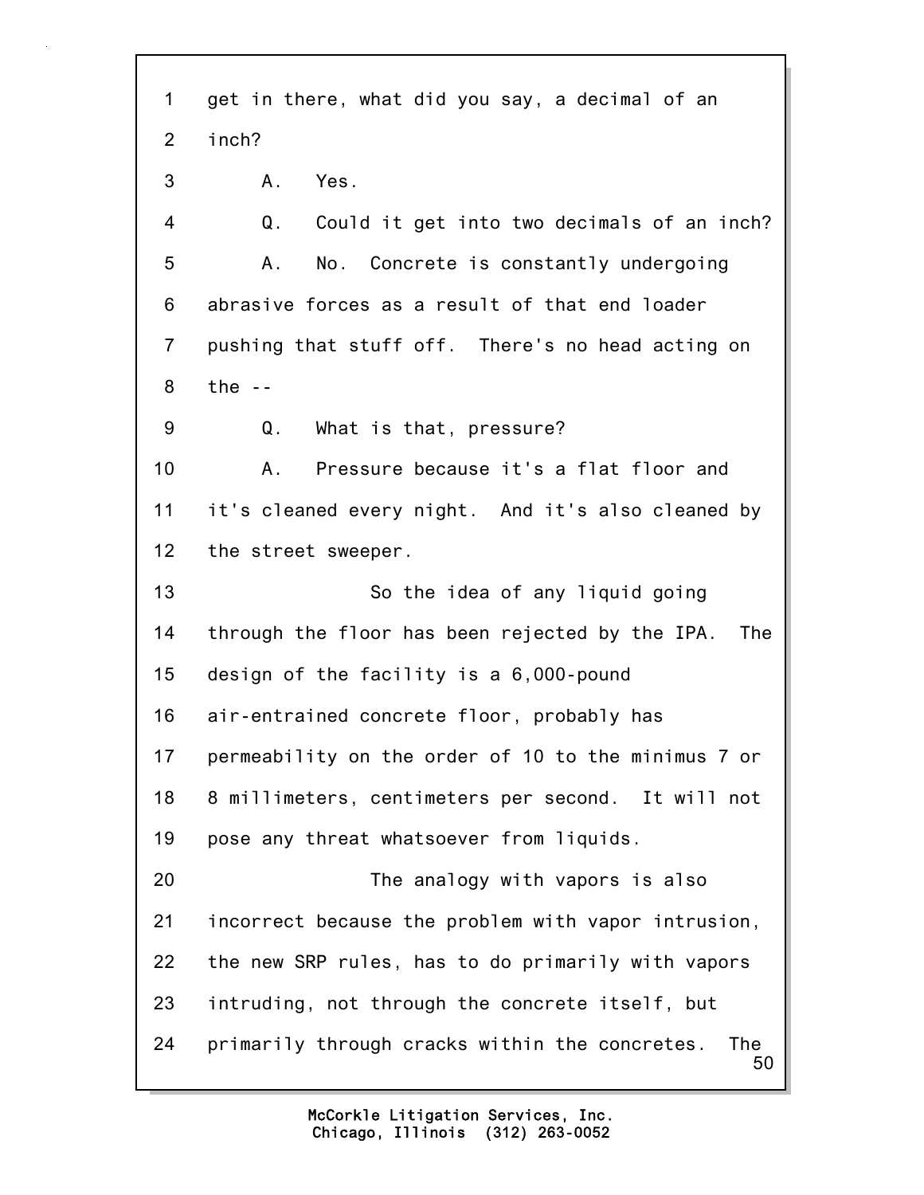1 get in there, what did you say, a decimal of an
2 inch?
3 A. Yes.
4 Q. Could it get into two decimals of an inch?
5 A. No. Concrete is constantly undergoing
6 abrasive forces as a result of that end loader
7 pushing that stuff off. There's no head acting on
8 the --
9 Q. What is that, pressure?
10 A. Pressure because it's a flat floor and
11 it's cleaned every night. And it's also cleaned by
12 the street sweeper.
13 So the idea of any liquid going
14 through the floor has been rejected by the IPA. The
15 design of the facility is a 6,000-pound
16 air-entrained concrete floor, probably has
17 permeability on the order of 10 to the minimus 7 or
18 8 millimeters, centimeters per second. It will not
19 pose any threat whatsoever from liquids.
20 The analogy with vapors is also
21 incorrect because the problem with vapor intrusion,
22 the new SRP rules, has to do primarily with vapors
23 intruding, not through the concrete itself, but
24 primarily through cracks within the concretes. The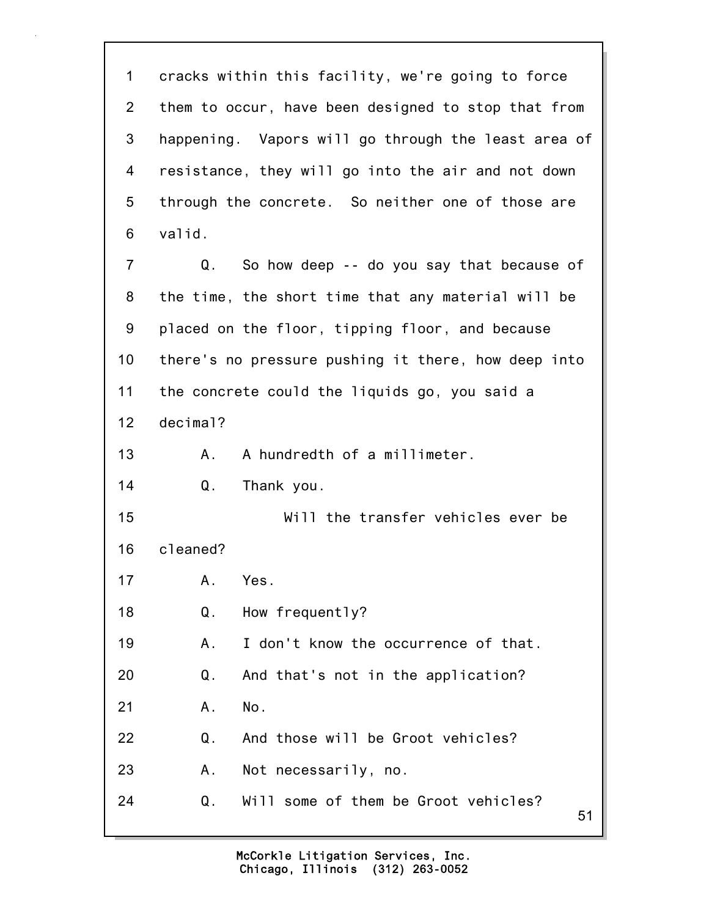1 cracks within this facility, we're going to force
2 them to occur, have been designed to stop that from
3 happening. Vapors will go through the least area of
4 resistance, they will go into the air and not down
5 through the concrete. So neither one of those are
6 valid.

7 Q. So how deep -- do you say that because of
8 the time, the short time that any material will be
9 placed on the floor, tipping floor, and because
10 there's no pressure pushing it there, how deep into
11 the concrete could the liquids go, you said a
12 decimal?

13 A. A hundredth of a millimeter.

14 Q. Thank you.

15 Will the transfer vehicles ever be
16 cleaned?

17 A. Yes.

18 Q. How frequently?

19 A. I don't know the occurrence of that.

20 Q. And that's not in the application?

21 A. No.

22 Q. And those will be Groot vehicles?

23 A. Not necessarily, no.

24 Q. Will some of them be Groot vehicles?

McCorkle Litigation Services, Inc.
Chicago, Illinois (312) 263-0052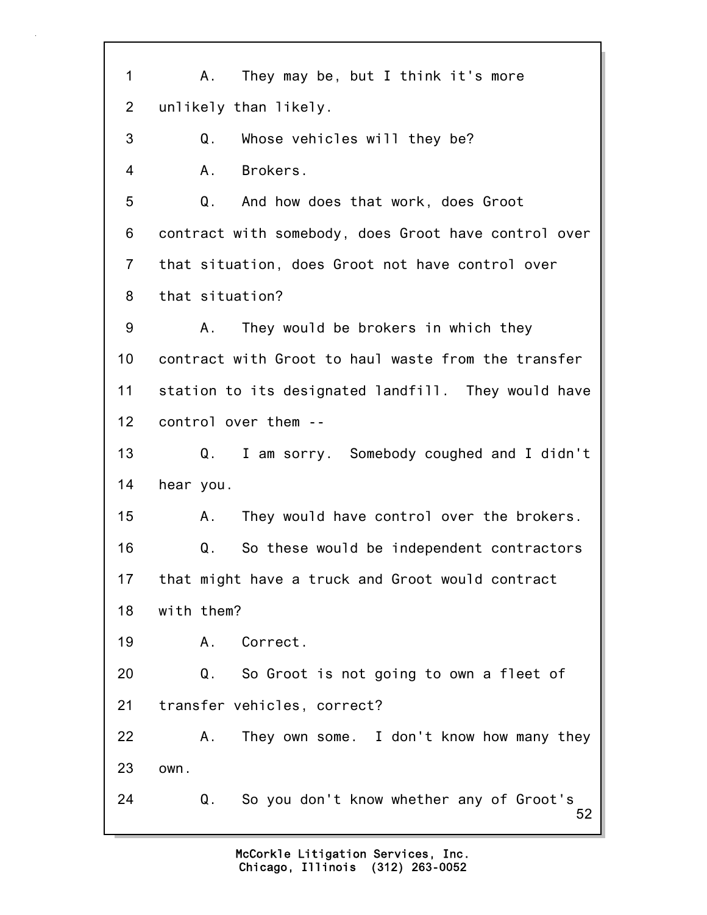1 A. They may be, but I think it's more
2 unlikely than likely.
3 Q. Whose vehicles will they be?
4 A. Brokers.
5 Q. And how does that work, does Groot
6 contract with somebody, does Groot have control over
7 that situation, does Groot not have control over
8 that situation?
9 A. They would be brokers in which they
10 contract with Groot to haul waste from the transfer
11 station to its designated landfill. They would have
12 control over them --
13 Q. I am sorry. Somebody coughed and I didn't
14 hear you.
15 A. They would have control over the brokers.
16 Q. So these would be independent contractors
17 that might have a truck and Groot would contract
18 with them?
19 A. Correct.
20 Q. So Groot is not going to own a fleet of
21 transfer vehicles, correct?
22 A. They own some. I don't know how many they
23 own.
24 Q. So you don't know whether any of Groot's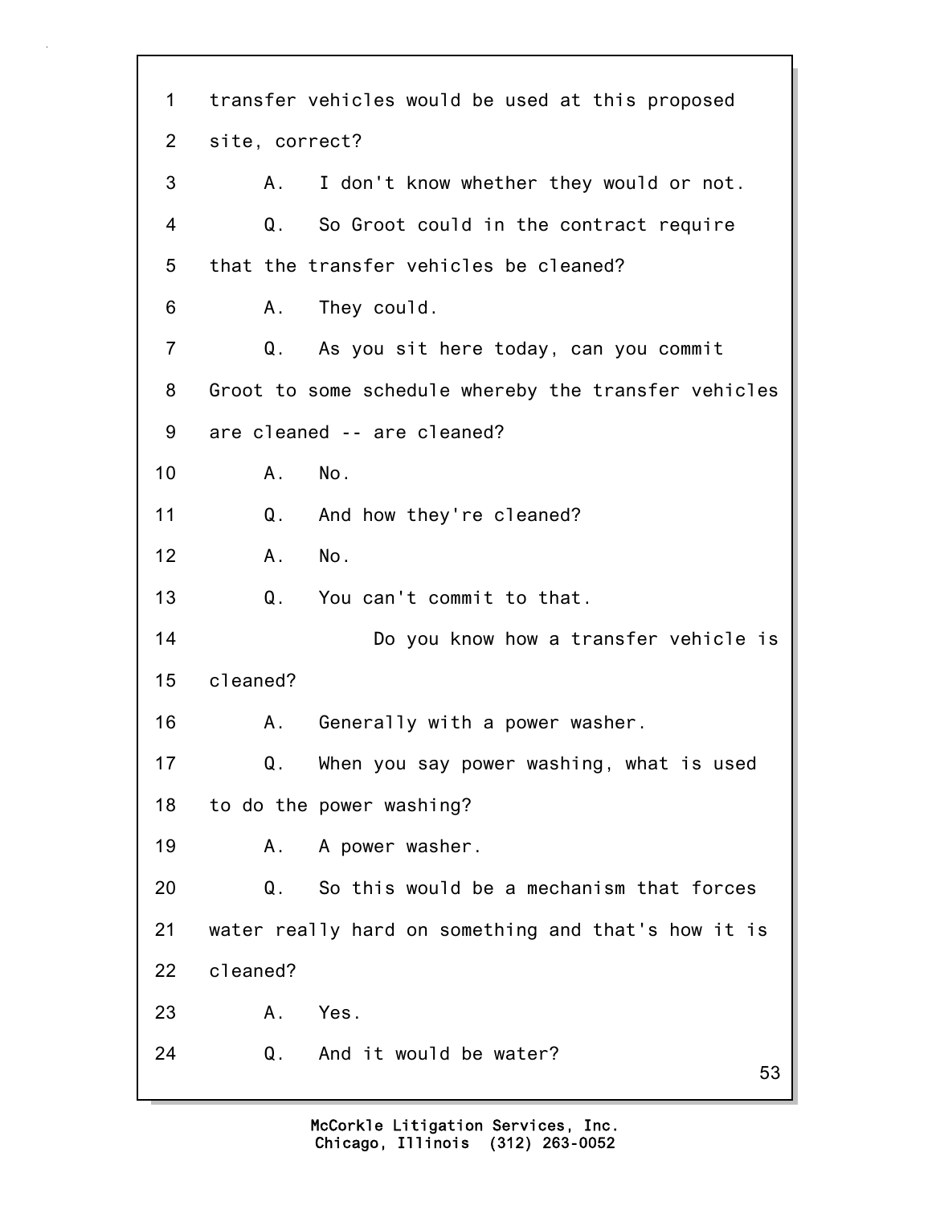1 transfer vehicles would be used at this proposed

2 site, correct?

3 A. I don't know whether they would or not.

4 Q. So Groot could in the contract require

5 that the transfer vehicles be cleaned?

6 A. They could.

7 Q. As you sit here today, can you commit

8 Groot to some schedule whereby the transfer vehicles

9 are cleaned -- are cleaned?

10 A. No.

11 Q. And how they're cleaned?

12 A. No.

13 Q. You can't commit to that.

14 Do you know how a transfer vehicle is

15 cleaned?

16 A. Generally with a power washer.

17 Q. When you say power washing, what is used

18 to do the power washing?

19 A. A power washer.

20 Q. So this would be a mechanism that forces

21 water really hard on something and that's how it is

22 cleaned?

23 A. Yes.

24 Q. And it would be water?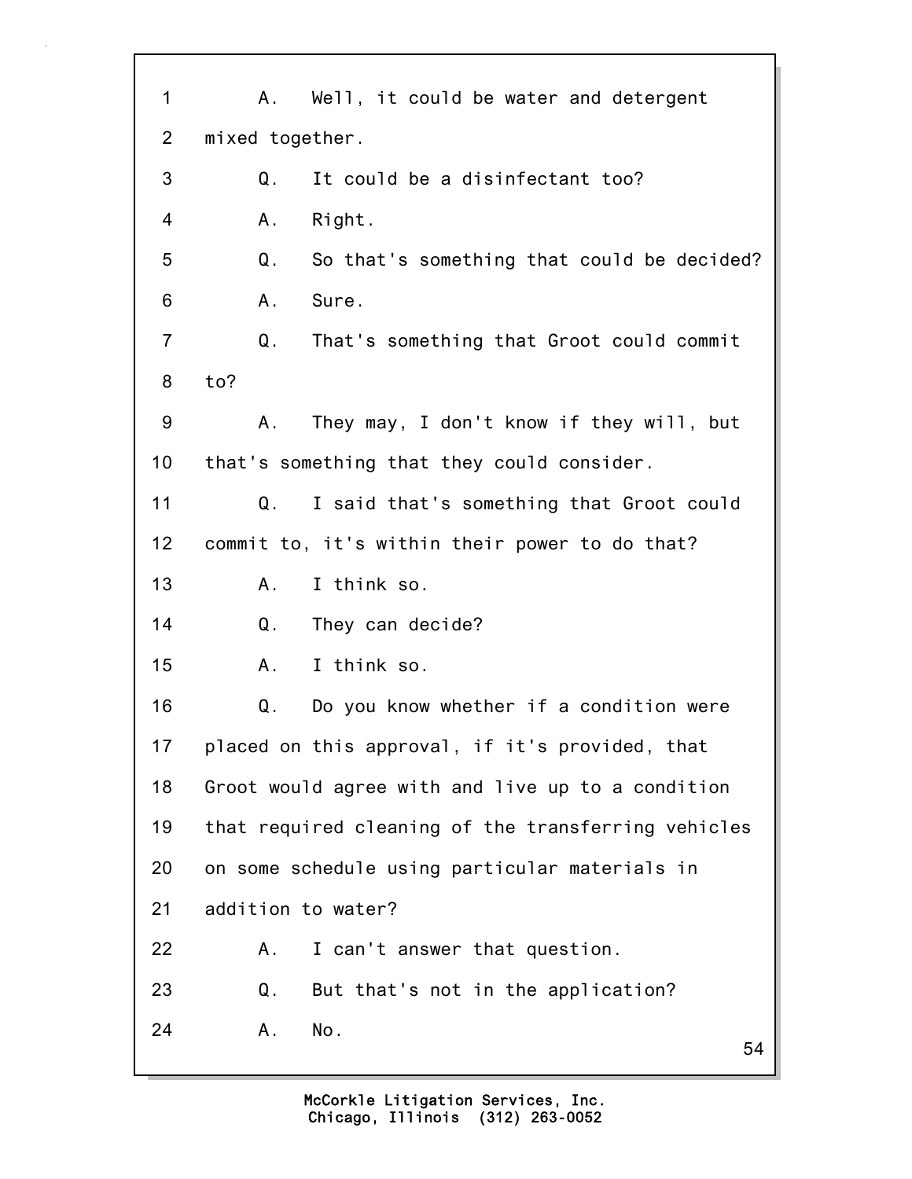1 A. Well, it could be water and detergent
2 mixed together.
3 Q. It could be a disinfectant too?
4 A. Right.
5 Q. So that's something that could be decided?
6 A. Sure.
7 Q. That's something that Groot could commit
8 to?
9 A. They may, I don't know if they will, but
10 that's something that they could consider.
11 Q. I said that's something that Groot could
12 commit to, it's within their power to do that?
13 A. I think so.
14 Q. They can decide?
15 A. I think so.
16 Q. Do you know whether if a condition were
17 placed on this approval, if it's provided, that
18 Groot would agree with and live up to a condition
19 that required cleaning of the transferring vehicles
20 on some schedule using particular materials in
21 addition to water?
22 A. I can't answer that question.
23 Q. But that's not in the application?
24 A. No.

McCorkle Litigation Services, Inc.
Chicago, Illinois (312) 263-0052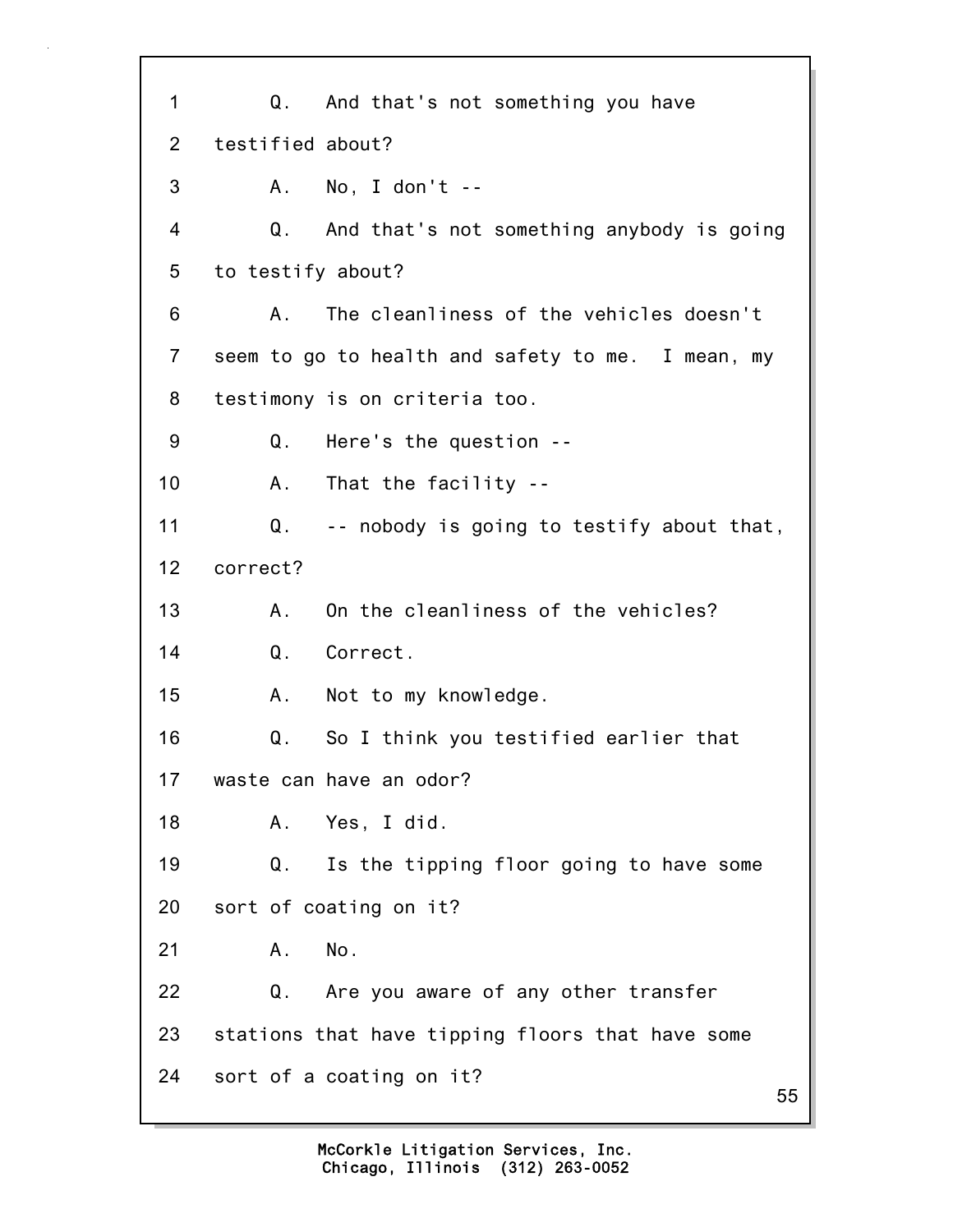1 Q. And that's not something you have

2 testified about?

3 A. No, I don't --

4 Q. And that's not something anybody is going

5 to testify about?

6 A. The cleanliness of the vehicles doesn't

7 seem to go to health and safety to me. I mean, my

8 testimony is on criteria too.

9 Q. Here's the question --

10 A. That the facility --

11 Q. -- nobody is going to testify about that,

12 correct?

13 A. On the cleanliness of the vehicles?

14 Q. Correct.

15 A. Not to my knowledge.

16 Q. So I think you testified earlier that

17 waste can have an odor?

18 A. Yes, I did.

19 Q. Is the tipping floor going to have some

20 sort of coating on it?

21 A. No.

22 Q. Are you aware of any other transfer

23 stations that have tipping floors that have some

24 sort of a coating on it?

McCorkle Litigation Services, Inc.
Chicago, Illinois (312) 263-0052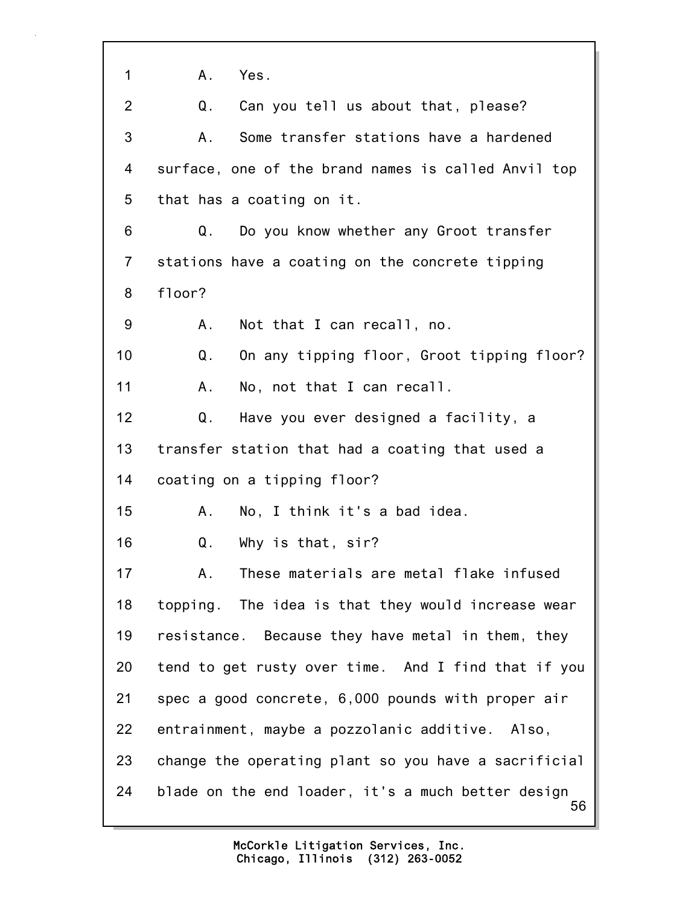1 A. Yes.

2 Q. Can you tell us about that, please?

3 A. Some transfer stations have a hardened

4 surface, one of the brand names is called Anvil top

5 that has a coating on it.

6 Q. Do you know whether any Groot transfer

7 stations have a coating on the concrete tipping

8 floor?

9 A. Not that I can recall, no.

10 Q. On any tipping floor, Groot tipping floor?

11 A. No, not that I can recall.

12 Q. Have you ever designed a facility, a

13 transfer station that had a coating that used a

14 coating on a tipping floor?

15 A. No, I think it's a bad idea.

16 Q. Why is that, sir?

17 A. These materials are metal flake infused

18 topping. The idea is that they would increase wear

19 resistance. Because they have metal in them, they

20 tend to get rusty over time. And I find that if you

21 spec a good concrete, 6,000 pounds with proper air

22 entrainment, maybe a pozzolanic additive. Also,

23 change the operating plant so you have a sacrificial

24 blade on the end loader, it's a much better design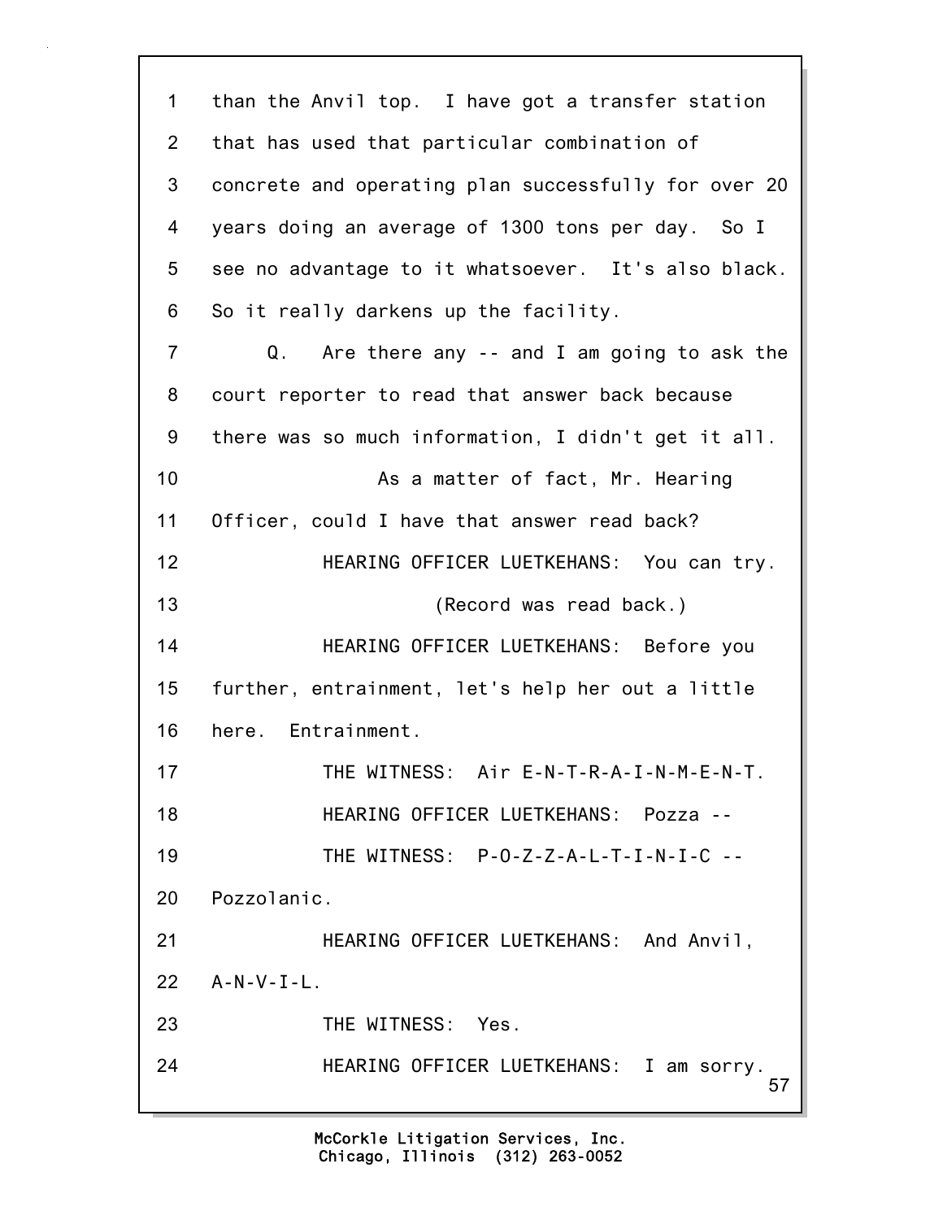1 than the Anvil top. I have got a transfer station
2 that has used that particular combination of
3 concrete and operating plan successfully for over 20
4 years doing an average of 1300 tons per day. So I
5 see no advantage to it whatsoever. It's also black.
6 So it really darkens up the facility.
7 Q. Are there any -- and I am going to ask the
8 court reporter to read that answer back because
9 there was so much information, I didn't get it all.
10 As a matter of fact, Mr. Hearing
11 Officer, could I have that answer read back?
12 HEARING OFFICER LUETKEHANS: You can try.
13 (Record was read back.)
14 HEARING OFFICER LUETKEHANS: Before you
15 further, entrainment, let's help her out a little
16 here. Entrainment.
17 THE WITNESS: Air E-N-T-R-A-I-N-M-E-N-T.
18 HEARING OFFICER LUETKEHANS: Pozza --
19 THE WITNESS: P-O-Z-Z-A-L-T-I-N-I-C --
20 Pozzolanic.
21 HEARING OFFICER LUETKEHANS: And Anvil,
22 A-N-V-I-L.
23 THE WITNESS: Yes.
24 HEARING OFFICER LUETKEHANS: I am sorry.

McCorkle Litigation Services, Inc.
Chicago, Illinois (312) 263-0052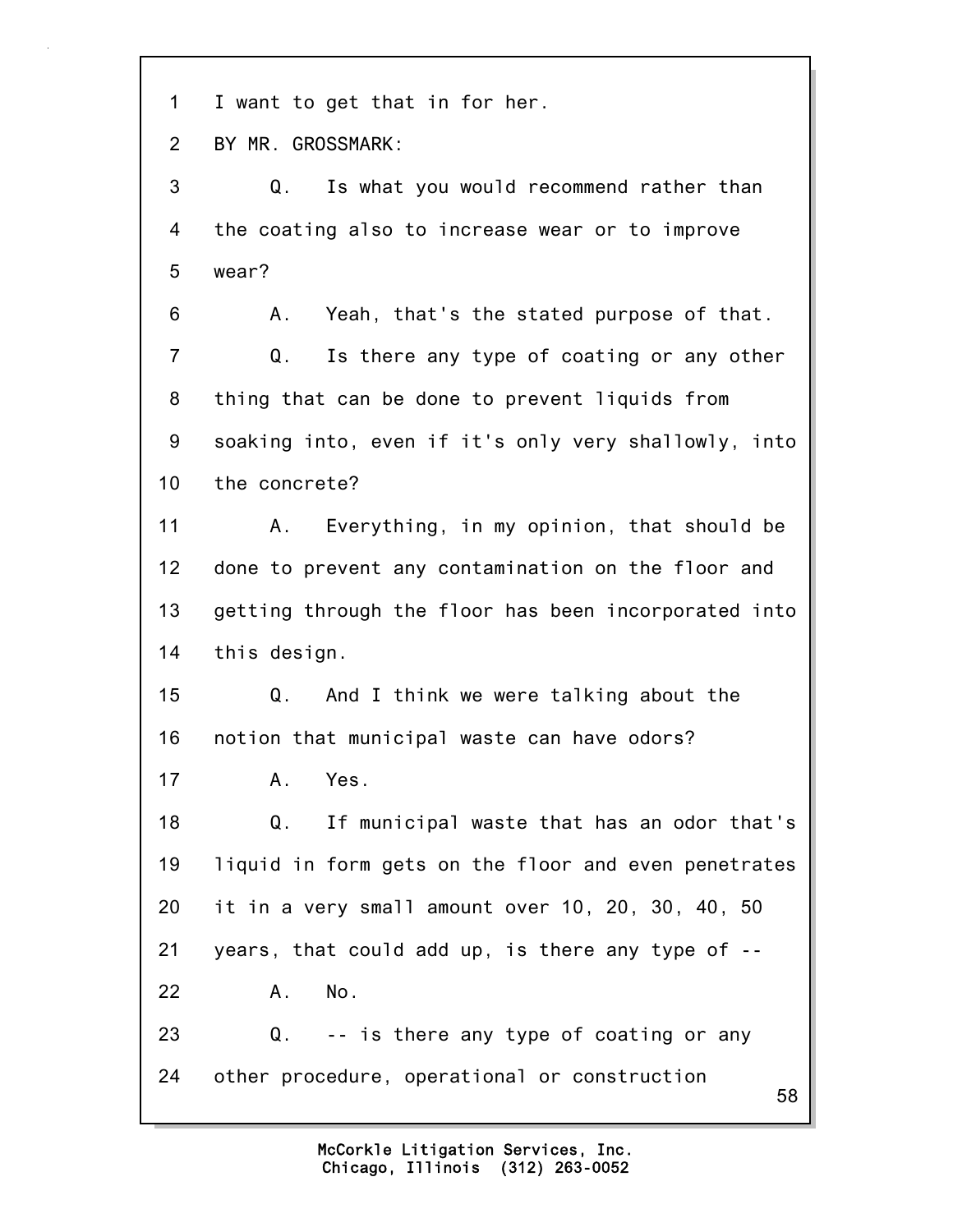1 I want to get that in for her.

2 BY MR. GROSSMARK:

3 Q. Is what you would recommend rather than

4 the coating also to increase wear or to improve

5 wear?

6 A. Yeah, that's the stated purpose of that.

7 Q. Is there any type of coating or any other

8 thing that can be done to prevent liquids from

9 soaking into, even if it's only very shallowly, into

10 the concrete?

11 A. Everything, in my opinion, that should be

12 done to prevent any contamination on the floor and

13 getting through the floor has been incorporated into

14 this design.

15 Q. And I think we were talking about the

16 notion that municipal waste can have odors?

17 A. Yes.

18 Q. If municipal waste that has an odor that's

19 liquid in form gets on the floor and even penetrates

20 it in a very small amount over 10, 20, 30, 40, 50

21 years, that could add up, is there any type of --

22 A. No.

23 Q. -- is there any type of coating or any

24 other procedure, operational or construction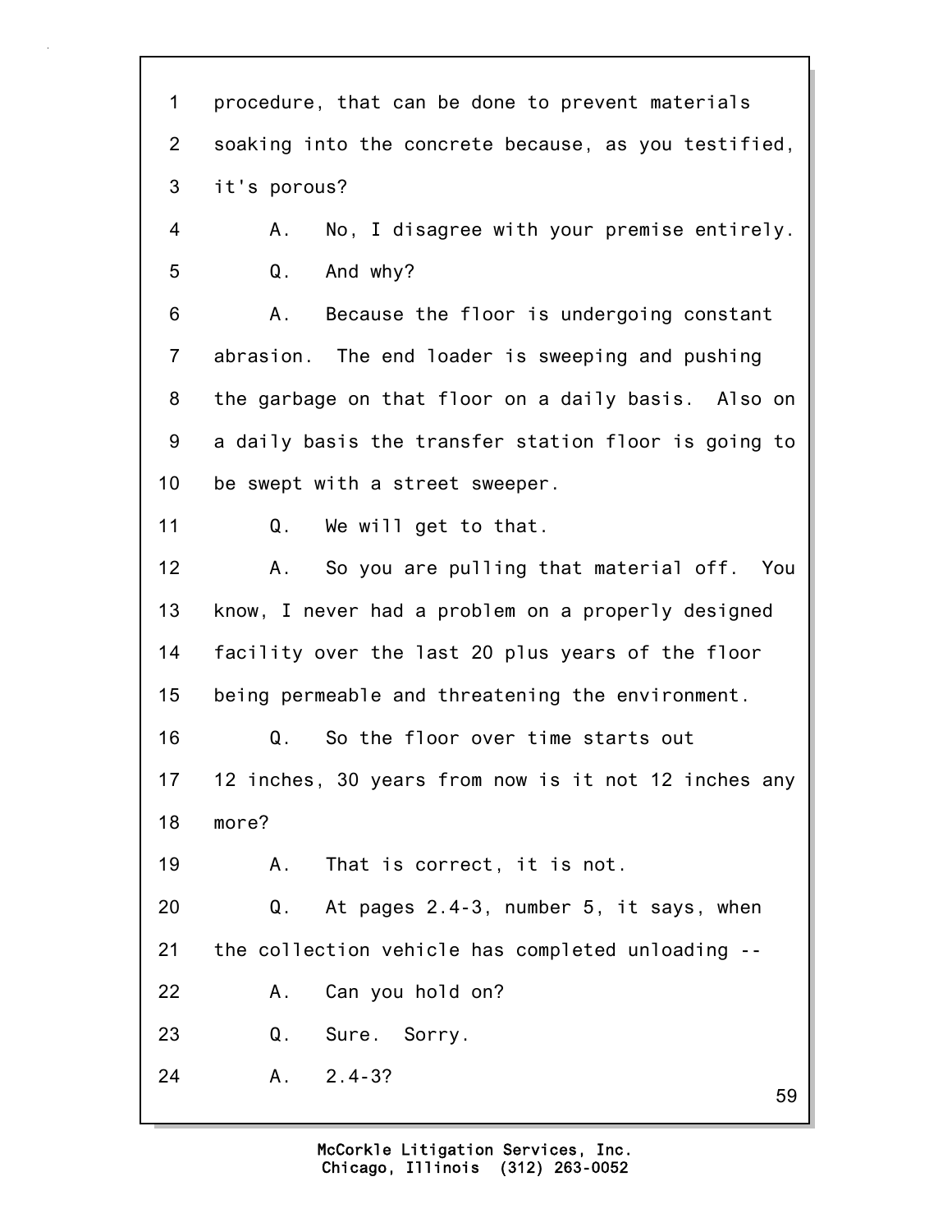procedure, that can be done to prevent materials soaking into the concrete because, as you testified, it's porous?

A. No, I disagree with your premise entirely.

Q. And why?

A. Because the floor is undergoing constant abrasion. The end loader is sweeping and pushing the garbage on that floor on a daily basis. Also on a daily basis the transfer station floor is going to be swept with a street sweeper.

Q. We will get to that.

A. So you are pulling that material off. You know, I never had a problem on a properly designed facility over the last 20 plus years of the floor being permeable and threatening the environment.

Q. So the floor over time starts out 12 inches, 30 years from now is it not 12 inches any more?

A. That is correct, it is not.

Q. At pages 2.4-3, number 5, it says, when the collection vehicle has completed unloading --

A. Can you hold on?

Q. Sure. Sorry.

A. 2.4-3?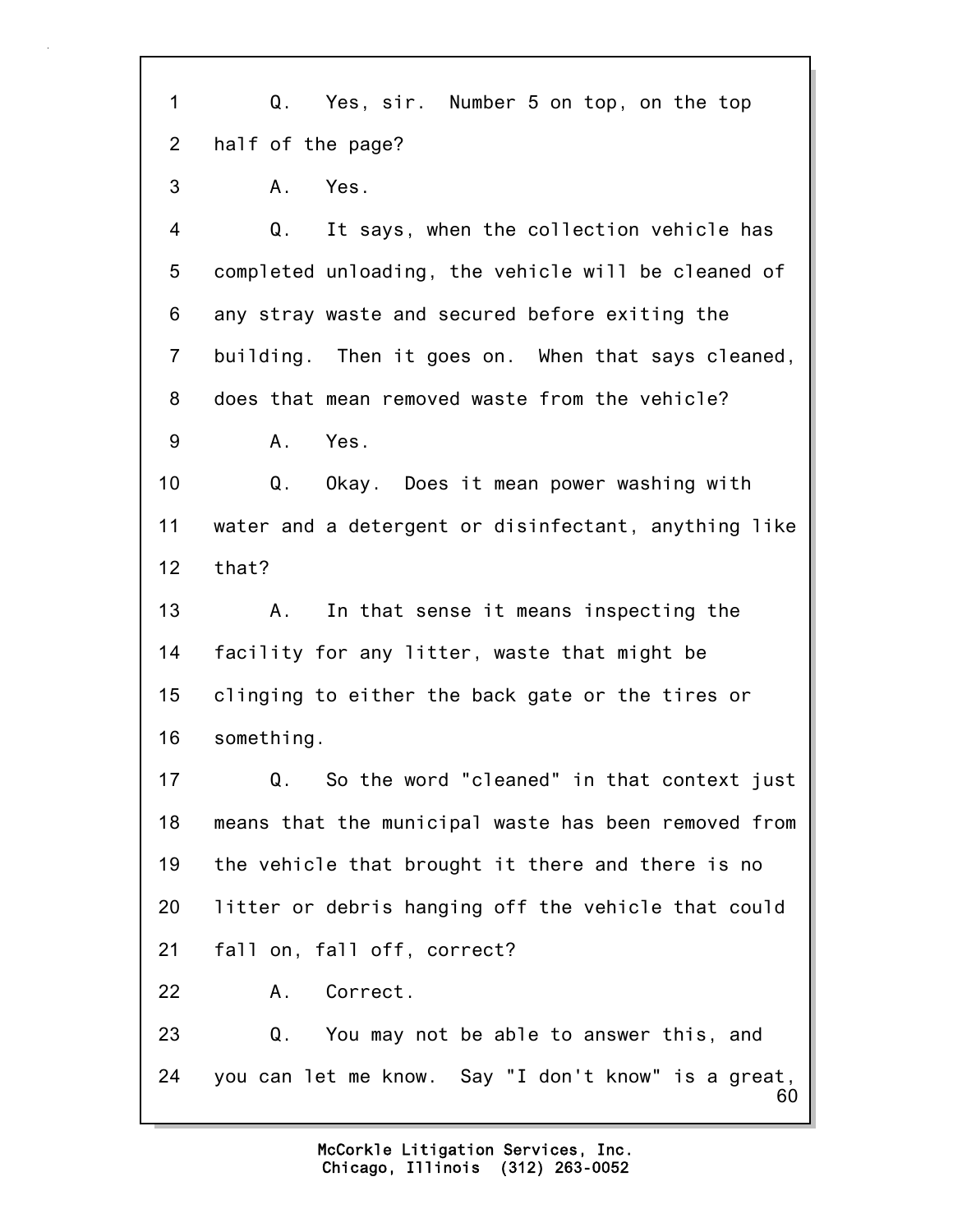1 Q. Yes, sir. Number 5 on top, on the top
2 half of the page?
3 A. Yes.
4 Q. It says, when the collection vehicle has
5 completed unloading, the vehicle will be cleaned of
6 any stray waste and secured before exiting the
7 building. Then it goes on. When that says cleaned,
8 does that mean removed waste from the vehicle?
9 A. Yes.
10 Q. Okay. Does it mean power washing with
11 water and a detergent or disinfectant, anything like
12 that?
13 A. In that sense it means inspecting the
14 facility for any litter, waste that might be
15 clinging to either the back gate or the tires or
16 something.
17 Q. So the word "cleaned" in that context just
18 means that the municipal waste has been removed from
19 the vehicle that brought it there and there is no
20 litter or debris hanging off the vehicle that could
21 fall on, fall off, correct?
22 A. Correct.
23 Q. You may not be able to answer this, and
24 you can let me know. Say "I don't know" is a great,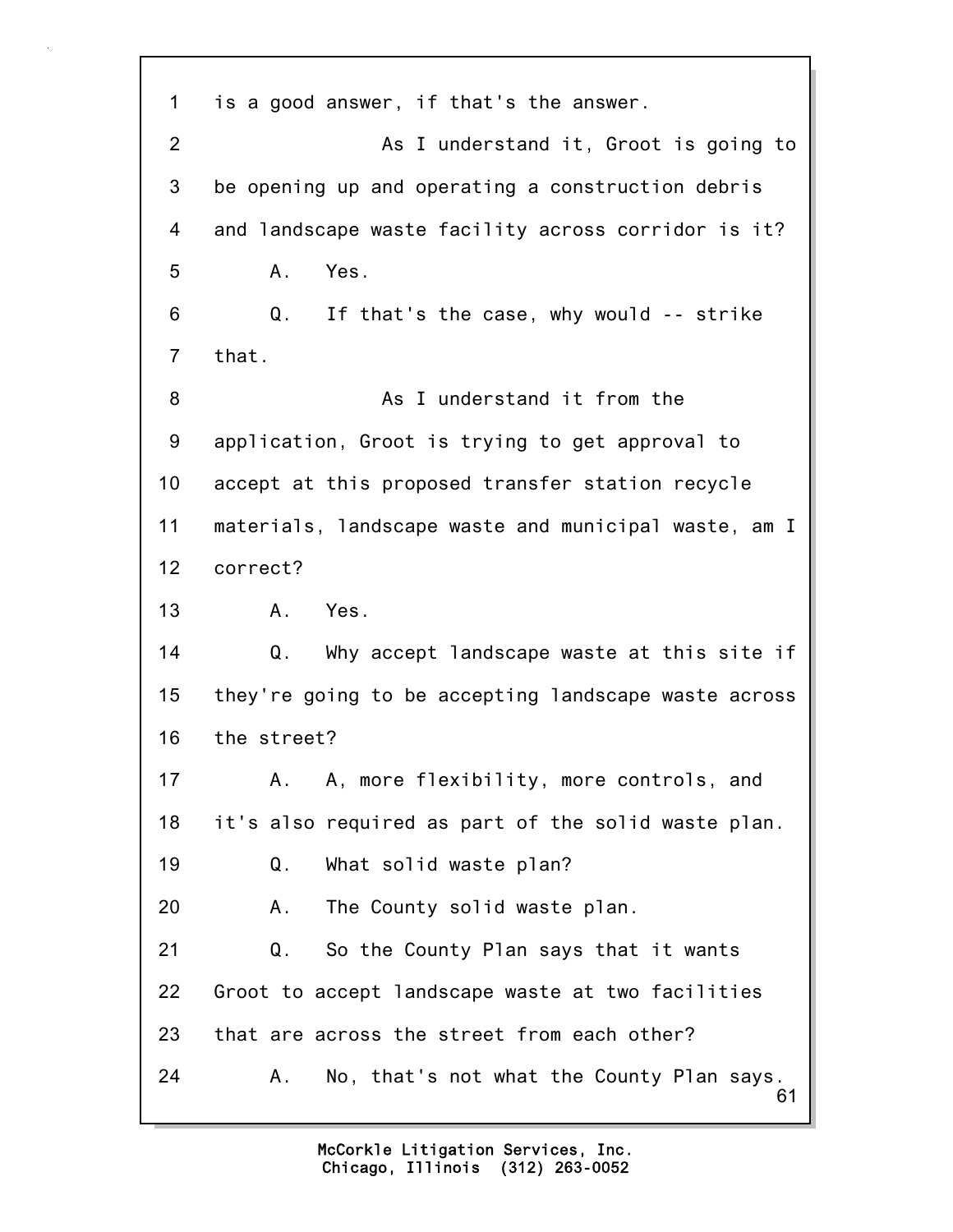1 is a good answer, if that's the answer.

2 As I understand it, Groot is going to

3 be opening up and operating a construction debris

4 and landscape waste facility across corridor is it?

5 A. Yes.

6 Q. If that's the case, why would -- strike

7 that.

8 As I understand it from the

9 application, Groot is trying to get approval to

10 accept at this proposed transfer station recycle

11 materials, landscape waste and municipal waste, am I

12 correct?

13 A. Yes.

14 Q. Why accept landscape waste at this site if

15 they're going to be accepting landscape waste across

16 the street?

17 A. A, more flexibility, more controls, and

18 it's also required as part of the solid waste plan.

19 Q. What solid waste plan?

20 A. The County solid waste plan.

21 Q. So the County Plan says that it wants

22 Groot to accept landscape waste at two facilities

23 that are across the street from each other?

24 A. No, that's not what the County Plan says.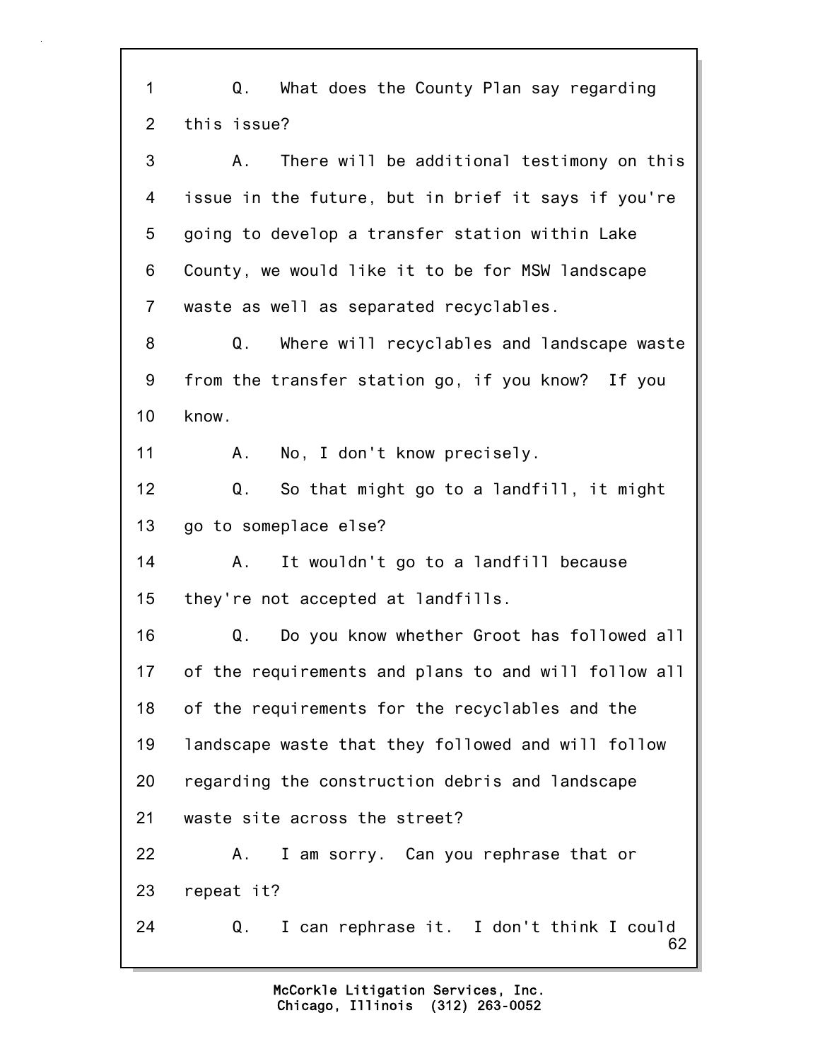1 Q. What does the County Plan say regarding
2 this issue?
3 A. There will be additional testimony on this
4 issue in the future, but in brief it says if you're
5 going to develop a transfer station within Lake
6 County, we would like it to be for MSW landscape
7 waste as well as separated recyclables.
8 Q. Where will recyclables and landscape waste
9 from the transfer station go, if you know? If you
10 know.
11 A. No, I don't know precisely.
12 Q. So that might go to a landfill, it might
13 go to someplace else?
14 A. It wouldn't go to a landfill because
15 they're not accepted at landfills.
16 Q. Do you know whether Groot has followed all
17 of the requirements and plans to and will follow all
18 of the requirements for the recyclables and the
19 landscape waste that they followed and will follow
20 regarding the construction debris and landscape
21 waste site across the street?
22 A. I am sorry. Can you rephrase that or
23 repeat it?
24 Q. I can rephrase it. I don't think I could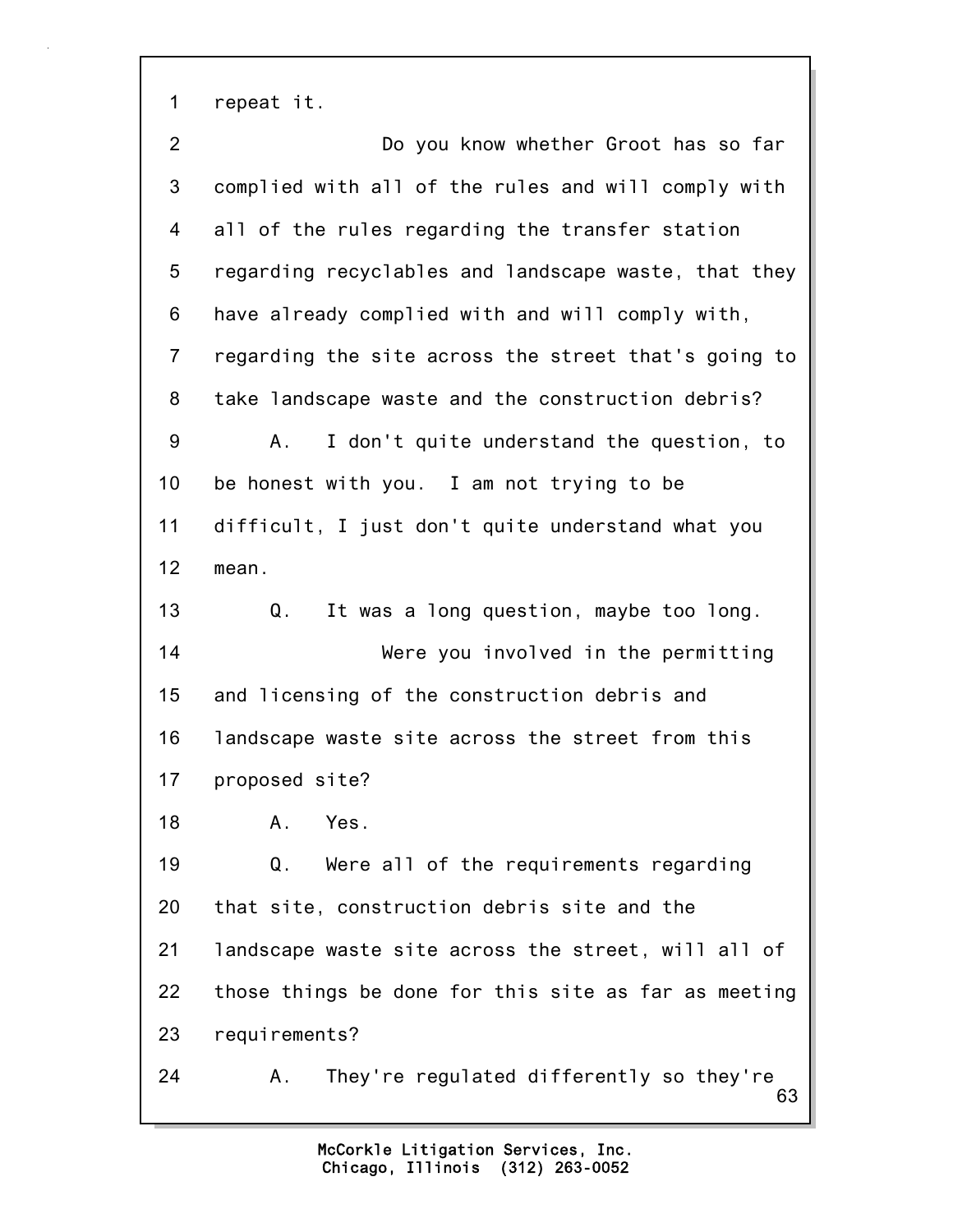repeat it.

Do you know whether Groot has so far complied with all of the rules and will comply with all of the rules regarding the transfer station regarding recyclables and landscape waste, that they have already complied with and will comply with, regarding the site across the street that's going to take landscape waste and the construction debris?

A. I don't quite understand the question, to be honest with you. I am not trying to be difficult, I just don't quite understand what you mean.

Q. It was a long question, maybe too long.

Were you involved in the permitting and licensing of the construction debris and landscape waste site across the street from this proposed site?

A. Yes.

Q. Were all of the requirements regarding that site, construction debris site and the landscape waste site across the street, will all of those things be done for this site as far as meeting requirements?

A. They're regulated differently so they're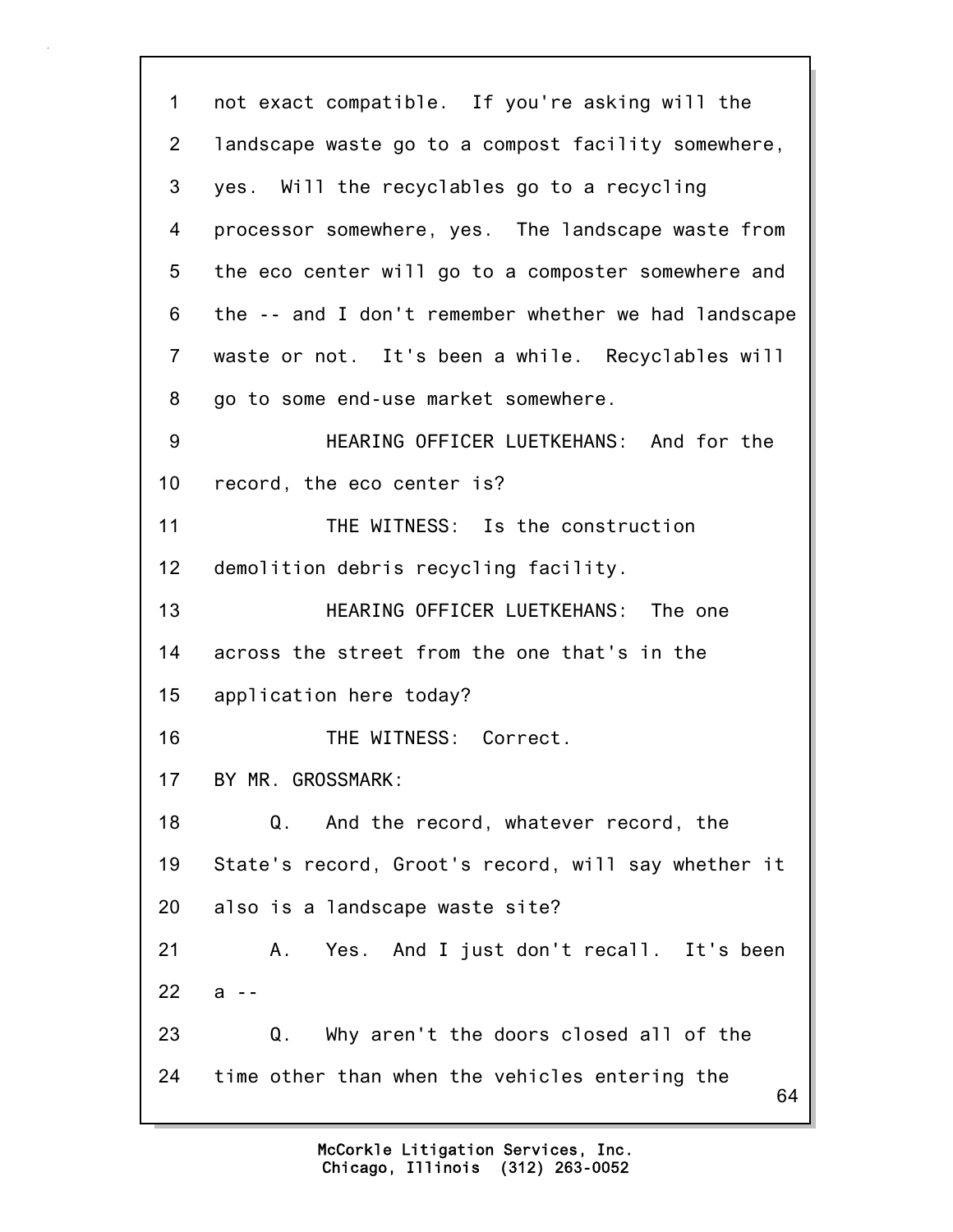not exact compatible. If you're asking will the landscape waste go to a compost facility somewhere, yes. Will the recyclables go to a recycling processor somewhere, yes. The landscape waste from the eco center will go to a composter somewhere and the -- and I don't remember whether we had landscape waste or not. It's been a while. Recyclables will go to some end-use market somewhere.

HEARING OFFICER LUETKEHANS: And for the record, the eco center is?

THE WITNESS: Is the construction demolition debris recycling facility.

HEARING OFFICER LUETKEHANS: The one across the street from the one that's in the application here today?

THE WITNESS: Correct.

BY MR. GROSSMARK:

Q. And the record, whatever record, the State's record, Groot's record, will say whether it also is a landscape waste site?

A. Yes. And I just don't recall. It's been a --

Q. Why aren't the doors closed all of the time other than when the vehicles entering the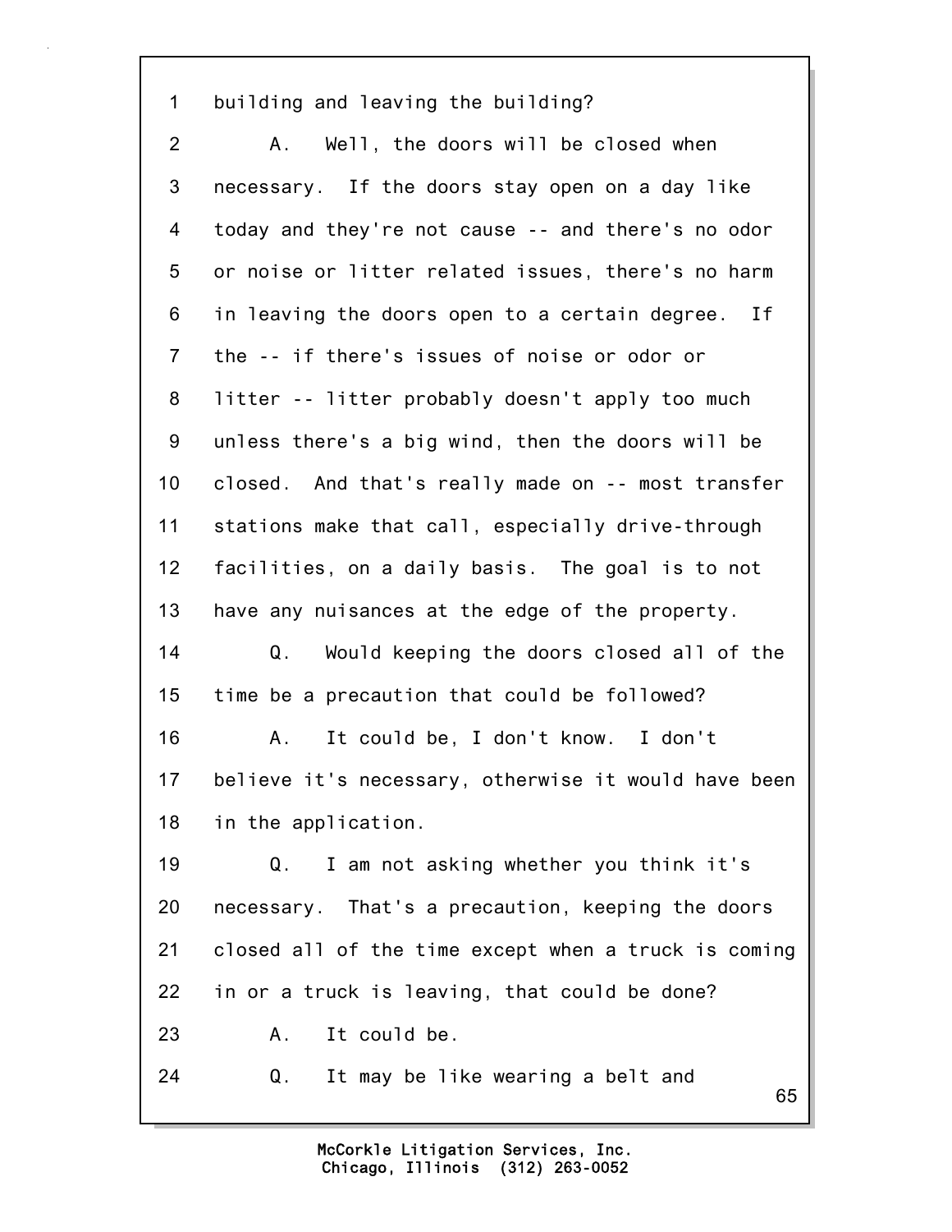1 building and leaving the building?

2 A. Well, the doors will be closed when

3 necessary. If the doors stay open on a day like

4 today and they're not cause -- and there's no odor

5 or noise or litter related issues, there's no harm

6 in leaving the doors open to a certain degree. If

7 the -- if there's issues of noise or odor or

8 litter -- litter probably doesn't apply too much

9 unless there's a big wind, then the doors will be

10 closed. And that's really made on -- most transfer

11 stations make that call, especially drive-through

12 facilities, on a daily basis. The goal is to not

13 have any nuisances at the edge of the property.

14 Q. Would keeping the doors closed all of the

15 time be a precaution that could be followed?

16 A. It could be, I don't know. I don't

17 believe it's necessary, otherwise it would have been

18 in the application.

19 Q. I am not asking whether you think it's

20 necessary. That's a precaution, keeping the doors

21 closed all of the time except when a truck is coming

22 in or a truck is leaving, that could be done?

23 A. It could be.

24 Q. It may be like wearing a belt and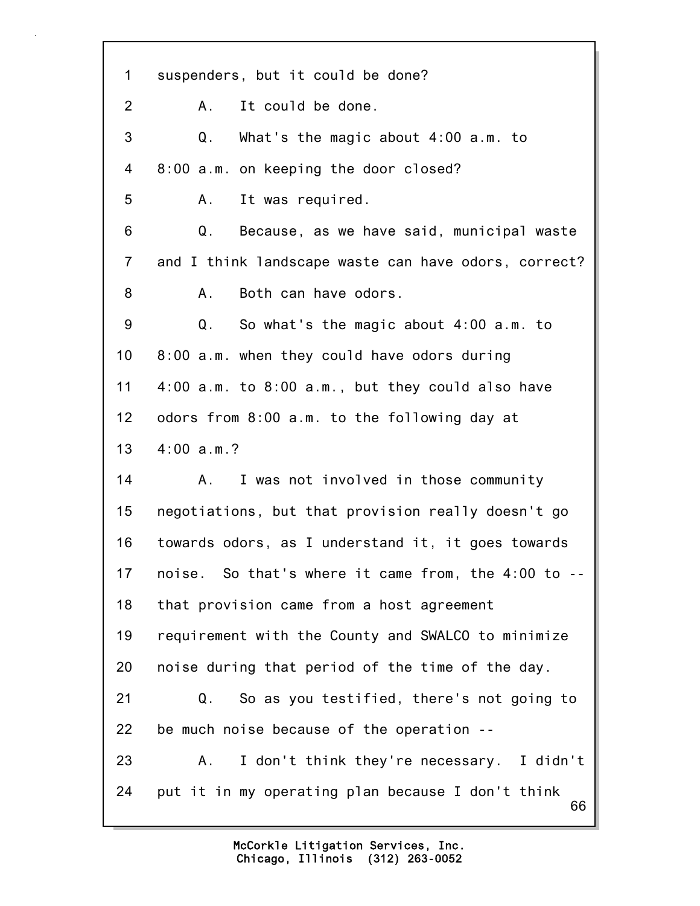1 suspenders, but it could be done?

2 A. It could be done.

3 Q. What's the magic about 4:00 a.m. to

4 8:00 a.m. on keeping the door closed?

5 A. It was required.

6 Q. Because, as we have said, municipal waste

7 and I think landscape waste can have odors, correct?

8 A. Both can have odors.

9 Q. So what's the magic about 4:00 a.m. to

10 8:00 a.m. when they could have odors during

11 4:00 a.m. to 8:00 a.m., but they could also have

12 odors from 8:00 a.m. to the following day at

13 4:00 a.m.?

14 A. I was not involved in those community

15 negotiations, but that provision really doesn't go

16 towards odors, as I understand it, it goes towards

17 noise. So that's where it came from, the 4:00 to --

18 that provision came from a host agreement

19 requirement with the County and SWALCO to minimize

20 noise during that period of the time of the day.

21 Q. So as you testified, there's not going to

22 be much noise because of the operation --

23 A. I don't think they're necessary. I didn't

24 put it in my operating plan because I don't think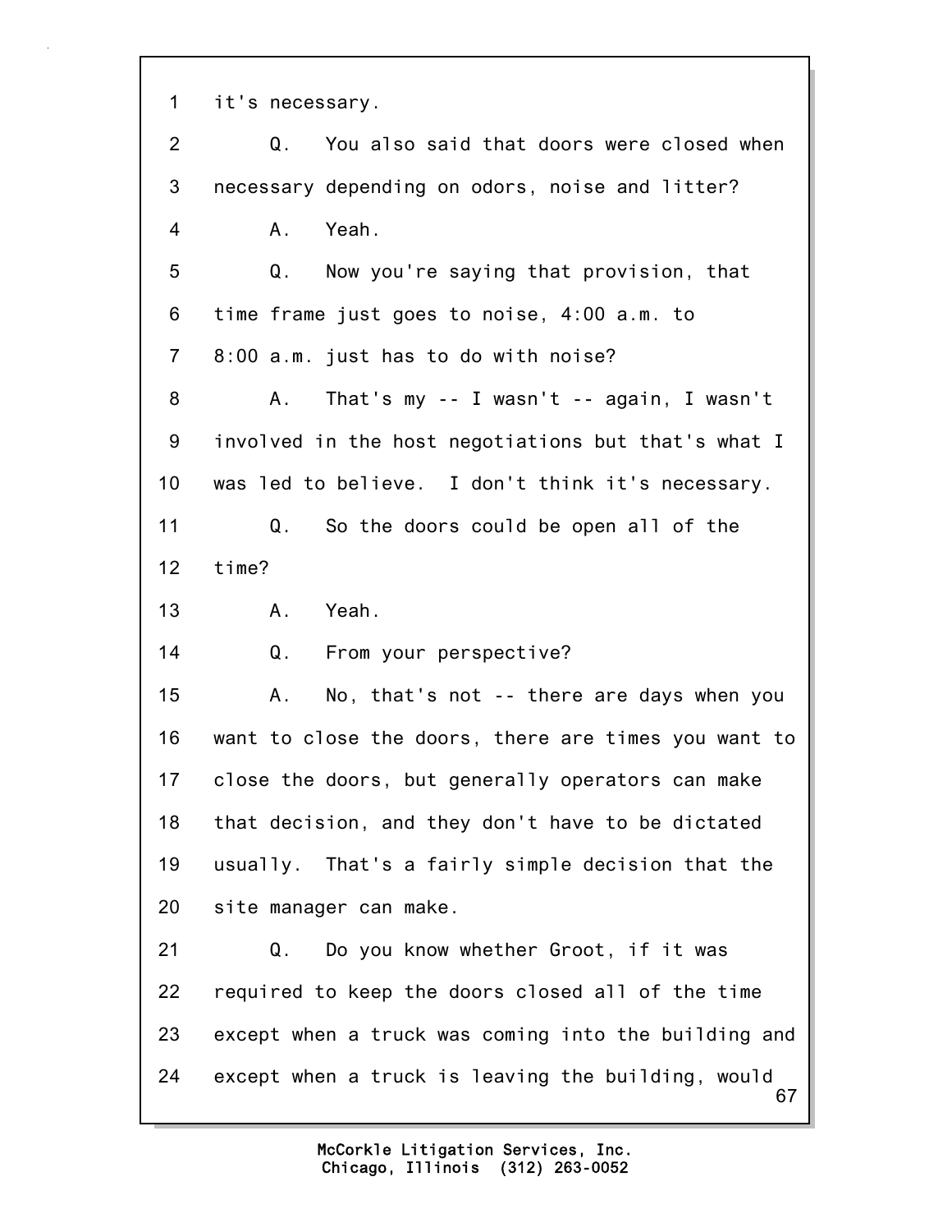1 it's necessary.

2 Q. You also said that doors were closed when

3 necessary depending on odors, noise and litter?

4 A. Yeah.

5 Q. Now you're saying that provision, that

6 time frame just goes to noise, 4:00 a.m. to

7 8:00 a.m. just has to do with noise?

8 A. That's my -- I wasn't -- again, I wasn't

9 involved in the host negotiations but that's what I

10 was led to believe. I don't think it's necessary.

11 Q. So the doors could be open all of the

12 time?

13 A. Yeah.

14 Q. From your perspective?

15 A. No, that's not -- there are days when you

16 want to close the doors, there are times you want to

17 close the doors, but generally operators can make

18 that decision, and they don't have to be dictated

19 usually. That's a fairly simple decision that the

20 site manager can make.

21 Q. Do you know whether Groot, if it was

22 required to keep the doors closed all of the time

23 except when a truck was coming into the building and

24 except when a truck is leaving the building, would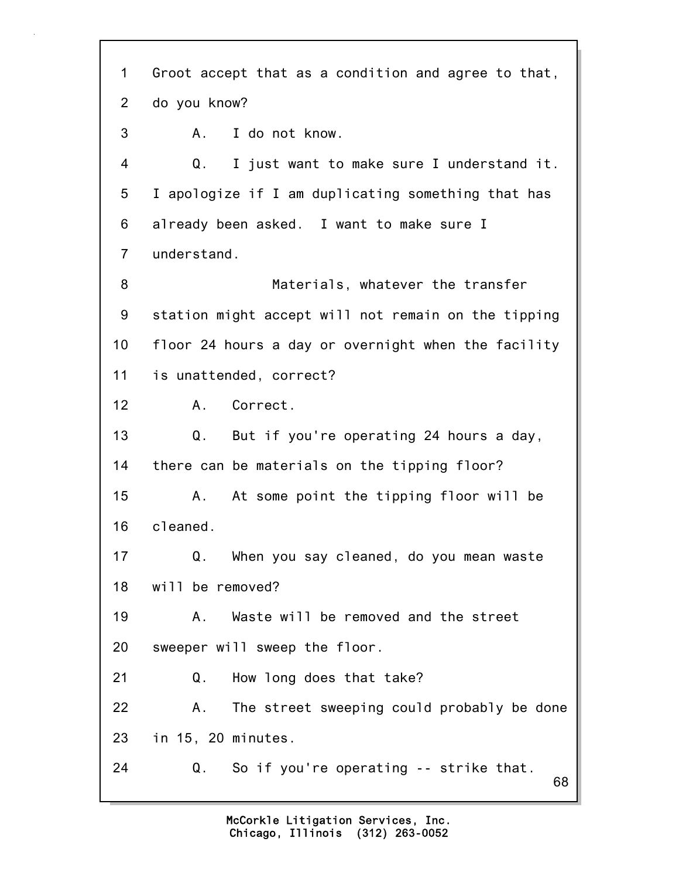1 Groot accept that as a condition and agree to that,
2 do you know?
3 A. I do not know.
4 Q. I just want to make sure I understand it.
5 I apologize if I am duplicating something that has
6 already been asked. I want to make sure I
7 understand.
8 Materials, whatever the transfer
9 station might accept will not remain on the tipping
10 floor 24 hours a day or overnight when the facility
11 is unattended, correct?
12 A. Correct.
13 Q. But if you're operating 24 hours a day,
14 there can be materials on the tipping floor?
15 A. At some point the tipping floor will be
16 cleaned.
17 Q. When you say cleaned, do you mean waste
18 will be removed?
19 A. Waste will be removed and the street
20 sweeper will sweep the floor.
21 Q. How long does that take?
22 A. The street sweeping could probably be done
23 in 15, 20 minutes.
24 Q. So if you're operating -- strike that.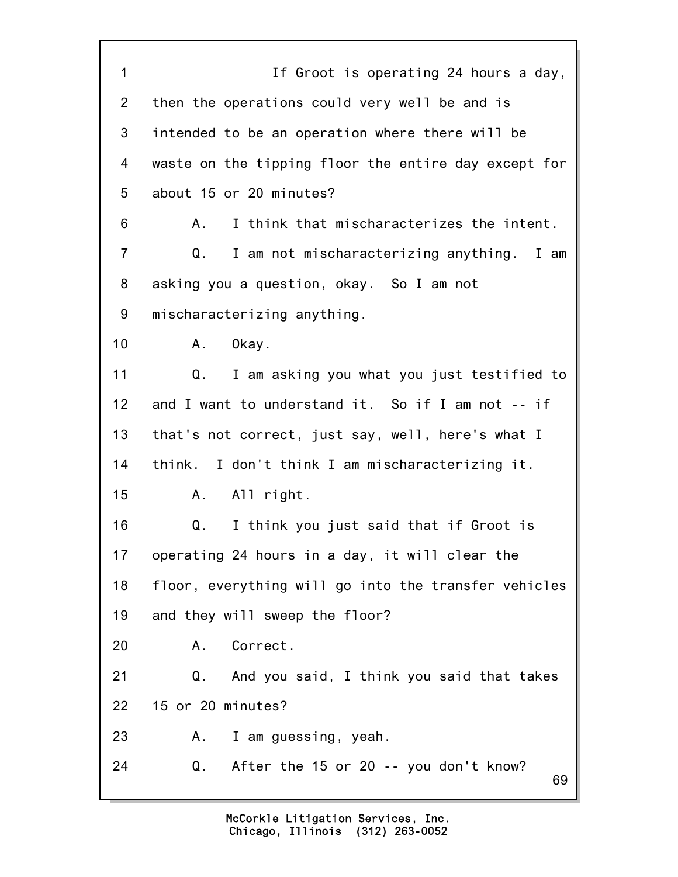1 If Groot is operating 24 hours a day,
2 then the operations could very well be and is
3 intended to be an operation where there will be
4 waste on the tipping floor the entire day except for
5 about 15 or 20 minutes?
6 A. I think that mischaracterizes the intent.
7 Q. I am not mischaracterizing anything. I am
8 asking you a question, okay. So I am not
9 mischaracterizing anything.
10 A. Okay.
11 Q. I am asking you what you just testified to
12 and I want to understand it. So if I am not -- if
13 that's not correct, just say, well, here's what I
14 think. I don't think I am mischaracterizing it.
15 A. All right.
16 Q. I think you just said that if Groot is
17 operating 24 hours in a day, it will clear the
18 floor, everything will go into the transfer vehicles
19 and they will sweep the floor?
20 A. Correct.
21 Q. And you said, I think you said that takes
22 15 or 20 minutes?
23 A. I am guessing, yeah.
24 Q. After the 15 or 20 -- you don't know?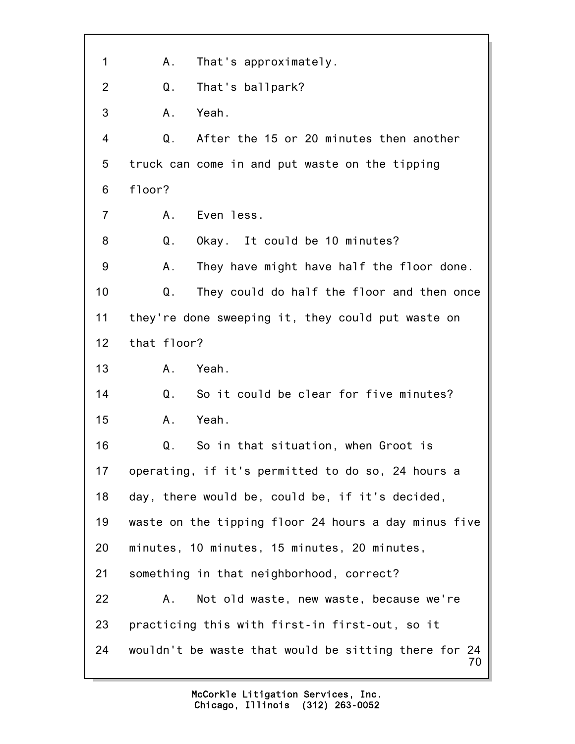1 A. That's approximately.

2 Q. That's ballpark?

3 A. Yeah.

4 Q. After the 15 or 20 minutes then another
5 truck can come in and put waste on the tipping
6 floor?

7 A. Even less.

8 Q. Okay. It could be 10 minutes?

9 A. They have might have half the floor done.

10 Q. They could do half the floor and then once
11 they're done sweeping it, they could put waste on
12 that floor?

13 A. Yeah.

14 Q. So it could be clear for five minutes?

15 A. Yeah.

16 Q. So in that situation, when Groot is
17 operating, if it's permitted to do so, 24 hours a
18 day, there would be, could be, if it's decided,
19 waste on the tipping floor 24 hours a day minus five
20 minutes, 10 minutes, 15 minutes, 20 minutes,
21 something in that neighborhood, correct?

22 A. Not old waste, new waste, because we're
23 practicing this with first-in first-out, so it
24 wouldn't be waste that would be sitting there for 24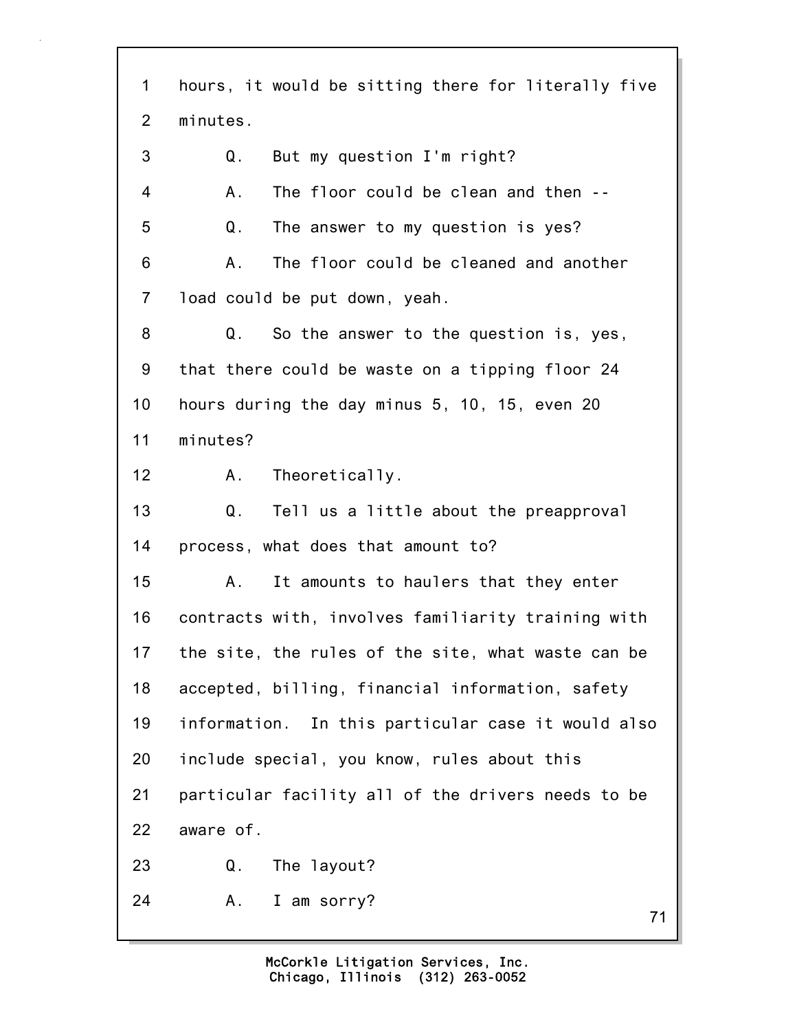1 hours, it would be sitting there for literally five
2 minutes.
3 Q. But my question I'm right?
4 A. The floor could be clean and then --
5 Q. The answer to my question is yes?
6 A. The floor could be cleaned and another
7 load could be put down, yeah.
8 Q. So the answer to the question is, yes,
9 that there could be waste on a tipping floor 24
10 hours during the day minus 5, 10, 15, even 20
11 minutes?
12 A. Theoretically.
13 Q. Tell us a little about the preapproval
14 process, what does that amount to?
15 A. It amounts to haulers that they enter
16 contracts with, involves familiarity training with
17 the site, the rules of the site, what waste can be
18 accepted, billing, financial information, safety
19 information. In this particular case it would also
20 include special, you know, rules about this
21 particular facility all of the drivers needs to be
22 aware of.
23 Q. The layout?
24 A. I am sorry?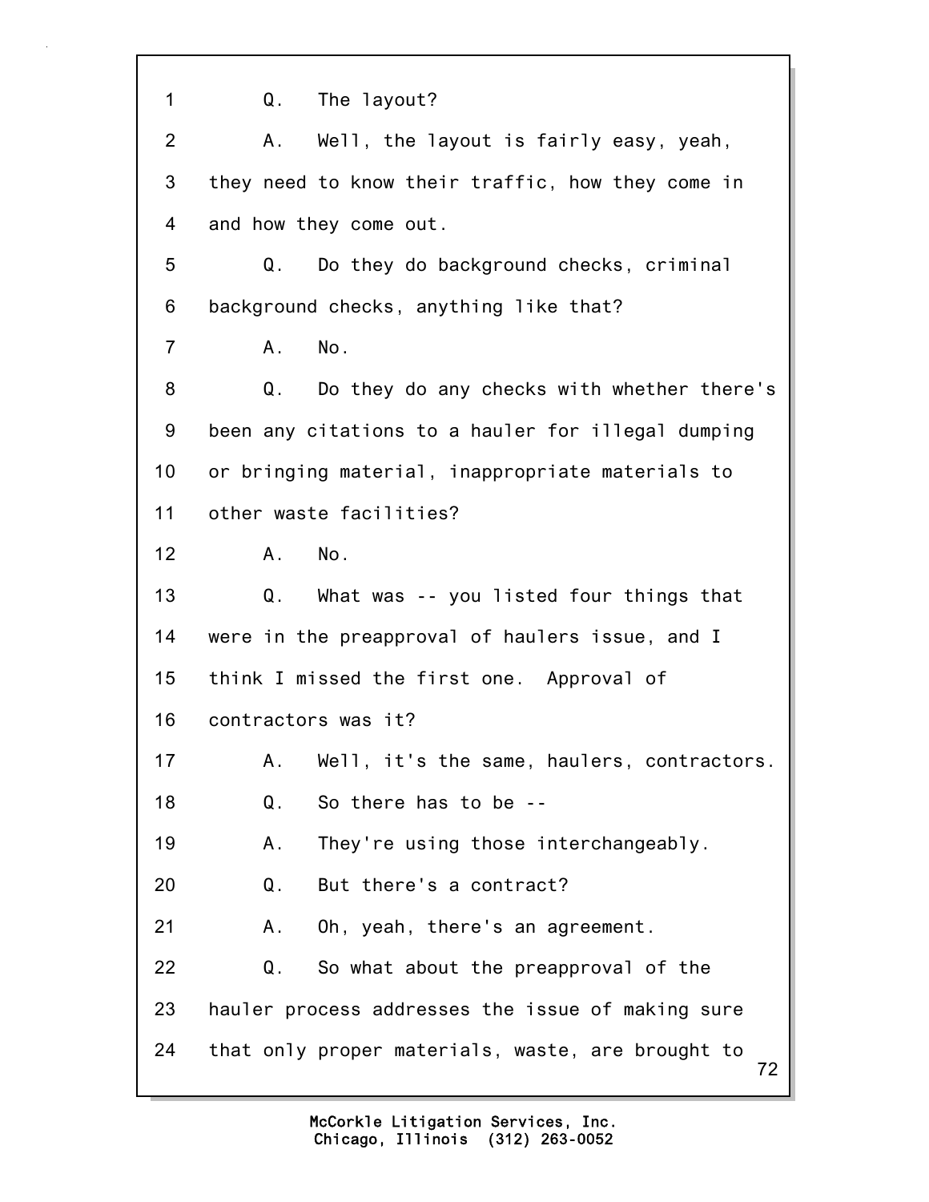1 Q. The layout?

2 A. Well, the layout is fairly easy, yeah,

3 they need to know their traffic, how they come in

4 and how they come out.

5 Q. Do they do background checks, criminal

6 background checks, anything like that?

7 A. No.

8 Q. Do they do any checks with whether there's

9 been any citations to a hauler for illegal dumping

10 or bringing material, inappropriate materials to

11 other waste facilities?

12 A. No.

13 Q. What was -- you listed four things that

14 were in the preapproval of haulers issue, and I

15 think I missed the first one. Approval of

16 contractors was it?

17 A. Well, it's the same, haulers, contractors.

18 Q. So there has to be --

19 A. They're using those interchangeably.

20 Q. But there's a contract?

21 A. Oh, yeah, there's an agreement.

22 Q. So what about the preapproval of the

23 hauler process addresses the issue of making sure

24 that only proper materials, waste, are brought to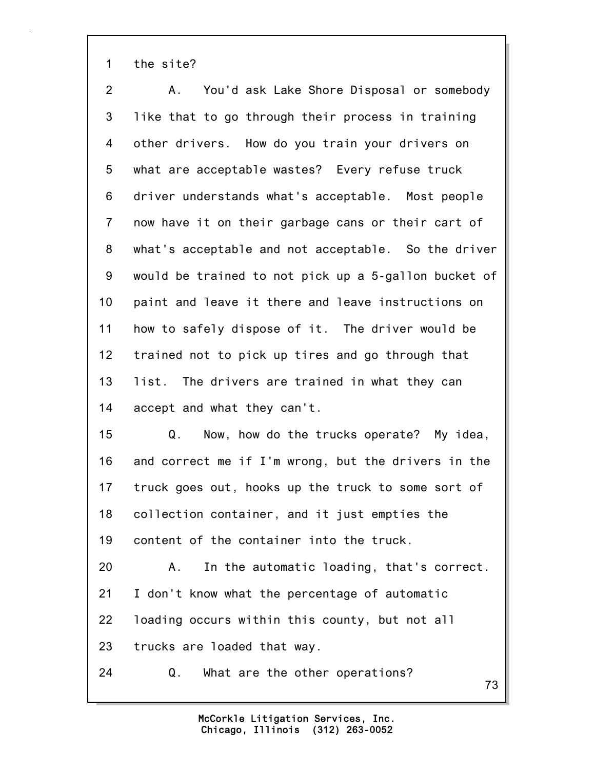1 the site?

2 A. You'd ask Lake Shore Disposal or somebody

3 like that to go through their process in training

4 other drivers. How do you train your drivers on

5 what are acceptable wastes? Every refuse truck

6 driver understands what's acceptable. Most people

7 now have it on their garbage cans or their cart of

8 what's acceptable and not acceptable. So the driver

9 would be trained to not pick up a 5-gallon bucket of

10 paint and leave it there and leave instructions on

11 how to safely dispose of it. The driver would be

12 trained not to pick up tires and go through that

13 list. The drivers are trained in what they can

14 accept and what they can't.

15 Q. Now, how do the trucks operate? My idea,

16 and correct me if I'm wrong, but the drivers in the

17 truck goes out, hooks up the truck to some sort of

18 collection container, and it just empties the

19 content of the container into the truck.

20 A. In the automatic loading, that's correct.

21 I don't know what the percentage of automatic

22 loading occurs within this county, but not all

23 trucks are loaded that way.

24 Q. What are the other operations?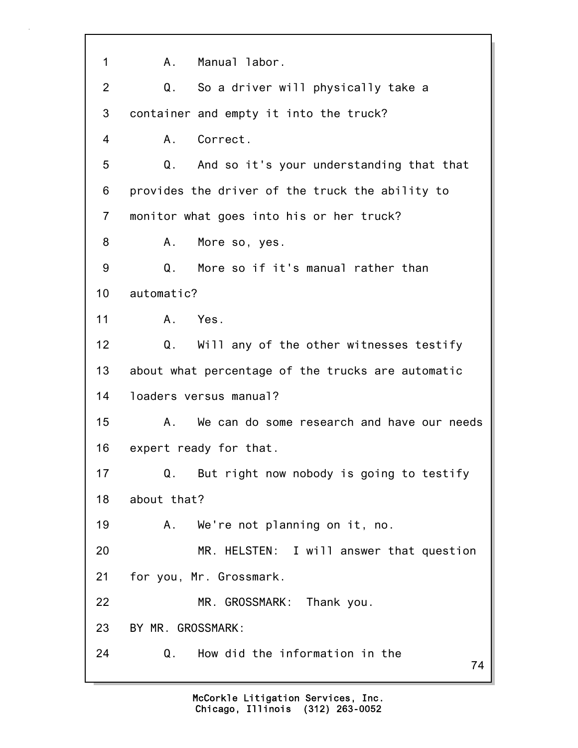1 A. Manual labor.

2 Q. So a driver will physically take a

3 container and empty it into the truck?

4 A. Correct.

5 Q. And so it's your understanding that that

6 provides the driver of the truck the ability to

7 monitor what goes into his or her truck?

8 A. More so, yes.

9 Q. More so if it's manual rather than

10 automatic?

11 A. Yes.

12 Q. Will any of the other witnesses testify

13 about what percentage of the trucks are automatic

14 loaders versus manual?

15 A. We can do some research and have our needs

16 expert ready for that.

17 Q. But right now nobody is going to testify

18 about that?

19 A. We're not planning on it, no.

20 MR. HELSTEN: I will answer that question

21 for you, Mr. Grossmark.

22 MR. GROSSMARK: Thank you.

23 BY MR. GROSSMARK:

24 Q. How did the information in the

McCorkle Litigation Services, Inc.
Chicago, Illinois (312) 263-0052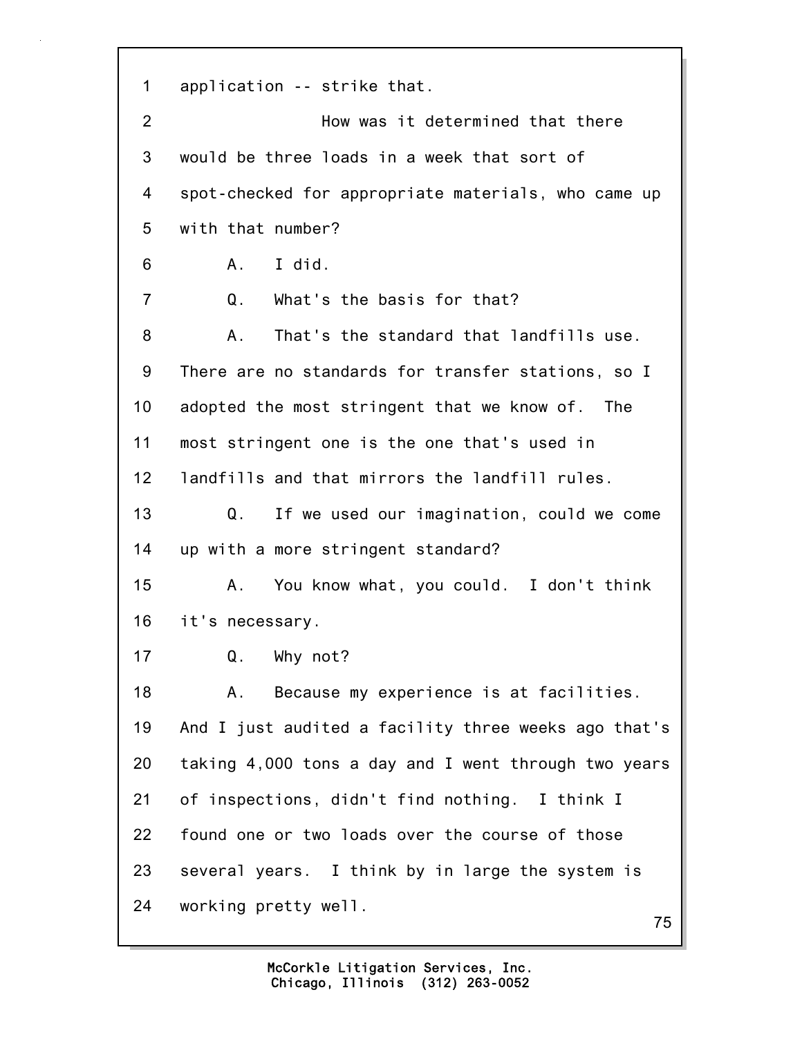1 application -- strike that.

2 How was it determined that there

3 would be three loads in a week that sort of

4 spot-checked for appropriate materials, who came up

5 with that number?

6 A. I did.

7 Q. What's the basis for that?

8 A. That's the standard that landfills use.

9 There are no standards for transfer stations, so I

10 adopted the most stringent that we know of. The

11 most stringent one is the one that's used in

12 landfills and that mirrors the landfill rules.

13 Q. If we used our imagination, could we come

14 up with a more stringent standard?

15 A. You know what, you could. I don't think

16 it's necessary.

17 Q. Why not?

18 A. Because my experience is at facilities.

19 And I just audited a facility three weeks ago that's

20 taking 4,000 tons a day and I went through two years

21 of inspections, didn't find nothing. I think I

22 found one or two loads over the course of those

23 several years. I think by in large the system is

24 working pretty well.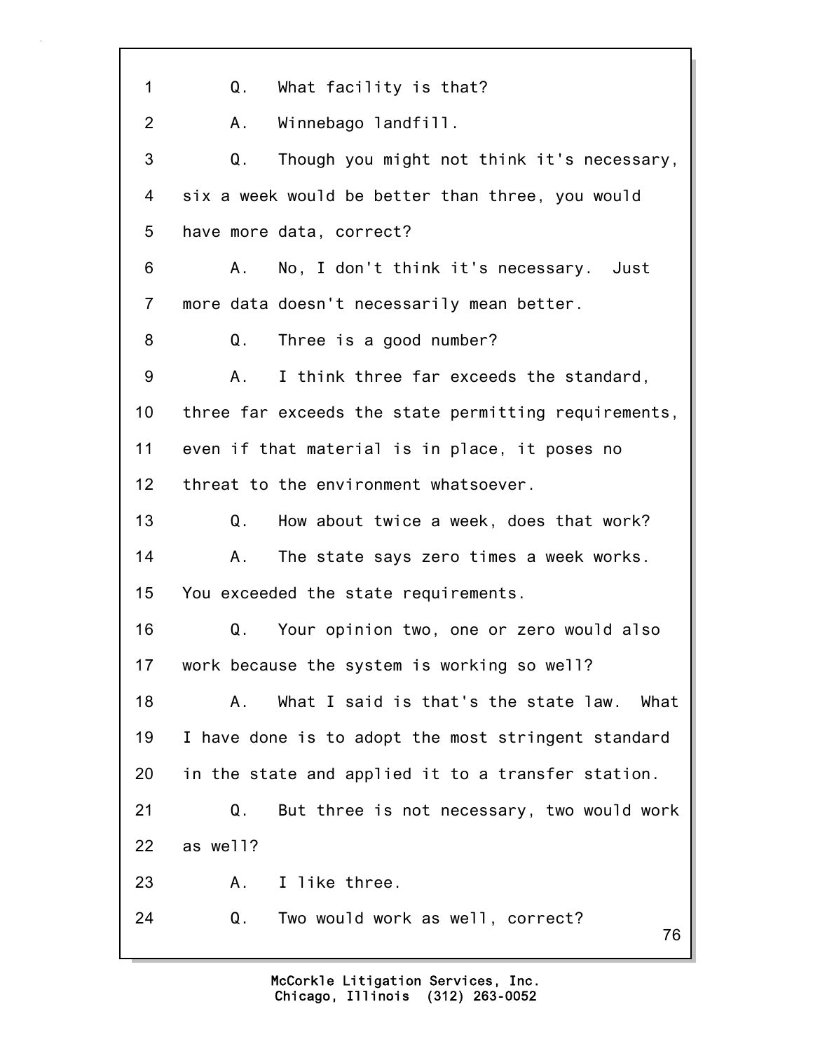1 Q. What facility is that?

2 A. Winnebago landfill.

3 Q. Though you might not think it's necessary,

4 six a week would be better than three, you would

5 have more data, correct?

6 A. No, I don't think it's necessary. Just

7 more data doesn't necessarily mean better.

8 Q. Three is a good number?

9 A. I think three far exceeds the standard,

10 three far exceeds the state permitting requirements,

11 even if that material is in place, it poses no

12 threat to the environment whatsoever.

13 Q. How about twice a week, does that work?

14 A. The state says zero times a week works.

15 You exceeded the state requirements.

16 Q. Your opinion two, one or zero would also

17 work because the system is working so well?

18 A. What I said is that's the state law. What

19 I have done is to adopt the most stringent standard

20 in the state and applied it to a transfer station.

21 Q. But three is not necessary, two would work

22 as well?

23 A. I like three.

24 Q. Two would work as well, correct?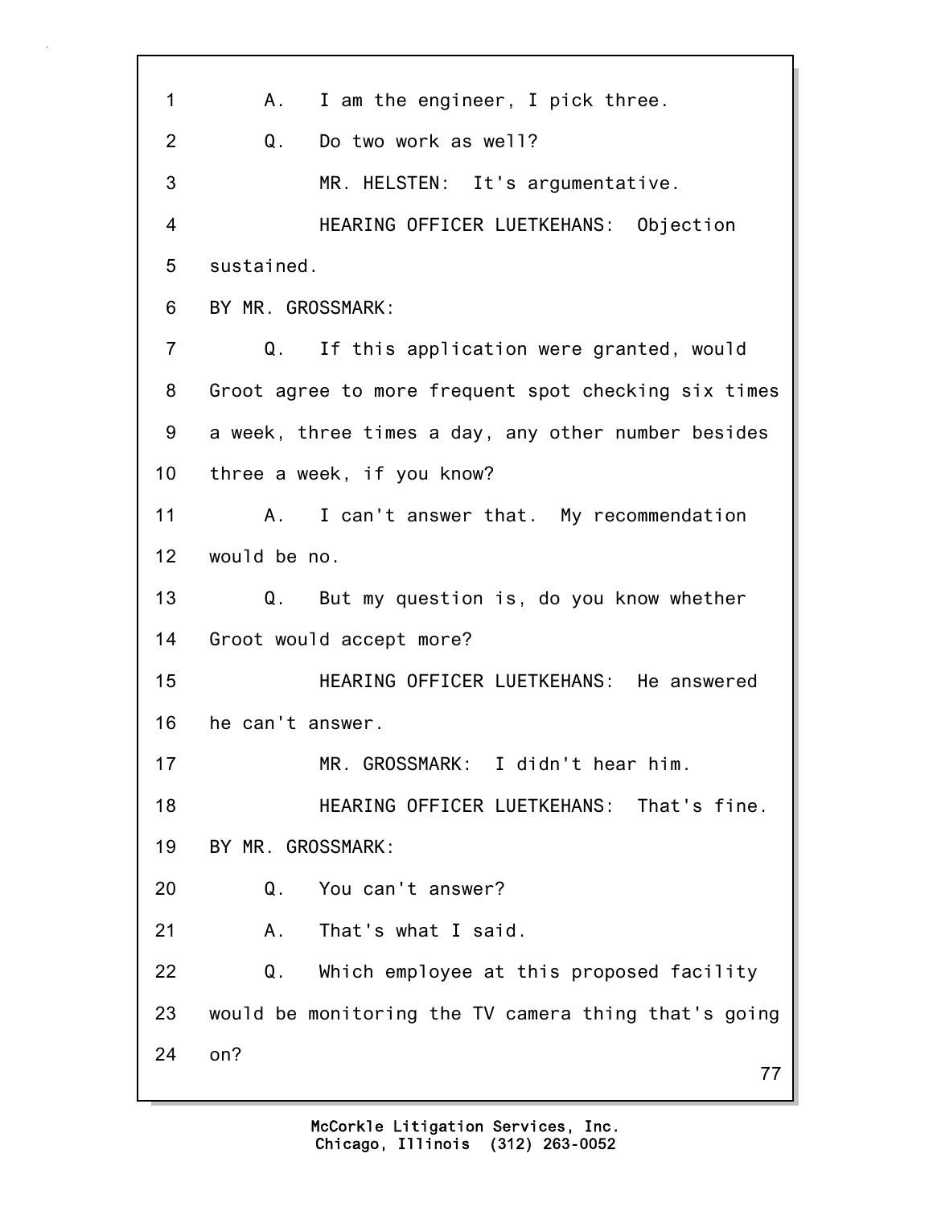1 A. I am the engineer, I pick three.

2 Q. Do two work as well?

3 MR. HELSTEN: It's argumentative.

4 HEARING OFFICER LUETKEHANS: Objection

5 sustained.

6 BY MR. GROSSMARK:

7 Q. If this application were granted, would

8 Groot agree to more frequent spot checking six times

9 a week, three times a day, any other number besides

10 three a week, if you know?

11 A. I can't answer that. My recommendation

12 would be no.

13 Q. But my question is, do you know whether

14 Groot would accept more?

15 HEARING OFFICER LUETKEHANS: He answered

16 he can't answer.

17 MR. GROSSMARK: I didn't hear him.

18 HEARING OFFICER LUETKEHANS: That's fine.

19 BY MR. GROSSMARK:

20 Q. You can't answer?

21 A. That's what I said.

22 Q. Which employee at this proposed facility

23 would be monitoring the TV camera thing that's going

24 on?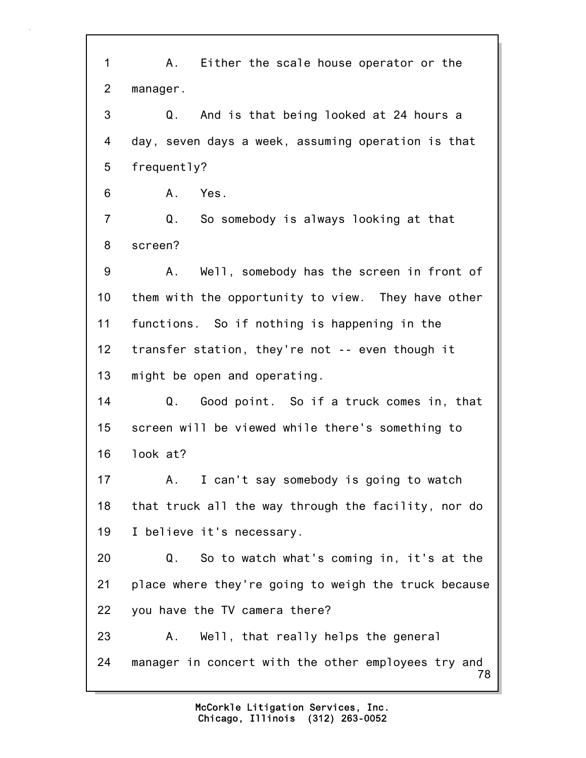1 A. Either the scale house operator or the
2 manager.
3 Q. And is that being looked at 24 hours a
4 day, seven days a week, assuming operation is that
5 frequently?
6 A. Yes.
7 Q. So somebody is always looking at that
8 screen?
9 A. Well, somebody has the screen in front of
10 them with the opportunity to view. They have other
11 functions. So if nothing is happening in the
12 transfer station, they're not -- even though it
13 might be open and operating.
14 Q. Good point. So if a truck comes in, that
15 screen will be viewed while there's something to
16 look at?
17 A. I can't say somebody is going to watch
18 that truck all the way through the facility, nor do
19 I believe it's necessary.
20 Q. So to watch what's coming in, it's at the
21 place where they're going to weigh the truck because
22 you have the TV camera there?
23 A. Well, that really helps the general
24 manager in concert with the other employees try and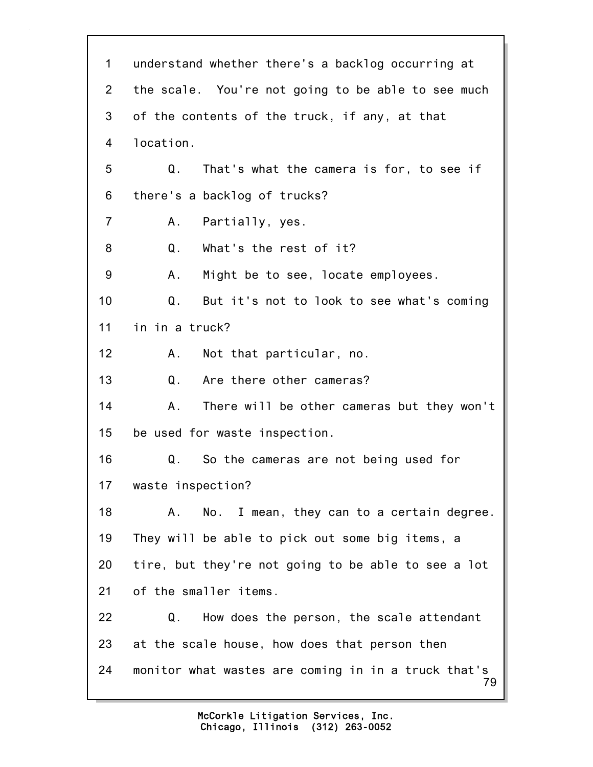understand whether there's a backlog occurring at the scale. You're not going to be able to see much of the contents of the truck, if any, at that location.

Q. That's what the camera is for, to see if there's a backlog of trucks?

A. Partially, yes.

Q. What's the rest of it?

A. Might be to see, locate employees.

Q. But it's not to look to see what's coming in in a truck?

A. Not that particular, no.

Q. Are there other cameras?

A. There will be other cameras but they won't be used for waste inspection.

Q. So the cameras are not being used for waste inspection?

A. No. I mean, they can to a certain degree. They will be able to pick out some big items, a tire, but they're not going to be able to see a lot of the smaller items.

Q. How does the person, the scale attendant at the scale house, how does that person then monitor what wastes are coming in in a truck that's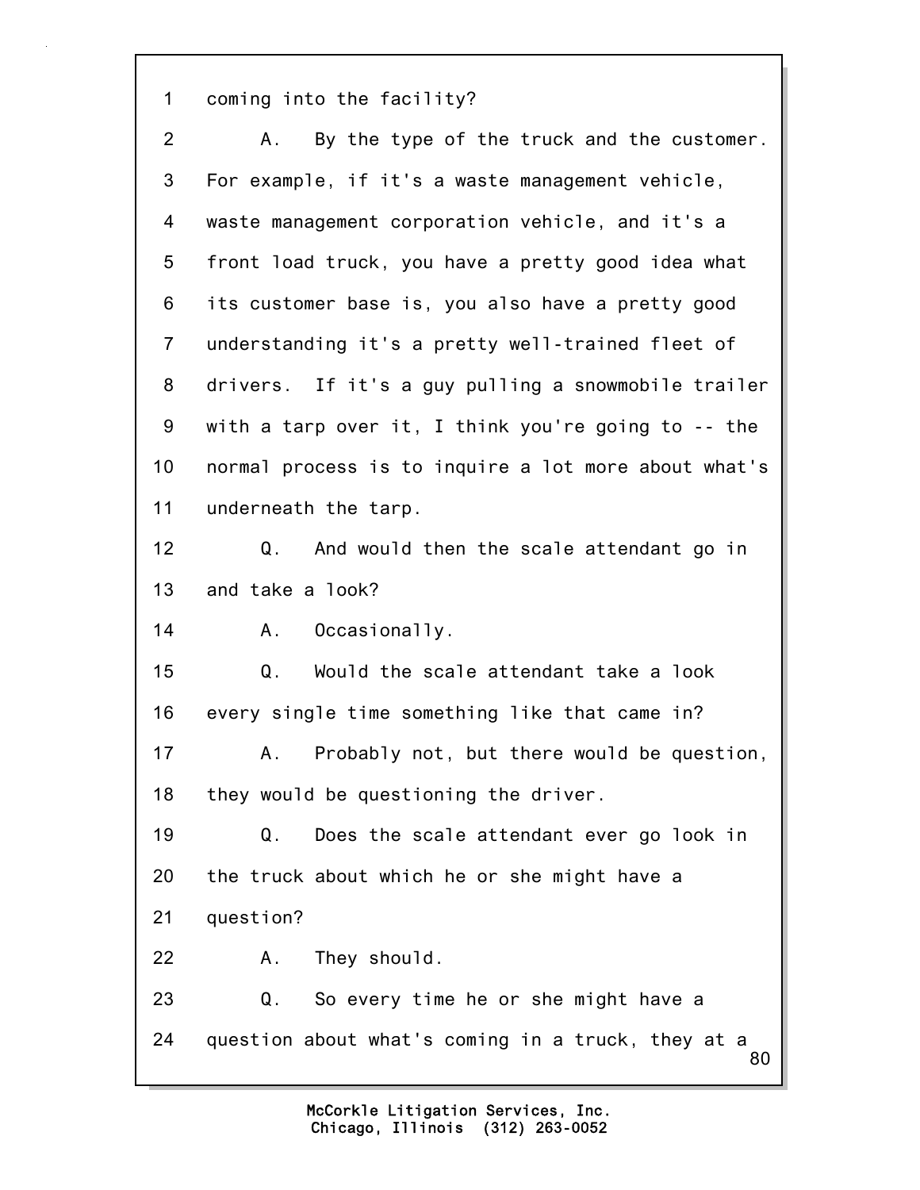1 coming into the facility?

2 A. By the type of the truck and the customer.

3 For example, if it's a waste management vehicle,

4 waste management corporation vehicle, and it's a

5 front load truck, you have a pretty good idea what

6 its customer base is, you also have a pretty good

7 understanding it's a pretty well-trained fleet of

8 drivers. If it's a guy pulling a snowmobile trailer

9 with a tarp over it, I think you're going to -- the

10 normal process is to inquire a lot more about what's

11 underneath the tarp.

12 Q. And would then the scale attendant go in

13 and take a look?

14 A. Occasionally.

15 Q. Would the scale attendant take a look

16 every single time something like that came in?

17 A. Probably not, but there would be question,

18 they would be questioning the driver.

19 Q. Does the scale attendant ever go look in

20 the truck about which he or she might have a

21 question?

22 A. They should.

23 Q. So every time he or she might have a

24 question about what's coming in a truck, they at a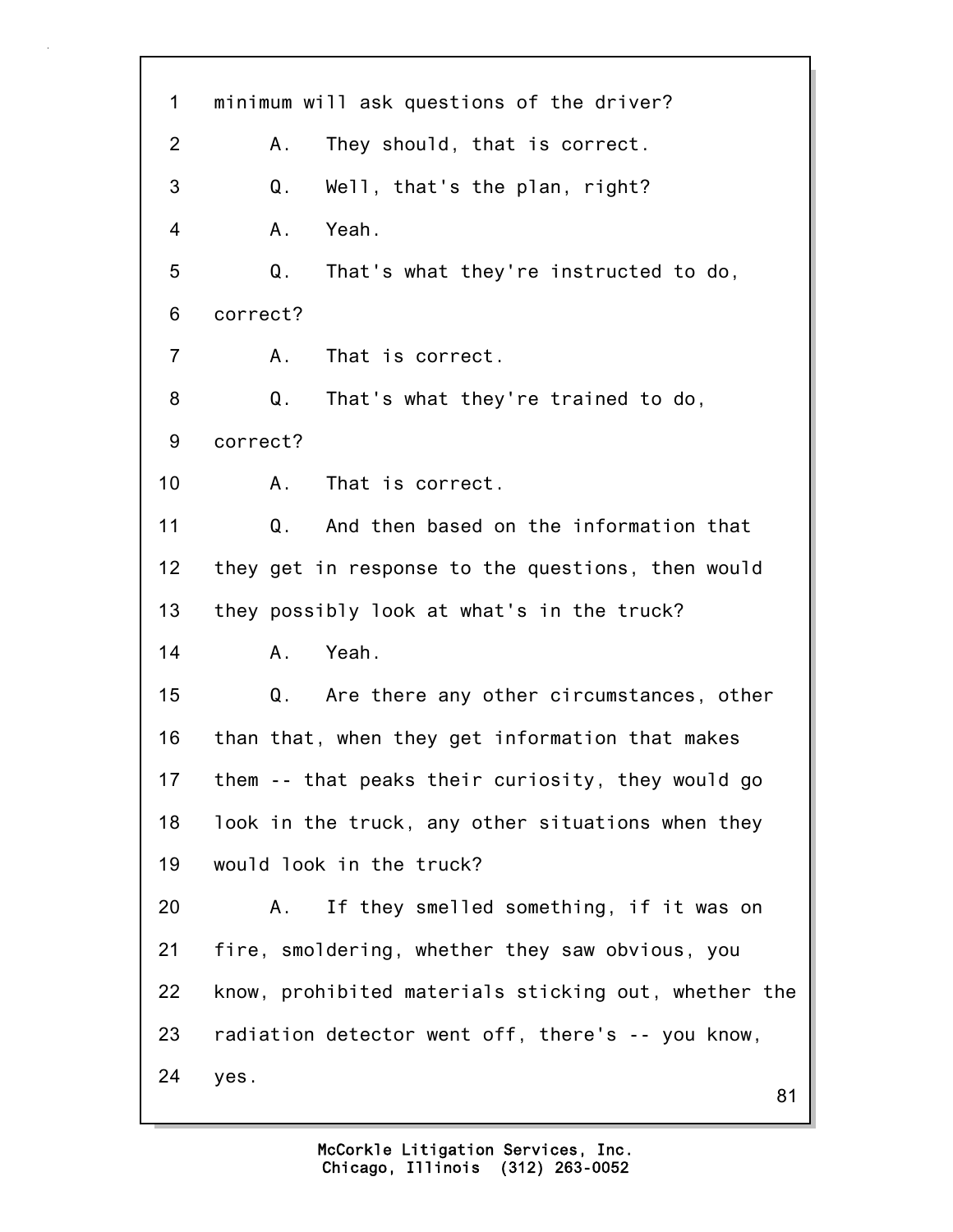1 minimum will ask questions of the driver?

2 A. They should, that is correct.

3 Q. Well, that's the plan, right?

4 A. Yeah.

5 Q. That's what they're instructed to do,

6 correct?

7 A. That is correct.

8 Q. That's what they're trained to do,

9 correct?

10 A. That is correct.

11 Q. And then based on the information that

12 they get in response to the questions, then would

13 they possibly look at what's in the truck?

14 A. Yeah.

15 Q. Are there any other circumstances, other

16 than that, when they get information that makes

17 them -- that peaks their curiosity, they would go

18 look in the truck, any other situations when they

19 would look in the truck?

20 A. If they smelled something, if it was on

21 fire, smoldering, whether they saw obvious, you

22 know, prohibited materials sticking out, whether the

23 radiation detector went off, there's -- you know,

24 yes.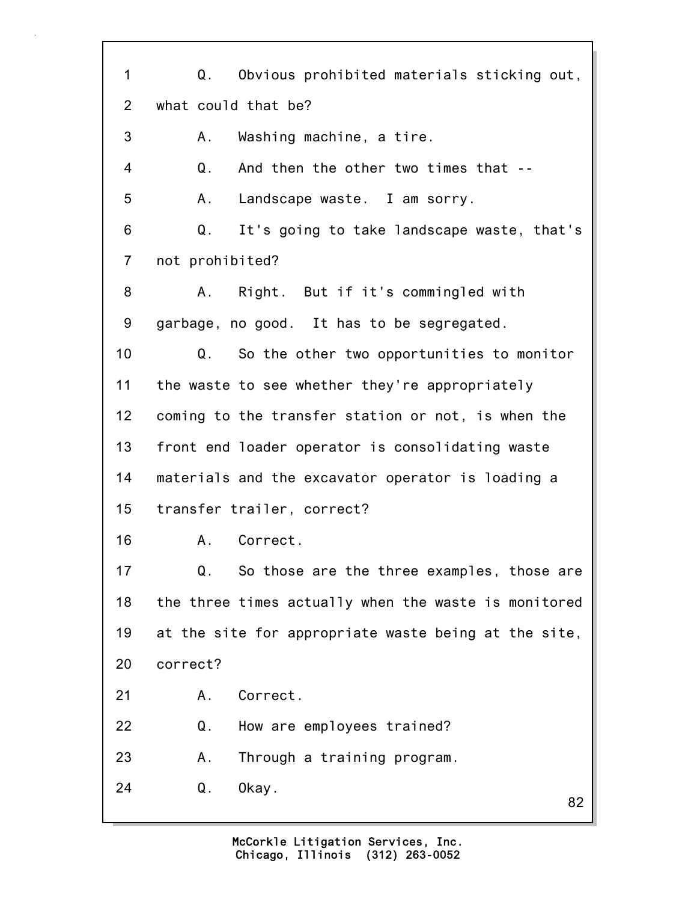1 Q. Obvious prohibited materials sticking out,
2 what could that be?
3 A. Washing machine, a tire.
4 Q. And then the other two times that --
5 A. Landscape waste. I am sorry.
6 Q. It's going to take landscape waste, that's
7 not prohibited?
8 A. Right. But if it's commingled with
9 garbage, no good. It has to be segregated.
10 Q. So the other two opportunities to monitor
11 the waste to see whether they're appropriately
12 coming to the transfer station or not, is when the
13 front end loader operator is consolidating waste
14 materials and the excavator operator is loading a
15 transfer trailer, correct?
16 A. Correct.
17 Q. So those are the three examples, those are
18 the three times actually when the waste is monitored
19 at the site for appropriate waste being at the site,
20 correct?
21 A. Correct.
22 Q. How are employees trained?
23 A. Through a training program.
24 Q. Okay.

McCorkle Litigation Services, Inc.
Chicago, Illinois (312) 263-0052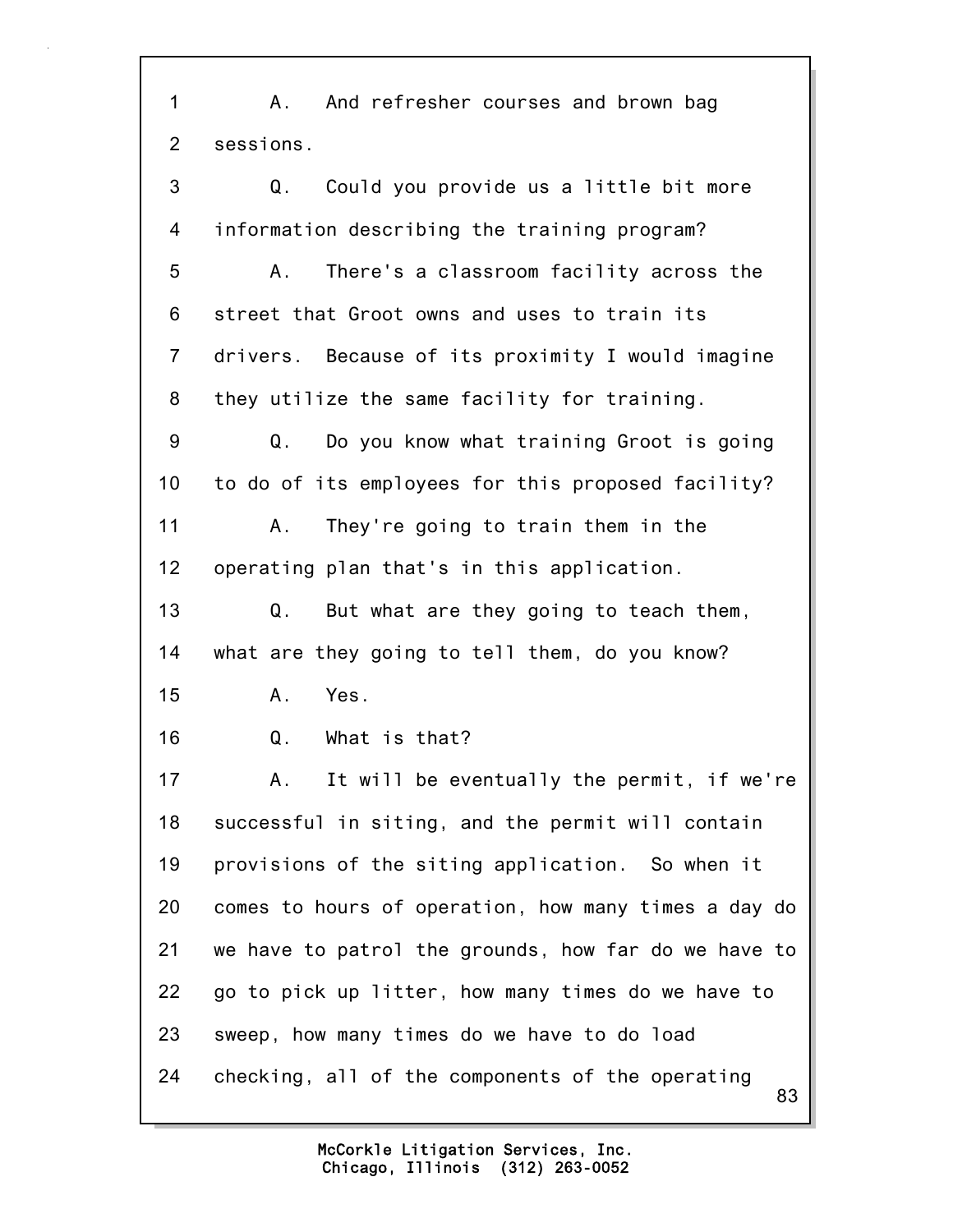1 A. And refresher courses and brown bag
2 sessions.
3 Q. Could you provide us a little bit more
4 information describing the training program?
5 A. There's a classroom facility across the
6 street that Groot owns and uses to train its
7 drivers. Because of its proximity I would imagine
8 they utilize the same facility for training.
9 Q. Do you know what training Groot is going
10 to do of its employees for this proposed facility?
11 A. They're going to train them in the
12 operating plan that's in this application.
13 Q. But what are they going to teach them,
14 what are they going to tell them, do you know?
15 A. Yes.
16 Q. What is that?
17 A. It will be eventually the permit, if we're
18 successful in siting, and the permit will contain
19 provisions of the siting application. So when it
20 comes to hours of operation, how many times a day do
21 we have to patrol the grounds, how far do we have to
22 go to pick up litter, how many times do we have to
23 sweep, how many times do we have to do load
24 checking, all of the components of the operating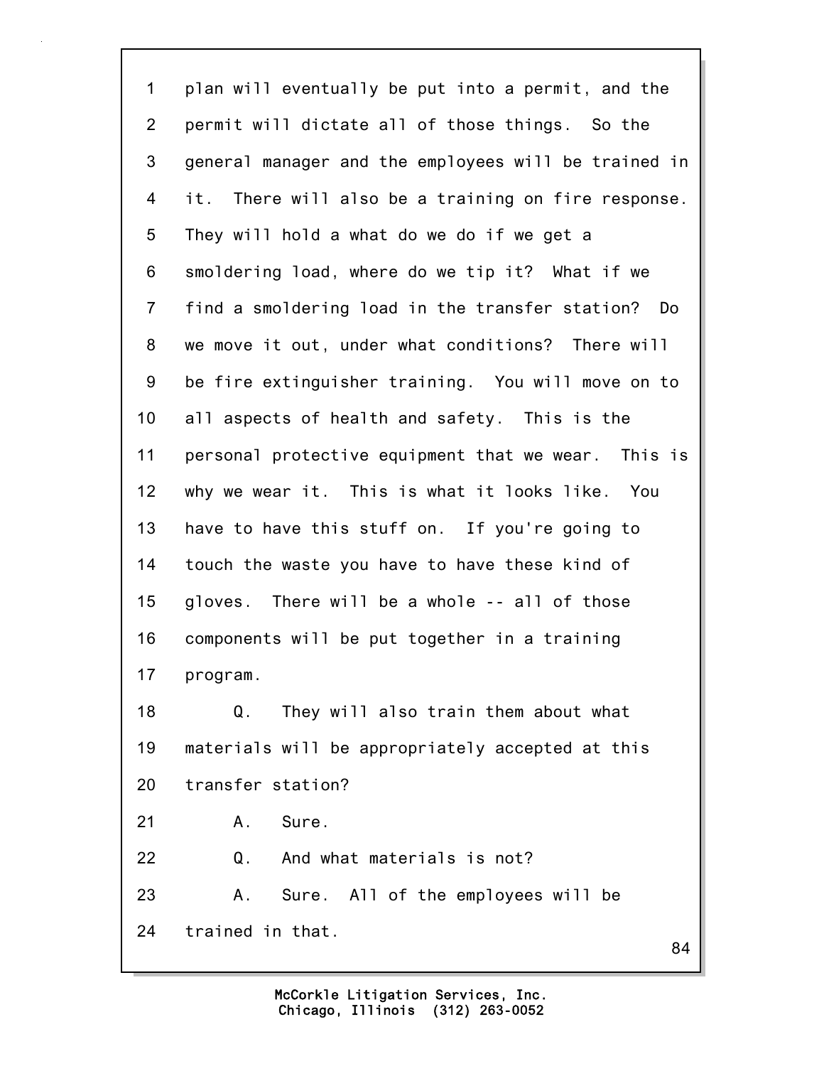plan will eventually be put into a permit, and the permit will dictate all of those things. So the general manager and the employees will be trained in it. There will also be a training on fire response. They will hold a what do we do if we get a smoldering load, where do we tip it? What if we find a smoldering load in the transfer station? Do we move it out, under what conditions? There will be fire extinguisher training. You will move on to all aspects of health and safety. This is the personal protective equipment that we wear. This is why we wear it. This is what it looks like. You have to have this stuff on. If you're going to touch the waste you have to have these kind of gloves. There will be a whole -- all of those components will be put together in a training program.

Q. They will also train them about what materials will be appropriately accepted at this transfer station?

A. Sure.

Q. And what materials is not?

A. Sure. All of the employees will be trained in that.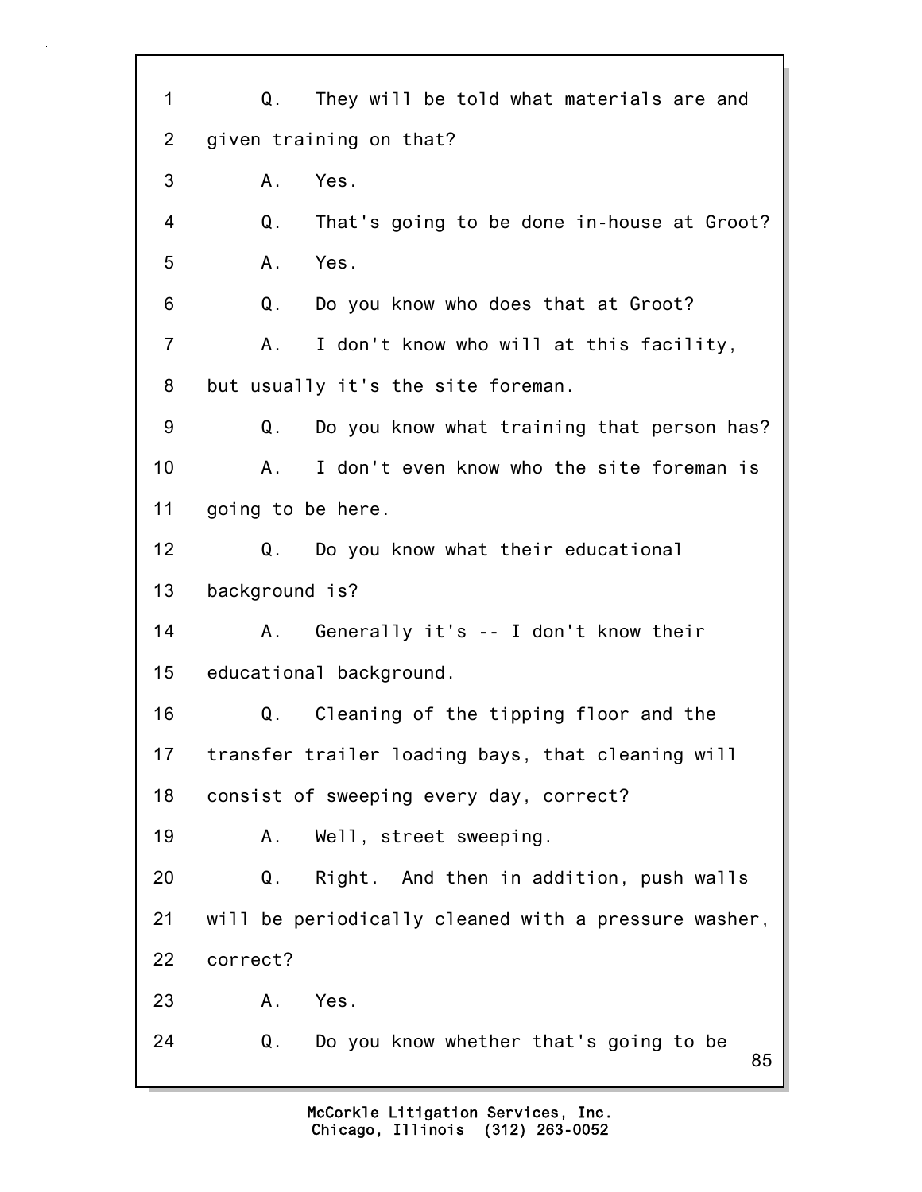1 Q. They will be told what materials are and
2 given training on that?
3 A. Yes.
4 Q. That's going to be done in-house at Groot?
5 A. Yes.
6 Q. Do you know who does that at Groot?
7 A. I don't know who will at this facility,
8 but usually it's the site foreman.
9 Q. Do you know what training that person has?
10 A. I don't even know who the site foreman is
11 going to be here.
12 Q. Do you know what their educational
13 background is?
14 A. Generally it's -- I don't know their
15 educational background.
16 Q. Cleaning of the tipping floor and the
17 transfer trailer loading bays, that cleaning will
18 consist of sweeping every day, correct?
19 A. Well, street sweeping.
20 Q. Right. And then in addition, push walls
21 will be periodically cleaned with a pressure washer,
22 correct?
23 A. Yes.
24 Q. Do you know whether that's going to be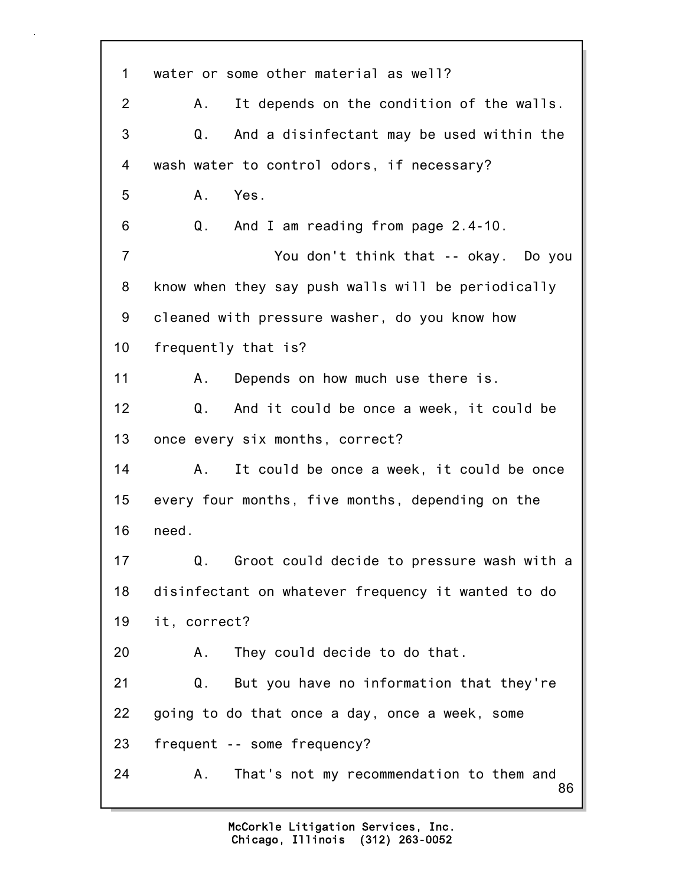1 water or some other material as well?

2 A. It depends on the condition of the walls.

3 Q. And a disinfectant may be used within the

4 wash water to control odors, if necessary?

5 A. Yes.

6 Q. And I am reading from page 2.4-10.

7 You don't think that -- okay. Do you

8 know when they say push walls will be periodically

9 cleaned with pressure washer, do you know how

10 frequently that is?

11 A. Depends on how much use there is.

12 Q. And it could be once a week, it could be

13 once every six months, correct?

14 A. It could be once a week, it could be once

15 every four months, five months, depending on the

16 need.

17 Q. Groot could decide to pressure wash with a

18 disinfectant on whatever frequency it wanted to do

19 it, correct?

20 A. They could decide to do that.

21 Q. But you have no information that they're

22 going to do that once a day, once a week, some

23 frequent -- some frequency?

24 A. That's not my recommendation to them and

McCorkle Litigation Services, Inc.
Chicago, Illinois (312) 263-0052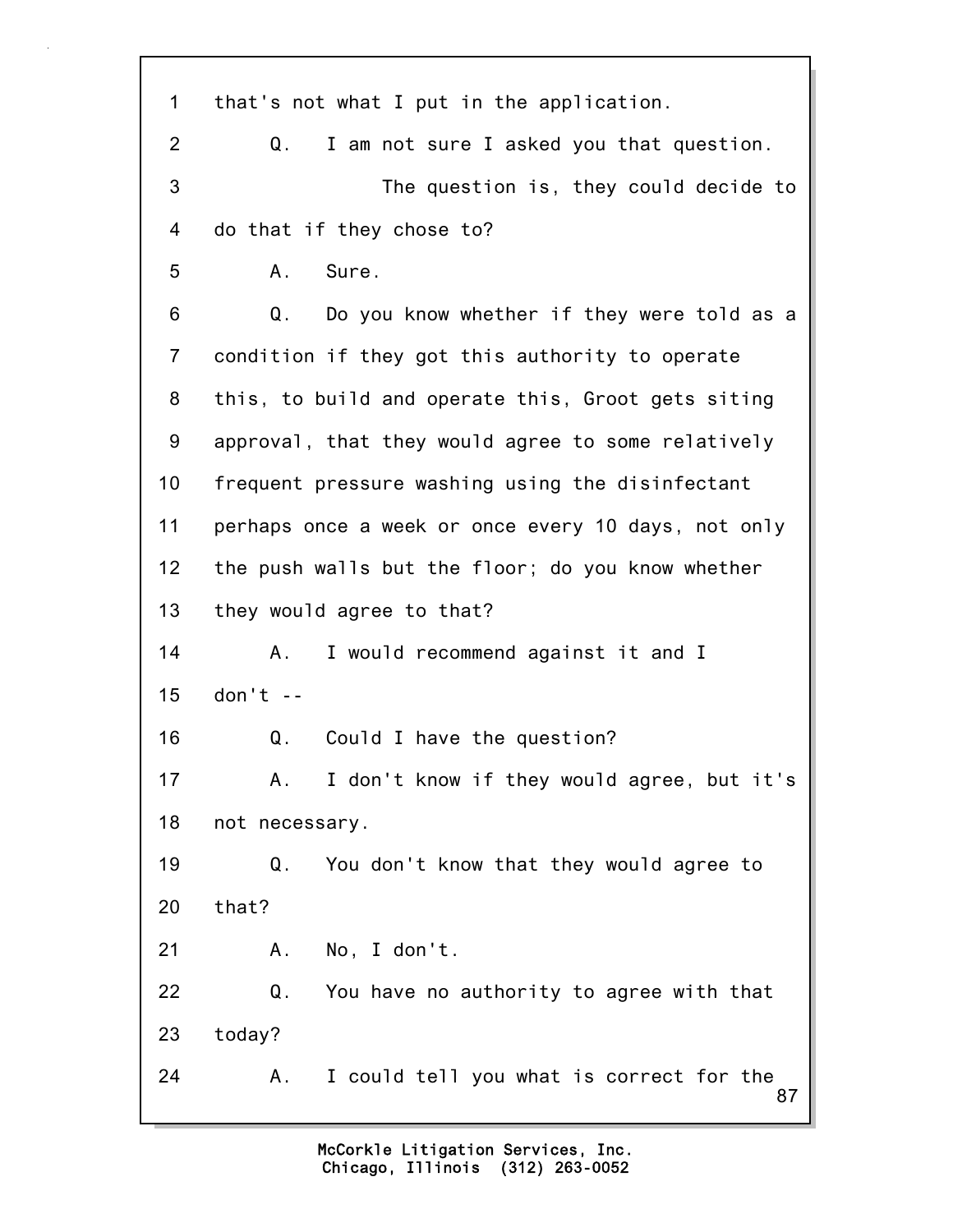1 that's not what I put in the application.

2 Q. I am not sure I asked you that question.

3 The question is, they could decide to

4 do that if they chose to?

5 A. Sure.

6 Q. Do you know whether if they were told as a

7 condition if they got this authority to operate

8 this, to build and operate this, Groot gets siting

9 approval, that they would agree to some relatively

10 frequent pressure washing using the disinfectant

11 perhaps once a week or once every 10 days, not only

12 the push walls but the floor; do you know whether

13 they would agree to that?

14 A. I would recommend against it and I

15 don't --

16 Q. Could I have the question?

17 A. I don't know if they would agree, but it's

18 not necessary.

19 Q. You don't know that they would agree to

20 that?

21 A. No, I don't.

22 Q. You have no authority to agree with that

23 today?

24 A. I could tell you what is correct for the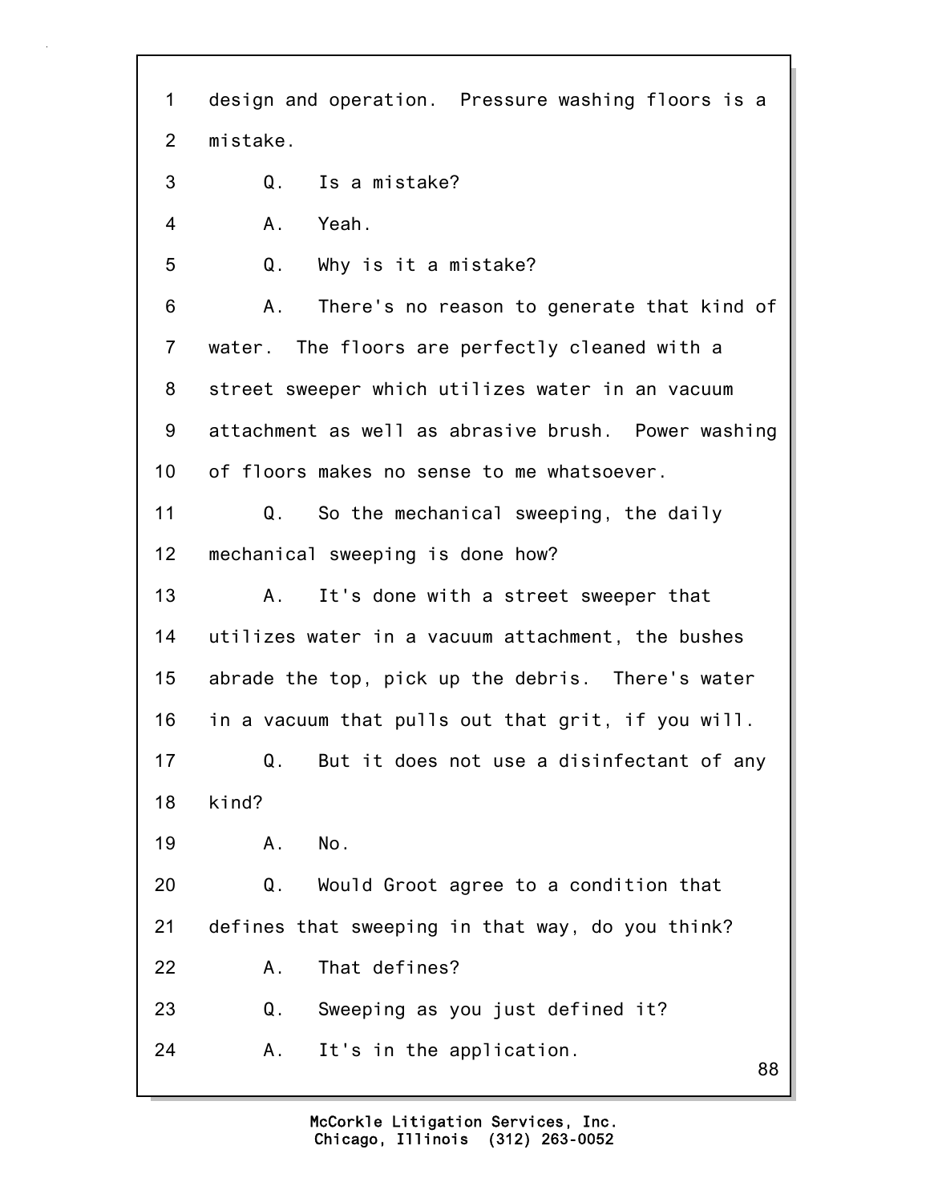1 design and operation. Pressure washing floors is a
2 mistake.
3 Q. Is a mistake?
4 A. Yeah.
5 Q. Why is it a mistake?
6 A. There's no reason to generate that kind of
7 water. The floors are perfectly cleaned with a
8 street sweeper which utilizes water in an vacuum
9 attachment as well as abrasive brush. Power washing
10 of floors makes no sense to me whatsoever.
11 Q. So the mechanical sweeping, the daily
12 mechanical sweeping is done how?
13 A. It's done with a street sweeper that
14 utilizes water in a vacuum attachment, the bushes
15 abrade the top, pick up the debris. There's water
16 in a vacuum that pulls out that grit, if you will.
17 Q. But it does not use a disinfectant of any
18 kind?
19 A. No.
20 Q. Would Groot agree to a condition that
21 defines that sweeping in that way, do you think?
22 A. That defines?
23 Q. Sweeping as you just defined it?
24 A. It's in the application.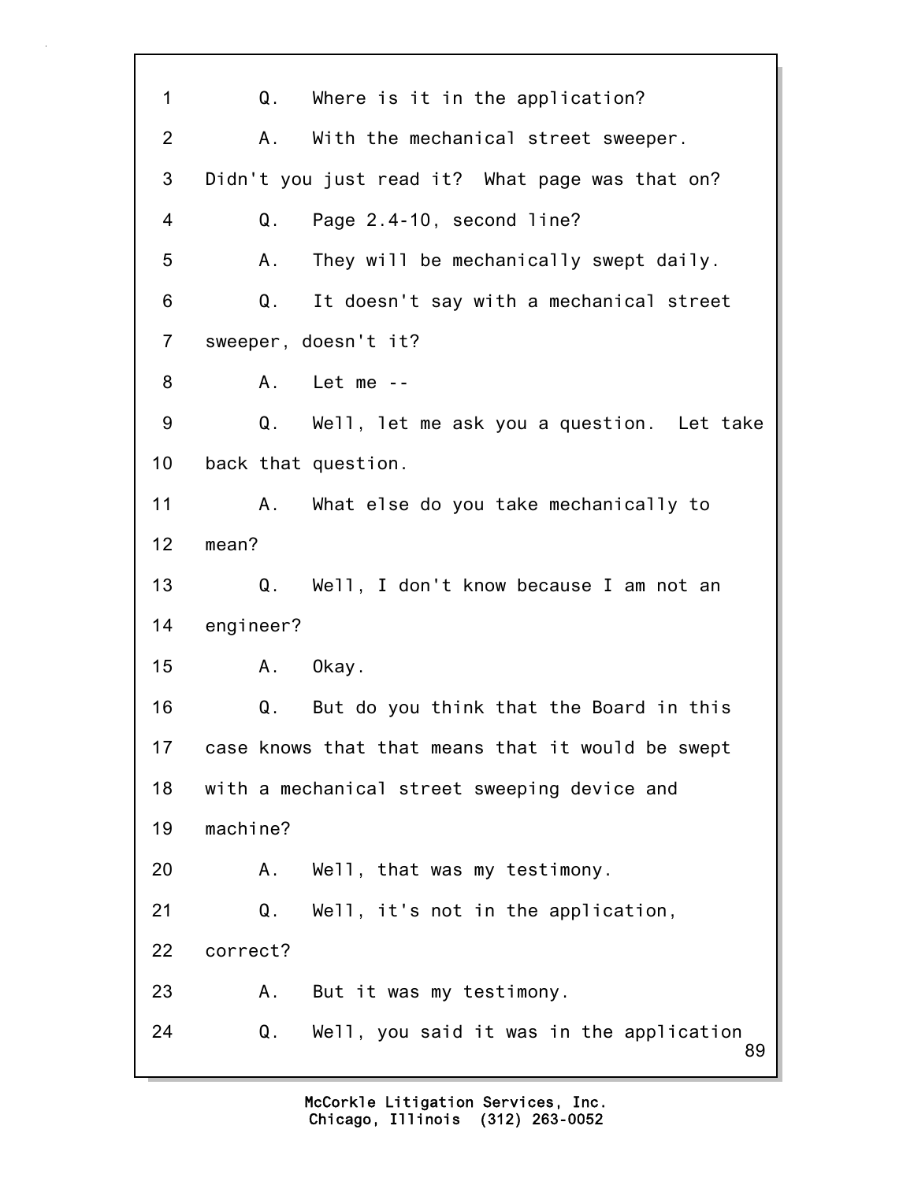Q. Where is it in the application?

A. With the mechanical street sweeper. Didn't you just read it? What page was that on?

Q. Page 2.4-10, second line?

A. They will be mechanically swept daily.

Q. It doesn't say with a mechanical street sweeper, doesn't it?

A. Let me --

Q. Well, let me ask you a question. Let take back that question.

A. What else do you take mechanically to mean?

Q. Well, I don't know because I am not an engineer?

A. Okay.

Q. But do you think that the Board in this case knows that that means that it would be swept with a mechanical street sweeping device and machine?

A. Well, that was my testimony.

Q. Well, it's not in the application, correct?

A. But it was my testimony.

Q. Well, you said it was in the application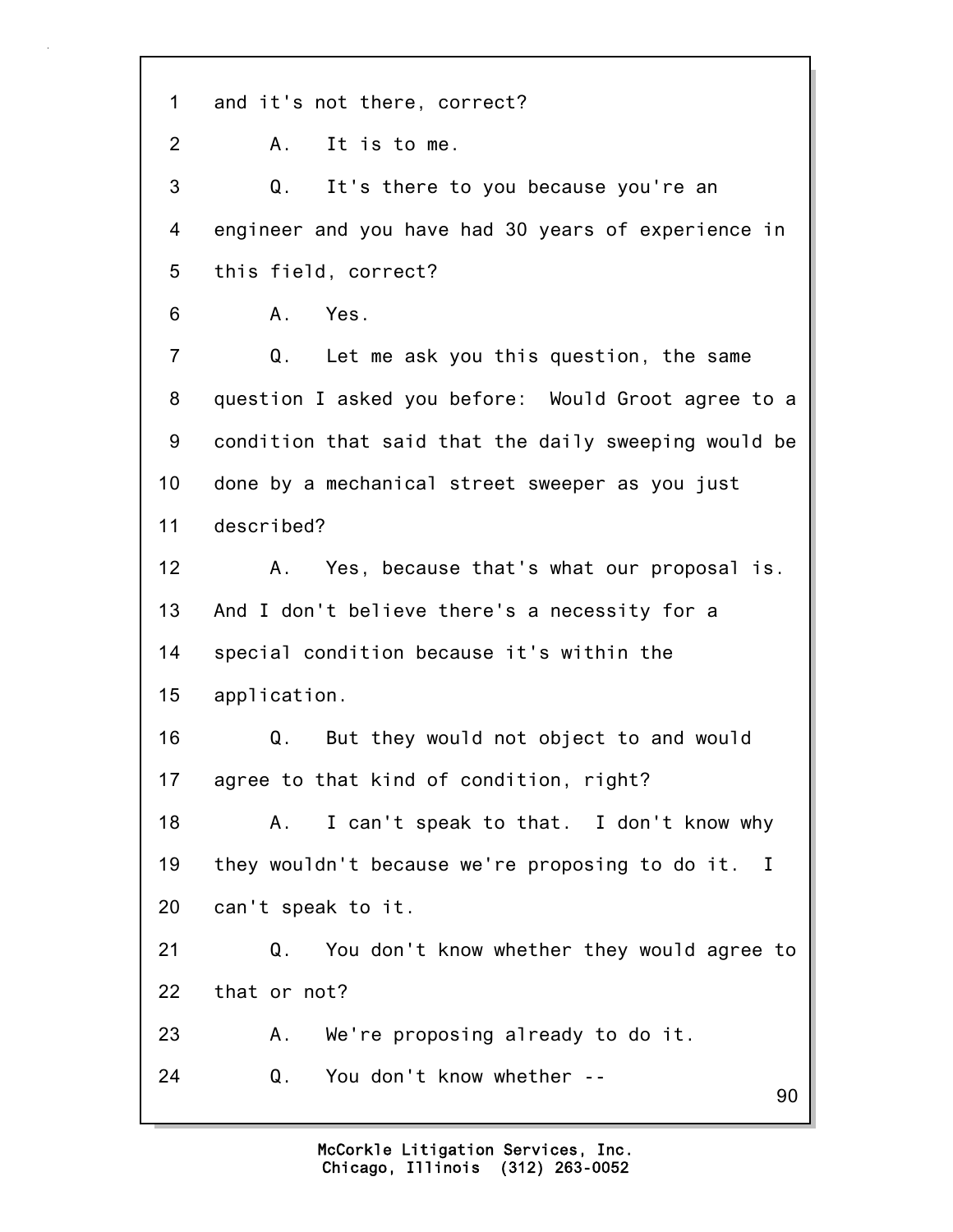1 and it's not there, correct?

2 A. It is to me.

3 Q. It's there to you because you're an

4 engineer and you have had 30 years of experience in

5 this field, correct?

6 A. Yes.

7 Q. Let me ask you this question, the same

8 question I asked you before: Would Groot agree to a

9 condition that said that the daily sweeping would be

10 done by a mechanical street sweeper as you just

11 described?

12 A. Yes, because that's what our proposal is.

13 And I don't believe there's a necessity for a

14 special condition because it's within the

15 application.

16 Q. But they would not object to and would

17 agree to that kind of condition, right?

18 A. I can't speak to that. I don't know why

19 they wouldn't because we're proposing to do it. I

20 can't speak to it.

21 Q. You don't know whether they would agree to

22 that or not?

23 A. We're proposing already to do it.

24 Q. You don't know whether --

McCorkle Litigation Services, Inc.
Chicago, Illinois (312) 263-0052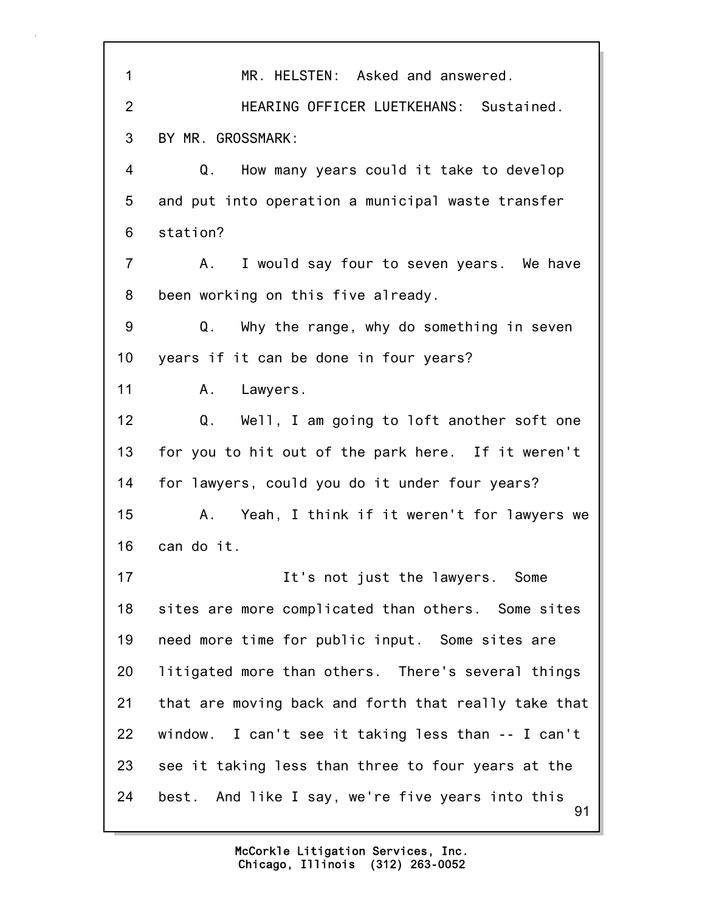MR. HELSTEN: Asked and answered.

HEARING OFFICER LUETKEHANS: Sustained.

BY MR. GROSSMARK:

Q. How many years could it take to develop and put into operation a municipal waste transfer station?

A. I would say four to seven years. We have been working on this five already.

Q. Why the range, why do something in seven years if it can be done in four years?

A. Lawyers.

Q. Well, I am going to loft another soft one for you to hit out of the park here. If it weren't for lawyers, could you do it under four years?

A. Yeah, I think if it weren't for lawyers we can do it.

It's not just the lawyers. Some sites are more complicated than others. Some sites need more time for public input. Some sites are litigated more than others. There's several things that are moving back and forth that really take that window. I can't see it taking less than -- I can't see it taking less than three to four years at the best. And like I say, we're five years into this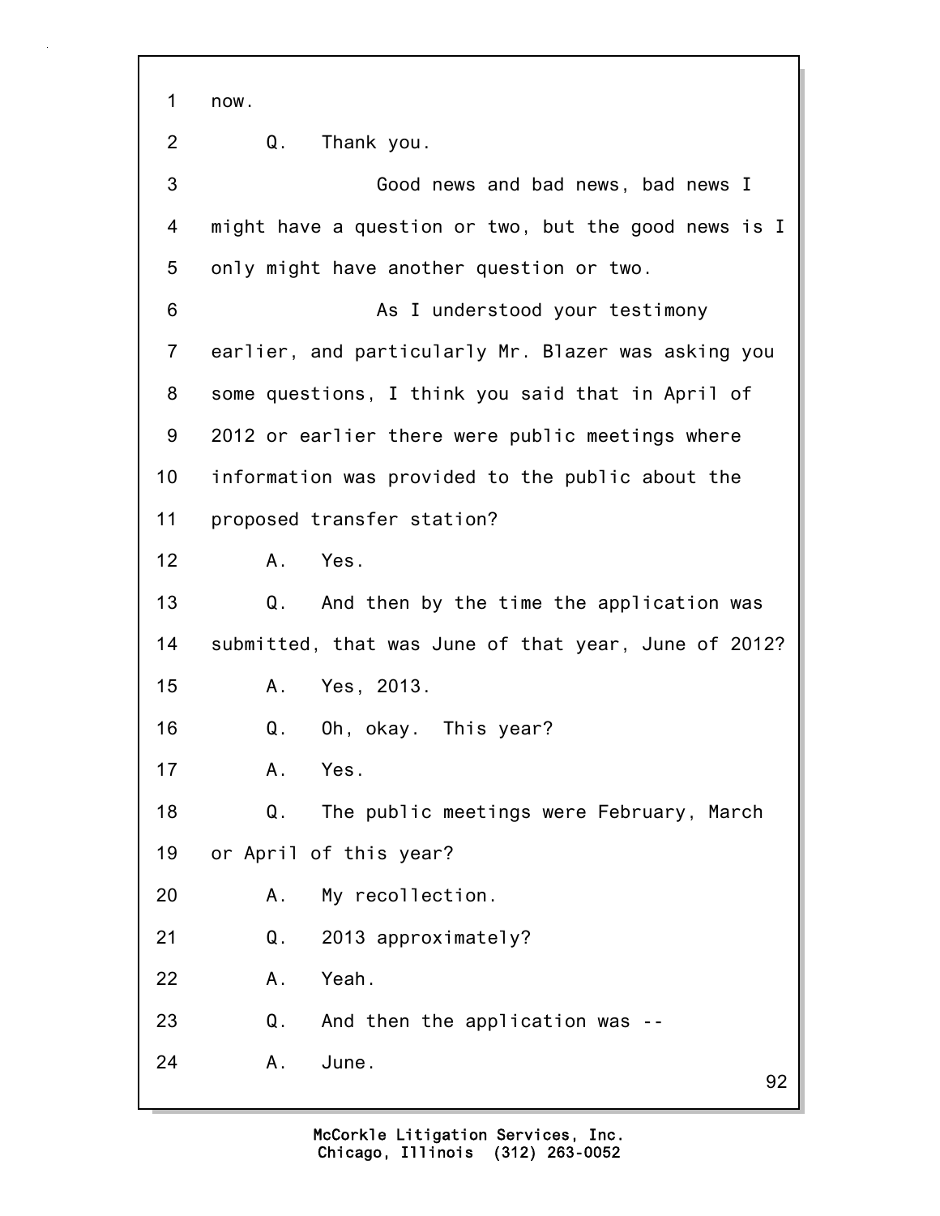1 now.

2 Q. Thank you.

3 Good news and bad news, bad news I

4 might have a question or two, but the good news is I

5 only might have another question or two.

6 As I understood your testimony

7 earlier, and particularly Mr. Blazer was asking you

8 some questions, I think you said that in April of

9 2012 or earlier there were public meetings where

10 information was provided to the public about the

11 proposed transfer station?

12 A. Yes.

13 Q. And then by the time the application was

14 submitted, that was June of that year, June of 2012?

15 A. Yes, 2013.

16 Q. Oh, okay. This year?

17 A. Yes.

18 Q. The public meetings were February, March

19 or April of this year?

20 A. My recollection.

21 Q. 2013 approximately?

22 A. Yeah.

23 Q. And then the application was --

24 A. June.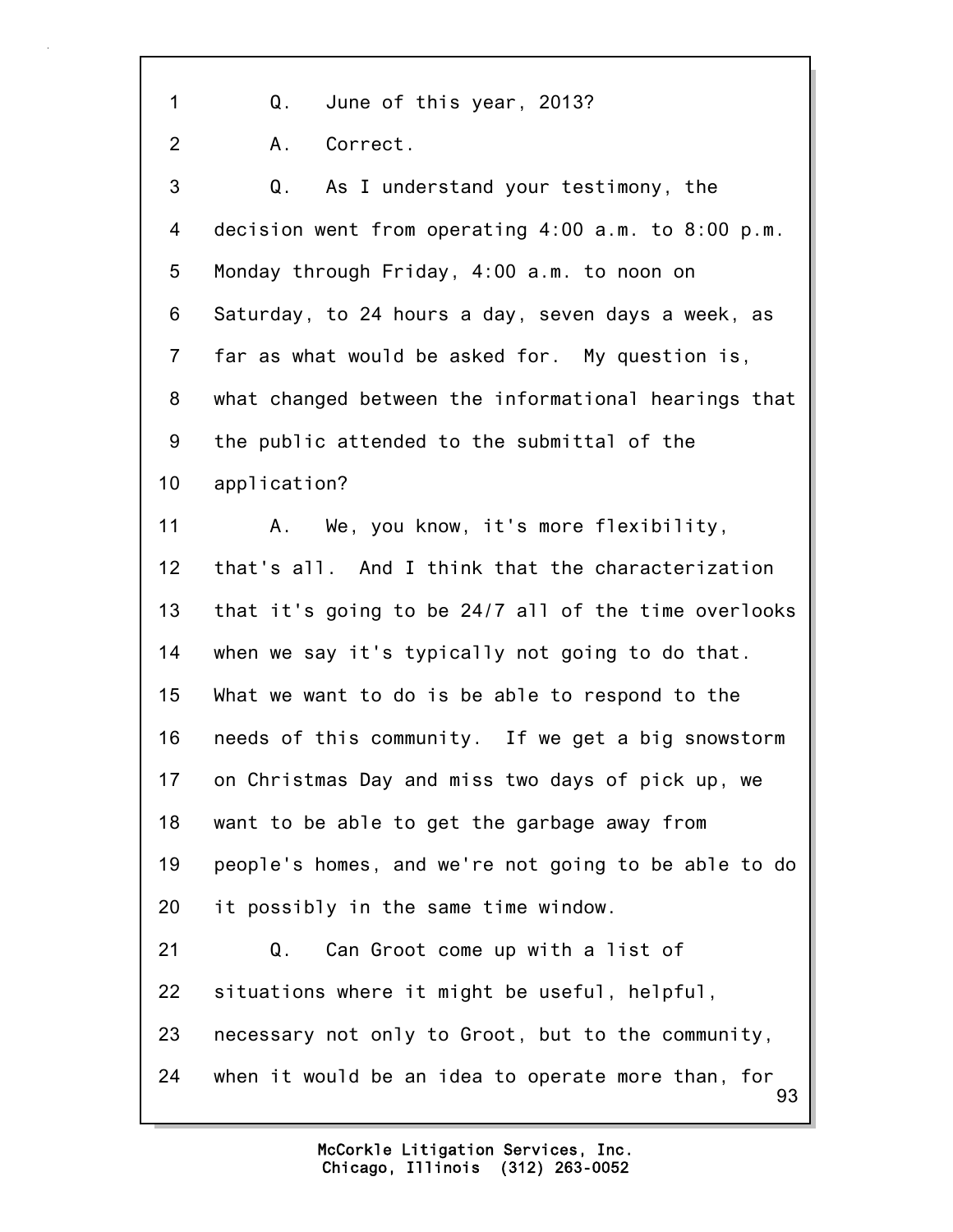1 Q. June of this year, 2013?

2 A. Correct.

3 Q. As I understand your testimony, the
4 decision went from operating 4:00 a.m. to 8:00 p.m.
5 Monday through Friday, 4:00 a.m. to noon on
6 Saturday, to 24 hours a day, seven days a week, as
7 far as what would be asked for. My question is,
8 what changed between the informational hearings that
9 the public attended to the submittal of the
10 application?

11 A. We, you know, it's more flexibility,
12 that's all. And I think that the characterization
13 that it's going to be 24/7 all of the time overlooks
14 when we say it's typically not going to do that.
15 What we want to do is be able to respond to the
16 needs of this community. If we get a big snowstorm
17 on Christmas Day and miss two days of pick up, we
18 want to be able to get the garbage away from
19 people's homes, and we're not going to be able to do
20 it possibly in the same time window.

21 Q. Can Groot come up with a list of
22 situations where it might be useful, helpful,
23 necessary not only to Groot, but to the community,
24 when it would be an idea to operate more than, for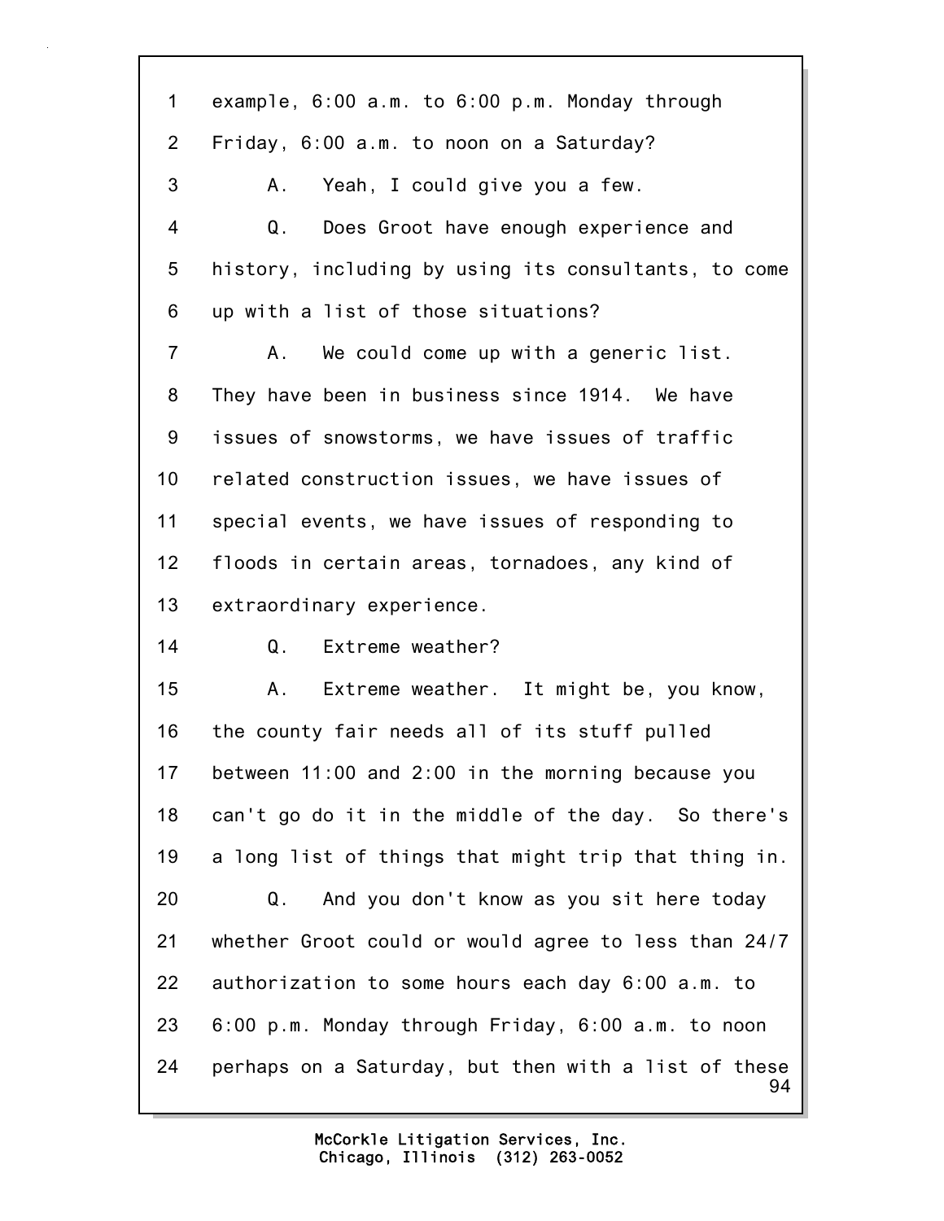1 example, 6:00 a.m. to 6:00 p.m. Monday through
2 Friday, 6:00 a.m. to noon on a Saturday?
3 A. Yeah, I could give you a few.
4 Q. Does Groot have enough experience and
5 history, including by using its consultants, to come
6 up with a list of those situations?
7 A. We could come up with a generic list.
8 They have been in business since 1914. We have
9 issues of snowstorms, we have issues of traffic
10 related construction issues, we have issues of
11 special events, we have issues of responding to
12 floods in certain areas, tornadoes, any kind of
13 extraordinary experience.
14 Q. Extreme weather?
15 A. Extreme weather. It might be, you know,
16 the county fair needs all of its stuff pulled
17 between 11:00 and 2:00 in the morning because you
18 can't go do it in the middle of the day. So there's
19 a long list of things that might trip that thing in.
20 Q. And you don't know as you sit here today
21 whether Groot could or would agree to less than 24/7
22 authorization to some hours each day 6:00 a.m. to
23 6:00 p.m. Monday through Friday, 6:00 a.m. to noon
24 perhaps on a Saturday, but then with a list of these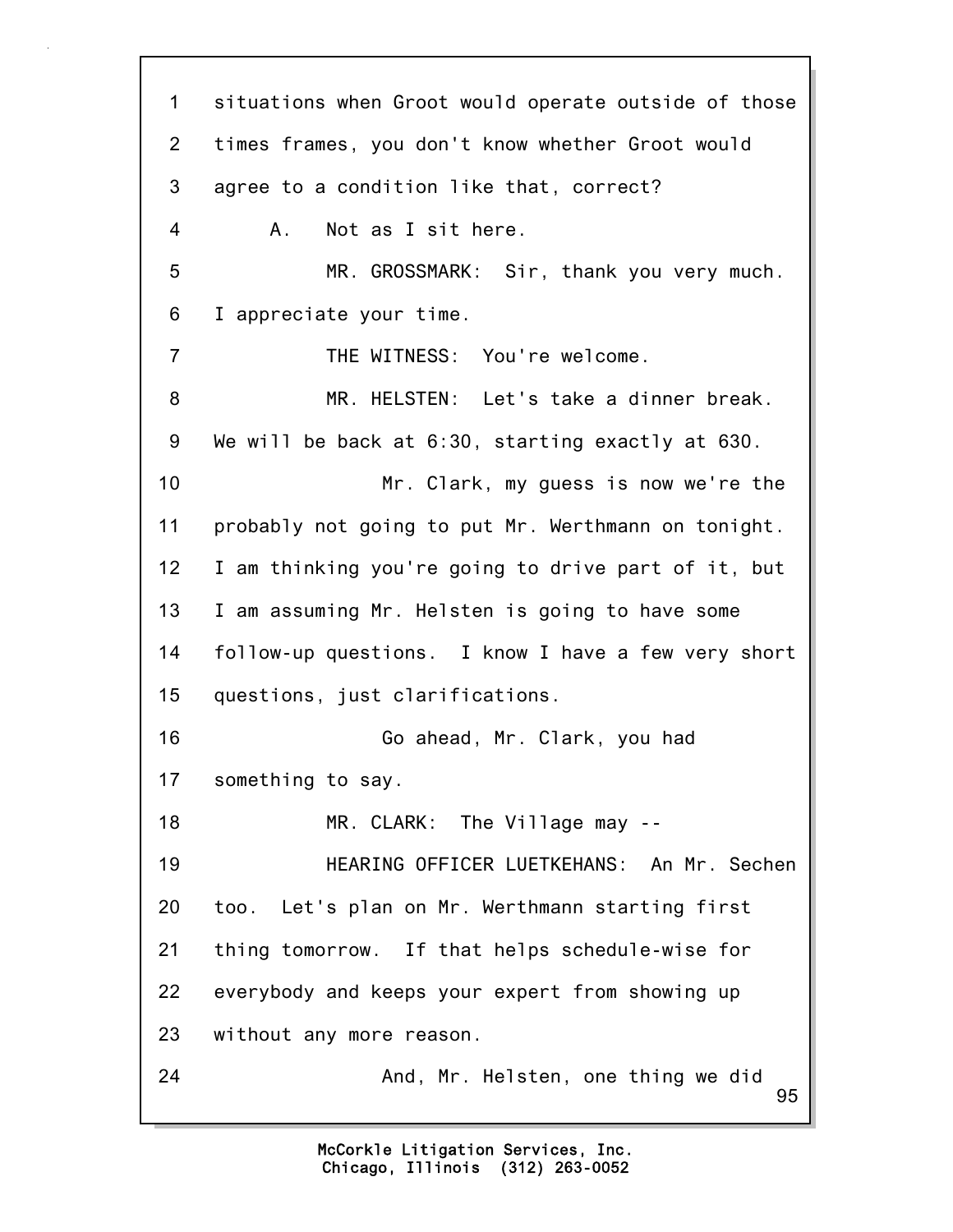1 situations when Groot would operate outside of those
2 times frames, you don't know whether Groot would
3 agree to a condition like that, correct?
4 A. Not as I sit here.
5 MR. GROSSMARK: Sir, thank you very much.
6 I appreciate your time.
7 THE WITNESS: You're welcome.
8 MR. HELSTEN: Let's take a dinner break.
9 We will be back at 6:30, starting exactly at 630.
10 Mr. Clark, my guess is now we're the
11 probably not going to put Mr. Werthmann on tonight.
12 I am thinking you're going to drive part of it, but
13 I am assuming Mr. Helsten is going to have some
14 follow-up questions. I know I have a few very short
15 questions, just clarifications.
16 Go ahead, Mr. Clark, you had
17 something to say.
18 MR. CLARK: The Village may --
19 HEARING OFFICER LUETKEHANS: An Mr. Sechen
20 too. Let's plan on Mr. Werthmann starting first
21 thing tomorrow. If that helps schedule-wise for
22 everybody and keeps your expert from showing up
23 without any more reason.
24 And, Mr. Helsten, one thing we did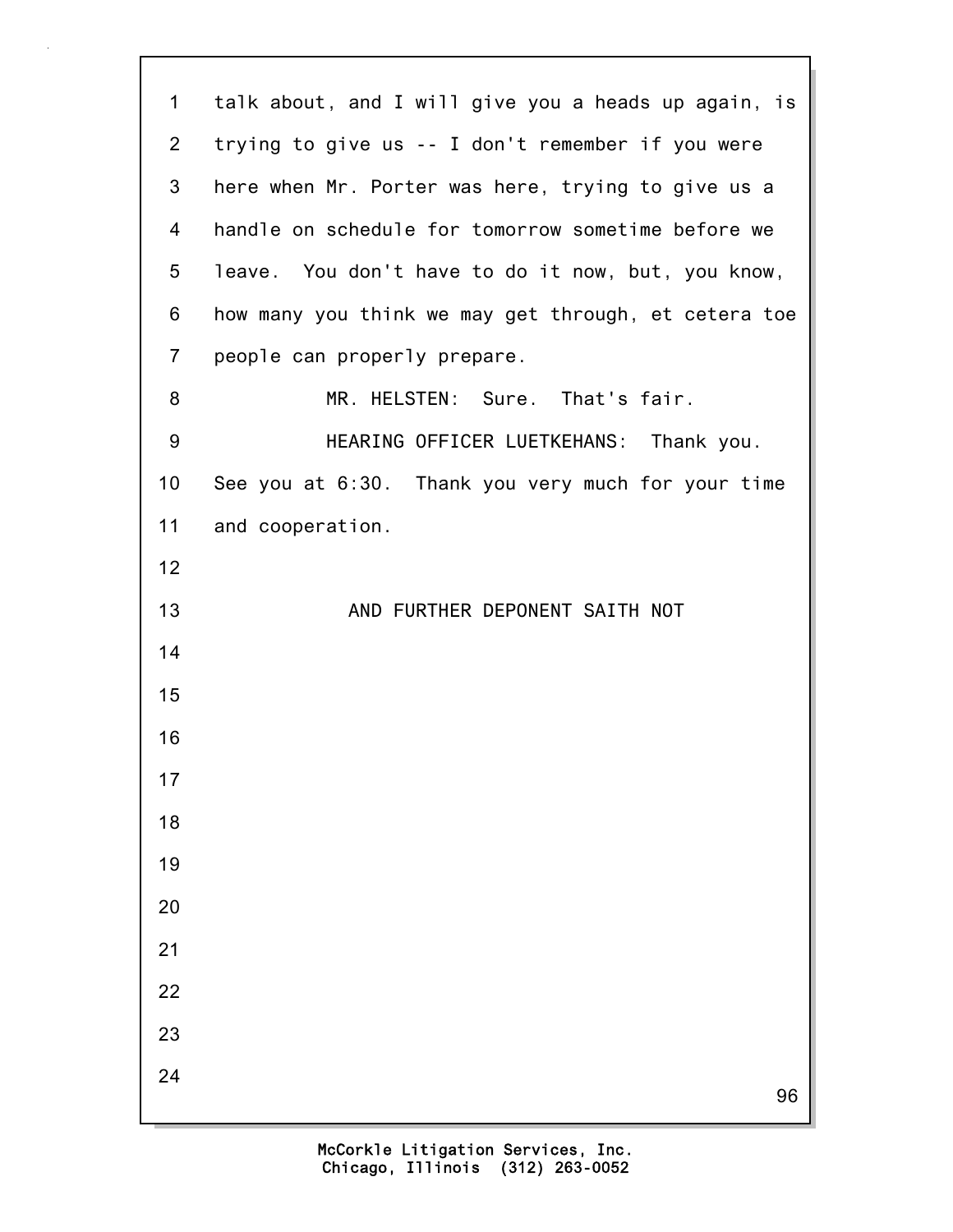talk about, and I will give you a heads up again, is trying to give us -- I don't remember if you were here when Mr. Porter was here, trying to give us a handle on schedule for tomorrow sometime before we leave. You don't have to do it now, but, you know, how many you think we may get through, et cetera toe people can properly prepare.

MR. HELSTEN: Sure. That's fair.

HEARING OFFICER LUETKEHANS: Thank you. See you at 6:30. Thank you very much for your time and cooperation.

AND FURTHER DEPONENT SAITH NOT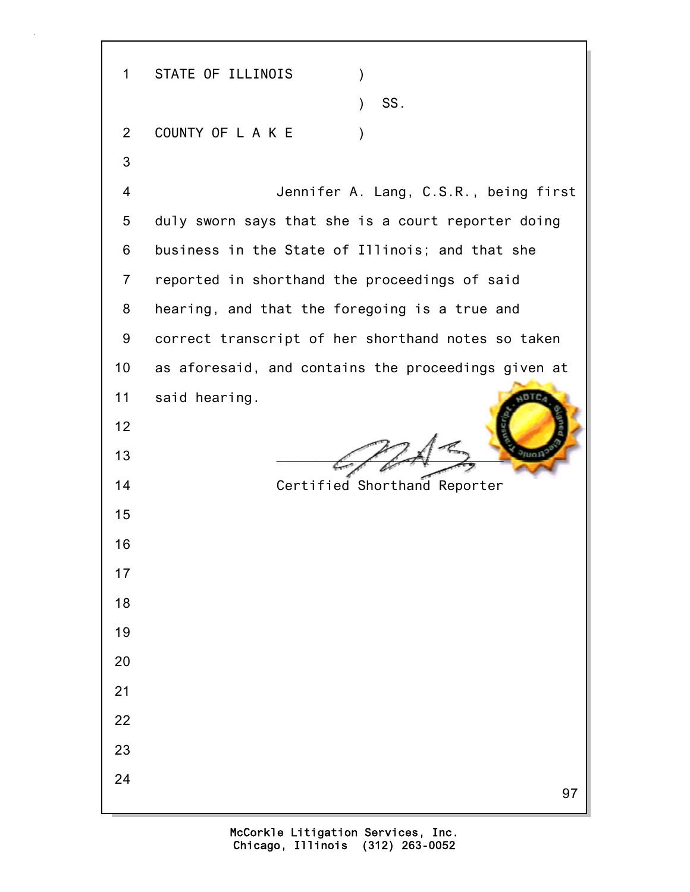STATE OF ILLINOIS )
) SS.
COUNTY OF L A K E )

Jennifer A. Lang, C.S.R., being first duly sworn says that she is a court reporter doing business in the State of Illinois; and that she reported in shorthand the proceedings of said hearing, and that the foregoing is a true and correct transcript of her shorthand notes so taken as aforesaid, and contains the proceedings given at said hearing.

\_\_\_\_\_\_\_\_\_\_\_\_\_\_\_\_\_\_\_\_\_\_\_\_\_\_\_\_\_\_

Certified Shorthand Reporter

McCorkle Litigation Services, Inc.
Chicago, Illinois (312) 263-0052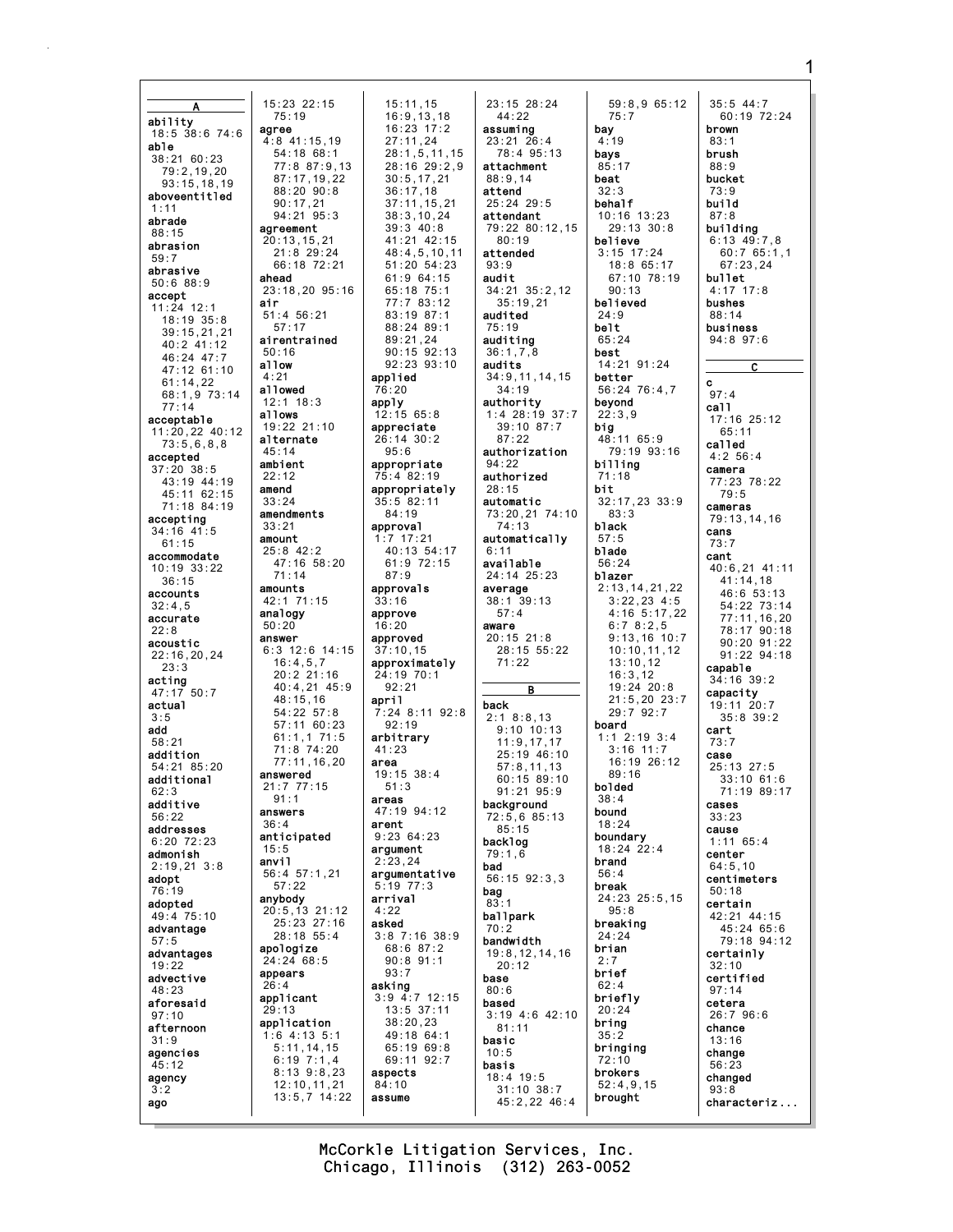**A**

**ability**
18:5 38:6 74:6
**able**
38:21 60:23
79:2,19,20
93:15,18,19
**aboveentitled**
1:11
**abrade**
88:15
**abrasion**
59:7
**abrasive**
50:6 88:9
**accept**
11:24 12:1
18:19 35:8
39:15,21,21
40:2 41:12
46:24 47:7
47:12 61:10
61:14,22
68:1,9 73:14
77:14
**acceptable**
11:20,22 40:12
73:5,6,8,8
**accepted**
37:20 38:5
43:19 44:19
45:11 62:15
71:18 84:19
**accepting**
34:16 41:5
61:15
**accommodate**
10:19 33:22
36:15
**accounts**
32:4,5
**accurate**
22:8
**acoustic**
22:16,20,24
23:3
**acting**
47:17 50:7
**actual**
3:5
**add**
58:21
**addition**
54:21 85:20
**additional**
62:3
**additive**
56:22
**addresses**
6:20 72:23
**admonish**
2:19,21 3:8
**adopt**
76:19
**adopted**
49:4 75:10
**advantage**
57:5
**advantages**
19:22
**advective**
48:23
**aforesaid**
97:10
**afternoon**
31:9
**agencies**
45:12
**agency**
3:2
**ago**
15:23 22:15
75:19
**agree**
4:8 41:15,19
54:18 68:1
77:8 87:9,13
87:17,19,22
88:20 90:8
90:17,21
94:21 95:3
**agreement**
20:13,15,21
21:8 29:24
66:18 72:21
**ahead**
23:18,20 95:16
**air**
51:4 56:21
57:17
**airentrained**
50:16
**allow**
4:21
**allowed**
12:1 18:3
**allows**
19:22 21:10
**alternate**
45:14
**ambient**
22:12
**amend**
33:24
**amendments**
33:21
**amount**
25:8 42:2
47:16 58:20
71:14
**amounts**
42:1 71:15
**analogy**
50:20
**answer**
6:3 12:6 14:15
16:4,5,7
20:2 21:16
40:4,21 45:9
48:15,16
54:22 57:8
57:11 60:23
61:1,1 71:5
71:8 74:20
77:11,16,20
**answered**
21:7 77:15
91:1
**answers**
36:4
**anticipated**
15:5
**anvil**
56:4 57:1,21
57:22
**anybody**
20:5,13 21:12
25:23 27:16
28:18 55:4
**apologize**
24:24 68:5
**appears**
26:4
**applicant**
29:13
**application**
1:6 4:13 5:1
5:11,14,15
6:19 7:1,4
8:13 9:8,23
12:10,11,21
13:5,7 14:22
15:11,15
16:9,13,18
16:23 17:2
27:11,24
28:1,5,11,15
28:16 29:2,9
30:5,17,21
36:17,18
37:11,15,21
38:3,10,24
39:3 40:8
41:21 42:15
48:4,5,10,11
51:20 54:23
61:9 64:15
65:18 75:1
77:7 83:12
83:19 87:1
88:24 89:1
89:21,24
90:15 92:13
92:23 93:10
**applied**
76:20
**apply**
12:15 65:8
**appreciate**
26:14 30:2
95:6
**appropriate**
75:4 82:19
**appropriately**
35:5 82:11
84:19
**approval**
1:7 17:21
40:13 54:17
61:9 72:15
87:9
**approvals**
33:16
**approve**
16:20
**approved**
37:10,15
**approximately**
24:19 70:1
92:21
**april**
7:24 8:11 92:8
92:19
**arbitrary**
41:23
**area**
19:15 38:4
51:3
**areas**
47:19 94:12
**arent**
9:23 64:23
**argument**
2:23,24
**argumentative**
5:19 77:3
**arrival**
4:22
**asked**
3:8 7:16 38:9
68:6 87:2
90:8 91:1
93:7
**asking**
3:9 4:7 12:15
13:5 37:11
38:20,23
49:18 64:1
65:19 69:8
69:11 92:7
**aspects**
84:10
**assume**
23:15 28:24
44:22
**assuming**
23:21 26:4
78:4 95:13
**attachment**
88:9,14
**attend**
25:24 29:5
**attendant**
79:22 80:12,15
80:19
**attended**
93:9
**audit**
34:21 35:2,12
35:19,21
**audited**
75:19
**auditing**
36:1,7,8
**audits**
34:9,11,14,15
34:19
**authority**
1:4 28:19 37:7
39:10 87:7
87:22
**authorization**
94:22
**authorized**
28:15
**automatic**
73:20,21 74:10
74:13
**automatically**
6:11
**available**
24:14 25:23
**average**
38:1 39:13
57:4
**aware**
20:15 21:8
28:15 55:22
71:22

**B**

**back**
2:1 8:8,13
9:10 10:13
11:9,17,17
25:19 46:10
57:8,11,13
60:15 89:10
91:21 95:9
**background**
72:5,6 85:13
85:15
**backlog**
79:1,6
**bad**
56:15 92:3,3
**bag**
83:1
**ballpark**
70:2
**bandwidth**
19:8,12,14,16
20:12
**base**
80:6
**based**
3:19 4:6 42:10
81:11
**basic**
10:5
**basis**
18:4 19:5
31:10 38:7
45:2,22 46:4
59:8,9 65:12
75:7
**bay**
4:19
**bays**
85:17
**beat**
32:3
**behalf**
10:16 13:23
29:13 30:8
**believe**
3:15 17:24
18:8 65:17
67:10 78:19
90:13
**believed**
24:9
**belt**
65:24
**best**
14:21 91:24
**better**
56:24 76:4,7
**beyond**
22:3,9
**big**
48:11 65:9
79:19 93:16
**billing**
71:18
**bit**
32:17,23 33:9
83:3
**black**
57:5
**blade**
56:24
**blazer**
2:13,14,21,22
3:22,23 4:5
4:16 5:17,22
6:7 8:2,5
9:13,16 10:7
10:10,11,12
13:10,12
16:3,12
19:24 20:8
21:5,20 23:7
29:7 92:7
**board**
1:1 2:19 3:4
3:16 11:7
16:19 26:12
89:16
**bolded**
38:4
**bound**
18:24
**boundary**
18:24 22:4
**brand**
56:4
**break**
24:23 25:5,15
95:8
**breaking**
24:24
**brian**
2:7
**brief**
62:4
**briefly**
20:24
**bring**
35:2
**bringing**
72:10
**brokers**
52:4,9,15
**brought**
35:5 44:7
60:19 72:24
**brown**
83:1
**brush**
88:9
**bucket**
73:9
**build**
87:8
**building**
6:13 49:7,8
60:7 65:1,1
67:23,24
**bullet**
4:17 17:8
**bushes**
88:14
**business**
94:8 97:6

**C**

**c**
97:4
**call**
17:16 25:12
65:11
**called**
4:2 56:4
**camera**
77:23 78:22
79:5
**cameras**
79:13,14,16
**cans**
73:7
**cant**
40:6,21 41:11
41:14,18
46:6 53:13
54:22 73:14
77:11,16,20
78:17 90:18
90:20 91:22
91:22 94:18
**capable**
34:16 39:2
**capacity**
19:11 20:7
35:8 39:2
**cart**
73:7
**case**
25:13 27:5
33:10 61:6
71:19 89:17
**cases**
33:23
**cause**
1:11 65:4
**center**
64:5,10
**centimeters**
50:18
**certain**
42:21 44:15
45:24 65:6
79:18 94:12
**certainly**
32:10
**certified**
97:14
**cetera**
26:7 96:6
**chance**
13:16
**change**
56:23
**changed**
93:8
**characteriz...**

McCorkle Litigation Services, Inc.
Chicago, Illinois (312) 263-0052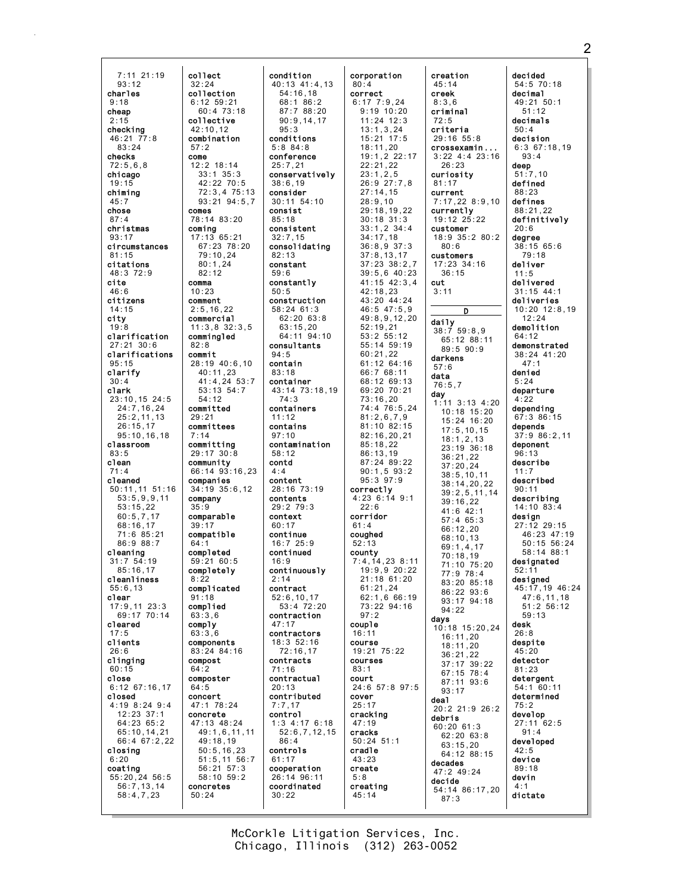7:11 21:19
93:12
charles
9:18
cheap
2:15
checking
46:21 77:8
83:24
checks
72:5,6,8
chicago
19:15
chiming
45:7
chose
87:4
christmas
93:17
circumstances
81:15
citations
48:3 72:9
cite
46:6
citizens
14:15
city
19:8
clarification
27:21 30:6
clarifications
95:15
clarify
30:4
clark
23:10,15 24:5
24:7,16,24
25:2,11,13
26:15,17
95:10,16,18
classroom
83:5
clean
71:4
cleaned
50:11,11 51:16
53:5,9,9,11
53:15,22
60:5,7,17
68:16,17
71:6 85:21
86:9 88:7
cleaning
31:7 54:19
85:16,17
cleanliness
55:6,13
clear
17:9,11 23:3
69:17 70:14
cleared
17:5
clients
26:6
clinging
60:15
close
6:12 67:16,17
closed
4:19 8:24 9:4
12:23 37:1
64:23 65:2
65:10,14,21
66:4 67:2,22
closing
6:20
coating
55:20,24 56:5
56:7,13,14
58:4,7,23

collect
32:24
collection
6:12 59:21
60:4 73:18
collective
42:10,12
combination
57:2
come
12:2 18:14
33:1 35:3
42:22 70:5
72:3,4 75:13
93:21 94:5,7
comes
78:14 83:20
coming
17:13 65:21
67:23 78:20
79:10,24
80:1,24
82:12
comma
10:23
comment
2:5,16,22
commercial
11:3,8 32:3,5
commingled
82:8
commit
28:19 40:6,10
40:11,23
41:4,24 53:7
53:13 54:7
54:12
committed
29:21
committees
7:14
committing
29:17 30:8
community
66:14 93:16,23
companies
34:19 35:6,12
company
35:9
comparable
39:17
compatible
64:1
completed
59:21 60:5
completely
8:22
complicated
91:18
complied
63:3,6
comply
63:3,6
components
83:24 84:16
compost
64:2
composter
64:5
concert
47:1 78:24
concrete
47:13 48:24
49:1,6,11,11
49:18,19
50:5,16,23
51:5,11 56:7
56:21 57:3
58:10 59:2
concretes
50:24

condition
40:13 41:4,13
54:16,18
68:1 86:2
87:7 88:20
90:9,14,17
95:3
conditions
5:8 84:8
conference
25:7,21
conservatively
38:6,19
consider
30:11 54:10
consist
85:18
consistent
32:7,15
consolidating
82:13
constant
59:6
constantly
50:5
construction
58:24 61:3
62:20 63:8
63:15,20
64:11 94:10
consultants
94:5
contain
83:18
container
43:14 73:18,19
74:3
containers
11:12
contains
97:10
contamination
58:12
contd
4:4
content
28:16 73:19
contents
29:2 79:3
context
60:17
continue
16:7 25:9
continued
16:9
continuously
2:14
contract
52:6,10,17
53:4 72:20
contraction
47:17
contractors
18:3 52:16
72:16,17
contracts
71:16
contractual
20:13
contributed
7:7,17
control
1:3 4:17 6:18
52:6,7,12,15
86:4
controls
61:17
cooperation
26:14 96:11
coordinated
30:22

corporation
80:4
correct
6:17 7:9,24
9:19 10:20
11:24 12:3
13:1,3,24
15:21 17:5
18:11,20
19:1,2 22:17
22:21,22
23:1,2,5
26:9 27:7,8
27:14,15
28:9,10
29:18,19,22
30:18 31:3
33:1,2 34:4
34:17,18
36:8,9 37:3
37:8,13,17
37:23 38:2,7
39:5,6 40:23
41:15 42:3,4
42:18,23
43:20 44:24
46:5 47:5,9
49:8,9,12,20
52:19,21
53:2 55:12
55:14 59:19
60:21,22
61:12 64:16
66:7 68:11
68:12 69:13
69:20 70:21
73:16,20
74:4 76:5,24
81:2,6,7,9
81:10 82:15
82:16,20,21
85:18,22
86:13,19
87:24 89:22
90:1,5 93:2
95:3 97:9
correctly
4:23 6:14 9:1
22:6
corridor
61:4
coughed
52:13
county
7:4,14,23 8:11
19:9,9 20:22
21:18 61:20
61:21,24
62:1,6 66:19
73:22 94:16
97:2
couple
16:11
course
19:21 75:22
courses
83:1
court
24:6 57:8 97:5
cover
25:17
cracking
47:19
cracks
50:24 51:1
cradle
43:23
create
5:8
creating
45:14

creation
45:14
creek
8:3,6
criminal
72:5
criteria
29:16 55:8
crossexamin...
3:22 4:4 23:16
26:23
curiosity
81:17
current
7:17,22 8:9,10
currently
19:12 25:22
customer
18:9 35:2 80:2
80:6
customers
17:23 34:16
36:15
cut
3:11

**D**

daily
38:7 59:8,9
65:12 88:11
89:5 90:9
darkens
57:6
data
76:5,7
day
1:11 3:13 4:20
10:18 15:20
15:24 16:20
17:5,10,15
18:1,2,13
23:19 36:18
36:21,22
37:20,24
38:5,10,11
38:14,20,22
39:2,5,11,14
39:16,22
41:6 42:1
57:4 65:3
66:12,20
68:10,13
69:1,4,17
70:18,19
71:10 75:20
77:9 78:4
83:20 85:18
86:22 93:6
93:17 94:18
94:22
days
10:18 15:20,24
16:11,20
18:11,20
36:21,22
37:17 39:22
67:15 78:4
87:11 93:6
93:17
deal
20:2 21:9 26:2
debris
60:20 61:3
62:20 63:8
63:15,20
64:12 88:15
decades
47:2 49:24
decide
54:14 86:17,20
87:3

decided
54:5 70:18
decimal
49:21 50:1
51:12
decimals
50:4
decision
6:3 67:18,19
93:4
deep
51:7,10
defined
88:23
defines
88:21,22
definitively
20:6
degree
38:15 65:6
79:18
deliver
11:5
delivered
31:15 44:1
deliveries
10:20 12:8,19
12:24
demolition
64:12
demonstrated
38:24 41:20
47:1
denied
5:24
departure
4:22
depending
67:3 86:15
depends
37:9 86:2,11
deponent
96:13
describe
11:7
described
90:11
describing
14:10 83:4
design
27:12 29:15
46:23 47:19
50:15 56:24
58:14 88:1
designated
52:11
designed
45:17,19 46:24
47:6,11,18
51:2 56:12
59:13
desk
26:8
despite
45:20
detector
81:23
detergent
54:1 60:11
determined
75:2
develop
27:11 62:5
91:4
developed
42:5
device
89:18
devin
4:1
dictate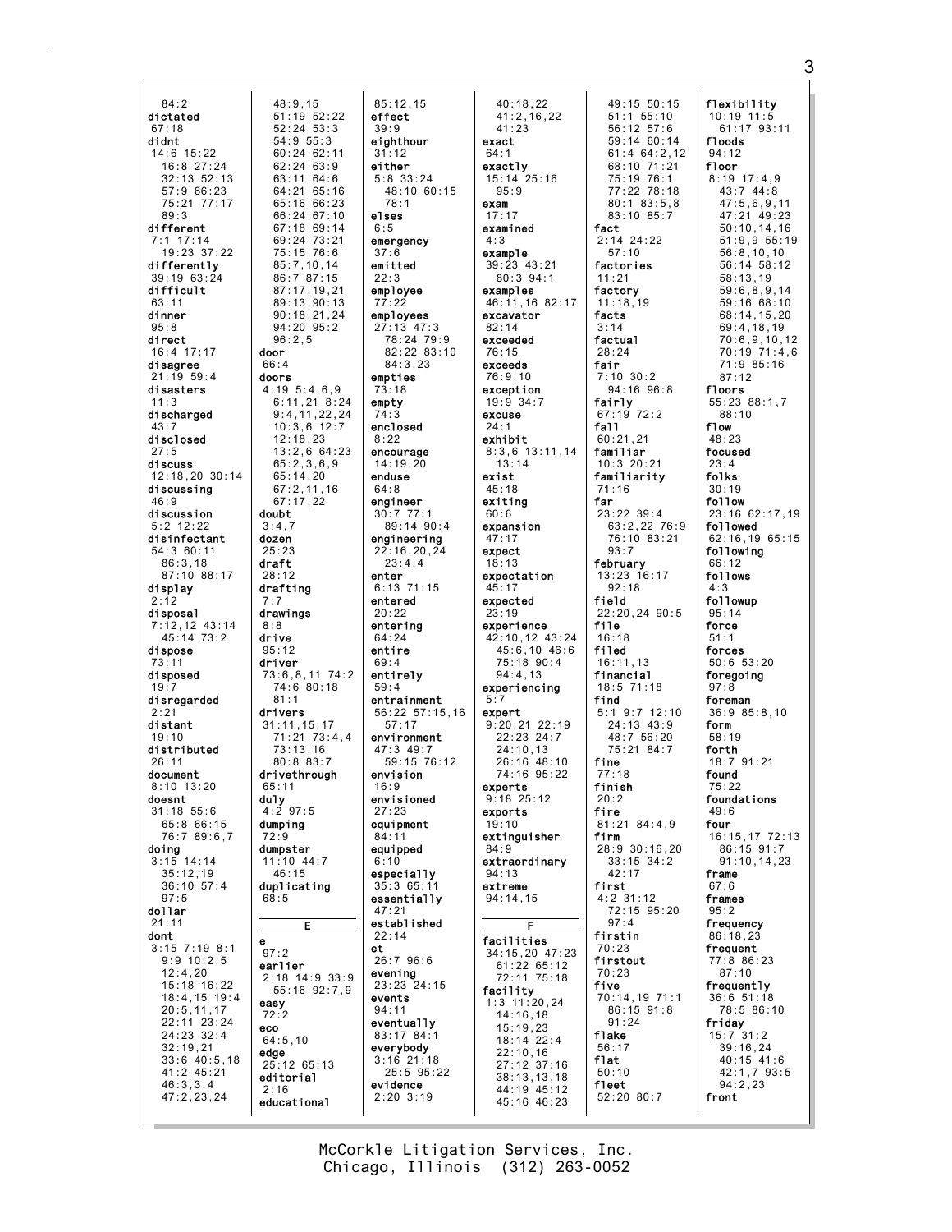84:2
**dictated**
67:18
**didnt**
14:6 15:22
16:8 27:24
32:13 52:13
57:9 66:23
75:21 77:17
89:3
**different**
7:1 17:14
19:23 37:22
**differently**
39:19 63:24
**difficult**
63:11
**dinner**
95:8
**direct**
16:4 17:17
**disagree**
21:19 59:4
**disasters**
11:3
**discharged**
43:7
**disclosed**
27:5
**discuss**
12:18,20 30:14
**discussing**
46:9
**discussion**
5:2 12:22
**disinfectant**
54:3 60:11
86:3,18
87:10 88:17
**display**
2:12
**disposal**
7:12,12 43:14
45:14 73:2
**dispose**
73:11
**disposed**
19:7
**disregarded**
2:21
**distant**
19:10
**distributed**
26:11
**document**
8:10 13:20
**doesnt**
31:18 55:6
65:8 66:15
76:7 89:6,7
**doing**
3:15 14:14
35:12,19
36:10 57:4
97:5
**dollar**
21:11
**dont**
3:15 7:19 8:1
9:9 10:2,5
12:4,20
15:18 16:22
18:4,15 19:4
20:5,11,17
22:11 23:24
24:23 32:4
32:19,21
33:6 40:5,18
41:2 45:21
46:3,3,4
47:2,23,24
48:9,15
51:19 52:22
52:24 53:3
54:9 55:3
60:24 62:11
62:24 63:9
63:11 64:6
64:21 65:16
65:16 66:23
66:24 67:10
67:18 69:14
69:24 73:21
75:15 76:6
85:7,10,14
86:7 87:15
87:17,19,21
89:13 90:13
90:18,21,24
94:20 95:2
96:2,5
**door**
66:4
**doors**
4:19 5:4,6,9
6:11,21 8:24
9:4,11,22,24
10:3,6 12:7
12:18,23
13:2,6 64:23
65:2,3,6,9
65:14,20
67:2,11,16
67:17,22
**doubt**
3:4,7
**dozen**
25:23
**draft**
28:12
**drafting**
7:7
**drawings**
8:8
**drive**
95:12
**driver**
73:6,8,11 74:2
74:6 80:18
81:1
**drivers**
31:11,15,17
71:21 73:4,4
73:13,16
80:8 83:7
**drivethrough**
65:11
**duly**
4:2 97:5
**dumping**
72:9
**dumpster**
11:10 44:7
46:15
**duplicating**
68:5

**E**

**e**
97:2
**earlier**
2:18 14:9 33:9
55:16 92:7,9
**easy**
72:2
**eco**
64:5,10
**edge**
25:12 65:13
**editorial**
2:16
**educational**
85:12,15
**effect**
39:9
**eighthour**
31:12
**either**
5:8 33:24
48:10 60:15
78:1
**elses**
6:5
**emergency**
37:6
**emitted**
22:3
**employee**
77:22
**employees**
27:13 47:3
78:24 79:9
82:22 83:10
84:3,23
**empties**
73:18
**empty**
74:3
**enclosed**
8:22
**encourage**
14:19,20
**enduse**
64:8
**engineer**
30:7 77:1
89:14 90:4
**engineering**
22:16,20,24
23:4,4
**enter**
6:13 71:15
**entered**
20:22
**entering**
64:24
**entire**
69:4
**entirely**
59:4
**entrainment**
56:22 57:15,16
57:17
**environment**
47:3 49:7
59:15 76:12
**envision**
16:9
**envisioned**
27:23
**equipment**
84:11
**equipped**
6:10
**especially**
35:3 65:11
**essentially**
47:21
**established**
22:14
**et**
26:7 96:6
**evening**
23:23 24:15
**events**
94:11
**eventually**
83:17 84:1
**everybody**
3:16 21:18
25:5 95:22
**evidence**
2:20 3:19
40:18,22
41:2,16,22
41:23
**exact**
64:1
**exactly**
15:14 25:16
95:9
**exam**
17:17
**examined**
4:3
**example**
39:23 43:21
80:3 94:1
**examples**
46:11,16 82:17
**excavator**
82:14
**exceeded**
76:15
**exceeds**
76:9,10
**exception**
19:9 34:7
**excuse**
24:1
**exhibit**
8:3,6 13:11,14
13:14
**exist**
45:18
**exiting**
60:6
**expansion**
47:17
**expect**
18:13
**expectation**
45:17
**expected**
23:19
**experience**
42:10,12 43:24
45:6,10 46:6
75:18 90:4
94:4,13
**experiencing**
5:7
**expert**
9:20,21 22:19
22:23 24:7
24:10,13
26:16 48:10
74:16 95:22
**experts**
9:18 25:12
**exports**
19:10
**extinguisher**
84:9
**extraordinary**
94:13
**extreme**
94:14,15

**F**

**facilities**
34:15,20 47:23
61:22 65:12
72:11 75:18
**facility**
1:3 11:20,24
14:16,18
15:19,23
18:14 22:4
22:10,16
27:12 37:16
38:13,13,18
44:19 45:12
45:16 46:23
49:15 50:15
51:1 55:10
56:12 57:6
59:14 60:14
61:4 64:2,12
68:10 71:21
75:19 76:1
77:22 78:18
80:1 83:5,8
83:10 85:7
**fact**
2:14 24:22
57:10
**factories**
11:21
**factory**
11:18,19
**facts**
3:14
**factual**
28:24
**fair**
7:10 30:2
94:16 96:8
**fairly**
67:19 72:2
**fall**
60:21,21
**familiar**
10:3 20:21
**familiarity**
71:16
**far**
23:22 39:4
63:2,22 76:9
76:10 83:21
93:7
**february**
13:23 16:17
92:18
**field**
22:20,24 90:5
**file**
16:18
**filed**
16:11,13
**financial**
18:5 71:18
**find**
5:1 9:7 12:10
24:13 43:9
48:7 56:20
75:21 84:7
**fine**
77:18
**finish**
20:2
**fire**
81:21 84:4,9
**firm**
28:9 30:16,20
33:15 34:2
42:17
**first**
4:2 31:12
72:15 95:20
97:4
**firstin**
70:23
**firstout**
70:23
**five**
70:14,19 71:1
86:15 91:8
91:24
**flake**
56:17
**flat**
50:10
**fleet**
52:20 80:7
**flexibility**
10:19 11:5
61:17 93:11
**floods**
94:12
**floor**
8:19 17:4,9
43:7 44:8
47:5,6,9,11
47:21 49:23
50:10,14,16
51:9,9 55:19
56:8,10,10
56:14 58:12
58:13,19
59:6,8,9,14
59:16 68:10
68:14,15,20
69:4,18,19
70:6,9,10,12
70:19 71:4,6
71:9 85:16
87:12
**floors**
55:23 88:1,7
88:10
**flow**
48:23
**focused**
23:4
**folks**
30:19
**follow**
23:16 62:17,19
**followed**
62:16,19 65:15
**following**
66:12
**follows**
4:3
**followup**
95:14
**force**
51:1
**forces**
50:6 53:20
**foregoing**
97:8
**foreman**
36:9 85:8,10
**form**
58:19
**forth**
18:7 91:21
**found**
75:22
**foundations**
49:6
**four**
16:15,17 72:13
86:15 91:7
91:10,14,23
**frame**
67:6
**frames**
95:2
**frequency**
86:18,23
**frequent**
77:8 86:23
87:10
**frequently**
36:6 51:18
78:5 86:10
**friday**
15:7 31:2
39:16,24
40:15 41:6
42:1,7 93:5
94:2,23
**front**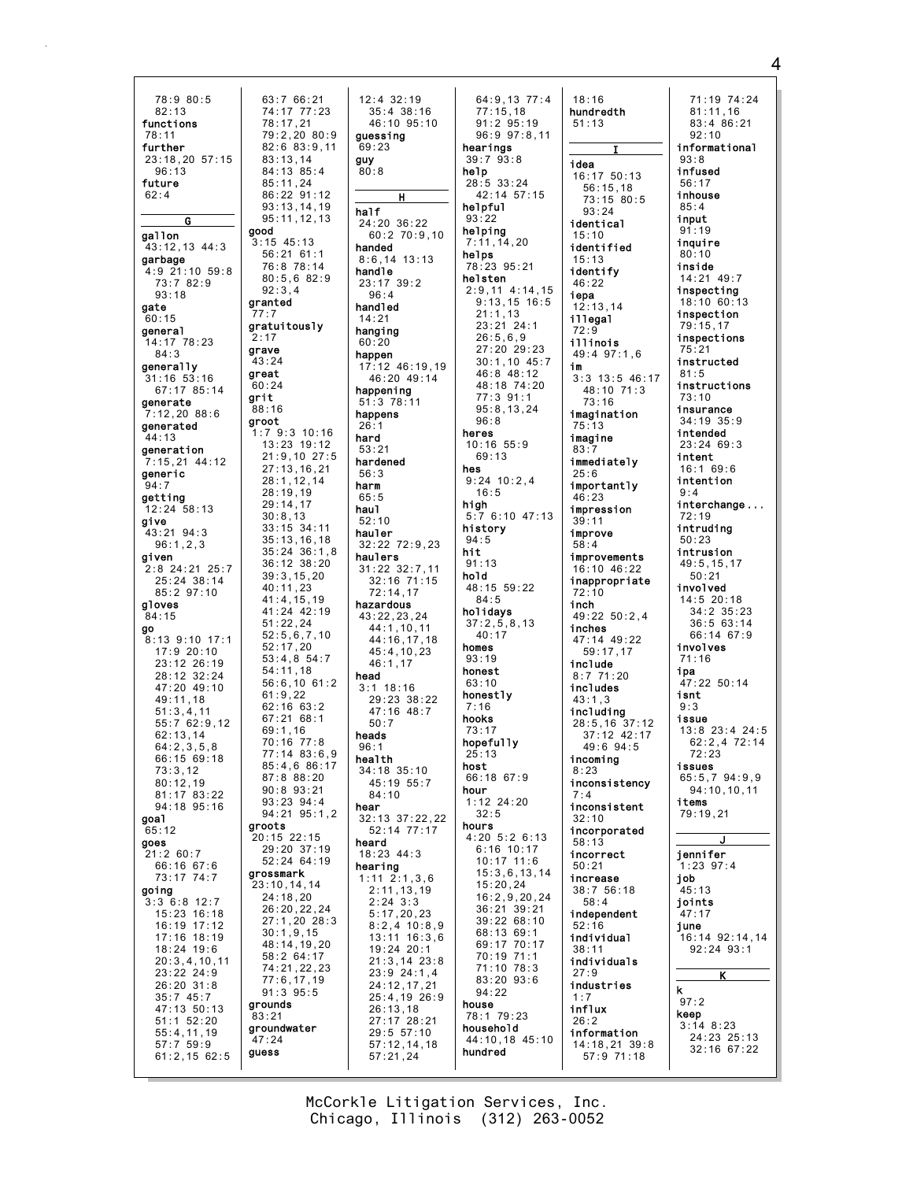78:9 80:5
82:13
**functions**
78:11
**further**
23:18,20 57:15
96:13
**future**
62:4

**G**

**gallon**
43:12,13 44:3
**garbage**
4:9 21:10 59:8
73:7 82:9
93:18
**gate**
60:15
**general**
14:17 78:23
84:3
**generally**
31:16 53:16
67:17 85:14
**generate**
7:12,20 88:6
**generated**
44:13
**generation**
7:15,21 44:12
**generic**
94:7
**getting**
12:24 58:13
**give**
43:21 94:3
96:1,2,3
**given**
2:8 24:21 25:7
25:24 38:14
85:2 97:10
**gloves**
84:15
**go**
8:13 9:10 17:1
17:9 20:10
23:12 26:19
28:12 32:24
47:20 49:10
49:11,18
51:3,4,11
55:7 62:9,12
62:13,14
64:2,3,5,8
66:15 69:18
73:3,12
80:12,19
81:17 83:22
94:18 95:16
**goal**
65:12
**goes**
21:2 60:7
66:16 67:6
73:17 74:7
**going**
3:3 6:8 12:7
15:23 16:18
16:19 17:12
17:16 18:19
18:24 19:6
20:3,4,10,11
23:22 24:9
26:20 31:8
35:7 45:7
47:13 50:13
51:1 52:20
55:4,11,19
57:7 59:9
61:2,15 62:5
63:7 66:21
74:17 77:23
78:17,21
79:2,20 80:9
82:6 83:9,11
83:13,14
84:13 85:4
85:11,24
86:22 91:12
93:13,14,19
95:11,12,13
**good**
3:15 45:13
56:21 61:1
76:8 78:14
80:5,6 82:9
92:3,4
**granted**
77:7
**gratuitously**
2:17
**grave**
43:24
**great**
60:24
**grit**
88:16
**groot**
1:7 9:3 10:16
13:23 19:12
21:9,10 27:5
27:13,16,21
28:1,12,14
28:19,19
29:14,17
30:8,13
33:15 34:11
35:13,16,18
35:24 36:1,8
36:12 38:20
39:3,15,20
40:11,23
41:4,15,19
41:24 42:19
51:22,24
52:5,6,7,10
52:17,20
53:4,8 54:7
54:11,18
56:6,10 61:2
61:9,22
62:16 63:2
67:21 68:1
69:1,16
70:16 77:8
77:14 83:6,9
85:4,6 86:17
87:8 88:20
90:8 93:21
93:23 94:4
94:21 95:1,2
**groots**
20:15 22:15
29:20 37:19
52:24 64:19
**grossmark**
23:10,14,14
24:18,20
26:20,22,24
27:1,20 28:3
30:1,9,15
48:14,19,20
58:2 64:17
74:21,22,23
77:6,17,19
91:3 95:5
**grounds**
83:21
**groundwater**
47:24
**guess**
12:4 32:19
35:4 38:16
46:10 95:10
**guessing**
69:23
**guy**
80:8

**H**

**half**
24:20 36:22
60:2 70:9,10
**handed**
8:6,14 13:13
**handle**
23:17 39:2
96:4
**handled**
14:21
**hanging**
60:20
**happen**
17:12 46:19,19
46:20 49:14
**happening**
51:3 78:11
**happens**
26:1
**hard**
53:21
**hardened**
56:3
**harm**
65:5
**haul**
52:10
**hauler**
32:22 72:9,23
**haulers**
31:22 32:7,11
32:16 71:15
72:14,17
**hazardous**
43:22,23,24
44:1,10,11
44:16,17,18
45:4,10,23
46:1,17
**head**
3:1 18:16
29:23 38:22
47:16 48:7
50:7
**heads**
96:1
**health**
34:18 35:10
45:19 55:7
84:10
**hear**
32:13 37:22,22
52:14 77:17
**heard**
18:23 44:3
**hearing**
1:11 2:1,3,6
2:11,13,19
2:24 3:3
5:17,20,23
8:2,4 10:8,9
13:11 16:3,6
19:24 20:1
21:3,14 23:8
23:9 24:1,4
24:12,17,21
25:4,19 26:9
26:13,18
27:17 28:21
29:5 57:10
57:12,14,18
57:21,24
64:9,13 77:4
77:15,18
91:2 95:19
96:9 97:8,11
**hearings**
39:7 93:8
**help**
28:5 33:24
42:14 57:15
**helpful**
93:22
**helping**
7:11,14,20
**helps**
78:23 95:21
**helsten**
2:9,11 4:14,15
9:13,15 16:5
21:1,13
23:21 24:1
26:5,6,9
27:20 29:23
30:1,10 45:7
46:8 48:12
48:18 74:20
77:3 91:1
95:8,13,24
96:8
**heres**
10:16 55:9
69:13
**hes**
9:24 10:2,4
16:5
**high**
5:7 6:10 47:13
**history**
94:5
**hit**
91:13
**hold**
48:15 59:22
84:5
**holidays**
37:2,5,8,13
40:17
**homes**
93:19
**honest**
63:10
**honestly**
7:16
**hooks**
73:17
**hopefully**
25:13
**host**
66:18 67:9
**hour**
1:12 24:20
32:5
**hours**
4:20 5:2 6:13
6:16 10:17
10:17 11:6
15:3,6,13,14
15:20,24
16:2,9,20,24
36:21 39:21
39:22 68:10
68:13 69:1
69:17 70:17
70:19 71:1
71:10 78:3
83:20 93:6
94:22
**house**
78:1 79:23
**household**
44:10,18 45:10
**hundred**
18:16
**hundredth**
51:13

**I**

**idea**
16:17 50:13
56:15,18
73:15 80:5
93:24
**identical**
15:10
**identified**
15:13
**identify**
46:22
**iepa**
12:13,14
**illegal**
72:9
**illinois**
49:4 97:1,6
**im**
3:3 13:5 46:17
48:10 71:3
73:16
**imagination**
75:13
**imagine**
83:7
**immediately**
25:6
**importantly**
46:23
**impression**
39:11
**improve**
58:4
**improvements**
16:10 46:22
**inappropriate**
72:10
**inch**
49:22 50:2,4
**inches**
47:14 49:22
59:17,17
**include**
8:7 71:20
**includes**
43:1,3
**including**
28:5,16 37:12
37:12 42:17
49:6 94:5
**incoming**
8:23
**inconsistency**
7:4
**inconsistent**
32:10
**incorporated**
58:13
**incorrect**
50:21
**increase**
38:7 56:18
58:4
**independent**
52:16
**individual**
38:11
**individuals**
27:9
**industries**
1:7
**influx**
26:2
**information**
14:18,21 39:8
57:9 71:18
71:19 74:24
81:11,16
83:4 86:21
92:10
**informational**
93:8
**infused**
56:17
**inhouse**
85:4
**input**
91:19
**inquire**
80:10
**inside**
14:21 49:7
**inspecting**
18:10 60:13
**inspection**
79:15,17
**inspections**
75:21
**instructed**
81:5
**instructions**
73:10
**insurance**
34:19 35:9
**intended**
23:24 69:3
**intent**
16:1 69:6
**intention**
9:4
**interchange...**
72:19
**intruding**
50:23
**intrusion**
49:5,15,17
50:21
**involved**
14:5 20:18
34:2 35:23
36:5 63:14
66:14 67:9
**involves**
71:16
**ipa**
47:22 50:14
**isnt**
9:3
**issue**
13:8 23:4 24:5
62:2,4 72:14
72:23
**issues**
65:5,7 94:9,9
94:10,10,11
**items**
79:19,21

**J**

**jennifer**
1:23 97:4
**job**
45:13
**joints**
47:17
**june**
16:14 92:14,14
92:24 93:1

**K**

**k**
97:2
**keep**
3:14 8:23
24:23 25:13
32:16 67:22

McCorkle Litigation Services, Inc.
Chicago, Illinois (312) 263-0052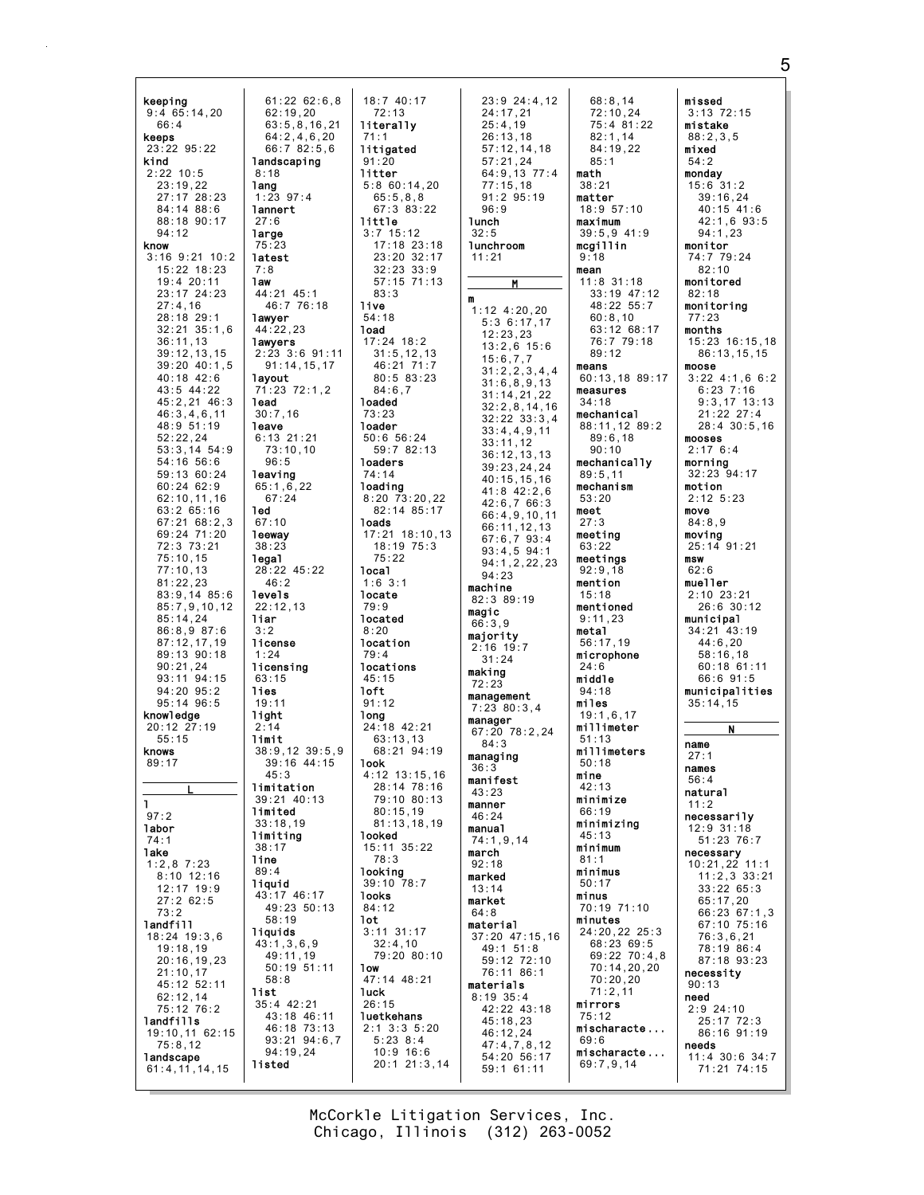**keeping**
9:4 65:14,20
66:4
**keeps**
23:22 95:22
**kind**
2:22 10:5
23:19,22
27:17 28:23
84:14 88:6
88:18 90:17
94:12
**know**
3:16 9:21 10:2
15:22 18:23
19:4 20:11
23:17 24:23
27:4,16
28:18 29:1
32:21 35:1,6
36:11,13
39:12,13,15
39:20 40:1,5
40:18 42:6
43:5 44:22
45:2,21 46:3
46:3,4,6,11
48:9 51:19
52:22,24
53:3,14 54:9
54:16 56:6
59:13 60:24
60:24 62:9
62:10,11,16
63:2 65:16
67:21 68:2,3
69:24 71:20
72:3 73:21
75:10,15
77:10,13
81:22,23
83:9,14 85:6
85:7,9,10,12
85:14,24
86:8,9 87:6
87:12,17,19
89:13 90:18
90:21,24
93:11 94:15
94:20 95:2
95:14 96:5
**knowledge**
20:12 27:19
55:15
**knows**
89:17

**L**

**l**
97:2
**labor**
74:1
**lake**
1:2,8 7:23
8:10 12:16
12:17 19:9
27:2 62:5
73:2
**landfill**
18:24 19:3,6
19:18,19
20:16,19,23
21:10,17
45:12 52:11
62:12,14
75:12 76:2
**landfills**
19:10,11 62:15
75:8,12
**landscape**
61:4,11,14,15
61:22 62:6,8
62:19,20
63:5,8,16,21
64:2,4,6,20
66:7 82:5,6
**landscaping**
8:18
**lang**
1:23 97:4
**lannert**
27:6
**large**
75:23
**latest**
7:8
**law**
44:21 45:1
46:7 76:18
**lawyer**
44:22,23
**lawyers**
2:23 3:6 91:11
91:14,15,17
**layout**
71:23 72:1,2
**lead**
30:7,16
**leave**
6:13 21:21
73:10,10
96:5
**leaving**
65:1,6,22
67:24
**led**
67:10
**leeway**
38:23
**legal**
28:22 45:22
46:2
**levels**
22:12,13
**liar**
3:2
**license**
1:24
**licensing**
63:15
**lies**
19:11
**light**
2:14
**limit**
38:9,12 39:5,9
39:16 44:15
45:3
**limitation**
39:21 40:13
**limited**
33:18,19
**limiting**
38:17
**line**
89:4
**liquid**
43:17 46:17
49:23 50:13
58:19
**liquids**
43:1,3,6,9
49:11,19
50:19 51:11
58:8
**list**
35:4 42:21
43:18 46:11
46:18 73:13
93:21 94:6,7
94:19,24
**listed**
18:7 40:17
72:13
**literally**
71:1
**litigated**
91:20
**litter**
5:8 60:14,20
65:5,8,8
67:3 83:22
**little**
3:7 15:12
17:18 23:18
23:20 32:17
32:23 33:9
57:15 71:13
83:3
**live**
54:18
**load**
17:24 18:2
31:5,12,13
46:21 71:7
80:5 83:23
84:6,7
**loaded**
73:23
**loader**
50:6 56:24
59:7 82:13
**loaders**
74:14
**loading**
8:20 73:20,22
82:14 85:17
**loads**
17:21 18:10,13
18:19 75:3
75:22
**local**
1:6 3:1
**locate**
79:9
**located**
8:20
**location**
79:4
**locations**
45:15
**loft**
91:12
**long**
24:18 42:21
63:13,13
68:21 94:19
**look**
4:12 13:15,16
28:14 78:16
79:10 80:13
80:15,19
81:13,18,19
**looked**
15:11 35:22
78:3
**looking**
39:10 78:7
**looks**
84:12
**lot**
3:11 31:17
32:4,10
79:20 80:10
**low**
47:14 48:21
**luck**
26:15
**luetkehans**
2:1 3:3 5:20
5:23 8:4
10:9 16:6
20:1 21:3,14
23:9 24:4,12
24:17,21
25:4,19
26:13,18
57:12,14,18
57:21,24
64:9,13 77:4
77:15,18
91:2 95:19
96:9
**lunch**
32:5
**lunchroom**
11:21

**M**

**m**
1:12 4:20,20
5:3 6:17,17
12:23,23
13:2,6 15:6
15:6,7,7
31:2,2,3,4,4
31:6,8,9,13
31:14,21,22
32:2,8,14,16
32:22 33:3,4
33:4,4,9,11
33:11,12
36:12,13,13
39:23,24,24
40:15,15,16
41:8 42:2,6
42:6,7 66:3
66:4,9,10,11
66:11,12,13
67:6,7 93:4
93:4,5 94:1
94:1,2,22,23
94:23
**machine**
82:3 89:19
**magic**
66:3,9
**majority**
2:16 19:7
31:24
**making**
72:23
**management**
7:23 80:3,4
**manager**
67:20 78:2,24
84:3
**managing**
36:3
**manifest**
43:23
**manner**
46:24
**manual**
74:1,9,14
**march**
92:18
**marked**
13:14
**market**
64:8
**material**
37:20 47:15,16
49:1 51:8
59:12 72:10
76:11 86:1
**materials**
8:19 35:4
42:22 43:18
45:18,23
46:12,24
47:4,7,8,12
54:20 56:17
59:1 61:11
68:8,14
72:10,24
75:4 81:22
82:1,14
84:19,22
85:1
**math**
38:21
**matter**
18:9 57:10
**maximum**
39:5,9 41:9
**mcgillin**
9:18
**mean**
11:8 31:18
33:19 47:12
48:22 55:7
60:8,10
63:12 68:17
76:7 79:18
89:12
**means**
60:13,18 89:17
**measures**
34:18
**mechanical**
88:11,12 89:2
89:6,18
90:10
**mechanically**
89:5,11
**mechanism**
53:20
**meet**
27:3
**meeting**
63:22
**meetings**
92:9,18
**mention**
15:18
**mentioned**
9:11,23
**metal**
56:17,19
**microphone**
24:6
**middle**
94:18
**miles**
19:1,6,17
**millimeter**
51:13
**millimeters**
50:18
**mine**
42:13
**minimize**
66:19
**minimizing**
45:13
**minimum**
81:1
**minimus**
50:17
**minus**
70:19 71:10
**minutes**
24:20,22 25:3
68:23 69:5
69:22 70:4,8
70:14,20,20
70:20,20
71:2,11
**mirrors**
75:12
**mischaracte...**
69:6
**mischaracte...**
69:7,9,14
**missed**
3:13 72:15
**mistake**
88:2,3,5
**mixed**
54:2
**monday**
15:6 31:2
39:16,24
40:15 41:6
42:1,6 93:5
94:1,23
**monitor**
74:7 79:24
82:10
**monitored**
82:18
**monitoring**
77:23
**months**
15:23 16:15,18
86:13,15,15
**moose**
3:22 4:1,6 6:2
6:23 7:16
9:3,17 13:13
21:22 27:4
28:4 30:5,16
**mooses**
2:17 6:4
**morning**
32:23 94:17
**motion**
2:12 5:23
**move**
84:8,9
**moving**
25:14 91:21
**msw**
62:6
**mueller**
2:10 23:21
26:6 30:12
**municipal**
34:21 43:19
44:6,20
58:16,18
60:18 61:11
66:6 91:5
**municipalities**
35:14,15

**N**

**name**
27:1
**names**
56:4
**natural**
11:2
**necessarily**
12:9 31:18
51:23 76:7
**necessary**
10:21,22 11:1
11:2,3 33:21
33:22 65:3
65:17,20
66:23 67:1,3
67:10 75:16
76:3,6,21
78:19 86:4
87:18 93:23
**necessity**
90:13
**need**
2:9 24:10
25:17 72:3
86:16 91:19
**needs**
11:4 30:6 34:7
71:21 74:15

McCorkle Litigation Services, Inc.
Chicago, Illinois (312) 263-0052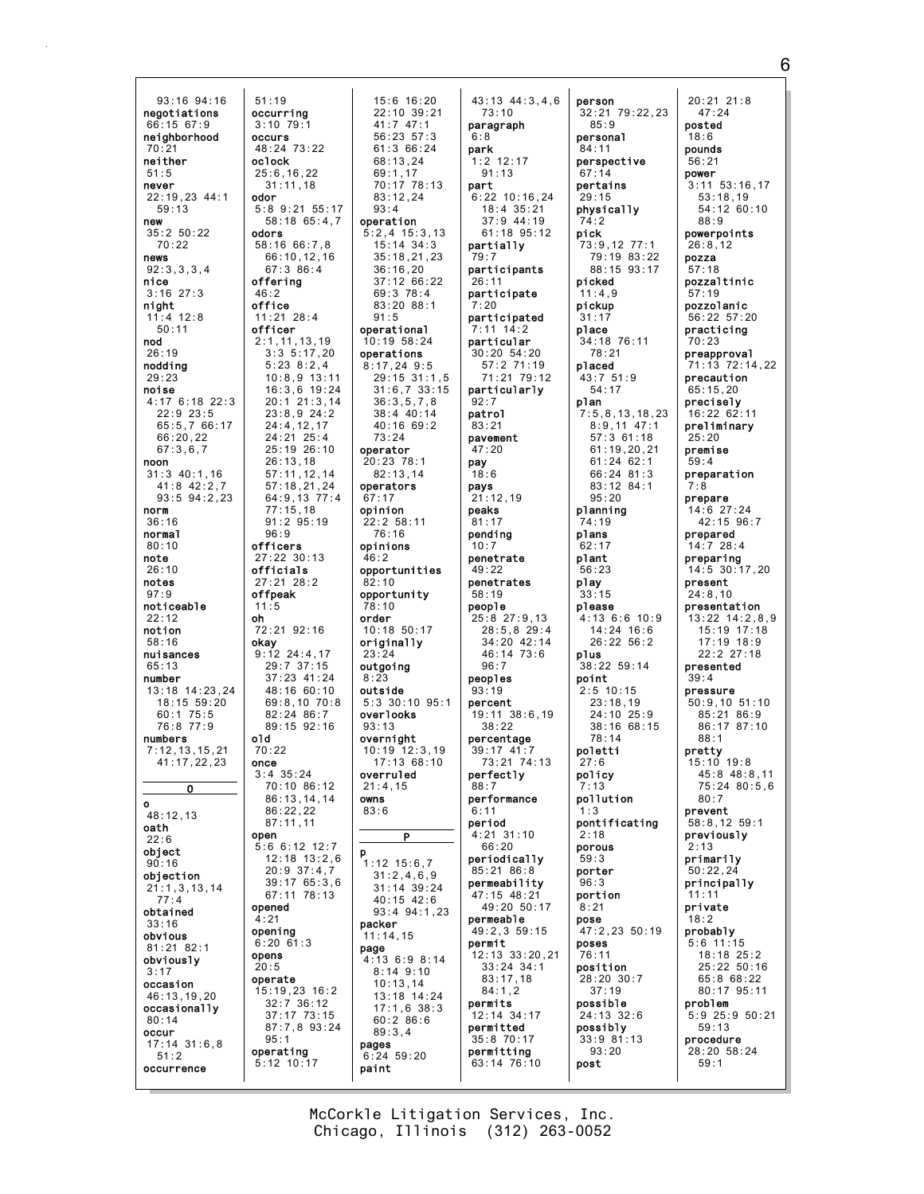93:16 94:16
**negotiations**
66:15 67:9
**neighborhood**
70:21
**neither**
51:5
**never**
22:19,23 44:1
59:13
**new**
35:2 50:22
70:22
**news**
92:3,3,3,4
**nice**
3:16 27:3
**night**
11:4 12:8
50:11
**nod**
26:19
**nodding**
29:23
**noise**
4:17 6:18 22:3
22:9 23:5
65:5,7 66:17
66:20,22
67:3,6,7
**noon**
31:3 40:1,16
41:8 42:2,7
93:5 94:2,23
**norm**
36:16
**normal**
80:10
**note**
26:10
**notes**
97:9
**noticeable**
22:12
**notion**
58:16
**nuisances**
65:13
**number**
13:18 14:23,24
18:15 59:20
60:1 75:5
76:8 77:9
**numbers**
7:12,13,15,21
41:17,22,23

**O**

**o**
48:12,13
**oath**
22:6
**object**
90:16
**objection**
21:1,3,13,14
77:4
**obtained**
33:16
**obvious**
81:21 82:1
**obviously**
3:17
**occasion**
46:13,19,20
**occasionally**
80:14
**occur**
17:14 31:6,8
51:2
**occurrence**
51:19
**occurring**
3:10 79:1
**occurs**
48:24 73:22
**oclock**
25:6,16,22
31:11,18
**odor**
5:8 9:21 55:17
58:18 65:4,7
**odors**
58:16 66:7,8
66:10,12,16
67:3 86:4
**offering**
46:2
**office**
11:21 28:4
**officer**
2:1,11,13,19
3:3 5:17,20
5:23 8:2,4
10:8,9 13:11
16:3,6 19:24
20:1 21:3,14
23:8,9 24:2
24:4,12,17
24:21 25:4
25:19 26:10
26:13,18
57:11,12,14
57:18,21,24
64:9,13 77:4
77:15,18
91:2 95:19
96:9
**officers**
27:22 30:13
**officials**
27:21 28:2
**offpeak**
11:5
**oh**
72:21 92:16
**okay**
9:12 24:4,17
29:7 37:15
37:23 41:24
48:16 60:10
69:8,10 70:8
82:24 86:7
89:15 92:16
**old**
70:22
**once**
3:4 35:24
70:10 86:12
86:13,14,14
86:22,22
87:11,11
**open**
5:6 6:12 12:7
12:18 13:2,6
20:9 37:4,7
39:17 65:3,6
67:11 78:13
**opened**
4:21
**opening**
6:20 61:3
**opens**
20:5
**operate**
15:19,23 16:2
32:7 36:12
37:17 73:15
87:7,8 93:24
95:1
**operating**
5:12 10:17
15:6 16:20
22:10 39:21
41:7 47:1
56:23 57:3
61:3 66:24
68:13,24
69:1,17
70:17 78:13
83:12,24
93:4
**operation**
5:2,4 15:3,13
15:14 34:3
35:18,21,23
36:16,20
37:12 66:22
69:3 78:4
83:20 88:1
91:5
**operational**
10:19 58:24
**operations**
8:17,24 9:5
29:15 31:1,5
31:6,7 33:15
36:3,5,7,8
38:4 40:14
40:16 69:2
73:24
**operator**
20:23 78:1
82:13,14
**operators**
67:17
**opinion**
22:2 58:11
76:16
**opinions**
46:2
**opportunities**
82:10
**opportunity**
78:10
**order**
10:18 50:17
**originally**
23:24
**outgoing**
8:23
**outside**
5:3 30:10 95:1
**overlooks**
93:13
**overnight**
10:19 12:3,19
17:13 68:10
**overruled**
21:4,15
**owns**
83:6

**P**

**p**
1:12 15:6,7
31:2,4,6,9
31:14 39:24
40:15 42:6
93:4 94:1,23
**packer**
11:14,15
**page**
4:13 6:9 8:14
8:14 9:10
10:13,14
13:18 14:24
17:1,6 38:3
60:2 86:6
89:3,4
**pages**
6:24 59:20
**paint**
43:13 44:3,4,6
73:10
**paragraph**
6:8
**park**
1:2 12:17
91:13
**part**
6:22 10:16,24
18:4 35:21
37:9 44:19
61:18 95:12
**partially**
79:7
**participants**
26:11
**participate**
7:20
**participated**
7:11 14:2
**particular**
30:20 54:20
57:2 71:19
71:21 79:12
**particularly**
92:7
**patrol**
83:21
**pavement**
47:20
**pay**
18:6
**pays**
21:12,19
**peaks**
81:17
**pending**
10:7
**penetrate**
49:22
**penetrates**
58:19
**people**
25:8 27:9,13
28:5,8 29:4
34:20 42:14
46:14 73:6
96:7
**peoples**
93:19
**percent**
19:11 38:6,19
38:22
**percentage**
39:17 41:7
73:21 74:13
**perfectly**
88:7
**performance**
6:11
**period**
4:21 31:10
66:20
**periodically**
85:21 86:8
**permeability**
47:15 48:21
49:20 50:17
**permeable**
49:2,3 59:15
**permit**
12:13 33:20,21
33:24 34:1
83:17,18
84:1,2
**permits**
12:14 34:17
**permitted**
35:8 70:17
**permitting**
63:14 76:10
**person**
32:21 79:22,23
85:9
**personal**
84:11
**perspective**
67:14
**pertains**
29:15
**physically**
74:2
**pick**
73:9,12 77:1
79:19 83:22
88:15 93:17
**picked**
11:4,9
**pickup**
31:17
**place**
34:18 76:11
78:21
**placed**
43:7 51:9
54:17
**plan**
7:5,8,13,18,23
8:9,11 47:1
57:3 61:18
61:19,20,21
61:24 62:1
66:24 81:3
83:12 84:1
95:20
**planning**
74:19
**plans**
62:17
**plant**
56:23
**play**
33:15
**please**
4:13 6:6 10:9
14:24 16:6
26:22 56:2
**plus**
38:22 59:14
**point**
2:5 10:15
23:18,19
24:10 25:9
38:16 68:15
78:14
**poletti**
27:6
**policy**
7:13
**pollution**
1:3
**pontificating**
2:18
**porous**
59:3
**porter**
96:3
**portion**
8:21
**pose**
47:2,23 50:19
**poses**
76:11
**position**
28:20 30:7
37:19
**possible**
24:13 32:6
**possibly**
33:9 81:13
93:20
**post**
20:21 21:8
47:24
**posted**
18:6
**pounds**
56:21
**power**
3:11 53:16,17
53:18,19
54:12 60:10
88:9
**powerpoints**
26:8,12
**pozza**
57:18
**pozzaltinic**
57:19
**pozzolanic**
56:22 57:20
**practicing**
70:23
**preapproval**
71:13 72:14,22
**precaution**
65:15,20
**precisely**
16:22 62:11
**preliminary**
25:20
**premise**
59:4
**preparation**
7:8
**prepare**
14:6 27:24
42:15 96:7
**prepared**
14:7 28:4
**preparing**
14:5 30:17,20
**present**
24:8,10
**presentation**
13:22 14:2,8,9
15:19 17:18
17:19 18:9
22:2 27:18
**presented**
39:4
**pressure**
50:9,10 51:10
85:21 86:9
86:17 87:10
88:1
**pretty**
15:10 19:8
45:8 48:8,11
75:24 80:5,6
80:7
**prevent**
58:8,12 59:1
**previously**
2:13
**primarily**
50:22,24
**principally**
11:11
**private**
18:2
**probably**
5:6 11:15
18:18 25:2
25:22 50:16
65:8 68:22
80:17 95:11
**problem**
5:9 25:9 50:21
59:13
**procedure**
28:20 58:24
59:1

McCorkle Litigation Services, Inc.
Chicago, Illinois (312) 263-0052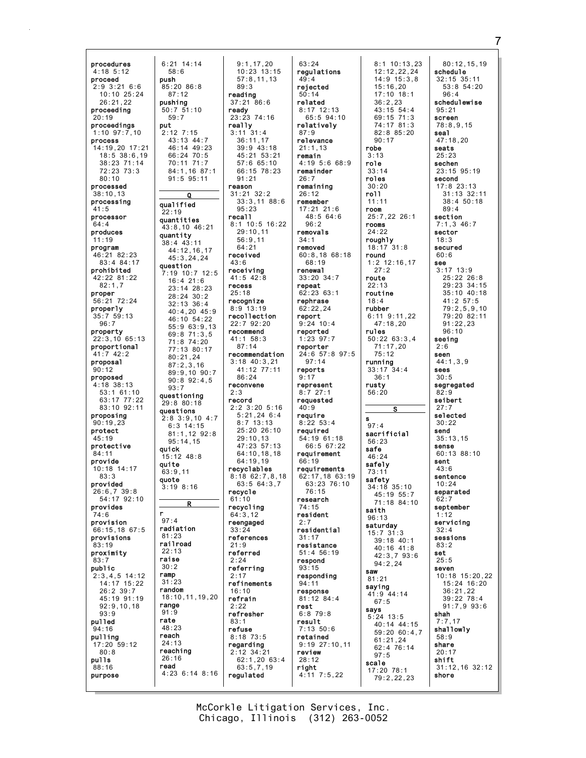procedures
4:18 5:12
proceed
2:9 3:21 6:6
10:10 25:24
26:21,22
proceeding
20:19
proceedings
1:10 97:7,10
process
14:19,20 17:21
18:5 38:6,19
38:23 71:14
72:23 73:3
80:10
processed
38:10,13
processing
41:5
processor
64:4
produces
11:19
program
46:21 82:23
83:4 84:17
prohibited
42:22 81:22
82:1,7
proper
56:21 72:24
properly
35:7 59:13
96:7
property
22:3,10 65:13
proportional
41:7 42:2
proposal
90:12
proposed
4:18 38:13
53:1 61:10
63:17 77:22
83:10 92:11
proposing
90:19,23
protect
45:19
protective
84:11
provide
10:18 14:17
83:3
provided
26:6,7 39:8
54:17 92:10
provides
74:6
provision
66:15,18 67:5
provisions
83:19
proximity
83:7
public
2:3,4,5 14:12
14:17 15:22
26:2 39:7
45:19 91:19
92:9,10,18
93:9
pulled
94:16
pulling
17:20 59:12
80:8
pulls
88:16
purpose
6:21 14:14
58:6
push
85:20 86:8
87:12
pushing
50:7 51:10
59:7
put
2:12 7:15
43:13 44:7
46:14 49:23
66:24 70:5
70:11 71:7
84:1,16 87:1
91:5 95:11

Q

qualified
22:19
quantities
43:8,10 46:21
quantity
38:4 43:11
44:12,16,17
45:3,24,24
question
7:19 10:7 12:5
16:4 21:6
23:14 28:23
28:24 30:2
32:13 36:4
40:4,20 45:9
46:10 54:22
55:9 63:9,13
69:8 71:3,5
71:8 74:20
77:13 80:17
80:21,24
87:2,3,16
89:9,10 90:7
90:8 92:4,5
93:7
questioning
29:8 80:18
questions
2:8 3:9,10 4:7
6:3 14:15
81:1,12 92:8
95:14,15
quick
15:12 48:8
quite
63:9,11
quote
3:19 8:16

R

r
97:4
radiation
81:23
railroad
22:13
raise
30:2
ramp
31:23
random
18:10,11,19,20
range
91:9
rate
48:23
reach
24:13
reaching
26:16
read
4:23 6:14 8:16
9:1,17,20
10:23 13:15
57:8,11,13
89:3
reading
37:21 86:6
ready
23:23 74:16
really
3:11 31:4
36:11,17
39:9 43:18
45:21 53:21
57:6 65:10
66:15 78:23
91:21
reason
31:21 32:2
33:3,11 88:6
95:23
recall
8:1 10:5 16:22
29:10,11
56:9,11
64:21
received
43:6
receiving
41:5 42:8
recess
25:18
recognize
8:9 13:19
recollection
22:7 92:20
recommend
41:1 58:3
87:14
recommendation
3:18 40:3,21
41:12 77:11
86:24
reconvene
2:3
record
2:2 3:20 5:16
5:21,24 6:4
8:7 13:13
25:20 26:10
29:10,13
47:23 57:13
64:10,18,18
64:19,19
recyclables
8:18 62:7,8,18
63:5 64:3,7
recycle
61:10
recycling
64:3,12
reengaged
33:24
references
21:9
referred
2:24
referring
2:17
refinements
16:10
refrain
2:22
refresher
83:1
refuse
8:18 73:5
regarding
2:12 34:21
62:1,20 63:4
63:5,7,19
regulated
63:24
regulations
49:4
rejected
50:14
related
8:17 12:13
65:5 94:10
relatively
87:9
relevance
21:1,13
remain
4:19 5:6 68:9
remainder
26:7
remaining
26:12
remember
17:21 21:6
48:5 64:6
96:2
removals
34:1
removed
60:8,18 68:18
68:19
renewal
33:20 34:7
repeat
62:23 63:1
rephrase
62:22,24
report
9:24 10:4
reported
1:23 97:7
reporter
24:6 57:8 97:5
97:14
reports
9:17
represent
8:7 27:1
requested
40:9
require
8:22 53:4
required
54:19 61:18
66:5 67:22
requirement
66:19
requirements
62:17,18 63:19
63:23 76:10
76:15
research
74:15
resident
2:7
residential
31:17
resistance
51:4 56:19
respond
93:15
responding
94:11
response
81:12 84:4
rest
6:8 79:8
result
7:13 50:6
retained
9:19 27:10,11
review
28:12
right
4:11 7:5,22
8:1 10:13,23
12:12,22,24
14:9 15:3,8
15:16,20
17:10 18:1
36:2,23
43:15 54:4
69:15 71:3
74:17 81:3
82:8 85:20
90:17
robe
3:13
role
33:14
roles
30:20
roll
11:11
room
25:7,22 26:1
rooms
24:22
roughly
18:17 31:8
round
1:2 12:16,17
27:2
route
22:13
routine
18:4
rubber
6:11 9:11,22
47:18,20
rules
50:22 63:3,4
71:17,20
75:12
running
33:17 34:4
36:1
rusty
56:20

S

s
97:4
sacrificial
56:23
safe
46:24
safely
73:11
safety
34:18 35:10
45:19 55:7
71:18 84:10
saith
96:13
saturday
15:7 31:3
39:18 40:1
40:16 41:8
42:3,7 93:6
94:2,24
saw
81:21
saying
41:9 44:14
67:5
says
5:24 13:5
40:14 44:15
59:20 60:4,7
61:21,24
62:4 76:14
97:5
scale
17:20 78:1
79:2,22,23
80:12,15,19
schedule
32:15 35:11
53:8 54:20
96:4
schedulewise
95:21
screen
78:8,9,15
seal
47:18,20
seats
25:23
sechen
23:15 95:19
second
17:8 23:13
31:13 32:11
38:4 50:18
89:4
section
7:1,3 46:7
sector
18:3
secured
60:6
see
3:17 13:9
25:22 26:8
29:23 34:15
35:10 40:18
41:2 57:5
79:2,5,9,10
79:20 82:11
91:22,23
96:10
seeing
2:6
seen
44:1,3,9
sees
30:5
segregated
82:9
seibert
27:7
selected
30:22
send
35:13,15
sense
60:13 88:10
sent
43:6
sentence
10:24
separated
62:7
september
1:12
servicing
32:4
sessions
83:2
set
25:5
seven
10:18 15:20,22
15:24 16:20
36:21,22
39:22 78:4
91:7,9 93:6
shah
7:7,17
shallowly
58:9
share
20:17
shift
31:12,16 32:12
shore

McCorkle Litigation Services, Inc.
Chicago, Illinois (312) 263-0052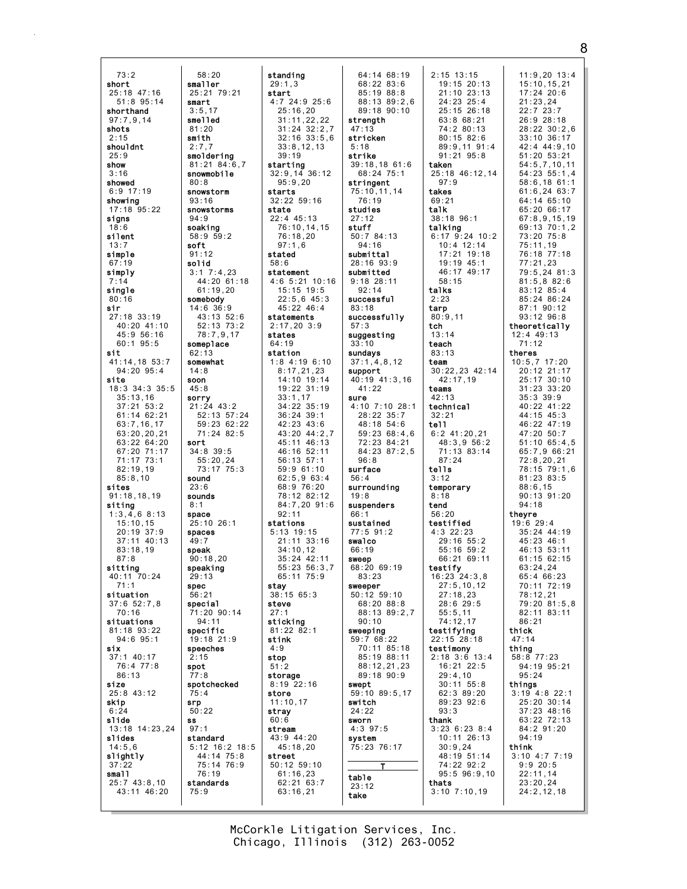73:2
**short**
25:18 47:16
51:8 95:14
**shorthand**
97:7,9,14
**shots**
2:15
**shouldnt**
25:9
**show**
3:16
**showed**
6:9 17:19
**showing**
17:18 95:22
**signs**
18:6
**silent**
13:7
**simple**
67:19
**simply**
7:14
**single**
80:16
**sir**
27:18 33:19
40:20 41:10
45:9 56:16
60:1 95:5
**sit**
41:14,18 53:7
94:20 95:4
**site**
18:3 34:3 35:5
35:13,16
37:21 53:2
61:14 62:21
63:7,16,17
63:20,20,21
63:22 64:20
67:20 71:17
71:17 73:1
82:19,19
85:8,10
**sites**
91:18,18,19
**siting**
1:3,4,6 8:13
15:10,15
20:19 37:9
37:11 40:13
83:18,19
87:8
**sitting**
40:11 70:24
71:1
**situation**
37:6 52:7,8
70:16
**situations**
81:18 93:22
94:6 95:1
**six**
37:1 40:17
76:4 77:8
86:13
**size**
25:8 43:12
**skip**
6:24
**slide**
13:18 14:23,24
**slides**
14:5,6
**slightly**
37:22
**small**
25:7 43:8,10
43:11 46:20

58:20
**smaller**
25:21 79:21
**smart**
3:5,17
**smelled**
81:20
**smith**
2:7,7
**smoldering**
81:21 84:6,7
**snowmobile**
80:8
**snowstorm**
93:16
**snowstorms**
94:9
**soaking**
58:9 59:2
**soft**
91:12
**solid**
3:1 7:4,23
44:20 61:18
61:19,20
**somebody**
14:6 36:9
43:13 52:6
52:13 73:2
78:7,9,17
**someplace**
62:13
**somewhat**
14:8
**soon**
45:8
**sorry**
21:24 43:2
52:13 57:24
59:23 62:22
71:24 82:5
**sort**
34:8 39:5
55:20,24
73:17 75:3
**sound**
23:6
**sounds**
8:1
**space**
25:10 26:1
**spaces**
49:7
**speak**
90:18,20
**speaking**
29:13
**spec**
56:21
**special**
71:20 90:14
94:11
**specific**
19:18 21:9
**speeches**
2:15
**spot**
77:8
**spotchecked**
75:4
**srp**
50:22
**ss**
97:1
**standard**
5:12 16:2 18:5
44:14 75:8
75:14 76:9
76:19
**standards**
75:9

**standing**
29:1,3
**start**
4:7 24:9 25:6
25:16,20
31:11,22,22
31:24 32:2,7
32:16 33:5,6
33:8,12,13
39:19
**starting**
32:9,14 36:12
95:9,20
**starts**
32:22 59:16
**state**
22:4 45:13
76:10,14,15
76:18,20
97:1,6
**stated**
58:6
**statement**
4:6 5:21 10:16
15:15 19:5
22:5,6 45:3
45:22 46:4
**statements**
2:17,20 3:9
**states**
64:19
**station**
1:8 4:19 6:10
8:17,21,23
14:10 19:14
19:22 31:19
33:1,17
34:22 35:19
36:24 39:1
42:23 43:6
43:20 44:2,7
45:11 46:13
46:16 52:11
56:13 57:1
59:9 61:10
62:5,9 63:4
68:9 76:20
78:12 82:12
84:7,20 91:6
92:11
**stations**
5:13 19:15
21:11 33:16
34:10,12
35:24 42:11
55:23 56:3,7
65:11 75:9
**stay**
38:15 65:3
**steve**
27:1
**sticking**
81:22 82:1
**stink**
4:9
**stop**
51:2
**storage**
8:19 22:16
**store**
11:10,17
**stray**
60:6
**stream**
43:9 44:20
45:18,20
**street**
50:12 59:10
61:16,23
62:21 63:7
63:16,21

64:14 68:19
68:22 83:6
85:19 88:8
88:13 89:2,6
89:18 90:10
**strength**
47:13
**stricken**
5:18
**strike**
39:18,18 61:6
68:24 75:1
**stringent**
75:10,11,14
76:19
**studies**
27:12
**stuff**
50:7 84:13
94:16
**submittal**
28:16 93:9
**submitted**
9:18 28:11
92:14
**successful**
83:18
**successfully**
57:3
**suggesting**
33:10
**sundays**
37:1,4,8,12
**support**
40:19 41:3,16
41:22
**sure**
4:10 7:10 28:1
28:22 35:7
48:18 54:6
59:23 68:4,6
72:23 84:21
84:23 87:2,5
96:8
**surface**
56:4
**surrounding**
19:8
**suspenders**
66:1
**sustained**
77:5 91:2
**swalco**
66:19
**sweep**
68:20 69:19
83:23
**sweeper**
50:12 59:10
68:20 88:8
88:13 89:2,7
90:10
**sweeping**
59:7 68:22
70:11 85:18
85:19 88:11
88:12,21,23
89:18 90:9
**swept**
59:10 89:5,17
**switch**
24:22
**sworn**
4:3 97:5
**system**
75:23 76:17

**T**

**table**
23:12
**take**

2:15 13:15
19:15 20:13
21:10 23:13
24:23 25:4
25:15 26:18
63:8 68:21
74:2 80:13
80:15 82:6
89:9,11 91:4
91:21 95:8
**taken**
25:18 46:12,14
97:9
**takes**
69:21
**talk**
38:18 96:1
**talking**
6:17 9:24 10:2
10:4 12:14
17:21 19:18
19:19 45:1
46:17 49:17
58:15
**talks**
2:23
**tarp**
80:9,11
**tch**
13:14
**teach**
83:13
**team**
30:22,23 42:14
42:17,19
**teams**
42:13
**technical**
32:21
**tell**
6:2 41:20,21
48:3,9 56:2
71:13 83:14
87:24
**tells**
3:12
**temporary**
8:18
**tend**
56:20
**testified**
4:3 22:23
29:16 55:2
55:16 59:2
66:21 69:11
**testify**
16:23 24:3,8
27:5,10,12
27:18,23
28:6 29:5
55:5,11
74:12,17
**testifying**
22:15 28:18
**testimony**
2:18 3:6 13:4
16:21 22:5
29:4,10
30:11 55:8
62:3 89:20
89:23 92:6
93:3
**thank**
3:23 6:23 8:4
10:11 26:13
30:9,24
48:19 51:14
74:22 92:2
95:5 96:9,10
**thats**
3:10 7:10,19

11:9,20 13:4
15:10,15,21
17:24 20:6
21:23,24
22:7 23:7
26:9 28:18
28:22 30:2,6
33:10 36:17
42:4 44:9,10
51:20 53:21
54:5,7,10,11
54:23 55:1,4
58:6,18 61:1
61:6,24 63:7
64:14 65:10
65:20 66:17
67:8,9,15,19
69:13 70:1,2
73:20 75:8
75:11,19
76:18 77:18
77:21,23
79:5,24 81:3
81:5,8 82:6
83:12 85:4
85:24 86:24
87:1 90:12
93:12 96:8
**theoretically**
12:4 49:13
71:12
**theres**
10:5,7 17:20
20:12 21:17
25:17 30:10
31:23 33:20
35:3 39:9
40:22 41:22
44:15 45:3
46:22 47:19
47:20 50:7
51:10 65:4,5
65:7,9 66:21
72:8,20,21
78:15 79:1,6
81:23 83:5
88:6,15
90:13 91:20
94:18
**theyre**
19:6 29:4
35:24 44:19
45:23 46:1
46:13 53:11
61:15 62:15
63:24,24
65:4 66:23
70:11 72:19
78:12,21
79:20 81:5,8
82:11 83:11
86:21
**thick**
47:14
**thing**
58:8 77:23
94:19 95:21
95:24
**things**
3:19 4:8 22:1
25:20 30:14
37:23 48:16
63:22 72:13
84:2 91:20
94:19
**think**
3:10 4:7 7:19
9:9 20:5
22:11,14
23:20,24
24:2,12,18

McCorkle Litigation Services, Inc.
Chicago, Illinois (312) 263-0052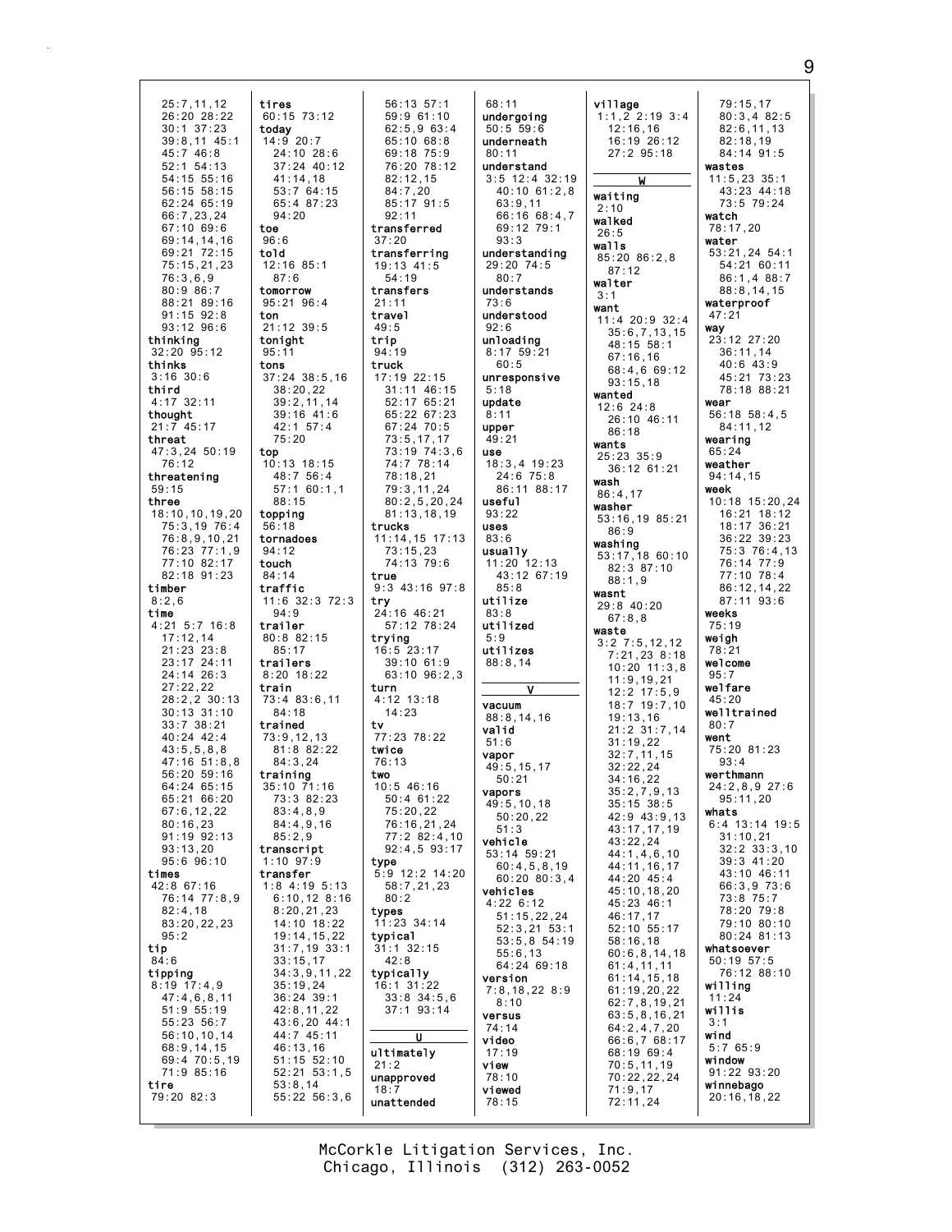25:7,11,12
26:20 28:22
30:1 37:23
39:8,11 45:1
45:7 46:8
52:1 54:13
54:15 55:16
56:15 58:15
62:24 65:19
66:7,23,24
67:10 69:6
69:14,14,16
69:21 72:15
75:15,21,23
76:3,6,9
80:9 86:7
88:21 89:16
91:15 92:8
93:12 96:6

**thinking**
32:20 95:12

**thinks**
3:16 30:6

**third**
4:17 32:11

**thought**
21:7 45:17

**threat**
47:3,24 50:19
76:12

**threatening**
59:15

**three**
18:10,10,19,20
75:3,19 76:4
76:8,9,10,21
76:23 77:1,9
77:10 82:17
82:18 91:23

**timber**
8:2,6

**time**
4:21 5:7 16:8
17:12,14
21:23 23:8
23:17 24:11
24:14 26:3
27:22,22
28:2,2 30:13
30:13 31:10
33:7 38:21
40:24 42:4
43:5,5,8,8
47:16 51:8,8
56:20 59:16
64:24 65:15
65:21 66:20
67:6,12,22
80:16,23
91:19 92:13
93:13,20
95:6 96:10

**times**
42:8 67:16
76:14 77:8,9
82:4,18
83:20,22,23
95:2

**tip**
84:6

**tipping**
8:19 17:4,9
47:4,6,8,11
51:9 55:19
55:23 56:7
56:10,10,14
68:9,14,15
69:4 70:5,19
71:9 85:16

**tire**
79:20 82:3

**tires**
60:15 73:12

**today**
14:9 20:7
24:10 28:6
37:24 40:12
41:14,18
53:7 64:15
65:4 87:23
94:20

**toe**
96:6

**told**
12:16 85:1
87:6

**tomorrow**
95:21 96:4

**ton**
21:12 39:5

**tonight**
95:11

**tons**
37:24 38:5,16
38:20,22
39:2,11,14
39:16 41:6
42:1 57:4
75:20

**top**
10:13 18:15
48:7 56:4
57:1 60:1,1
88:15

**topping**
56:18

**tornadoes**
94:12

**touch**
84:14

**traffic**
11:6 32:3 72:3
94:9

**trailer**
80:8 82:15
85:17

**trailers**
8:20 18:22

**train**
73:4 83:6,11
84:18

**trained**
73:9,12,13
81:8 82:22
84:3,24

**training**
35:10 71:16
73:3 82:23
83:4,8,9
84:4,9,16
85:2,9

**transcript**
1:10 97:9

**transfer**
1:8 4:19 5:13
6:10,12 8:16
8:20,21,23
14:10 18:22
19:14,15,22
31:7,19 33:1
33:15,17
34:3,9,11,22
35:19,24
36:24 39:1
42:8,11,22
43:6,20 44:1
44:7 45:11
46:13,16
51:15 52:10
52:21 53:1,5
53:8,14
55:22 56:3,6
56:13 57:1
59:9 61:10
62:5,9 63:4
65:10 68:8
69:18 75:9
76:20 78:12
82:12,15
84:7,20
85:17 91:5
92:11

**transferred**
37:20

**transferring**
19:13 41:5
54:19

**transfers**
21:11

**travel**
49:5

**trip**
94:19

**truck**
17:19 22:15
31:11 46:15
52:17 65:21
65:22 67:23
67:24 70:5
73:5,17,17
73:19 74:3,6
74:7 78:14
78:18,21
79:3,11,24
80:2,5,20,24
81:13,18,19

**trucks**
11:14,15 17:13
73:15,23
74:13 79:6

**true**
9:3 43:16 97:8

**try**
24:16 46:21
57:12 78:24

**trying**
16:5 23:17
39:10 61:9
63:10 96:2,3

**turn**
4:12 13:18
14:23

**tv**
77:23 78:22

**twice**
76:13

**two**
10:5 46:16
50:4 61:22
75:20,22
76:16,21,24
77:2 82:4,10
92:4,5 93:17

**type**
5:9 12:2 14:20
58:7,21,23
80:2

**types**
11:23 34:14

**typical**
31:1 32:15
42:8

**typically**
16:1 31:22
33:8 34:5,6
37:1 93:14

**U**

**ultimately**
21:2

**unapproved**
18:7

**unattended**
68:11

**undergoing**
50:5 59:6

**underneath**
80:11

**understand**
3:5 12:4 32:19
40:10 61:2,8
63:9,11
66:16 68:4,7
69:12 79:1
93:3

**understanding**
29:20 74:5
80:7

**understands**
73:6

**understood**
92:6

**unloading**
8:17 59:21
60:5

**unresponsive**
5:18

**update**
8:11

**upper**
49:21

**use**
18:3,4 19:23
24:6 75:8
86:11 88:17

**useful**
93:22

**uses**
83:6

**usually**
11:20 12:13
43:12 67:19
85:8

**utilize**
83:8

**utilized**
5:9

**utilizes**
88:8,14

**V**

**vacuum**
88:8,14,16

**valid**
51:6

**vapor**
49:5,15,17
50:21

**vapors**
49:5,10,18
50:20,22
51:3

**vehicle**
53:14 59:21
60:4,5,8,19
60:20 80:3,4

**vehicles**
4:22 6:2
51:15,22,24
52:3,21 53:1
53:5,8 54:19
55:6,13
64:24 69:18

**version**
7:8,18,22 8:9
8:10

**versus**
74:14

**video**
17:19

**view**
78:10

**viewed**
78:15

**village**
1:1,2 2:19 3:4
12:16,16
16:19 26:12
27:2 95:18

**W**

**waiting**
2:10

**walked**
26:5

**walls**
85:20 86:2,8
87:12

**walter**
3:1

**want**
11:4 20:9 32:4
35:6,7,13,15
48:15 58:1
67:16,16
68:4,6 69:12
93:15,18

**wanted**
12:6 24:8
26:10 46:11
86:18

**wants**
25:23 35:9
36:12 61:21

**wash**
86:4,17

**washer**
53:16,19 85:21
86:9

**washing**
53:17,18 60:10
82:3 87:10
88:1,9

**wasnt**
29:8 40:20
67:8,8

**waste**
3:2 7:5,12,12
7:21,23 8:18
10:20 11:3,8
11:9,19,21
12:2 17:5,9
18:7 19:7,10
19:13,16
21:2 31:7,14
31:19,22
32:7,11,15
32:22,24
34:16,22
35:2,7,9,13
35:15 38:5
42:9 43:9,13
43:17,17,19
43:22,24
44:1,4,6,10
44:11,16,17
44:20 45:4
45:10,18,20
45:23 46:1
46:17,17
52:10 55:17
58:16,18
60:6,8,14,18
61:4,11,11
61:14,15,18
61:19,20,22
62:7,8,19,21
63:5,8,16,21
64:2,4,7,20
66:6,7 68:17
68:19 69:4
70:5,11,19
70:22,22,24
71:9,17
72:11,24
79:15,17
80:3,4 82:5
82:6,11,13
82:18,19
84:14 91:5

**wastes**
11:5,23 35:1
43:23 44:18
73:5 79:24

**watch**
78:17,20

**water**
53:21,24 54:1
54:21 60:11
86:1,4 88:7
88:8,14,15

**waterproof**
47:21

**way**
23:12 27:20
36:11,14
40:6 43:9
45:21 73:23
78:18 88:21

**wear**
56:18 58:4,5
84:11,12

**wearing**
65:24

**weather**
94:14,15

**week**
10:18 15:20,24
16:21 18:12
18:17 36:21
36:22 39:23
75:3 76:4,13
76:14 77:9
77:10 78:4
86:12,14,22
87:11 93:6

**weeks**
75:19

**weigh**
78:21

**welcome**
95:7

**welfare**
45:20

**welltrained**
80:7

**went**
75:20 81:23
93:4

**werthmann**
24:2,8,9 27:6
95:11,20

**whats**
6:4 13:14 19:5
31:10,21
32:2 33:3,10
39:3 41:20
43:10 46:11
66:3,9 73:6
73:8 75:7
78:20 79:8
79:10 80:10
80:24 81:13

**whatsoever**
50:19 57:5
76:12 88:10

**willing**
11:24

**willis**
3:1

**wind**
5:7 65:9

**window**
91:22 93:20

**winnebago**
20:16,18,22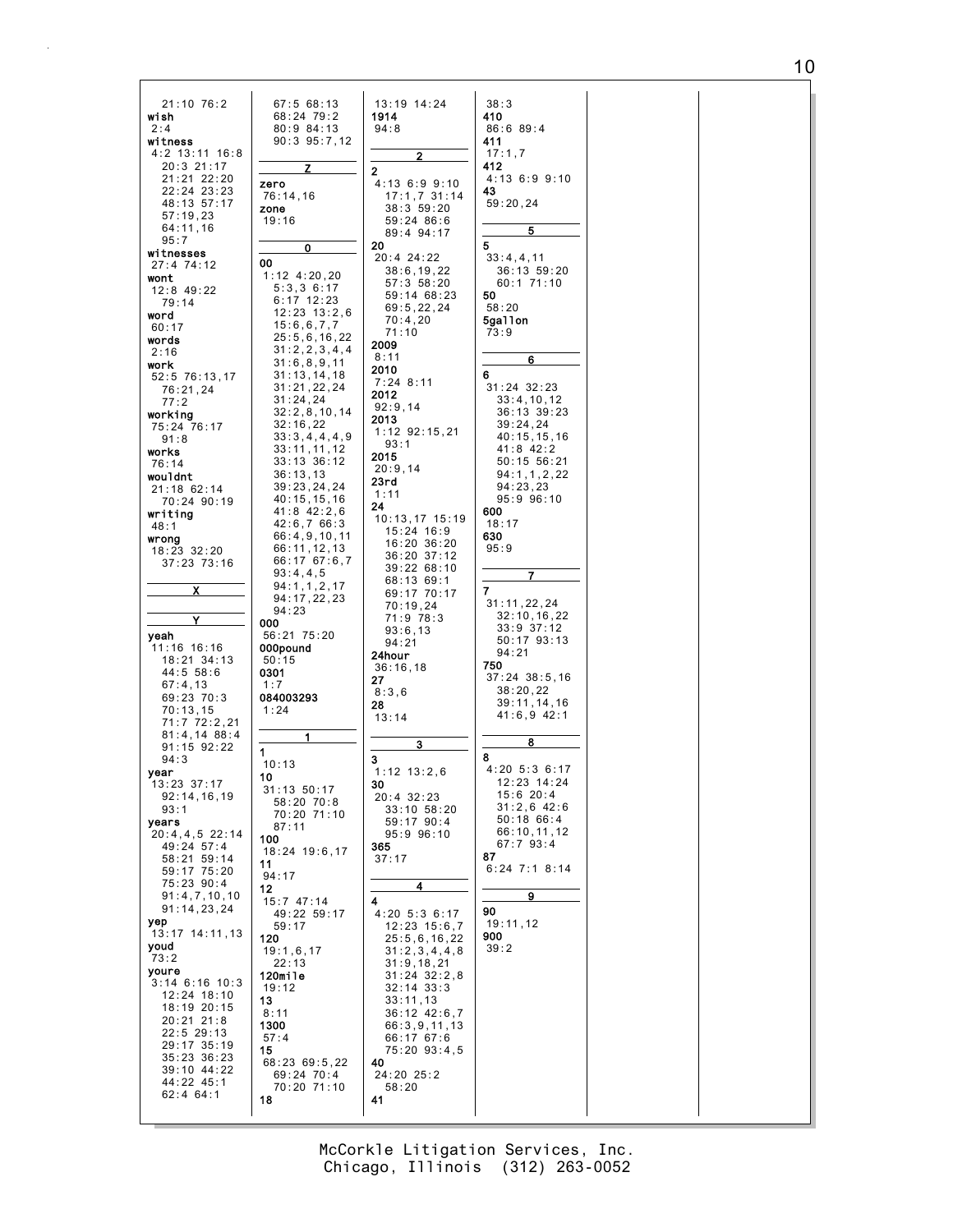21:10 76:2
**wish**
2:4
**witness**
4:2 13:11 16:8
20:3 21:17
21:21 22:20
22:24 23:23
48:13 57:17
57:19,23
64:11,16
95:7
**witnesses**
27:4 74:12
**wont**
12:8 49:22
79:14
**word**
60:17
**words**
2:16
**work**
52:5 76:13,17
76:21,24
77:2
**working**
75:24 76:17
91:8
**works**
76:14
**wouldnt**
21:18 62:14
70:24 90:19
**writing**
48:1
**wrong**
18:23 32:20
37:23 73:16

**X**

**Y**

**yeah**
11:16 16:16
18:21 34:13
44:5 58:6
67:4,13
69:23 70:3
70:13,15
71:7 72:2,21
81:4,14 88:4
91:15 92:22
94:3
**year**
13:23 37:17
92:14,16,19
93:1
**years**
20:4,4,5 22:14
49:24 57:4
58:21 59:14
59:17 75:20
75:23 90:4
91:4,7,10,10
91:14,23,24
**yep**
13:17 14:11,13
**youd**
73:2
**youre**
3:14 6:16 10:3
12:24 18:10
18:19 20:15
20:21 21:8
22:5 29:13
29:17 35:19
35:23 36:23
39:10 44:22
44:22 45:1
62:4 64:1
67:5 68:13
68:24 79:2
80:9 84:13
90:3 95:7,12

**Z**

**zero**
76:14,16
**zone**
19:16

**0**

**00**
1:12 4:20,20
5:3,3 6:17
6:17 12:23
12:23 13:2,6
15:6,6,7,7
25:5,6,16,22
31:2,2,3,4,4
31:6,8,9,11
31:13,14,18
31:21,22,24
31:24,24
32:2,8,10,14
32:16,22
33:3,4,4,4,9
33:11,11,12
33:13 36:12
36:13,13
39:23,24,24
40:15,15,16
41:8 42:2,6
42:6,7 66:3
66:4,9,10,11
66:11,12,13
66:17 67:6,7
93:4,4,5
94:1,1,2,17
94:17,22,23
94:23
**000**
56:21 75:20
**000pound**
50:15
**0301**
1:7
**084003293**
1:24

**1**

**1**
10:13
**10**
31:13 50:17
58:20 70:8
70:20 71:10
87:11
**100**
18:24 19:6,17
**11**
94:17
**12**
15:7 47:14
49:22 59:17
59:17
**120**
19:1,6,17
22:13
**120mile**
19:12
**13**
8:11
**1300**
57:4
**15**
68:23 69:5,22
69:24 70:4
70:20 71:10
**18**
13:19 14:24
**1914**
94:8

**2**

**2**
4:13 6:9 9:10
17:1,7 31:14
38:3 59:20
59:24 86:6
89:4 94:17
**20**
20:4 24:22
38:6,19,22
57:3 58:20
59:14 68:23
69:5,22,24
70:4,20
71:10
**2009**
8:11
**2010**
7:24 8:11
**2012**
92:9,14
**2013**
1:12 92:15,21
93:1
**2015**
20:9,14
**23rd**
1:11
**24**
10:13,17 15:19
15:24 16:9
16:20 36:20
36:20 37:12
39:22 68:10
68:13 69:1
69:17 70:17
70:19,24
71:9 78:3
93:6,13
94:21
**24hour**
36:16,18
**27**
8:3,6
**28**
13:14

**3**

**3**
1:12 13:2,6
**30**
20:4 32:23
33:10 58:20
59:17 90:4
95:9 96:10
**365**
37:17

**4**

**4**
4:20 5:3 6:17
12:23 15:6,7
25:5,6,16,22
31:2,3,4,4,8
31:9,18,21
31:24 32:2,8
32:14 33:3
33:11,13
36:12 42:6,7
66:3,9,11,13
66:17 67:6
75:20 93:4,5
**40**
24:20 25:2
58:20
**41**
38:3
**410**
86:6 89:4
**411**
17:1,7
**412**
4:13 6:9 9:10
**43**
59:20,24

**5**

**5**
33:4,4,11
36:13 59:20
60:1 71:10
**50**
58:20
**5gallon**
73:9

**6**

**6**
31:24 32:23
33:4,10,12
36:13 39:23
39:24,24
40:15,15,16
41:8 42:2
50:15 56:21
94:1,1,2,22
94:23,23
95:9 96:10
**600**
18:17
**630**
95:9

**7**

**7**
31:11,22,24
32:10,16,22
33:9 37:12
50:17 93:13
94:21
**750**
37:24 38:5,16
38:20,22
39:11,14,16
41:6,9 42:1

**8**

**8**
4:20 5:3 6:17
12:23 14:24
15:6 20:4
31:2,6 42:6
50:18 66:4
66:10,11,12
67:7 93:4
**87**
6:24 7:1 8:14

**9**

**90**
19:11,12
**900**
39:2

McCorkle Litigation Services, Inc.
Chicago, Illinois (312) 263-0052